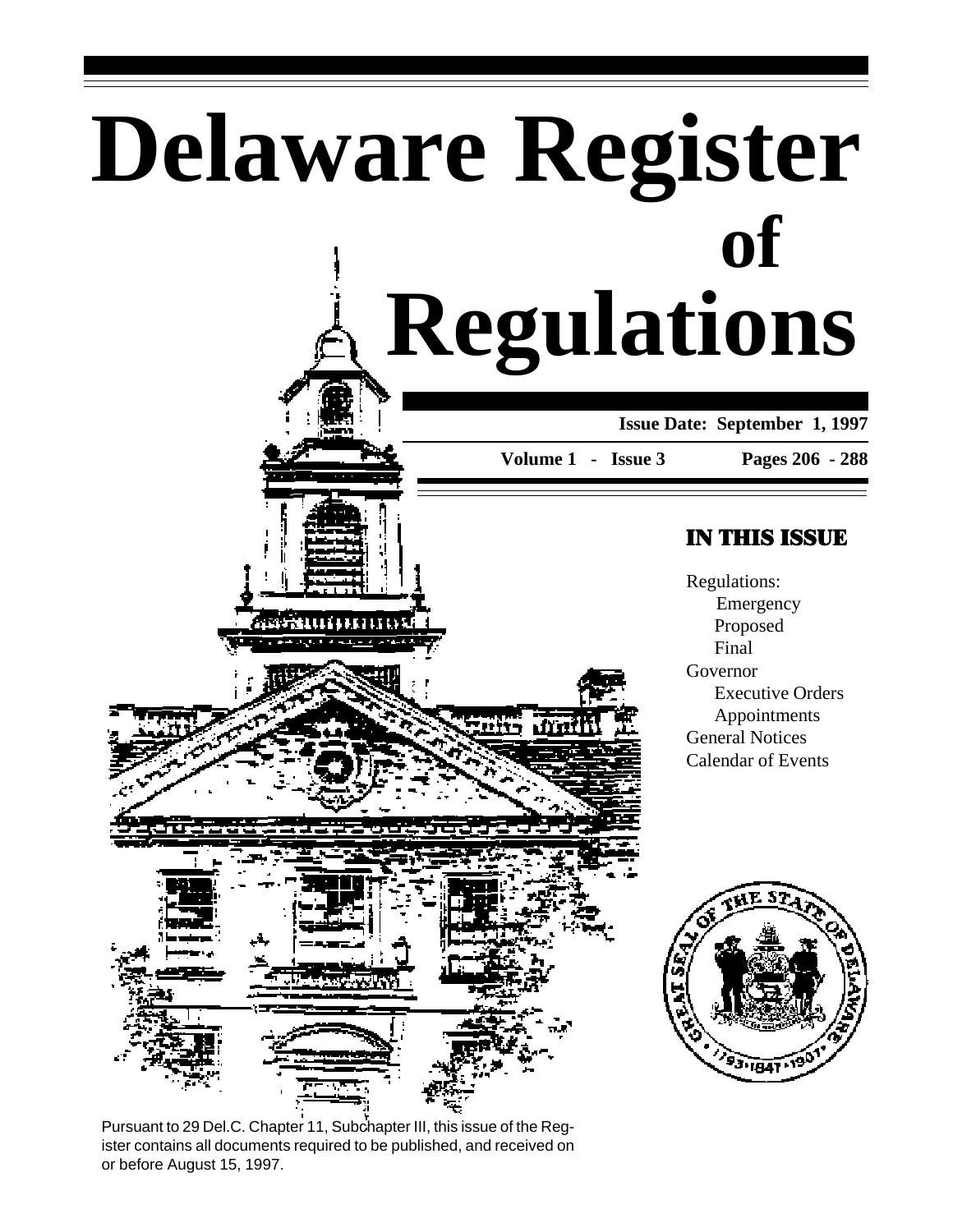# Delaware Register of Regulations

**Issue Date: September 1, 1997**

**Volume 1 - Issue 3** **Pages 206 - 288**

## IN THIS ISSUE

Regulations:
- Emergency
- Proposed
- Final

Governor
- Executive Orders
- Appointments

General Notices

Calendar of Events

Pursuant to 29 Del.C. Chapter 11, Subchapter III, this issue of the Register contains all documents required to be published, and received on or before August 15, 1997.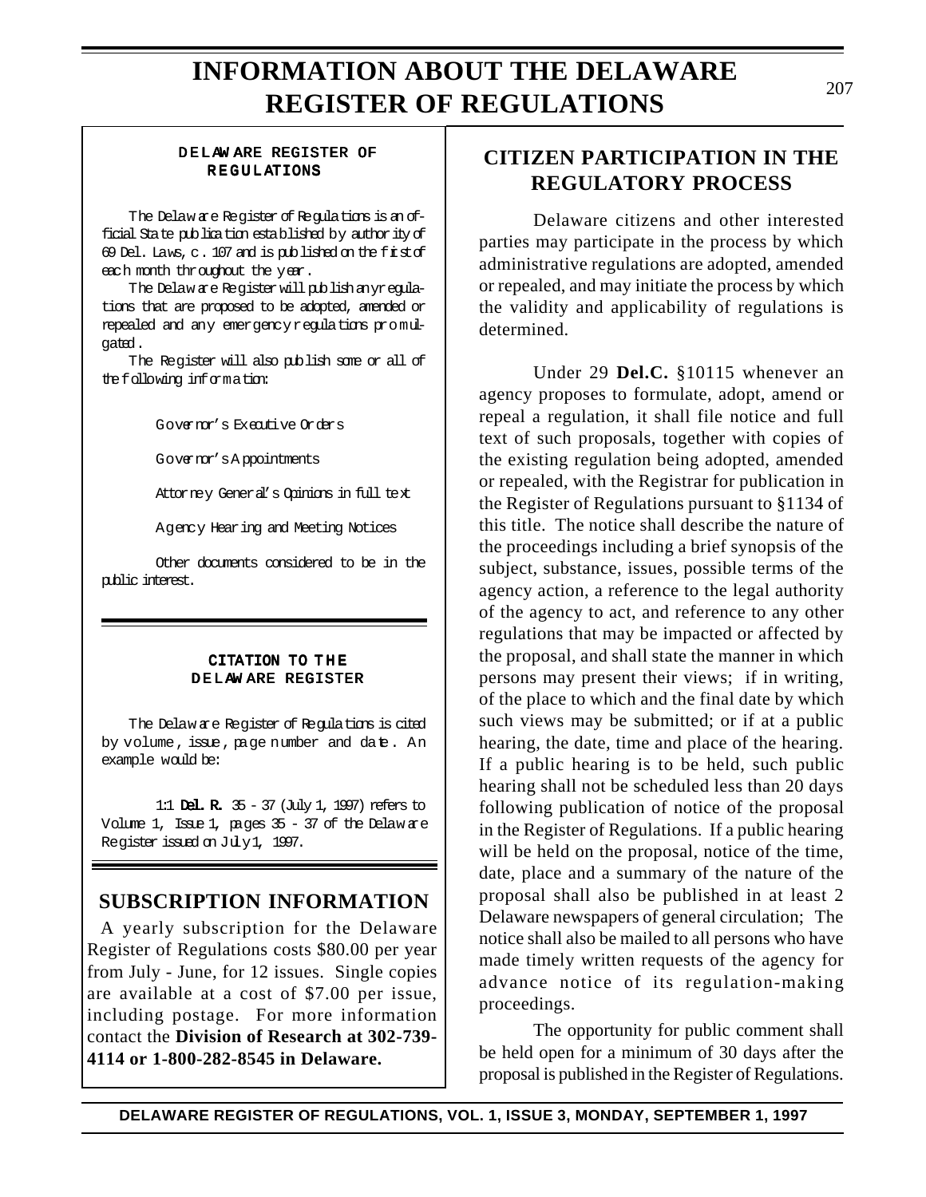# INFORMATION ABOUT THE DELAWARE REGISTER OF REGULATIONS

### DELAWARE REGISTER OF REGULATIONS

The Delaware Register of Regulations is an official State publication established by authority of 69 Del. Laws, c. 107 and is published on the first of each month throughout the year.

The Delaware Register will publish any regulations that are proposed to be adopted, amended or repealed and any emergency regulations promulgated.

The Register will also publish some or all of the following information:

Governor's Executive Orders

Governor's Appointments

Attorney General's Opinions in full text

Agency Hearing and Meeting Notices

Other documents considered to be in the public interest.

### CITATION TO THE DELAWARE REGISTER

The Delaware Register of Regulations is cited by volume, issue, page number and date. An example would be:

1:1 **Del. R.** 35 - 37 (July 1, 1997) refers to Volume 1, Issue 1, pages 35 - 37 of the Delaware Register issued on July 1, 1997.

## SUBSCRIPTION INFORMATION

A yearly subscription for the Delaware Register of Regulations costs $80.00 per year from July - June, for 12 issues. Single copies are available at a cost of $7.00 per issue, including postage. For more information contact the **Division of Research at 302-739-4114 or 1-800-282-8545 in Delaware.**

## CITIZEN PARTICIPATION IN THE REGULATORY PROCESS

Delaware citizens and other interested parties may participate in the process by which administrative regulations are adopted, amended or repealed, and may initiate the process by which the validity and applicability of regulations is determined.

Under 29 **Del.C.** §10115 whenever an agency proposes to formulate, adopt, amend or repeal a regulation, it shall file notice and full text of such proposals, together with copies of the existing regulation being adopted, amended or repealed, with the Registrar for publication in the Register of Regulations pursuant to §1134 of this title. The notice shall describe the nature of the proceedings including a brief synopsis of the subject, substance, issues, possible terms of the agency action, a reference to the legal authority of the agency to act, and reference to any other regulations that may be impacted or affected by the proposal, and shall state the manner in which persons may present their views; if in writing, of the place to which and the final date by which such views may be submitted; or if at a public hearing, the date, time and place of the hearing. If a public hearing is to be held, such public hearing shall not be scheduled less than 20 days following publication of notice of the proposal in the Register of Regulations. If a public hearing will be held on the proposal, notice of the time, date, place and a summary of the nature of the proposal shall also be published in at least 2 Delaware newspapers of general circulation; The notice shall also be mailed to all persons who have made timely written requests of the agency for advance notice of its regulation-making proceedings.

The opportunity for public comment shall be held open for a minimum of 30 days after the proposal is published in the Register of Regulations.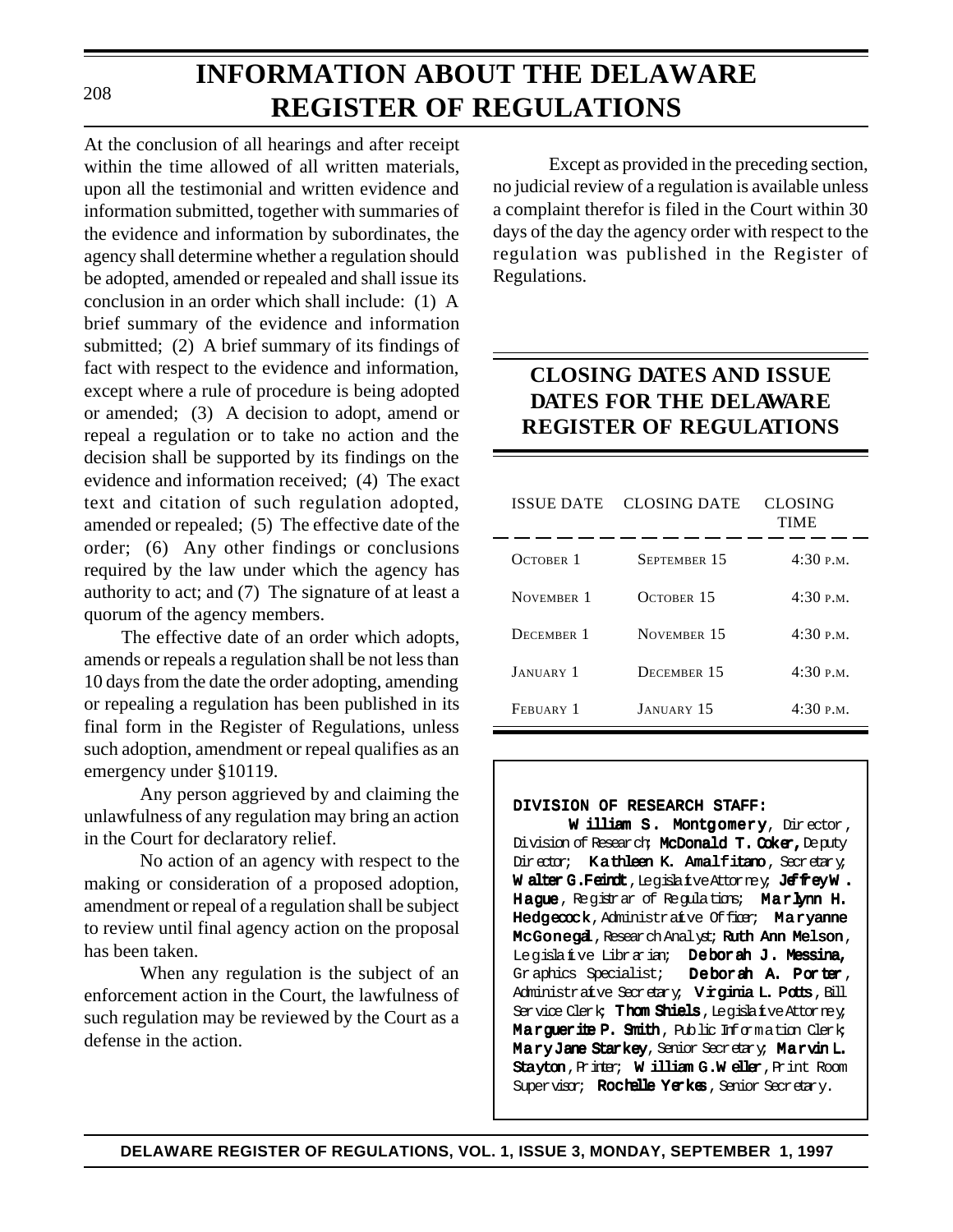# INFORMATION ABOUT THE DELAWARE REGISTER OF REGULATIONS

At the conclusion of all hearings and after receipt within the time allowed of all written materials, upon all the testimonial and written evidence and information submitted, together with summaries of the evidence and information by subordinates, the agency shall determine whether a regulation should be adopted, amended or repealed and shall issue its conclusion in an order which shall include: (1) A brief summary of the evidence and information submitted; (2) A brief summary of its findings of fact with respect to the evidence and information, except where a rule of procedure is being adopted or amended; (3) A decision to adopt, amend or repeal a regulation or to take no action and the decision shall be supported by its findings on the evidence and information received; (4) The exact text and citation of such regulation adopted, amended or repealed; (5) The effective date of the order; (6) Any other findings or conclusions required by the law under which the agency has authority to act; and (7) The signature of at least a quorum of the agency members.

The effective date of an order which adopts, amends or repeals a regulation shall be not less than 10 days from the date the order adopting, amending or repealing a regulation has been published in its final form in the Register of Regulations, unless such adoption, amendment or repeal qualifies as an emergency under §10119.

Any person aggrieved by and claiming the unlawfulness of any regulation may bring an action in the Court for declaratory relief.

No action of an agency with respect to the making or consideration of a proposed adoption, amendment or repeal of a regulation shall be subject to review until final agency action on the proposal has been taken.

When any regulation is the subject of an enforcement action in the Court, the lawfulness of such regulation may be reviewed by the Court as a defense in the action.

Except as provided in the preceding section, no judicial review of a regulation is available unless a complaint therefor is filed in the Court within 30 days of the day the agency order with respect to the regulation was published in the Register of Regulations.

## CLOSING DATES AND ISSUE DATES FOR THE DELAWARE REGISTER OF REGULATIONS

| ISSUE DATE | CLOSING DATE | CLOSING TIME |
|---|---|---|
| October 1 | September 15 | 4:30 p.m. |
| November 1 | October 15 | 4:30 p.m. |
| December 1 | November 15 | 4:30 p.m. |
| January 1 | December 15 | 4:30 p.m. |
| Febuary 1 | January 15 | 4:30 p.m. |

**DIVISION OF RESEARCH STAFF:**

**William S. Montgomery**, Director, Division of Research; **McDonald T. Coker,** Deputy Director; **Kathleen K. Amalfitano**, Secretary; **Walter G. Feindt**, Legislative Attorney; **Jeffrey W. Hague**, Registrar of Regulations; **Marlynn H. Hedgecock**, Administrative Officer; **Maryanne McGonegal**, Research Analyst; **Ruth Ann Melson**, Legislative Librarian; **Deborah J. Messina,** Graphics Specialist; **Deborah A. Porter**, Administrative Secretary; **Virginia L. Potts**, Bill Service Clerk; **Thom Shiels**, Legislative Attorney; **Marguerite P. Smith**, Public Information Clerk; **Mary Jane Starkey**, Senior Secretary; **Marvin L. Stayton**, Printer; **William G. Weller**, Print Room Supervisor; **Rochelle Yerkes**, Senior Secretary.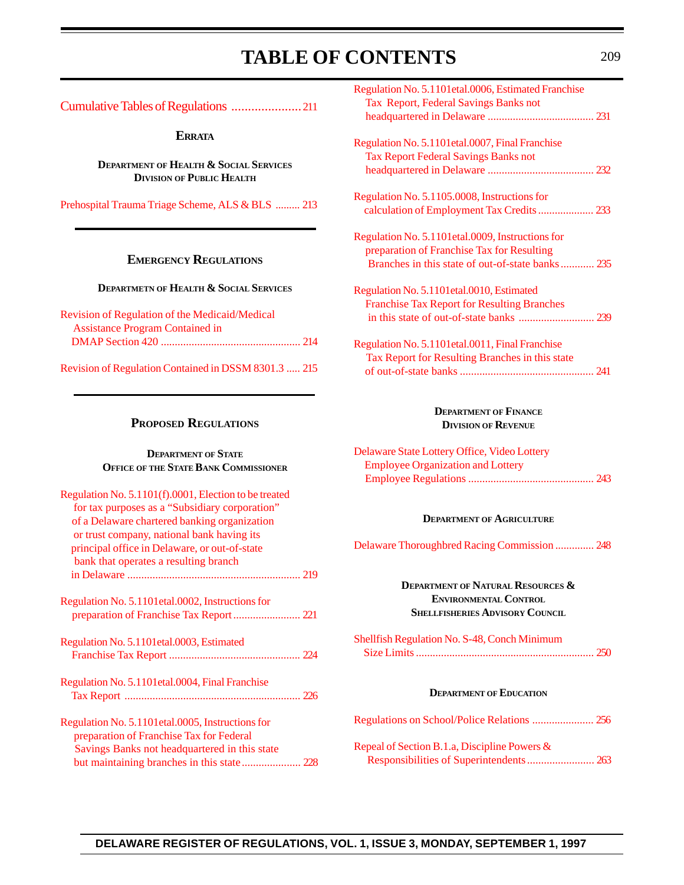# TABLE OF CONTENTS

Cumulative Tables of Regulations ..................... 211

## ERRATA

**DEPARTMENT OF HEALTH & SOCIAL SERVICES**
**DIVISION OF PUBLIC HEALTH**

Prehospital Trauma Triage Scheme, ALS & BLS ......... 213

## EMERGENCY REGULATIONS

**DEPARTMETN OF HEALTH & SOCIAL SERVICES**

Revision of Regulation of the Medicaid/Medical Assistance Program Contained in DMAP Section 420 .................................................. 214

Revision of Regulation Contained in DSSM 8301.3 ..... 215

## PROPOSED REGULATIONS

**DEPARTMENT OF STATE**
**OFFICE OF THE STATE BANK COMMISSIONER**

Regulation No. 5.1101(f).0001, Election to be treated for tax purposes as a "Subsidiary corporation" of a Delaware chartered banking organization or trust company, national bank having its principal office in Delaware, or out-of-state bank that operates a resulting branch in Delaware .............................................................. 219

Regulation No. 5.1101etal.0002, Instructions for preparation of Franchise Tax Report ........................ 221

Regulation No. 5.1101etal.0003, Estimated Franchise Tax Report ............................................... 224

Regulation No. 5.1101etal.0004, Final Franchise Tax Report ............................................................... 226

Regulation No. 5.1101etal.0005, Instructions for preparation of Franchise Tax for Federal Savings Banks not headquartered in this state but maintaining branches in this state ..................... 228

Regulation No. 5.1101etal.0006, Estimated Franchise Tax Report, Federal Savings Banks not headquartered in Delaware ...................................... 231

Regulation No. 5.1101etal.0007, Final Franchise Tax Report Federal Savings Banks not headquartered in Delaware ...................................... 232

Regulation No. 5.1105.0008, Instructions for calculation of Employment Tax Credits .................... 233

Regulation No. 5.1101etal.0009, Instructions for preparation of Franchise Tax for Resulting Branches in this state of out-of-state banks ............ 235

Regulation No. 5.1101etal.0010, Estimated Franchise Tax Report for Resulting Branches in this state of out-of-state banks ........................... 239

Regulation No. 5.1101etal.0011, Final Franchise Tax Report for Resulting Branches in this state of out-of-state banks ................................................ 241

**DEPARTMENT OF FINANCE**
**DIVISION OF REVENUE**

Delaware State Lottery Office, Video Lottery Employee Organization and Lottery Employee Regulations ............................................. 243

**DEPARTMENT OF AGRICULTURE**

Delaware Thoroughbred Racing Commission .............. 248

**DEPARTMENT OF NATURAL RESOURCES & ENVIRONMENTAL CONTROL**
**SHELLFISHERIES ADVISORY COUNCIL**

Shellfish Regulation No. S-48, Conch Minimum Size Limits ................................................................ 250

**DEPARTMENT OF EDUCATION**

Regulations on School/Police Relations ...................... 256

Repeal of Section B.1.a, Discipline Powers & Responsibilities of Superintendents ........................ 263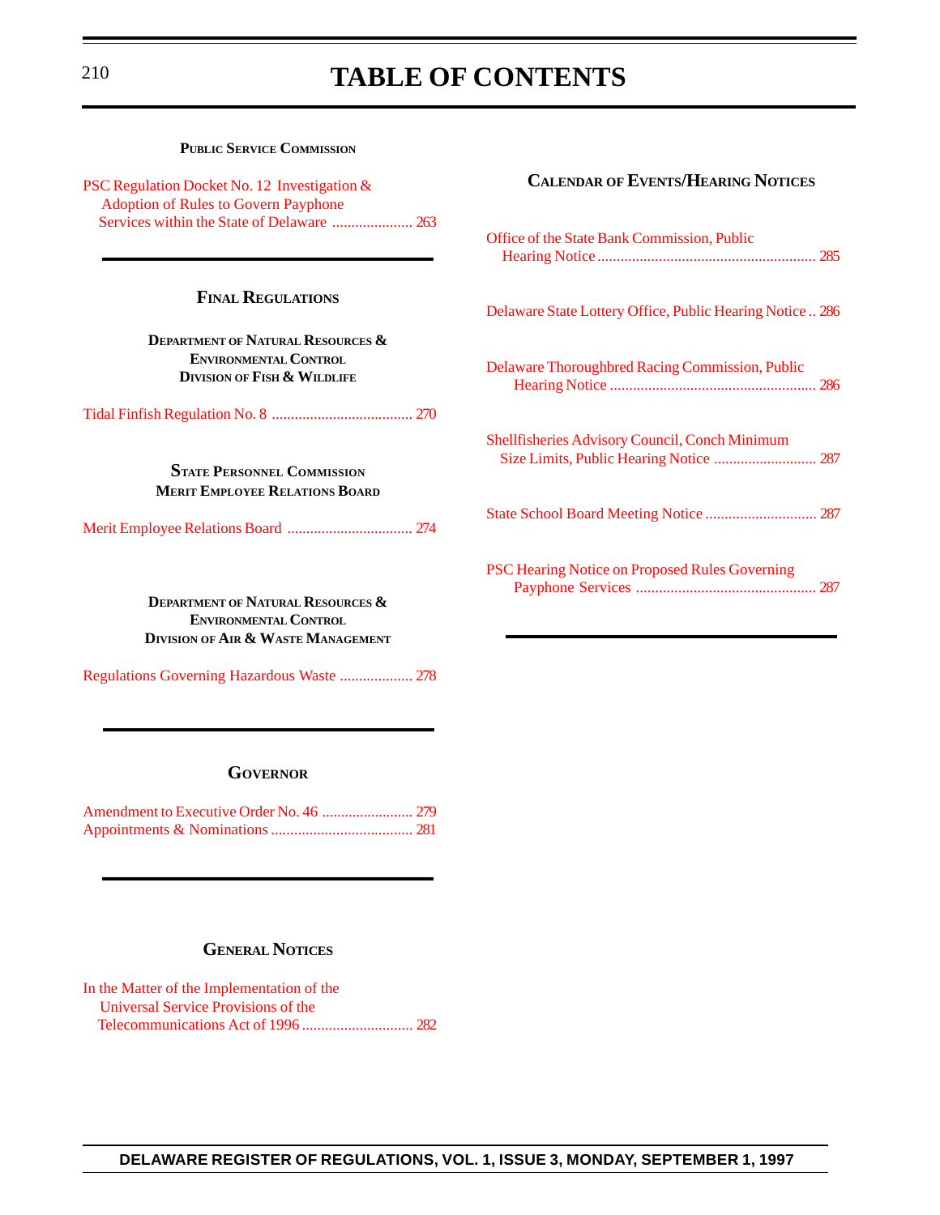# TABLE OF CONTENTS

### PUBLIC SERVICE COMMISSION

PSC Regulation Docket No. 12 Investigation & Adoption of Rules to Govern Payphone Services within the State of Delaware ..................... 263

## FINAL REGULATIONS

### DEPARTMENT OF NATURAL RESOURCES & ENVIRONMENTAL CONTROL DIVISION OF FISH & WILDLIFE

Tidal Finfish Regulation No. 8 ..................................... 270

### STATE PERSONNEL COMMISSION MERIT EMPLOYEE RELATIONS BOARD

Merit Employee Relations Board ................................. 274

### DEPARTMENT OF NATURAL RESOURCES & ENVIRONMENTAL CONTROL DIVISION OF AIR & WASTE MANAGEMENT

Regulations Governing Hazardous Waste ................... 278

## GOVERNOR

Amendment to Executive Order No. 46 ........................ 279
Appointments & Nominations ..................................... 281

## GENERAL NOTICES

In the Matter of the Implementation of the Universal Service Provisions of the Telecommunications Act of 1996 ............................. 282

## CALENDAR OF EVENTS/HEARING NOTICES

Office of the State Bank Commission, Public Hearing Notice .......................................................... 285

Delaware State Lottery Office, Public Hearing Notice .. 286

Delaware Thoroughbred Racing Commission, Public Hearing Notice ...................................................... 286

Shellfisheries Advisory Council, Conch Minimum Size Limits, Public Hearing Notice ........................... 287

State School Board Meeting Notice ............................. 287

PSC Hearing Notice on Proposed Rules Governing Payphone Services ............................................... 287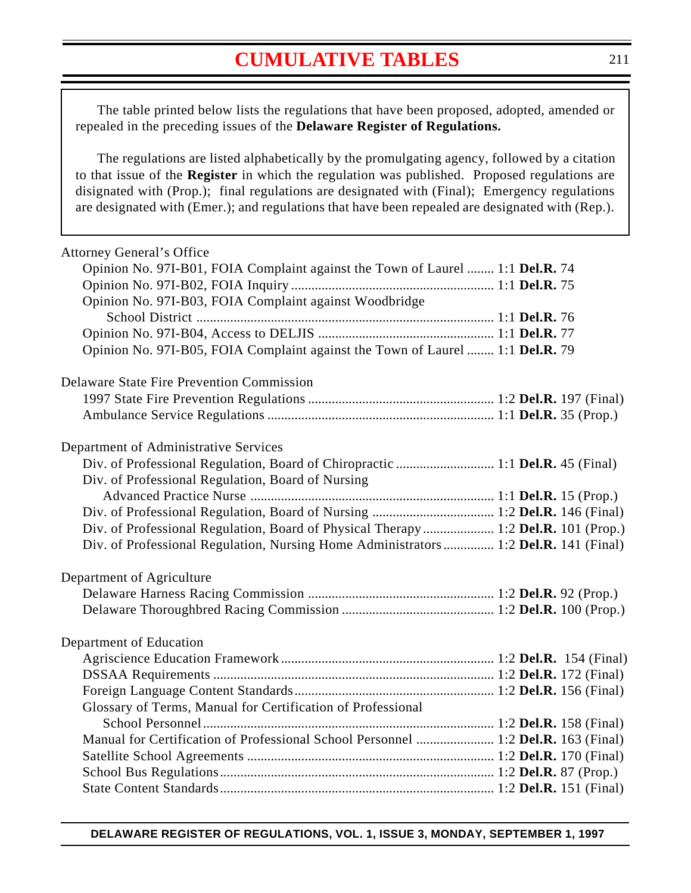# CUMULATIVE TABLES

The table printed below lists the regulations that have been proposed, adopted, amended or repealed in the preceding issues of the **Delaware Register of Regulations.**

The regulations are listed alphabetically by the promulgating agency, followed by a citation to that issue of the **Register** in which the regulation was published. Proposed regulations are disignated with (Prop.); final regulations are designated with (Final); Emergency regulations are designated with (Emer.); and regulations that have been repealed are designated with (Rep.).

Attorney General's Office

- Opinion No. 97I-B01, FOIA Complaint against the Town of Laurel ........ 1:1 **Del.R.** 74
- Opinion No. 97I-B02, FOIA Inquiry ........ 1:1 **Del.R.** 75
- Opinion No. 97I-B03, FOIA Complaint against Woodbridge School District ........ 1:1 **Del.R.** 76
- Opinion No. 97I-B04, Access to DELJIS ........ 1:1 **Del.R.** 77
- Opinion No. 97I-B05, FOIA Complaint against the Town of Laurel ........ 1:1 **Del.R.** 79

Delaware State Fire Prevention Commission

- 1997 State Fire Prevention Regulations ........ 1:2 **Del.R.** 197 (Final)
- Ambulance Service Regulations ........ 1:1 **Del.R.** 35 (Prop.)

Department of Administrative Services

- Div. of Professional Regulation, Board of Chiropractic ........ 1:1 **Del.R.** 45 (Final)
- Div. of Professional Regulation, Board of Nursing Advanced Practice Nurse ........ 1:1 **Del.R.** 15 (Prop.)
- Div. of Professional Regulation, Board of Nursing ........ 1:2 **Del.R.** 146 (Final)
- Div. of Professional Regulation, Board of Physical Therapy ........ 1:2 **Del.R.** 101 (Prop.)
- Div. of Professional Regulation, Nursing Home Administrators ........ 1:2 **Del.R.** 141 (Final)

Department of Agriculture

- Delaware Harness Racing Commission ........ 1:2 **Del.R.** 92 (Prop.)
- Delaware Thoroughbred Racing Commission ........ 1:2 **Del.R.** 100 (Prop.)

Department of Education

- Agriscience Education Framework ........ 1:2 **Del.R.** 154 (Final)
- DSSAA Requirements ........ 1:2 **Del.R.** 172 (Final)
- Foreign Language Content Standards ........ 1:2 **Del.R.** 156 (Final)
- Glossary of Terms, Manual for Certification of Professional School Personnel ........ 1:2 **Del.R.** 158 (Final)
- Manual for Certification of Professional School Personnel ........ 1:2 **Del.R.** 163 (Final)
- Satellite School Agreements ........ 1:2 **Del.R.** 170 (Final)
- School Bus Regulations ........ 1:2 **Del.R.** 87 (Prop.)
- State Content Standards ........ 1:2 **Del.R.** 151 (Final)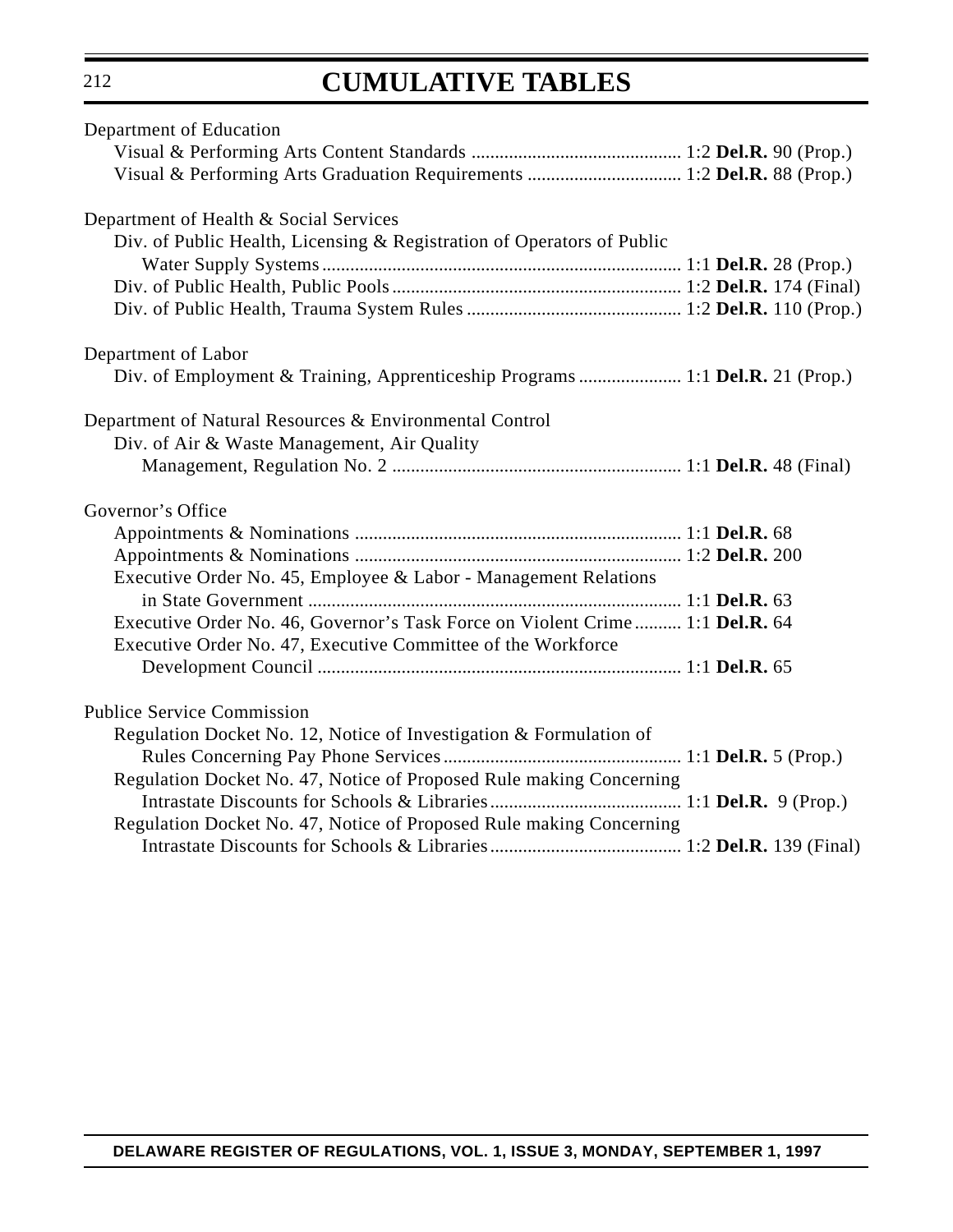# CUMULATIVE TABLES

Department of Education

- Visual & Performing Arts Content Standards ............................................ 1:2 **Del.R.** 90 (Prop.)
- Visual & Performing Arts Graduation Requirements ................................ 1:2 **Del.R.** 88 (Prop.)

Department of Health & Social Services

- Div. of Public Health, Licensing & Registration of Operators of Public Water Supply Systems........................................................................... 1:1 **Del.R.** 28 (Prop.)
- Div. of Public Health, Public Pools............................................................ 1:2 **Del.R.** 174 (Final)
- Div. of Public Health, Trauma System Rules ............................................. 1:2 **Del.R.** 110 (Prop.)

Department of Labor

- Div. of Employment & Training, Apprenticeship Programs ..................... 1:1 **Del.R.** 21 (Prop.)

Department of Natural Resources & Environmental Control

- Div. of Air & Waste Management, Air Quality Management, Regulation No. 2 ............................................................ 1:1 **Del.R.** 48 (Final)

Governor's Office

- Appointments & Nominations ..................................................................... 1:1 **Del.R.** 68
- Appointments & Nominations ..................................................................... 1:2 **Del.R.** 200
- Executive Order No. 45, Employee & Labor - Management Relations in State Government ............................................................................... 1:1 **Del.R.** 63
- Executive Order No. 46, Governor's Task Force on Violent Crime .......... 1:1 **Del.R.** 64
- Executive Order No. 47, Executive Committee of the Workforce Development Council ............................................................................. 1:1 **Del.R.** 65

Publice Service Commission

- Regulation Docket No. 12, Notice of Investigation & Formulation of Rules Concerning Pay Phone Services.................................................. 1:1 **Del.R.** 5 (Prop.)
- Regulation Docket No. 47, Notice of Proposed Rule making Concerning Intrastate Discounts for Schools & Libraries......................................... 1:1 **Del.R.** 9 (Prop.)
- Regulation Docket No. 47, Notice of Proposed Rule making Concerning Intrastate Discounts for Schools & Libraries......................................... 1:2 **Del.R.** 139 (Final)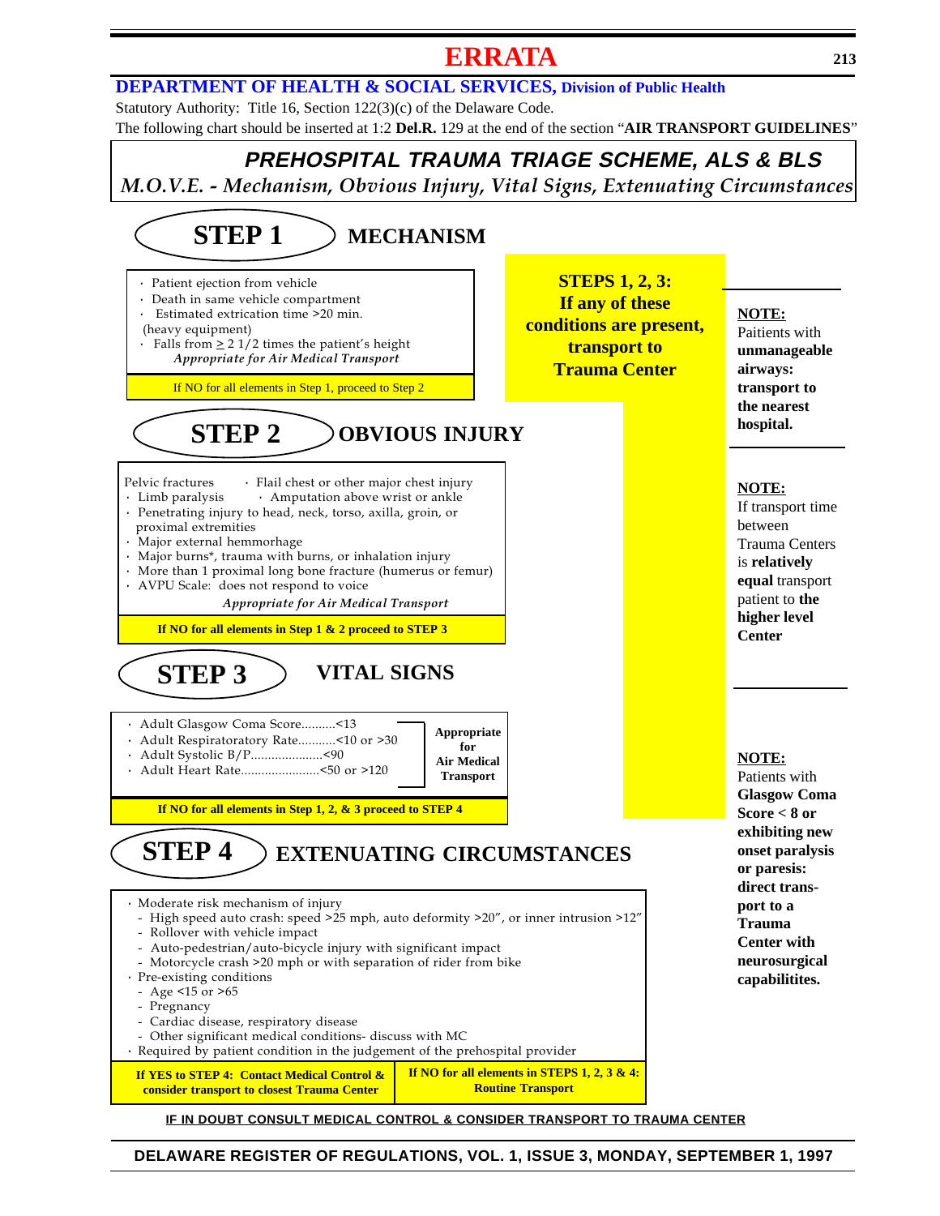# ERRATA

## DEPARTMENT OF HEALTH & SOCIAL SERVICES, Division of Public Health

Statutory Authority: Title 16, Section 122(3)(c) of the Delaware Code.

The following chart should be inserted at 1:2 **Del.R.** 129 at the end of the section "**AIR TRANSPORT GUIDELINES**"

## *PREHOSPITAL TRAUMA TRIAGE SCHEME, ALS & BLS*

*M.O.V.E. - Mechanism, Obvious Injury, Vital Signs, Extenuating Circumstances*

### STEP 1 — MECHANISM

- Patient ejection from vehicle
- Death in same vehicle compartment
- Estimated extrication time >20 min. (heavy equipment)
- Falls from ≥ 2 1/2 times the patient's height

*Appropriate for Air Medical Transport*

If NO for all elements in Step 1, proceed to Step 2

### STEP 2 — OBVIOUS INJURY

- Pelvic fractures
- Flail chest or other major chest injury
- Limb paralysis
- Amputation above wrist or ankle
- Penetrating injury to head, neck, torso, axilla, groin, or proximal extremities
- Major external hemmorhage
- Major burns*, trauma with burns, or inhalation injury
- More than 1 proximal long bone fracture (humerus or femur)
- AVPU Scale: does not respond to voice

*Appropriate for Air Medical Transport*

**If NO for all elements in Step 1 & 2 proceed to STEP 3**

### STEP 3 — VITAL SIGNS

- Adult Glasgow Coma Score..........<13
- Adult Respiratorary Rate...........<10 or >30
- Adult Systolic B/P.....................<90
- Adult Heart Rate.......................<50 or >120

**Appropriate for Air Medical Transport**

**If NO for all elements in Step 1, 2, & 3 proceed to STEP 4**

**STEPS 1, 2, 3: If any of these conditions are present, transport to Trauma Center**

### STEP 4 — EXTENUATING CIRCUMSTANCES

- Moderate risk mechanism of injury
  - High speed auto crash: speed >25 mph, auto deformity >20", or inner intrusion >12"
  - Rollover with vehicle impact
  - Auto-pedestrian/auto-bicycle injury with significant impact
  - Motorcycle crash >20 mph or with separation of rider from bike
- Pre-existing conditions
  - Age <15 or >65
  - Pregnancy
  - Cardiac disease, respiratory disease
  - Other significant medical conditions- discuss with MC
- Required by patient condition in the judgement of the prehospital provider

**If YES to STEP 4: Contact Medical Control & consider transport to closest Trauma Center**

**If NO for all elements in STEPS 1, 2, 3 & 4: Routine Transport**

**NOTE:** Paitients with **unmanageable airways: transport to the nearest hospital.**

**NOTE:** If transport time between Trauma Centers is **relatively equal** transport patient to **the higher level Center**

**NOTE:** **Patients with Glasgow Coma Score < 8 or exhibiting new onset paralysis or paresis: direct transport to a Trauma Center with neurosurgical capabilitites.**

**IF IN DOUBT CONSULT MEDICAL CONTROL & CONSIDER TRANSPORT TO TRAUMA CENTER**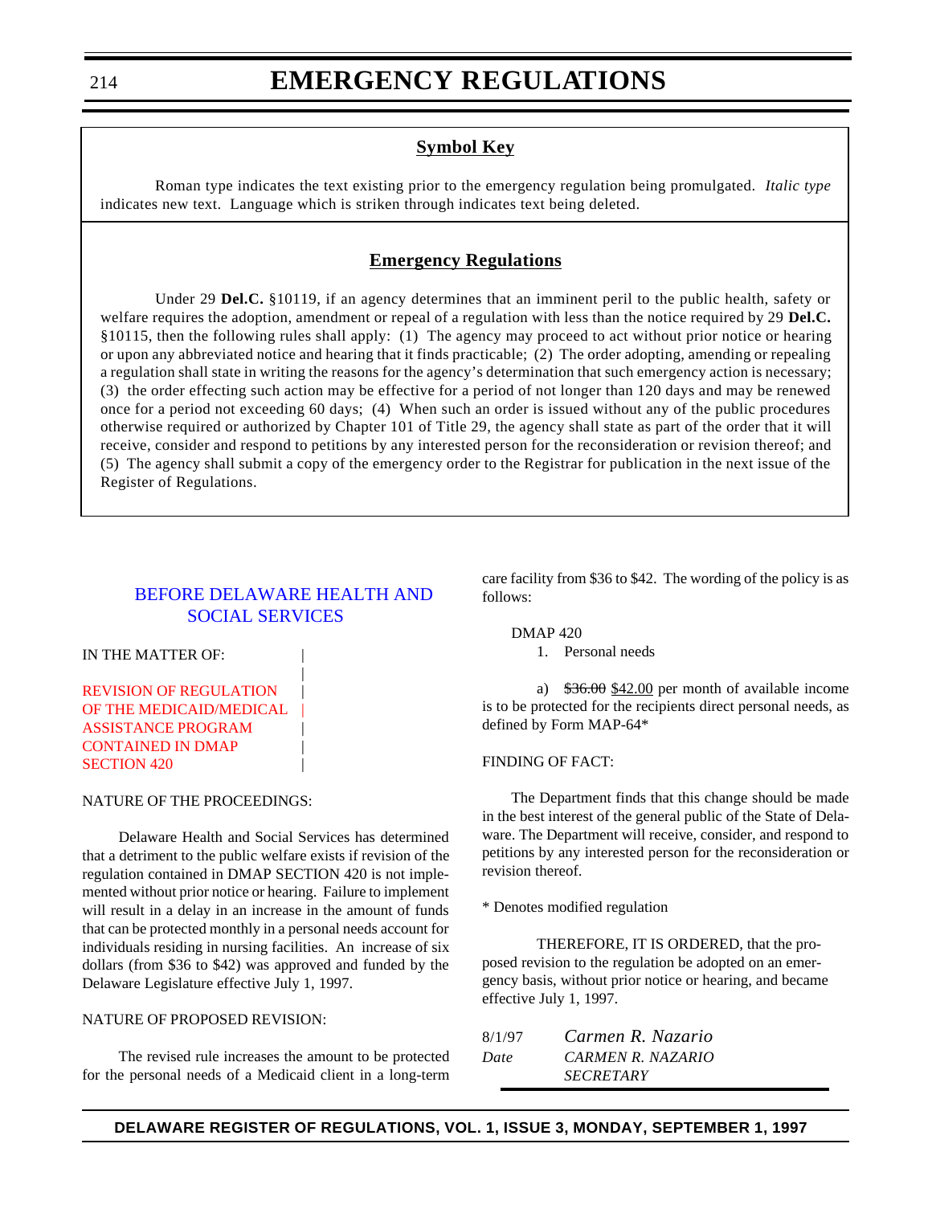# EMERGENCY REGULATIONS

## Symbol Key

Roman type indicates the text existing prior to the emergency regulation being promulgated. *Italic type* indicates new text. Language which is striken through indicates text being deleted.

## Emergency Regulations

Under 29 **Del.C.** §10119, if an agency determines that an imminent peril to the public health, safety or welfare requires the adoption, amendment or repeal of a regulation with less than the notice required by 29 **Del.C.** §10115, then the following rules shall apply: (1) The agency may proceed to act without prior notice or hearing or upon any abbreviated notice and hearing that it finds practicable; (2) The order adopting, amending or repealing a regulation shall state in writing the reasons for the agency's determination that such emergency action is necessary; (3) the order effecting such action may be effective for a period of not longer than 120 days and may be renewed once for a period not exceeding 60 days; (4) When such an order is issued without any of the public procedures otherwise required or authorized by Chapter 101 of Title 29, the agency shall state as part of the order that it will receive, consider and respond to petitions by any interested person for the reconsideration or revision thereof; and (5) The agency shall submit a copy of the emergency order to the Registrar for publication in the next issue of the Register of Regulations.

### BEFORE DELAWARE HEALTH AND SOCIAL SERVICES

IN THE MATTER OF:

REVISION OF REGULATION OF THE MEDICAID/MEDICAL ASSISTANCE PROGRAM CONTAINED IN DMAP SECTION 420

NATURE OF THE PROCEEDINGS:

Delaware Health and Social Services has determined that a detriment to the public welfare exists if revision of the regulation contained in DMAP SECTION 420 is not implemented without prior notice or hearing. Failure to implement will result in a delay in an increase in the amount of funds that can be protected monthly in a personal needs account for individuals residing in nursing facilities. An increase of six dollars (from $36 to $42) was approved and funded by the Delaware Legislature effective July 1, 1997.

NATURE OF PROPOSED REVISION:

The revised rule increases the amount to be protected for the personal needs of a Medicaid client in a long-term care facility from $36 to $42. The wording of the policy is as follows:

DMAP 420

1. Personal needs

a) ~~$36.00~~ $42.00 per month of available income is to be protected for the recipients direct personal needs, as defined by Form MAP-64*

FINDING OF FACT:

The Department finds that this change should be made in the best interest of the general public of the State of Delaware. The Department will receive, consider, and respond to petitions by any interested person for the reconsideration or revision thereof.

\* Denotes modified regulation

THEREFORE, IT IS ORDERED, that the proposed revision to the regulation be adopted on an emergency basis, without prior notice or hearing, and became effective July 1, 1997.

8/1/97 — *Carmen R. Nazario*
*Date* — *CARMEN R. NAZARIO*
*SECRETARY*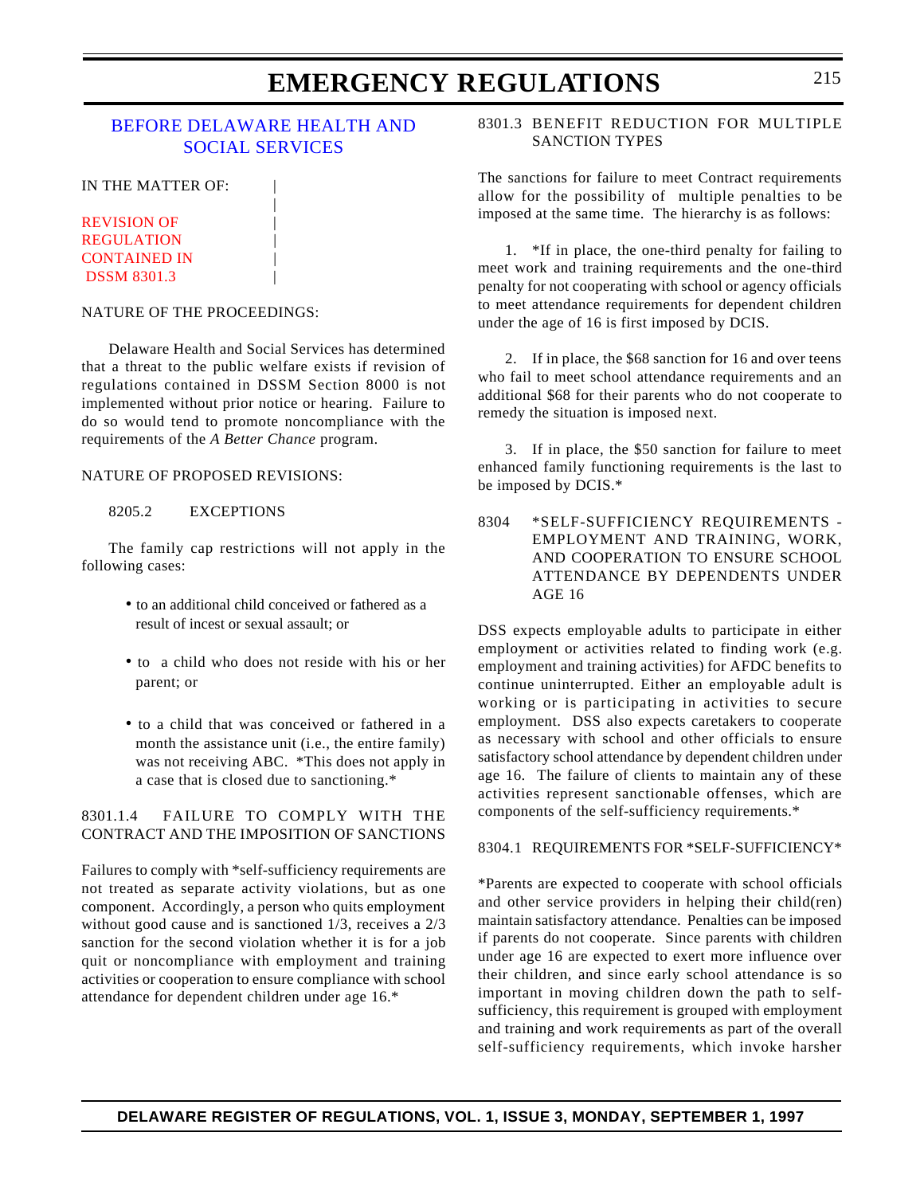# EMERGENCY REGULATIONS

## BEFORE DELAWARE HEALTH AND SOCIAL SERVICES

IN THE MATTER OF:

REVISION OF REGULATION CONTAINED IN DSSM 8301.3

NATURE OF THE PROCEEDINGS:

Delaware Health and Social Services has determined that a threat to the public welfare exists if revision of regulations contained in DSSM Section 8000 is not implemented without prior notice or hearing. Failure to do so would tend to promote noncompliance with the requirements of the *A Better Chance* program.

NATURE OF PROPOSED REVISIONS:

8205.2 EXCEPTIONS

The family cap restrictions will not apply in the following cases:

- to an additional child conceived or fathered as a result of incest or sexual assault; or
- to a child who does not reside with his or her parent; or
- to a child that was conceived or fathered in a month the assistance unit (i.e., the entire family) was not receiving ABC. *This does not apply in a case that is closed due to sanctioning.*

8301.1.4 FAILURE TO COMPLY WITH THE CONTRACT AND THE IMPOSITION OF SANCTIONS

Failures to comply with *self-sufficiency requirements are not treated as separate activity violations, but as one component. Accordingly, a person who quits employment without good cause and is sanctioned 1/3, receives a 2/3 sanction for the second violation whether it is for a job quit or noncompliance with employment and training activities or cooperation to ensure compliance with school attendance for dependent children under age 16.*

8301.3 BENEFIT REDUCTION FOR MULTIPLE SANCTION TYPES

The sanctions for failure to meet Contract requirements allow for the possibility of multiple penalties to be imposed at the same time. The hierarchy is as follows:

1. *If in place, the one-third penalty for failing to meet work and training requirements and the one-third penalty for not cooperating with school or agency officials to meet attendance requirements for dependent children under the age of 16 is first imposed by DCIS.

2. If in place, the $68 sanction for 16 and over teens who fail to meet school attendance requirements and an additional $68 for their parents who do not cooperate to remedy the situation is imposed next.

3. If in place, the $50 sanction for failure to meet enhanced family functioning requirements is the last to be imposed by DCIS.*

8304 *SELF-SUFFICIENCY REQUIREMENTS - EMPLOYMENT AND TRAINING, WORK, AND COOPERATION TO ENSURE SCHOOL ATTENDANCE BY DEPENDENTS UNDER AGE 16

DSS expects employable adults to participate in either employment or activities related to finding work (e.g. employment and training activities) for AFDC benefits to continue uninterrupted. Either an employable adult is working or is participating in activities to secure employment. DSS also expects caretakers to cooperate as necessary with school and other officials to ensure satisfactory school attendance by dependent children under age 16. The failure of clients to maintain any of these activities represent sanctionable offenses, which are components of the self-sufficiency requirements.*

8304.1 REQUIREMENTS FOR *SELF-SUFFICIENCY*

*Parents are expected to cooperate with school officials and other service providers in helping their child(ren) maintain satisfactory attendance. Penalties can be imposed if parents do not cooperate. Since parents with children under age 16 are expected to exert more influence over their children, and since early school attendance is so important in moving children down the path to self-sufficiency, this requirement is grouped with employment and training and work requirements as part of the overall self-sufficiency requirements, which invoke harsher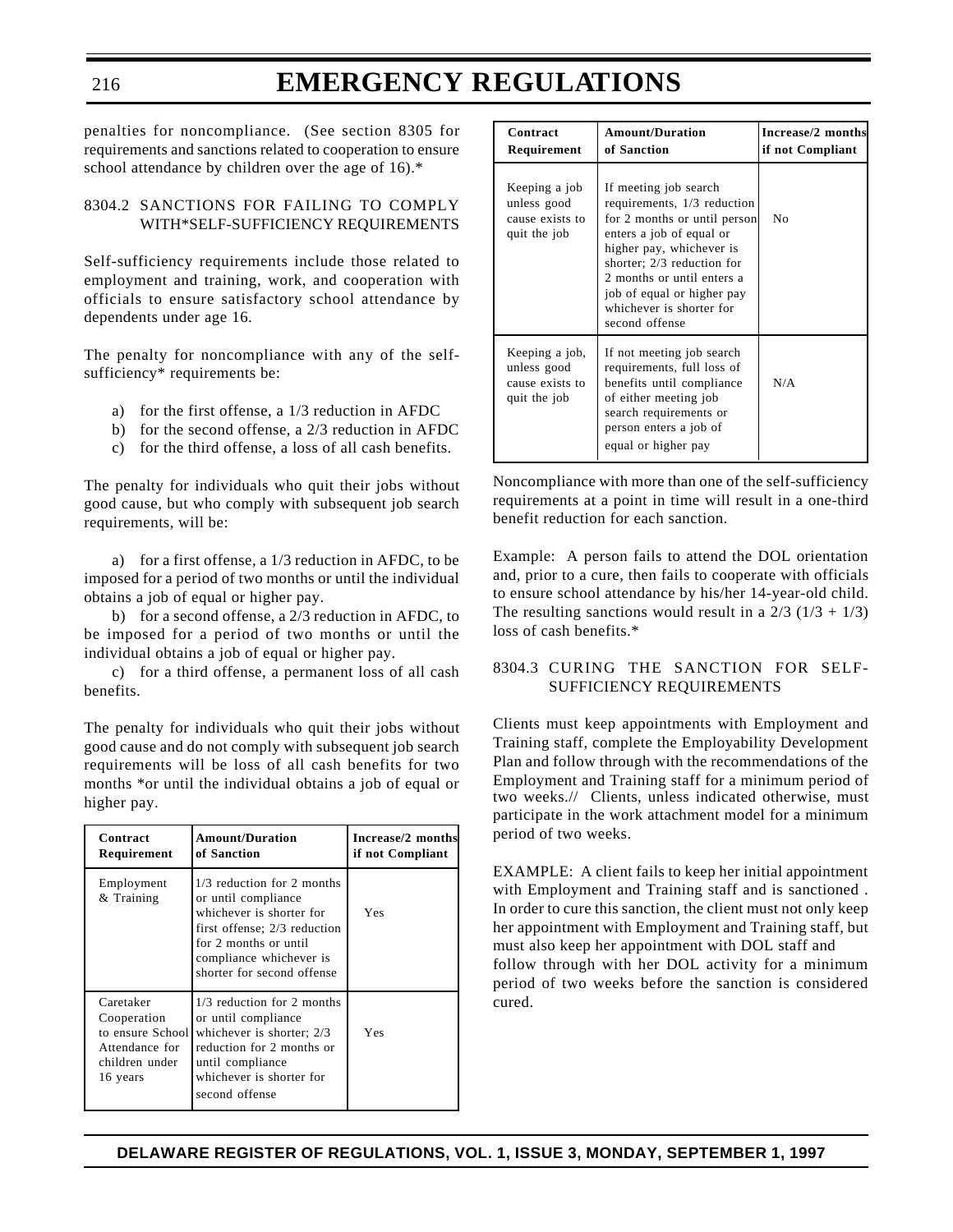penalties for noncompliance. (See section 8305 for requirements and sanctions related to cooperation to ensure school attendance by children over the age of 16).*

8304.2 SANCTIONS FOR FAILING TO COMPLY WITH*SELF-SUFFICIENCY REQUIREMENTS

Self-sufficiency requirements include those related to employment and training, work, and cooperation with officials to ensure satisfactory school attendance by dependents under age 16.

The penalty for noncompliance with any of the self-sufficiency* requirements be:

a) for the first offense, a 1/3 reduction in AFDC
b) for the second offense, a 2/3 reduction in AFDC
c) for the third offense, a loss of all cash benefits.

The penalty for individuals who quit their jobs without good cause, but who comply with subsequent job search requirements, will be:

a) for a first offense, a 1/3 reduction in AFDC, to be imposed for a period of two months or until the individual obtains a job of equal or higher pay.

b) for a second offense, a 2/3 reduction in AFDC, to be imposed for a period of two months or until the individual obtains a job of equal or higher pay.

c) for a third offense, a permanent loss of all cash benefits.

The penalty for individuals who quit their jobs without good cause and do not comply with subsequent job search requirements will be loss of all cash benefits for two months *or until the individual obtains a job of equal or higher pay.

| Contract Requirement | Amount/Duration of Sanction | Increase/2 months if not Compliant |
|---|---|---|
| Employment & Training | 1/3 reduction for 2 months or until compliance whichever is shorter for first offense; 2/3 reduction for 2 months or until compliance whichever is shorter for second offense | Yes |
| Caretaker Cooperation to ensure School Attendance for children under 16 years | 1/3 reduction for 2 months or until compliance whichever is shorter; 2/3 reduction for 2 months or until compliance whichever is shorter for second offense | Yes |
| Keeping a job unless good cause exists to quit the job | If meeting job search requirements, 1/3 reduction for 2 months or until person enters a job of equal or higher pay, whichever is shorter; 2/3 reduction for 2 months or until enters a job of equal or higher pay whichever is shorter for second offense | No |
| Keeping a job, unless good cause exists to quit the job | If not meeting job search requirements, full loss of benefits until compliance of either meeting job search requirements or person enters a job of equal or higher pay | N/A |

Noncompliance with more than one of the self-sufficiency requirements at a point in time will result in a one-third benefit reduction for each sanction.

Example: A person fails to attend the DOL orientation and, prior to a cure, then fails to cooperate with officials to ensure school attendance by his/her 14-year-old child. The resulting sanctions would result in a 2/3 (1/3 + 1/3) loss of cash benefits.*

8304.3 CURING THE SANCTION FOR SELF-SUFFICIENCY REQUIREMENTS

Clients must keep appointments with Employment and Training staff, complete the Employability Development Plan and follow through with the recommendations of the Employment and Training staff for a minimum period of two weeks.// Clients, unless indicated otherwise, must participate in the work attachment model for a minimum period of two weeks.

EXAMPLE: A client fails to keep her initial appointment with Employment and Training staff and is sanctioned . In order to cure this sanction, the client must not only keep her appointment with Employment and Training staff, but must also keep her appointment with DOL staff and follow through with her DOL activity for a minimum period of two weeks before the sanction is considered cured.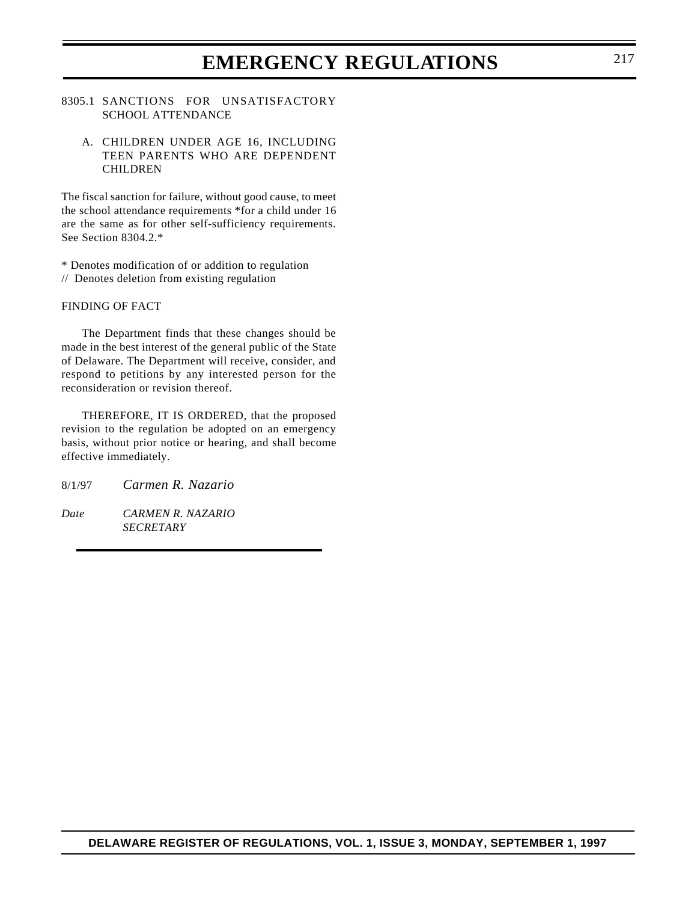8305.1 SANCTIONS FOR UNSATISFACTORY SCHOOL ATTENDANCE

A. CHILDREN UNDER AGE 16, INCLUDING TEEN PARENTS WHO ARE DEPENDENT CHILDREN

The fiscal sanction for failure, without good cause, to meet the school attendance requirements *for a child under 16 are the same as for other self-sufficiency requirements. See Section 8304.2.*

* Denotes modification of or addition to regulation
// Denotes deletion from existing regulation

FINDING OF FACT

The Department finds that these changes should be made in the best interest of the general public of the State of Delaware. The Department will receive, consider, and respond to petitions by any interested person for the reconsideration or revision thereof.

THEREFORE, IT IS ORDERED, that the proposed revision to the regulation be adopted on an emergency basis, without prior notice or hearing, and shall become effective immediately.

8/1/97 *Carmen R. Nazario*

*Date* *CARMEN R. NAZARIO*
*SECRETARY*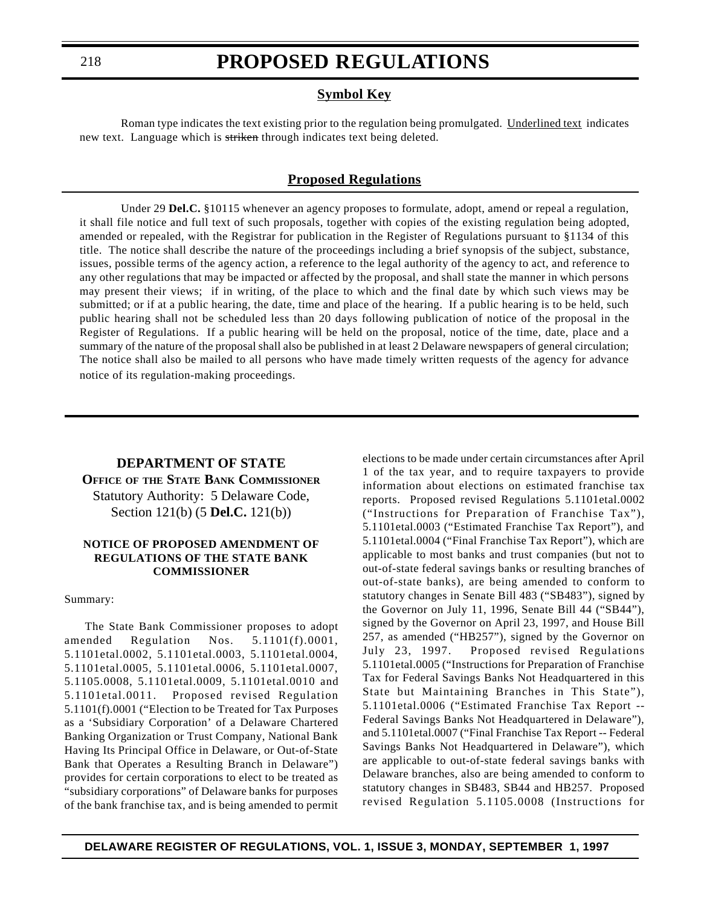# PROPOSED REGULATIONS

## Symbol Key

Roman type indicates the text existing prior to the regulation being promulgated. <u>Underlined text</u> indicates new text. Language which is ~~striken~~ through indicates text being deleted.

## Proposed Regulations

Under 29 **Del.C.** §10115 whenever an agency proposes to formulate, adopt, amend or repeal a regulation, it shall file notice and full text of such proposals, together with copies of the existing regulation being adopted, amended or repealed, with the Registrar for publication in the Register of Regulations pursuant to §1134 of this title. The notice shall describe the nature of the proceedings including a brief synopsis of the subject, substance, issues, possible terms of the agency action, a reference to the legal authority of the agency to act, and reference to any other regulations that may be impacted or affected by the proposal, and shall state the manner in which persons may present their views; if in writing, of the place to which and the final date by which such views may be submitted; or if at a public hearing, the date, time and place of the hearing. If a public hearing is to be held, such public hearing shall not be scheduled less than 20 days following publication of notice of the proposal in the Register of Regulations. If a public hearing will be held on the proposal, notice of the time, date, place and a summary of the nature of the proposal shall also be published in at least 2 Delaware newspapers of general circulation; The notice shall also be mailed to all persons who have made timely written requests of the agency for advance notice of its regulation-making proceedings.

## DEPARTMENT OF STATE

### OFFICE OF THE STATE BANK COMMISSIONER

Statutory Authority: 5 Delaware Code, Section 121(b) (5 **Del.C.** 121(b))

#### NOTICE OF PROPOSED AMENDMENT OF REGULATIONS OF THE STATE BANK COMMISSIONER

Summary:

The State Bank Commissioner proposes to adopt amended Regulation Nos. 5.1101(f).0001, 5.1101etal.0002, 5.1101etal.0003, 5.1101etal.0004, 5.1101etal.0005, 5.1101etal.0006, 5.1101etal.0007, 5.1105.0008, 5.1101etal.0009, 5.1101etal.0010 and 5.1101etal.0011. Proposed revised Regulation 5.1101(f).0001 ("Election to be Treated for Tax Purposes as a 'Subsidiary Corporation' of a Delaware Chartered Banking Organization or Trust Company, National Bank Having Its Principal Office in Delaware, or Out-of-State Bank that Operates a Resulting Branch in Delaware") provides for certain corporations to elect to be treated as "subsidiary corporations" of Delaware banks for purposes of the bank franchise tax, and is being amended to permit elections to be made under certain circumstances after April 1 of the tax year, and to require taxpayers to provide information about elections on estimated franchise tax reports. Proposed revised Regulations 5.1101etal.0002 ("Instructions for Preparation of Franchise Tax"), 5.1101etal.0003 ("Estimated Franchise Tax Report"), and 5.1101etal.0004 ("Final Franchise Tax Report"), which are applicable to most banks and trust companies (but not to out-of-state federal savings banks or resulting branches of out-of-state banks), are being amended to conform to statutory changes in Senate Bill 483 ("SB483"), signed by the Governor on July 11, 1996, Senate Bill 44 ("SB44"), signed by the Governor on April 23, 1997, and House Bill 257, as amended ("HB257"), signed by the Governor on July 23, 1997. Proposed revised Regulations 5.1101etal.0005 ("Instructions for Preparation of Franchise Tax for Federal Savings Banks Not Headquartered in this State but Maintaining Branches in This State"), 5.1101etal.0006 ("Estimated Franchise Tax Report -- Federal Savings Banks Not Headquartered in Delaware"), and 5.1101etal.0007 ("Final Franchise Tax Report -- Federal Savings Banks Not Headquartered in Delaware"), which are applicable to out-of-state federal savings banks with Delaware branches, also are being amended to conform to statutory changes in SB483, SB44 and HB257. Proposed revised Regulation 5.1105.0008 (Instructions for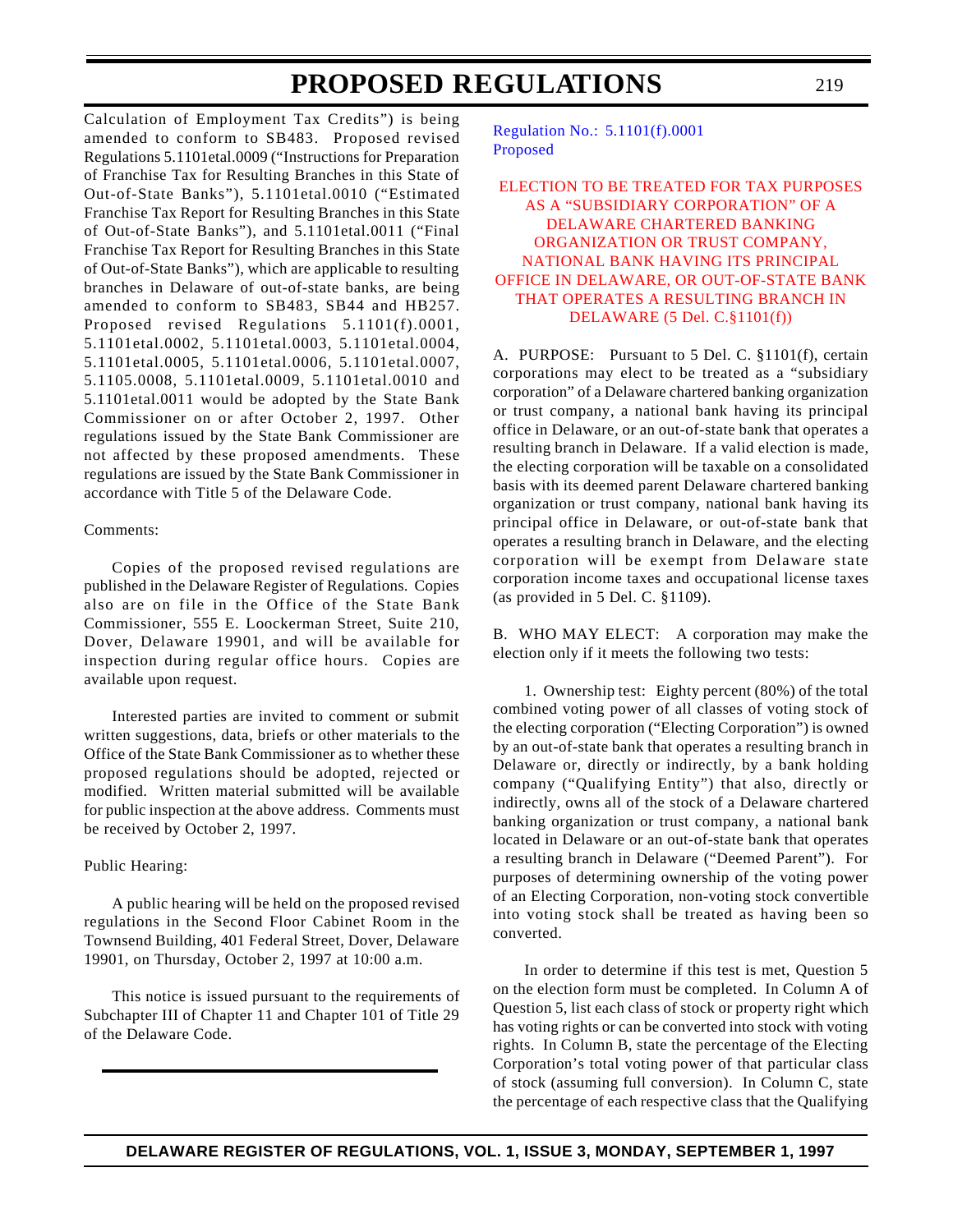Calculation of Employment Tax Credits") is being amended to conform to SB483. Proposed revised Regulations 5.1101etal.0009 ("Instructions for Preparation of Franchise Tax for Resulting Branches in this State of Out-of-State Banks"), 5.1101etal.0010 ("Estimated Franchise Tax Report for Resulting Branches in this State of Out-of-State Banks"), and 5.1101etal.0011 ("Final Franchise Tax Report for Resulting Branches in this State of Out-of-State Banks"), which are applicable to resulting branches in Delaware of out-of-state banks, are being amended to conform to SB483, SB44 and HB257. Proposed revised Regulations 5.1101(f).0001, 5.1101etal.0002, 5.1101etal.0003, 5.1101etal.0004, 5.1101etal.0005, 5.1101etal.0006, 5.1101etal.0007, 5.1105.0008, 5.1101etal.0009, 5.1101etal.0010 and 5.1101etal.0011 would be adopted by the State Bank Commissioner on or after October 2, 1997. Other regulations issued by the State Bank Commissioner are not affected by these proposed amendments. These regulations are issued by the State Bank Commissioner in accordance with Title 5 of the Delaware Code.

Comments:

Copies of the proposed revised regulations are published in the Delaware Register of Regulations. Copies also are on file in the Office of the State Bank Commissioner, 555 E. Loockerman Street, Suite 210, Dover, Delaware 19901, and will be available for inspection during regular office hours. Copies are available upon request.

Interested parties are invited to comment or submit written suggestions, data, briefs or other materials to the Office of the State Bank Commissioner as to whether these proposed regulations should be adopted, rejected or modified. Written material submitted will be available for public inspection at the above address. Comments must be received by October 2, 1997.

Public Hearing:

A public hearing will be held on the proposed revised regulations in the Second Floor Cabinet Room in the Townsend Building, 401 Federal Street, Dover, Delaware 19901, on Thursday, October 2, 1997 at 10:00 a.m.

This notice is issued pursuant to the requirements of Subchapter III of Chapter 11 and Chapter 101 of Title 29 of the Delaware Code.

---

Regulation No.: 5.1101(f).0001
Proposed

## ELECTION TO BE TREATED FOR TAX PURPOSES AS A "SUBSIDIARY CORPORATION" OF A DELAWARE CHARTERED BANKING ORGANIZATION OR TRUST COMPANY, NATIONAL BANK HAVING ITS PRINCIPAL OFFICE IN DELAWARE, OR OUT-OF-STATE BANK THAT OPERATES A RESULTING BRANCH IN DELAWARE (5 Del. C.§1101(f))

A. PURPOSE: Pursuant to 5 Del. C. §1101(f), certain corporations may elect to be treated as a "subsidiary corporation" of a Delaware chartered banking organization or trust company, a national bank having its principal office in Delaware, or an out-of-state bank that operates a resulting branch in Delaware. If a valid election is made, the electing corporation will be taxable on a consolidated basis with its deemed parent Delaware chartered banking organization or trust company, national bank having its principal office in Delaware, or out-of-state bank that operates a resulting branch in Delaware, and the electing corporation will be exempt from Delaware state corporation income taxes and occupational license taxes (as provided in 5 Del. C. §1109).

B. WHO MAY ELECT: A corporation may make the election only if it meets the following two tests:

1. Ownership test: Eighty percent (80%) of the total combined voting power of all classes of voting stock of the electing corporation ("Electing Corporation") is owned by an out-of-state bank that operates a resulting branch in Delaware or, directly or indirectly, by a bank holding company ("Qualifying Entity") that also, directly or indirectly, owns all of the stock of a Delaware chartered banking organization or trust company, a national bank located in Delaware or an out-of-state bank that operates a resulting branch in Delaware ("Deemed Parent"). For purposes of determining ownership of the voting power of an Electing Corporation, non-voting stock convertible into voting stock shall be treated as having been so converted.

In order to determine if this test is met, Question 5 on the election form must be completed. In Column A of Question 5, list each class of stock or property right which has voting rights or can be converted into stock with voting rights. In Column B, state the percentage of the Electing Corporation's total voting power of that particular class of stock (assuming full conversion). In Column C, state the percentage of each respective class that the Qualifying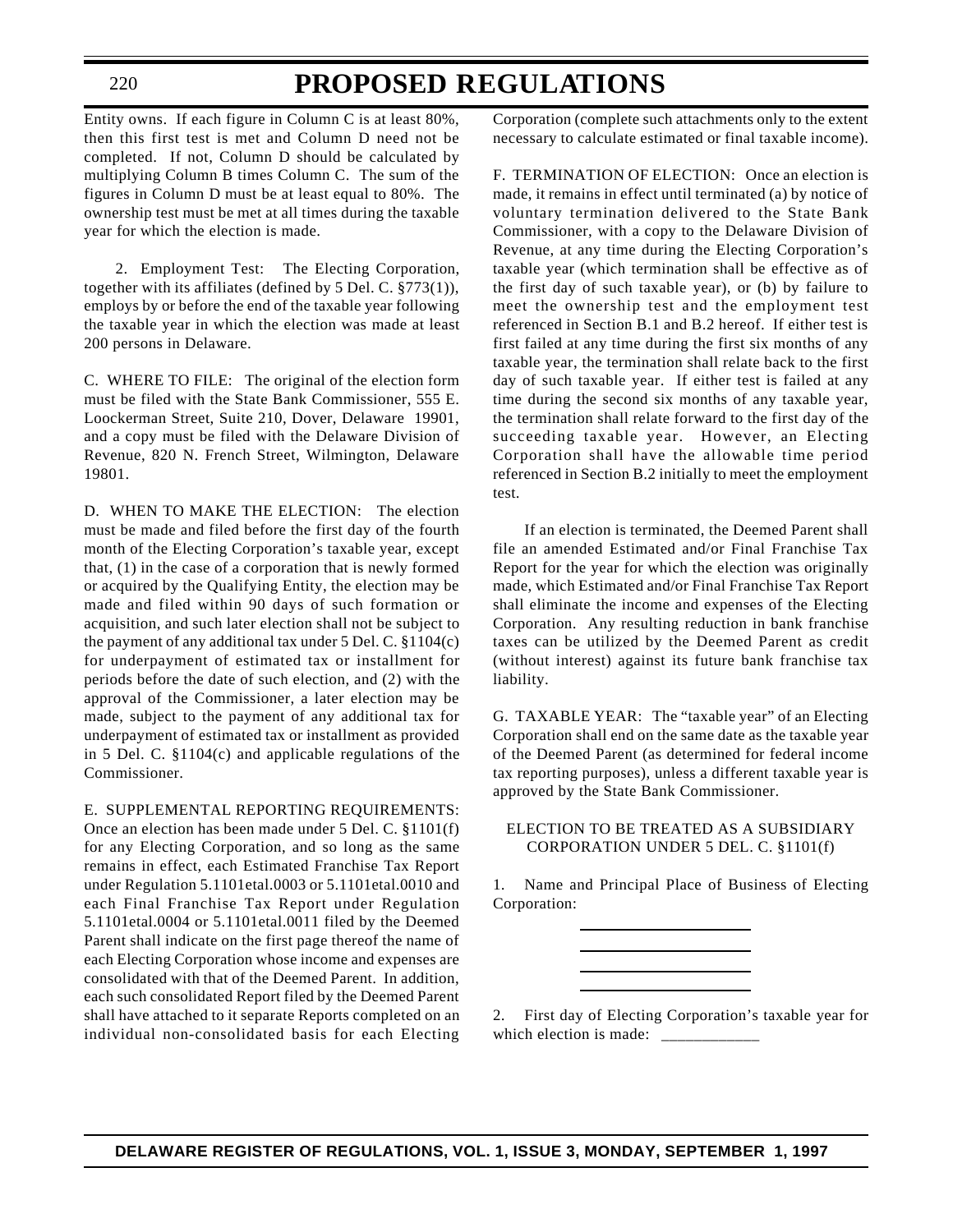Entity owns. If each figure in Column C is at least 80%, then this first test is met and Column D need not be completed. If not, Column D should be calculated by multiplying Column B times Column C. The sum of the figures in Column D must be at least equal to 80%. The ownership test must be met at all times during the taxable year for which the election is made.

2. Employment Test: The Electing Corporation, together with its affiliates (defined by 5 Del. C. §773(1)), employs by or before the end of the taxable year following the taxable year in which the election was made at least 200 persons in Delaware.

C. WHERE TO FILE: The original of the election form must be filed with the State Bank Commissioner, 555 E. Loockerman Street, Suite 210, Dover, Delaware 19901, and a copy must be filed with the Delaware Division of Revenue, 820 N. French Street, Wilmington, Delaware 19801.

D. WHEN TO MAKE THE ELECTION: The election must be made and filed before the first day of the fourth month of the Electing Corporation's taxable year, except that, (1) in the case of a corporation that is newly formed or acquired by the Qualifying Entity, the election may be made and filed within 90 days of such formation or acquisition, and such later election shall not be subject to the payment of any additional tax under 5 Del. C. §1104(c) for underpayment of estimated tax or installment for periods before the date of such election, and (2) with the approval of the Commissioner, a later election may be made, subject to the payment of any additional tax for underpayment of estimated tax or installment as provided in 5 Del. C. §1104(c) and applicable regulations of the Commissioner.

E. SUPPLEMENTAL REPORTING REQUIREMENTS: Once an election has been made under 5 Del. C. §1101(f) for any Electing Corporation, and so long as the same remains in effect, each Estimated Franchise Tax Report under Regulation 5.1101etal.0003 or 5.1101etal.0010 and each Final Franchise Tax Report under Regulation 5.1101etal.0004 or 5.1101etal.0011 filed by the Deemed Parent shall indicate on the first page thereof the name of each Electing Corporation whose income and expenses are consolidated with that of the Deemed Parent. In addition, each such consolidated Report filed by the Deemed Parent shall have attached to it separate Reports completed on an individual non-consolidated basis for each Electing Corporation (complete such attachments only to the extent necessary to calculate estimated or final taxable income).

F. TERMINATION OF ELECTION: Once an election is made, it remains in effect until terminated (a) by notice of voluntary termination delivered to the State Bank Commissioner, with a copy to the Delaware Division of Revenue, at any time during the Electing Corporation's taxable year (which termination shall be effective as of the first day of such taxable year), or (b) by failure to meet the ownership test and the employment test referenced in Section B.1 and B.2 hereof. If either test is first failed at any time during the first six months of any taxable year, the termination shall relate back to the first day of such taxable year. If either test is failed at any time during the second six months of any taxable year, the termination shall relate forward to the first day of the succeeding taxable year. However, an Electing Corporation shall have the allowable time period referenced in Section B.2 initially to meet the employment test.

If an election is terminated, the Deemed Parent shall file an amended Estimated and/or Final Franchise Tax Report for the year for which the election was originally made, which Estimated and/or Final Franchise Tax Report shall eliminate the income and expenses of the Electing Corporation. Any resulting reduction in bank franchise taxes can be utilized by the Deemed Parent as credit (without interest) against its future bank franchise tax liability.

G. TAXABLE YEAR: The "taxable year" of an Electing Corporation shall end on the same date as the taxable year of the Deemed Parent (as determined for federal income tax reporting purposes), unless a different taxable year is approved by the State Bank Commissioner.

ELECTION TO BE TREATED AS A SUBSIDIARY CORPORATION UNDER 5 DEL. C. §1101(f)

1. Name and Principal Place of Business of Electing Corporation:

\_\_\_\_\_\_\_\_\_\_\_\_\_\_\_\_\_\_\_\_

\_\_\_\_\_\_\_\_\_\_\_\_\_\_\_\_\_\_\_\_

\_\_\_\_\_\_\_\_\_\_\_\_\_\_\_\_\_\_\_\_

\_\_\_\_\_\_\_\_\_\_\_\_\_\_\_\_\_\_\_\_

2. First day of Electing Corporation's taxable year for which election is made: \_\_\_\_\_\_\_\_\_\_\_\_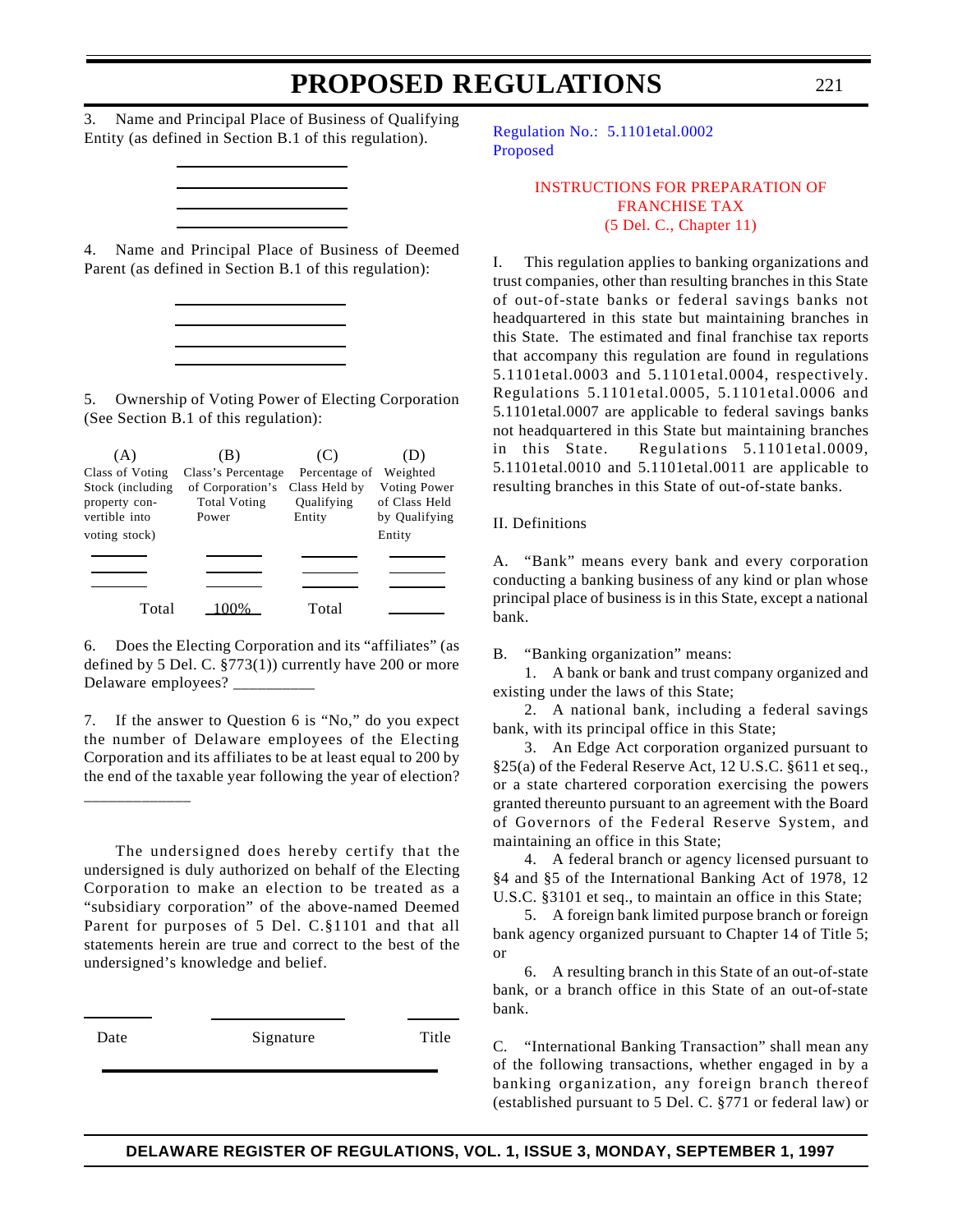3. Name and Principal Place of Business of Qualifying Entity (as defined in Section B.1 of this regulation).

\_\_\_\_\_\_\_\_\_\_\_\_\_\_\_\_\_\_\_\_
\_\_\_\_\_\_\_\_\_\_\_\_\_\_\_\_\_\_\_\_
\_\_\_\_\_\_\_\_\_\_\_\_\_\_\_\_\_\_\_\_
\_\_\_\_\_\_\_\_\_\_\_\_\_\_\_\_\_\_\_\_

4. Name and Principal Place of Business of Deemed Parent (as defined in Section B.1 of this regulation):

\_\_\_\_\_\_\_\_\_\_\_\_\_\_\_\_\_\_\_\_
\_\_\_\_\_\_\_\_\_\_\_\_\_\_\_\_\_\_\_\_
\_\_\_\_\_\_\_\_\_\_\_\_\_\_\_\_\_\_\_\_
\_\_\_\_\_\_\_\_\_\_\_\_\_\_\_\_\_\_\_\_

5. Ownership of Voting Power of Electing Corporation (See Section B.1 of this regulation):

| (A) Class of Voting Stock (including property convertible into voting stock) | (B) Class's Percentage of Corporation's Total Voting Power | (C) Percentage of Class Held by Qualifying Entity | (D) Weighted Voting Power of Class Held by Qualifying Entity |
|---|---|---|---|
| \_\_\_\_\_\_ | \_\_\_\_\_\_ | \_\_\_\_\_\_ | \_\_\_\_\_\_ |
| \_\_\_\_\_\_ | \_\_\_\_\_\_ | \_\_\_\_\_\_ | \_\_\_\_\_\_ |
| \_\_\_\_\_\_ | \_\_\_\_\_\_ | \_\_\_\_\_\_ | \_\_\_\_\_\_ |
| Total | 100% | Total | \_\_\_\_\_\_ |

6. Does the Electing Corporation and its "affiliates" (as defined by 5 Del. C. §773(1)) currently have 200 or more Delaware employees? \_\_\_\_\_\_\_\_\_\_

7. If the answer to Question 6 is "No," do you expect the number of Delaware employees of the Electing Corporation and its affiliates to be at least equal to 200 by the end of the taxable year following the year of election?

\_\_\_\_\_\_\_\_\_\_\_\_\_

The undersigned does hereby certify that the undersigned is duly authorized on behalf of the Electing Corporation to make an election to be treated as a "subsidiary corporation" of the above-named Deemed Parent for purposes of 5 Del. C.§1101 and that all statements herein are true and correct to the best of the undersigned's knowledge and belief.

| \_\_\_\_\_\_\_\_ | \_\_\_\_\_\_\_\_\_\_\_\_\_\_\_\_ | \_\_\_\_\_\_\_\_ |
|---|---|---|
| Date | Signature | Title |

Regulation No.: 5.1101etal.0002
Proposed

## INSTRUCTIONS FOR PREPARATION OF FRANCHISE TAX
## (5 Del. C., Chapter 11)

I. This regulation applies to banking organizations and trust companies, other than resulting branches in this State of out-of-state banks or federal savings banks not headquartered in this state but maintaining branches in this State. The estimated and final franchise tax reports that accompany this regulation are found in regulations 5.1101etal.0003 and 5.1101etal.0004, respectively. Regulations 5.1101etal.0005, 5.1101etal.0006 and 5.1101etal.0007 are applicable to federal savings banks not headquartered in this State but maintaining branches in this State. Regulations 5.1101etal.0009, 5.1101etal.0010 and 5.1101etal.0011 are applicable to resulting branches in this State of out-of-state banks.

II. Definitions

A. "Bank" means every bank and every corporation conducting a banking business of any kind or plan whose principal place of business is in this State, except a national bank.

B. "Banking organization" means:

1. A bank or bank and trust company organized and existing under the laws of this State;

2. A national bank, including a federal savings bank, with its principal office in this State;

3. An Edge Act corporation organized pursuant to §25(a) of the Federal Reserve Act, 12 U.S.C. §611 et seq., or a state chartered corporation exercising the powers granted thereunto pursuant to an agreement with the Board of Governors of the Federal Reserve System, and maintaining an office in this State;

4. A federal branch or agency licensed pursuant to §4 and §5 of the International Banking Act of 1978, 12 U.S.C. §3101 et seq., to maintain an office in this State;

5. A foreign bank limited purpose branch or foreign bank agency organized pursuant to Chapter 14 of Title 5; or

6. A resulting branch in this State of an out-of-state bank, or a branch office in this State of an out-of-state bank.

C. "International Banking Transaction" shall mean any of the following transactions, whether engaged in by a banking organization, any foreign branch thereof (established pursuant to 5 Del. C. §771 or federal law) or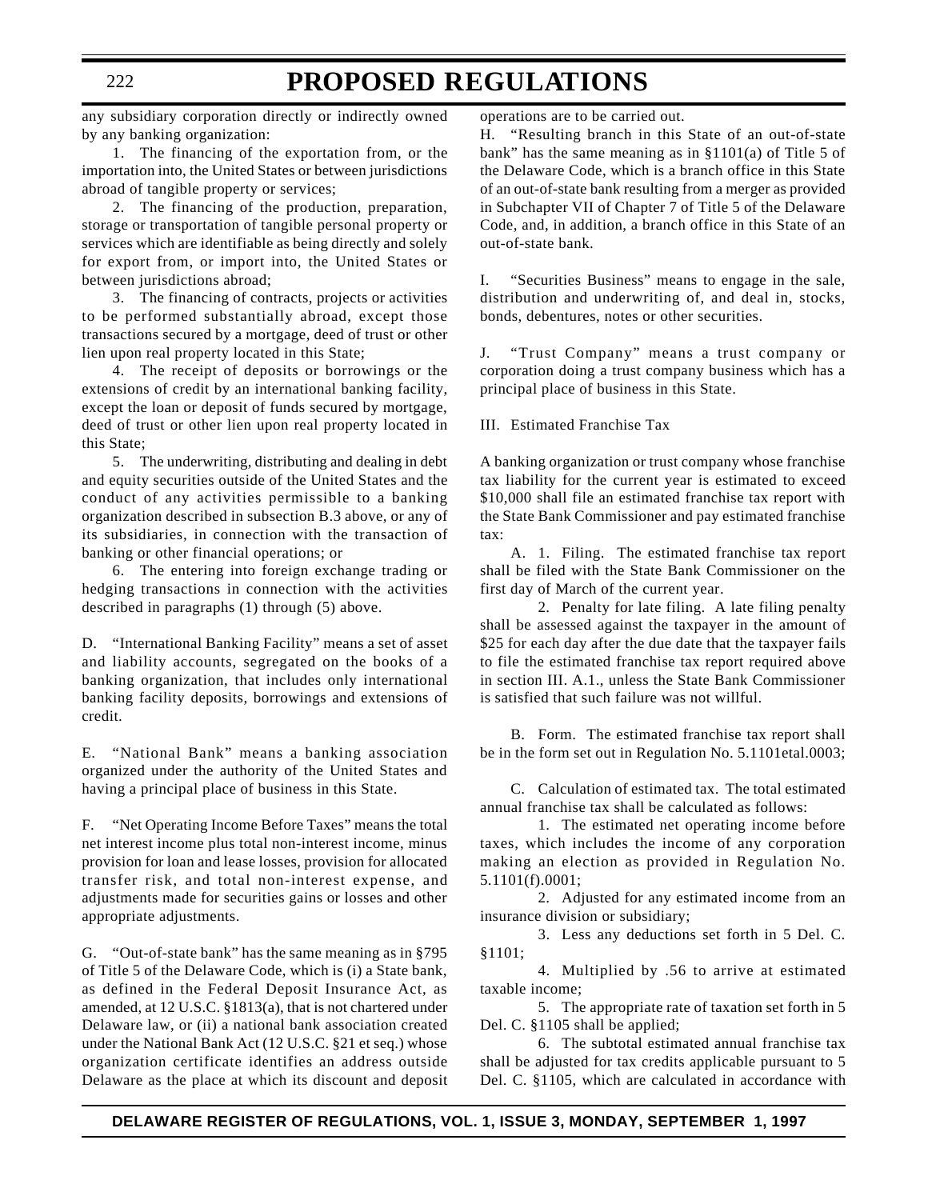any subsidiary corporation directly or indirectly owned by any banking organization:

1. The financing of the exportation from, or the importation into, the United States or between jurisdictions abroad of tangible property or services;

2. The financing of the production, preparation, storage or transportation of tangible personal property or services which are identifiable as being directly and solely for export from, or import into, the United States or between jurisdictions abroad;

3. The financing of contracts, projects or activities to be performed substantially abroad, except those transactions secured by a mortgage, deed of trust or other lien upon real property located in this State;

4. The receipt of deposits or borrowings or the extensions of credit by an international banking facility, except the loan or deposit of funds secured by mortgage, deed of trust or other lien upon real property located in this State;

5. The underwriting, distributing and dealing in debt and equity securities outside of the United States and the conduct of any activities permissible to a banking organization described in subsection B.3 above, or any of its subsidiaries, in connection with the transaction of banking or other financial operations; or

6. The entering into foreign exchange trading or hedging transactions in connection with the activities described in paragraphs (1) through (5) above.

D. "International Banking Facility" means a set of asset and liability accounts, segregated on the books of a banking organization, that includes only international banking facility deposits, borrowings and extensions of credit.

E. "National Bank" means a banking association organized under the authority of the United States and having a principal place of business in this State.

F. "Net Operating Income Before Taxes" means the total net interest income plus total non-interest income, minus provision for loan and lease losses, provision for allocated transfer risk, and total non-interest expense, and adjustments made for securities gains or losses and other appropriate adjustments.

G. "Out-of-state bank" has the same meaning as in §795 of Title 5 of the Delaware Code, which is (i) a State bank, as defined in the Federal Deposit Insurance Act, as amended, at 12 U.S.C. §1813(a), that is not chartered under Delaware law, or (ii) a national bank association created under the National Bank Act (12 U.S.C. §21 et seq.) whose organization certificate identifies an address outside Delaware as the place at which its discount and deposit operations are to be carried out.

H. "Resulting branch in this State of an out-of-state bank" has the same meaning as in §1101(a) of Title 5 of the Delaware Code, which is a branch office in this State of an out-of-state bank resulting from a merger as provided in Subchapter VII of Chapter 7 of Title 5 of the Delaware Code, and, in addition, a branch office in this State of an out-of-state bank.

I. "Securities Business" means to engage in the sale, distribution and underwriting of, and deal in, stocks, bonds, debentures, notes or other securities.

J. "Trust Company" means a trust company or corporation doing a trust company business which has a principal place of business in this State.

III. Estimated Franchise Tax

A banking organization or trust company whose franchise tax liability for the current year is estimated to exceed $10,000 shall file an estimated franchise tax report with the State Bank Commissioner and pay estimated franchise tax:

A. 1. Filing. The estimated franchise tax report shall be filed with the State Bank Commissioner on the first day of March of the current year.

2. Penalty for late filing. A late filing penalty shall be assessed against the taxpayer in the amount of $25 for each day after the due date that the taxpayer fails to file the estimated franchise tax report required above in section III. A.1., unless the State Bank Commissioner is satisfied that such failure was not willful.

B. Form. The estimated franchise tax report shall be in the form set out in Regulation No. 5.1101etal.0003;

C. Calculation of estimated tax. The total estimated annual franchise tax shall be calculated as follows:

1. The estimated net operating income before taxes, which includes the income of any corporation making an election as provided in Regulation No. 5.1101(f).0001;

2. Adjusted for any estimated income from an insurance division or subsidiary;

3. Less any deductions set forth in 5 Del. C. §1101;

4. Multiplied by .56 to arrive at estimated taxable income;

5. The appropriate rate of taxation set forth in 5 Del. C. §1105 shall be applied;

6. The subtotal estimated annual franchise tax shall be adjusted for tax credits applicable pursuant to 5 Del. C. §1105, which are calculated in accordance with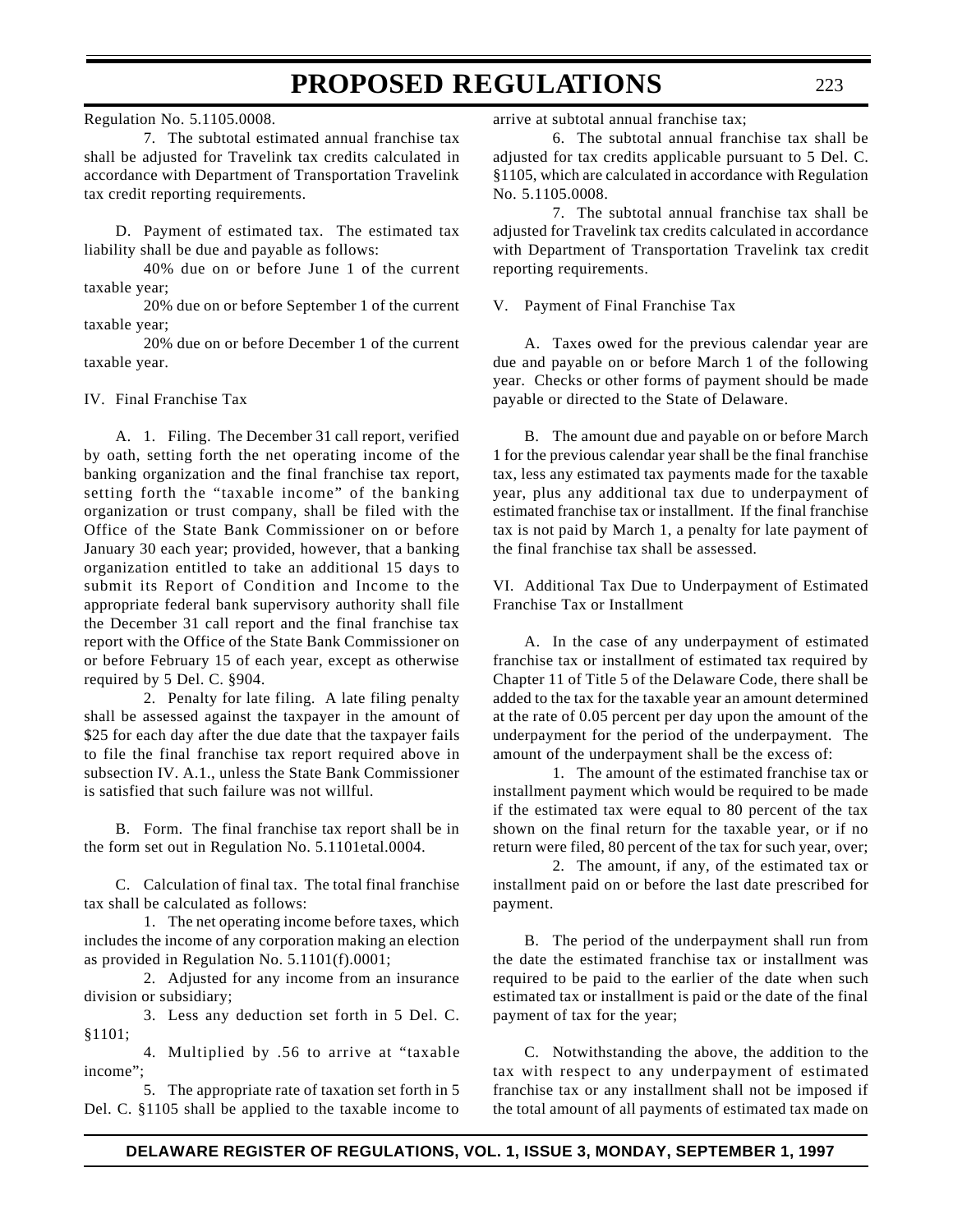Regulation No. 5.1105.0008.

7. The subtotal estimated annual franchise tax shall be adjusted for Travelink tax credits calculated in accordance with Department of Transportation Travelink tax credit reporting requirements.

D. Payment of estimated tax. The estimated tax liability shall be due and payable as follows:

40% due on or before June 1 of the current taxable year;

20% due on or before September 1 of the current taxable year;

20% due on or before December 1 of the current taxable year.

IV. Final Franchise Tax

A. 1. Filing. The December 31 call report, verified by oath, setting forth the net operating income of the banking organization and the final franchise tax report, setting forth the "taxable income" of the banking organization or trust company, shall be filed with the Office of the State Bank Commissioner on or before January 30 each year; provided, however, that a banking organization entitled to take an additional 15 days to submit its Report of Condition and Income to the appropriate federal bank supervisory authority shall file the December 31 call report and the final franchise tax report with the Office of the State Bank Commissioner on or before February 15 of each year, except as otherwise required by 5 Del. C. §904.

2. Penalty for late filing. A late filing penalty shall be assessed against the taxpayer in the amount of $25 for each day after the due date that the taxpayer fails to file the final franchise tax report required above in subsection IV. A.1., unless the State Bank Commissioner is satisfied that such failure was not willful.

B. Form. The final franchise tax report shall be in the form set out in Regulation No. 5.1101etal.0004.

C. Calculation of final tax. The total final franchise tax shall be calculated as follows:

1. The net operating income before taxes, which includes the income of any corporation making an election as provided in Regulation No. 5.1101(f).0001;

2. Adjusted for any income from an insurance division or subsidiary;

3. Less any deduction set forth in 5 Del. C. §1101;

4. Multiplied by .56 to arrive at "taxable income";

5. The appropriate rate of taxation set forth in 5 Del. C. §1105 shall be applied to the taxable income to arrive at subtotal annual franchise tax;

6. The subtotal annual franchise tax shall be adjusted for tax credits applicable pursuant to 5 Del. C. §1105, which are calculated in accordance with Regulation No. 5.1105.0008.

7. The subtotal annual franchise tax shall be adjusted for Travelink tax credits calculated in accordance with Department of Transportation Travelink tax credit reporting requirements.

V. Payment of Final Franchise Tax

A. Taxes owed for the previous calendar year are due and payable on or before March 1 of the following year. Checks or other forms of payment should be made payable or directed to the State of Delaware.

B. The amount due and payable on or before March 1 for the previous calendar year shall be the final franchise tax, less any estimated tax payments made for the taxable year, plus any additional tax due to underpayment of estimated franchise tax or installment. If the final franchise tax is not paid by March 1, a penalty for late payment of the final franchise tax shall be assessed.

VI. Additional Tax Due to Underpayment of Estimated Franchise Tax or Installment

A. In the case of any underpayment of estimated franchise tax or installment of estimated tax required by Chapter 11 of Title 5 of the Delaware Code, there shall be added to the tax for the taxable year an amount determined at the rate of 0.05 percent per day upon the amount of the underpayment for the period of the underpayment. The amount of the underpayment shall be the excess of:

1. The amount of the estimated franchise tax or installment payment which would be required to be made if the estimated tax were equal to 80 percent of the tax shown on the final return for the taxable year, or if no return were filed, 80 percent of the tax for such year, over;

2. The amount, if any, of the estimated tax or installment paid on or before the last date prescribed for payment.

B. The period of the underpayment shall run from the date the estimated franchise tax or installment was required to be paid to the earlier of the date when such estimated tax or installment is paid or the date of the final payment of tax for the year;

C. Notwithstanding the above, the addition to the tax with respect to any underpayment of estimated franchise tax or any installment shall not be imposed if the total amount of all payments of estimated tax made on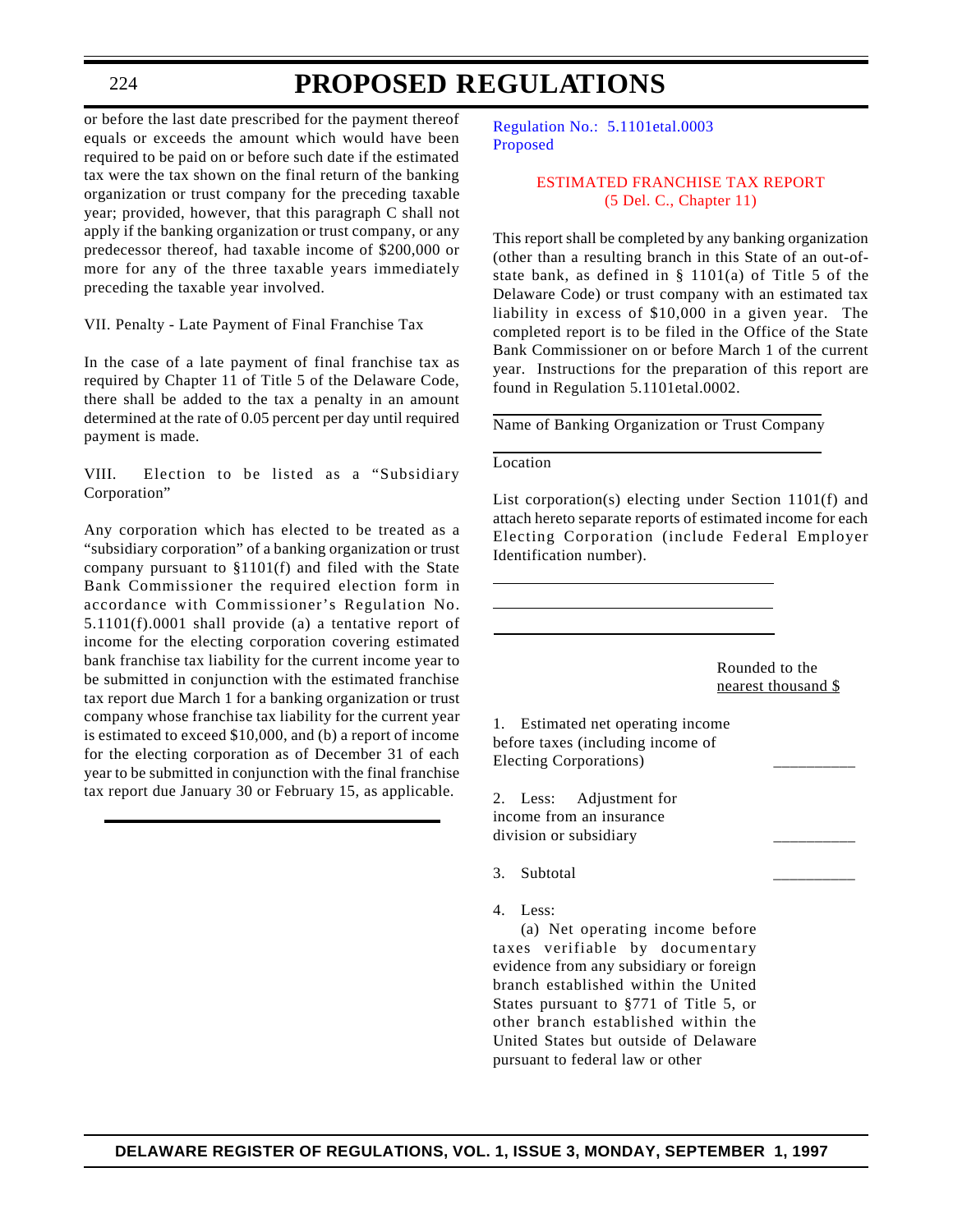or before the last date prescribed for the payment thereof equals or exceeds the amount which would have been required to be paid on or before such date if the estimated tax were the tax shown on the final return of the banking organization or trust company for the preceding taxable year; provided, however, that this paragraph C shall not apply if the banking organization or trust company, or any predecessor thereof, had taxable income of $200,000 or more for any of the three taxable years immediately preceding the taxable year involved.

VII. Penalty - Late Payment of Final Franchise Tax

In the case of a late payment of final franchise tax as required by Chapter 11 of Title 5 of the Delaware Code, there shall be added to the tax a penalty in an amount determined at the rate of 0.05 percent per day until required payment is made.

VIII. Election to be listed as a "Subsidiary Corporation"

Any corporation which has elected to be treated as a "subsidiary corporation" of a banking organization or trust company pursuant to §1101(f) and filed with the State Bank Commissioner the required election form in accordance with Commissioner's Regulation No. 5.1101(f).0001 shall provide (a) a tentative report of income for the electing corporation covering estimated bank franchise tax liability for the current income year to be submitted in conjunction with the estimated franchise tax report due March 1 for a banking organization or trust company whose franchise tax liability for the current year is estimated to exceed $10,000, and (b) a report of income for the electing corporation as of December 31 of each year to be submitted in conjunction with the final franchise tax report due January 30 or February 15, as applicable.

---

Regulation No.: 5.1101etal.0003
Proposed

## ESTIMATED FRANCHISE TAX REPORT
(5 Del. C., Chapter 11)

This report shall be completed by any banking organization (other than a resulting branch in this State of an out-of-state bank, as defined in § 1101(a) of Title 5 of the Delaware Code) or trust company with an estimated tax liability in excess of $10,000 in a given year. The completed report is to be filed in the Office of the State Bank Commissioner on or before March 1 of the current year. Instructions for the preparation of this report are found in Regulation 5.1101etal.0002.

______________________________
Name of Banking Organization or Trust Company

______________________________
Location

List corporation(s) electing under Section 1101(f) and attach hereto separate reports of estimated income for each Electing Corporation (include Federal Employer Identification number).

______________________________

______________________________

______________________________

| | Rounded to the nearest thousand $ |
|---|---|
| 1. Estimated net operating income before taxes (including income of Electing Corporations) | __________ |
| 2. Less: Adjustment for income from an insurance division or subsidiary | __________ |
| 3. Subtotal | __________ |

4. Less:

(a) Net operating income before taxes verifiable by documentary evidence from any subsidiary or foreign branch established within the United States pursuant to §771 of Title 5, or other branch established within the United States but outside of Delaware pursuant to federal law or other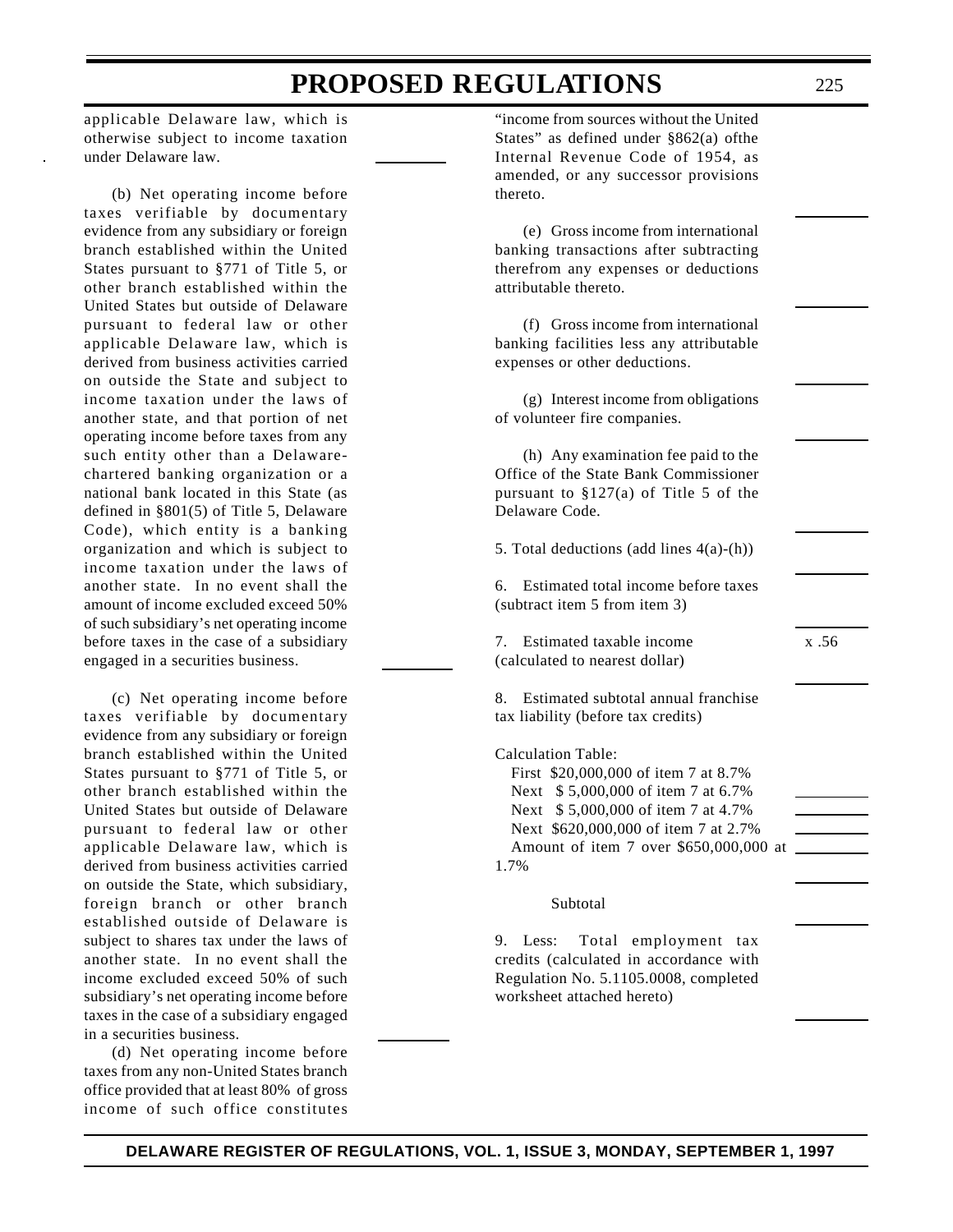applicable Delaware law, which is otherwise subject to income taxation under Delaware law. \_\_\_\_\_\_\_\_

(b) Net operating income before taxes verifiable by documentary evidence from any subsidiary or foreign branch established within the United States pursuant to §771 of Title 5, or other branch established within the United States but outside of Delaware pursuant to federal law or other applicable Delaware law, which is derived from business activities carried on outside the State and subject to income taxation under the laws of another state, and that portion of net operating income before taxes from any such entity other than a Delaware-chartered banking organization or a national bank located in this State (as defined in §801(5) of Title 5, Delaware Code), which entity is a banking organization and which is subject to income taxation under the laws of another state. In no event shall the amount of income excluded exceed 50% of such subsidiary's net operating income before taxes in the case of a subsidiary engaged in a securities business. \_\_\_\_\_\_\_\_

(c) Net operating income before taxes verifiable by documentary evidence from any subsidiary or foreign branch established within the United States pursuant to §771 of Title 5, or other branch established within the United States but outside of Delaware pursuant to federal law or other applicable Delaware law, which is derived from business activities carried on outside the State, which subsidiary, foreign branch or other branch established outside of Delaware is subject to shares tax under the laws of another state. In no event shall the income excluded exceed 50% of such subsidiary's net operating income before taxes in the case of a subsidiary engaged in a securities business. \_\_\_\_\_\_\_\_

(d) Net operating income before taxes from any non-United States branch office provided that at least 80% of gross income of such office constitutes "income from sources without the United States" as defined under §862(a) ofthe Internal Revenue Code of 1954, as amended, or any successor provisions thereto. \_\_\_\_\_\_\_\_

(e) Gross income from international banking transactions after subtracting therefrom any expenses or deductions attributable thereto. \_\_\_\_\_\_\_\_

(f) Gross income from international banking facilities less any attributable expenses or other deductions. \_\_\_\_\_\_\_\_

(g) Interest income from obligations of volunteer fire companies. \_\_\_\_\_\_\_\_

(h) Any examination fee paid to the Office of the State Bank Commissioner pursuant to §127(a) of Title 5 of the Delaware Code. \_\_\_\_\_\_\_\_

5. Total deductions (add lines 4(a)-(h)) \_\_\_\_\_\_\_\_

6. Estimated total income before taxes (subtract item 5 from item 3) \_\_\_\_\_\_\_\_

7. Estimated taxable income (calculated to nearest dollar) x .56 \_\_\_\_\_\_\_\_

8. Estimated subtotal annual franchise tax liability (before tax credits)

Calculation Table:

First $20,000,000 of item 7 at 8.7% \_\_\_\_\_\_\_\_
Next $ 5,000,000 of item 7 at 6.7% \_\_\_\_\_\_\_\_
Next $ 5,000,000 of item 7 at 4.7% \_\_\_\_\_\_\_\_
Next $620,000,000 of item 7 at 2.7% \_\_\_\_\_\_\_\_
Amount of item 7 over $650,000,000 at 1.7% \_\_\_\_\_\_\_\_

Subtotal \_\_\_\_\_\_\_\_

9. Less: Total employment tax credits (calculated in accordance with Regulation No. 5.1105.0008, completed worksheet attached hereto) \_\_\_\_\_\_\_\_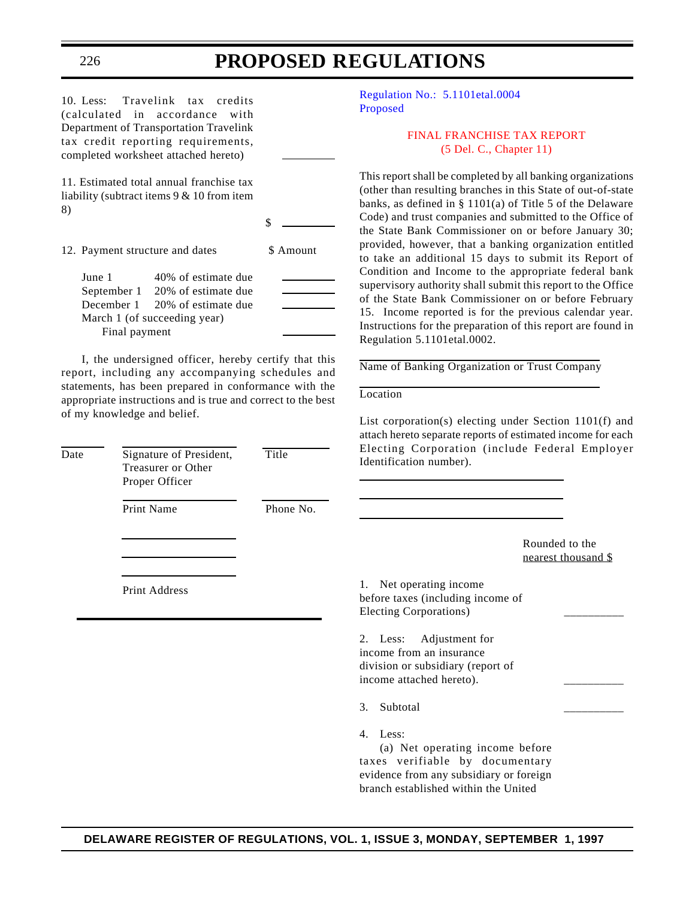10. Less: Travelink tax credits (calculated in accordance with Department of Transportation Travelink tax credit reporting requirements, completed worksheet attached hereto) __________

11. Estimated total annual franchise tax liability (subtract items 9 & 10 from item 8) $ __________

12. Payment structure and dates

| | | $ Amount |
|---|---|---|
| June 1 | 40% of estimate due | __________ |
| September 1 | 20% of estimate due | __________ |
| December 1 | 20% of estimate due | __________ |
| March 1 (of succeeding year) Final payment | | __________ |

I, the undersigned officer, hereby certify that this report, including any accompanying schedules and statements, has been prepared in conformance with the appropriate instructions and is true and correct to the best of my knowledge and belief.

| Date | Signature of President, Treasurer or Other Proper Officer | Title |
|---|---|---|
| | Print Name | Phone No. |
| | Print Address | |

Regulation No.: 5.1101etal.0004
Proposed

## FINAL FRANCHISE TAX REPORT
(5 Del. C., Chapter 11)

This report shall be completed by all banking organizations (other than resulting branches in this State of out-of-state banks, as defined in § 1101(a) of Title 5 of the Delaware Code) and trust companies and submitted to the Office of the State Bank Commissioner on or before January 30; provided, however, that a banking organization entitled to take an additional 15 days to submit its Report of Condition and Income to the appropriate federal bank supervisory authority shall submit this report to the Office of the State Bank Commissioner on or before February 15. Income reported is for the previous calendar year. Instructions for the preparation of this report are found in Regulation 5.1101etal.0002.

______________________________
Name of Banking Organization or Trust Company

______________________________
Location

List corporation(s) electing under Section 1101(f) and attach hereto separate reports of estimated income for each Electing Corporation (include Federal Employer Identification number).

______________________________

______________________________

______________________________

Rounded to the nearest thousand $

1. Net operating income before taxes (including income of Electing Corporations) __________

2. Less: Adjustment for income from an insurance division or subsidiary (report of income attached hereto). __________

3. Subtotal __________

4. Less:
(a) Net operating income before taxes verifiable by documentary evidence from any subsidiary or foreign branch established within the United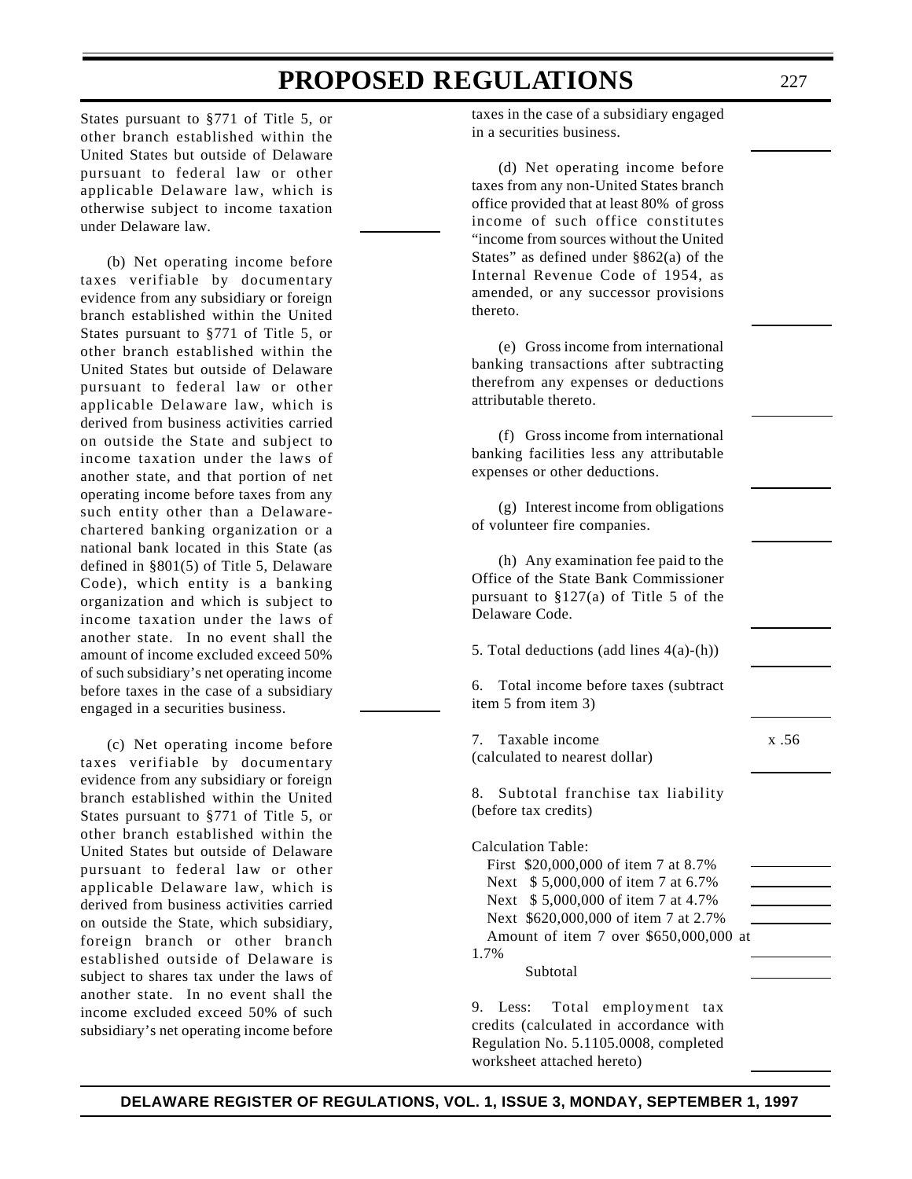States pursuant to §771 of Title 5, or other branch established within the United States but outside of Delaware pursuant to federal law or other applicable Delaware law, which is otherwise subject to income taxation under Delaware law. \_\_\_\_\_\_\_\_

(b) Net operating income before taxes verifiable by documentary evidence from any subsidiary or foreign branch established within the United States pursuant to §771 of Title 5, or other branch established within the United States but outside of Delaware pursuant to federal law or other applicable Delaware law, which is derived from business activities carried on outside the State and subject to income taxation under the laws of another state, and that portion of net operating income before taxes from any such entity other than a Delaware-chartered banking organization or a national bank located in this State (as defined in §801(5) of Title 5, Delaware Code), which entity is a banking organization and which is subject to income taxation under the laws of another state. In no event shall the amount of income excluded exceed 50% of such subsidiary's net operating income before taxes in the case of a subsidiary engaged in a securities business. \_\_\_\_\_\_\_\_

(c) Net operating income before taxes verifiable by documentary evidence from any subsidiary or foreign branch established within the United States pursuant to §771 of Title 5, or other branch established within the United States but outside of Delaware pursuant to federal law or other applicable Delaware law, which is derived from business activities carried on outside the State, which subsidiary, foreign branch or other branch established outside of Delaware is subject to shares tax under the laws of another state. In no event shall the income excluded exceed 50% of such subsidiary's net operating income before taxes in the case of a subsidiary engaged in a securities business. \_\_\_\_\_\_\_\_

(d) Net operating income before taxes from any non-United States branch office provided that at least 80% of gross income of such office constitutes "income from sources without the United States" as defined under §862(a) of the Internal Revenue Code of 1954, as amended, or any successor provisions thereto. \_\_\_\_\_\_\_\_

(e) Gross income from international banking transactions after subtracting therefrom any expenses or deductions attributable thereto. \_\_\_\_\_\_\_\_

(f) Gross income from international banking facilities less any attributable expenses or other deductions. \_\_\_\_\_\_\_\_

(g) Interest income from obligations of volunteer fire companies. \_\_\_\_\_\_\_\_

(h) Any examination fee paid to the Office of the State Bank Commissioner pursuant to §127(a) of Title 5 of the Delaware Code. \_\_\_\_\_\_\_\_

5. Total deductions (add lines 4(a)-(h)) \_\_\_\_\_\_\_\_

6. Total income before taxes (subtract item 5 from item 3) \_\_\_\_\_\_\_\_

7. Taxable income (calculated to nearest dollar) x .56 \_\_\_\_\_\_\_\_

8. Subtotal franchise tax liability (before tax credits)

Calculation Table:

| | |
|---|---|
| First $20,000,000 of item 7 at 8.7% | \_\_\_\_\_\_\_\_ |
| Next $ 5,000,000 of item 7 at 6.7% | \_\_\_\_\_\_\_\_ |
| Next $ 5,000,000 of item 7 at 4.7% | \_\_\_\_\_\_\_\_ |
| Next $620,000,000 of item 7 at 2.7% | \_\_\_\_\_\_\_\_ |
| Amount of item 7 over $650,000,000 at 1.7% | \_\_\_\_\_\_\_\_ |
| Subtotal | \_\_\_\_\_\_\_\_ |

9. Less: Total employment tax credits (calculated in accordance with Regulation No. 5.1105.0008, completed worksheet attached hereto) \_\_\_\_\_\_\_\_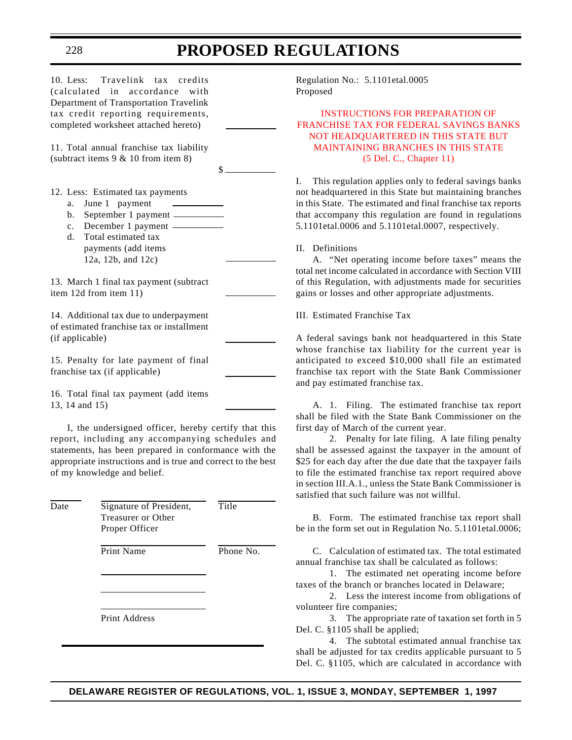10. Less: Travelink tax credits (calculated in accordance with Department of Transportation Travelink tax credit reporting requirements, completed worksheet attached hereto) __________

11. Total annual franchise tax liability (subtract items 9 & 10 from item 8) $ __________

12. Less: Estimated tax payments
   a. June 1 payment __________
   b. September 1 payment __________
   c. December 1 payment __________
   d. Total estimated tax payments (add items 12a, 12b, and 12c) __________

13. March 1 final tax payment (subtract item 12d from item 11) __________

14. Additional tax due to underpayment of estimated franchise tax or installment (if applicable) __________

15. Penalty for late payment of final franchise tax (if applicable) __________

16. Total final tax payment (add items 13, 14 and 15) __________

I, the undersigned officer, hereby certify that this report, including any accompanying schedules and statements, has been prepared in conformance with the appropriate instructions and is true and correct to the best of my knowledge and belief.

| Date | Signature of President, Treasurer or Other Proper Officer | Title |
|---|---|---|
| | Print Name | Phone No. |
| | Print Address | |

Regulation No.: 5.1101etal.0005
Proposed

## INSTRUCTIONS FOR PREPARATION OF FRANCHISE TAX FOR FEDERAL SAVINGS BANKS NOT HEADQUARTERED IN THIS STATE BUT MAINTAINING BRANCHES IN THIS STATE (5 Del. C., Chapter 11)

I. This regulation applies only to federal savings banks not headquartered in this State but maintaining branches in this State. The estimated and final franchise tax reports that accompany this regulation are found in regulations 5.1101etal.0006 and 5.1101etal.0007, respectively.

II. Definitions

A. "Net operating income before taxes" means the total net income calculated in accordance with Section VIII of this Regulation, with adjustments made for securities gains or losses and other appropriate adjustments.

III. Estimated Franchise Tax

A federal savings bank not headquartered in this State whose franchise tax liability for the current year is anticipated to exceed $10,000 shall file an estimated franchise tax report with the State Bank Commissioner and pay estimated franchise tax.

A. 1. Filing. The estimated franchise tax report shall be filed with the State Bank Commissioner on the first day of March of the current year.

2. Penalty for late filing. A late filing penalty shall be assessed against the taxpayer in the amount of $25 for each day after the due date that the taxpayer fails to file the estimated franchise tax report required above in section III.A.1., unless the State Bank Commissioner is satisfied that such failure was not willful.

B. Form. The estimated franchise tax report shall be in the form set out in Regulation No. 5.1101etal.0006;

C. Calculation of estimated tax. The total estimated annual franchise tax shall be calculated as follows:

1. The estimated net operating income before taxes of the branch or branches located in Delaware;

2. Less the interest income from obligations of volunteer fire companies;

3. The appropriate rate of taxation set forth in 5 Del. C. §1105 shall be applied;

4. The subtotal estimated annual franchise tax shall be adjusted for tax credits applicable pursuant to 5 Del. C. §1105, which are calculated in accordance with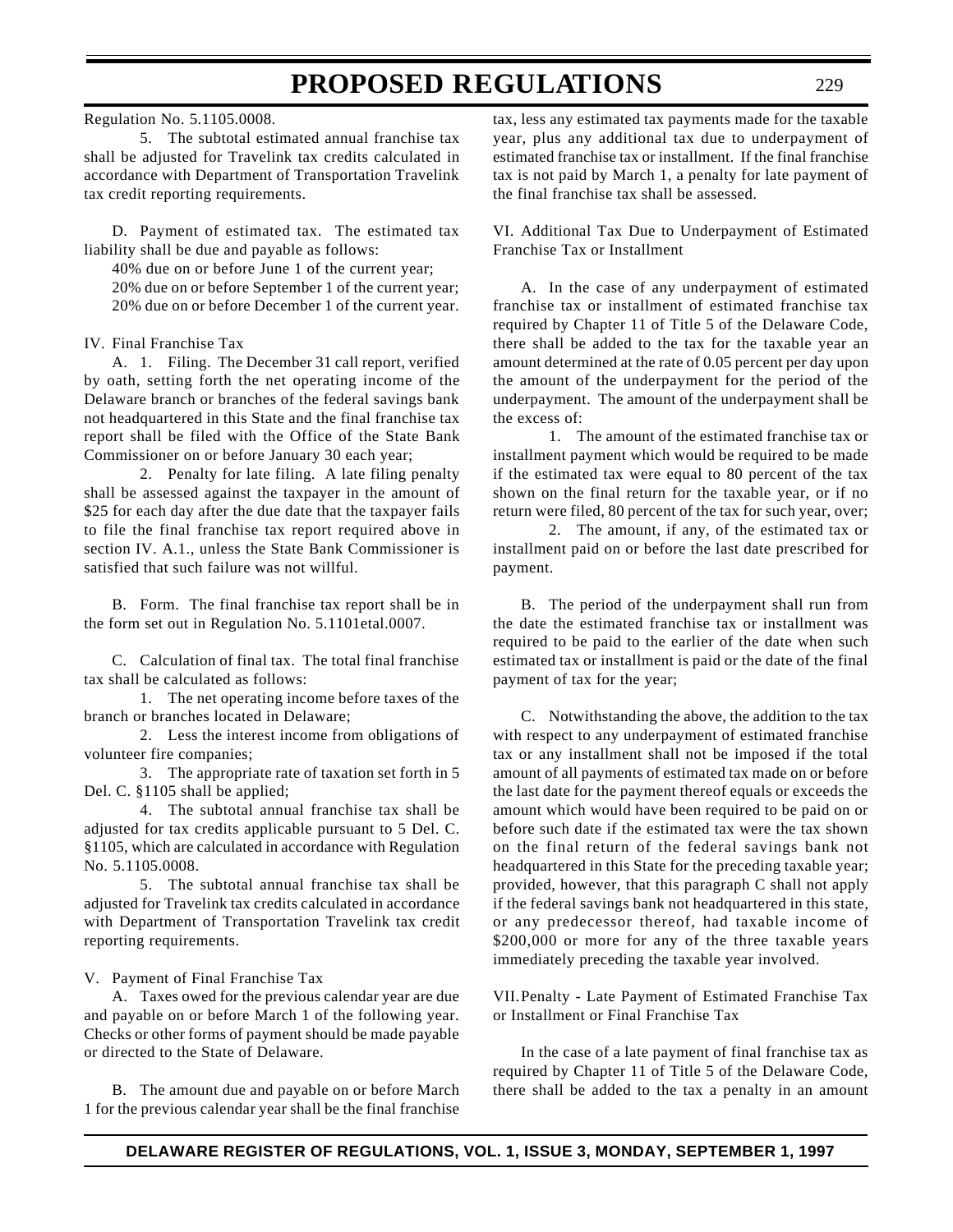Regulation No. 5.1105.0008.

5. The subtotal estimated annual franchise tax shall be adjusted for Travelink tax credits calculated in accordance with Department of Transportation Travelink tax credit reporting requirements.

D. Payment of estimated tax. The estimated tax liability shall be due and payable as follows:

40% due on or before June 1 of the current year;
20% due on or before September 1 of the current year;
20% due on or before December 1 of the current year.

IV. Final Franchise Tax

A. 1. Filing. The December 31 call report, verified by oath, setting forth the net operating income of the Delaware branch or branches of the federal savings bank not headquartered in this State and the final franchise tax report shall be filed with the Office of the State Bank Commissioner on or before January 30 each year;

2. Penalty for late filing. A late filing penalty shall be assessed against the taxpayer in the amount of $25 for each day after the due date that the taxpayer fails to file the final franchise tax report required above in section IV. A.1., unless the State Bank Commissioner is satisfied that such failure was not willful.

B. Form. The final franchise tax report shall be in the form set out in Regulation No. 5.1101etal.0007.

C. Calculation of final tax. The total final franchise tax shall be calculated as follows:

1. The net operating income before taxes of the branch or branches located in Delaware;

2. Less the interest income from obligations of volunteer fire companies;

3. The appropriate rate of taxation set forth in 5 Del. C. §1105 shall be applied;

4. The subtotal annual franchise tax shall be adjusted for tax credits applicable pursuant to 5 Del. C. §1105, which are calculated in accordance with Regulation No. 5.1105.0008.

5. The subtotal annual franchise tax shall be adjusted for Travelink tax credits calculated in accordance with Department of Transportation Travelink tax credit reporting requirements.

V. Payment of Final Franchise Tax

A. Taxes owed for the previous calendar year are due and payable on or before March 1 of the following year. Checks or other forms of payment should be made payable or directed to the State of Delaware.

B. The amount due and payable on or before March 1 for the previous calendar year shall be the final franchise tax, less any estimated tax payments made for the taxable year, plus any additional tax due to underpayment of estimated franchise tax or installment. If the final franchise tax is not paid by March 1, a penalty for late payment of the final franchise tax shall be assessed.

VI. Additional Tax Due to Underpayment of Estimated Franchise Tax or Installment

A. In the case of any underpayment of estimated franchise tax or installment of estimated franchise tax required by Chapter 11 of Title 5 of the Delaware Code, there shall be added to the tax for the taxable year an amount determined at the rate of 0.05 percent per day upon the amount of the underpayment for the period of the underpayment. The amount of the underpayment shall be the excess of:

1. The amount of the estimated franchise tax or installment payment which would be required to be made if the estimated tax were equal to 80 percent of the tax shown on the final return for the taxable year, or if no return were filed, 80 percent of the tax for such year, over;

2. The amount, if any, of the estimated tax or installment paid on or before the last date prescribed for payment.

B. The period of the underpayment shall run from the date the estimated franchise tax or installment was required to be paid to the earlier of the date when such estimated tax or installment is paid or the date of the final payment of tax for the year;

C. Notwithstanding the above, the addition to the tax with respect to any underpayment of estimated franchise tax or any installment shall not be imposed if the total amount of all payments of estimated tax made on or before the last date for the payment thereof equals or exceeds the amount which would have been required to be paid on or before such date if the estimated tax were the tax shown on the final return of the federal savings bank not headquartered in this State for the preceding taxable year; provided, however, that this paragraph C shall not apply if the federal savings bank not headquartered in this state, or any predecessor thereof, had taxable income of $200,000 or more for any of the three taxable years immediately preceding the taxable year involved.

VII. Penalty - Late Payment of Estimated Franchise Tax or Installment or Final Franchise Tax

In the case of a late payment of final franchise tax as required by Chapter 11 of Title 5 of the Delaware Code, there shall be added to the tax a penalty in an amount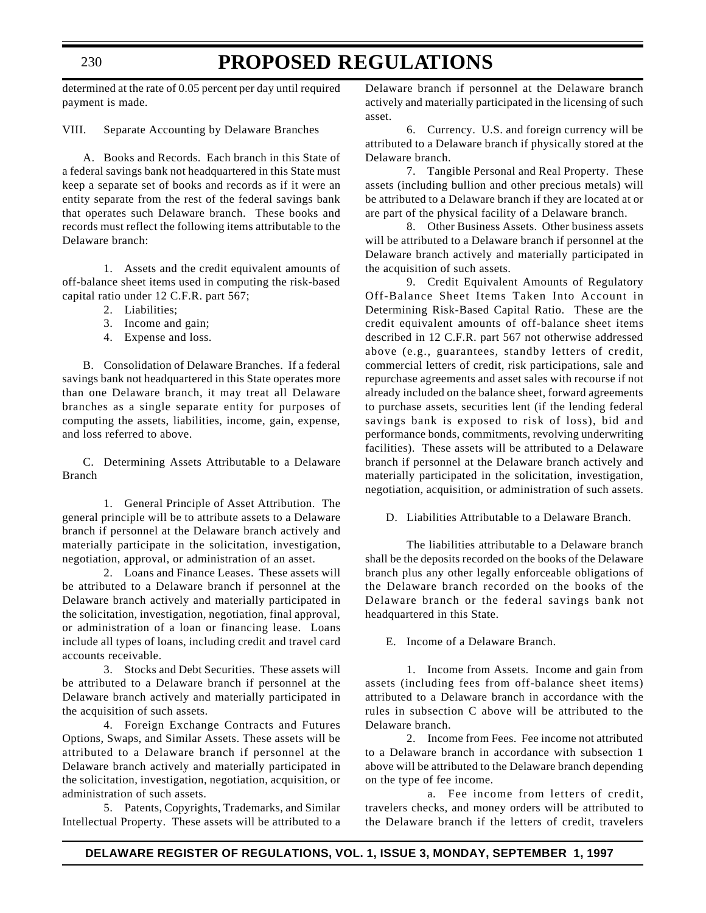determined at the rate of 0.05 percent per day until required payment is made.

VIII. Separate Accounting by Delaware Branches

A. Books and Records. Each branch in this State of a federal savings bank not headquartered in this State must keep a separate set of books and records as if it were an entity separate from the rest of the federal savings bank that operates such Delaware branch. These books and records must reflect the following items attributable to the Delaware branch:

1. Assets and the credit equivalent amounts of off-balance sheet items used in computing the risk-based capital ratio under 12 C.F.R. part 567;
2. Liabilities;
3. Income and gain;
4. Expense and loss.

B. Consolidation of Delaware Branches. If a federal savings bank not headquartered in this State operates more than one Delaware branch, it may treat all Delaware branches as a single separate entity for purposes of computing the assets, liabilities, income, gain, expense, and loss referred to above.

C. Determining Assets Attributable to a Delaware Branch

1. General Principle of Asset Attribution. The general principle will be to attribute assets to a Delaware branch if personnel at the Delaware branch actively and materially participate in the solicitation, investigation, negotiation, approval, or administration of an asset.

2. Loans and Finance Leases. These assets will be attributed to a Delaware branch if personnel at the Delaware branch actively and materially participated in the solicitation, investigation, negotiation, final approval, or administration of a loan or financing lease. Loans include all types of loans, including credit and travel card accounts receivable.

3. Stocks and Debt Securities. These assets will be attributed to a Delaware branch if personnel at the Delaware branch actively and materially participated in the acquisition of such assets.

4. Foreign Exchange Contracts and Futures Options, Swaps, and Similar Assets. These assets will be attributed to a Delaware branch if personnel at the Delaware branch actively and materially participated in the solicitation, investigation, negotiation, acquisition, or administration of such assets.

5. Patents, Copyrights, Trademarks, and Similar Intellectual Property. These assets will be attributed to a Delaware branch if personnel at the Delaware branch actively and materially participated in the licensing of such asset.

6. Currency. U.S. and foreign currency will be attributed to a Delaware branch if physically stored at the Delaware branch.

7. Tangible Personal and Real Property. These assets (including bullion and other precious metals) will be attributed to a Delaware branch if they are located at or are part of the physical facility of a Delaware branch.

8. Other Business Assets. Other business assets will be attributed to a Delaware branch if personnel at the Delaware branch actively and materially participated in the acquisition of such assets.

9. Credit Equivalent Amounts of Regulatory Off-Balance Sheet Items Taken Into Account in Determining Risk-Based Capital Ratio. These are the credit equivalent amounts of off-balance sheet items described in 12 C.F.R. part 567 not otherwise addressed above (e.g., guarantees, standby letters of credit, commercial letters of credit, risk participations, sale and repurchase agreements and asset sales with recourse if not already included on the balance sheet, forward agreements to purchase assets, securities lent (if the lending federal savings bank is exposed to risk of loss), bid and performance bonds, commitments, revolving underwriting facilities). These assets will be attributed to a Delaware branch if personnel at the Delaware branch actively and materially participated in the solicitation, investigation, negotiation, acquisition, or administration of such assets.

D. Liabilities Attributable to a Delaware Branch.

The liabilities attributable to a Delaware branch shall be the deposits recorded on the books of the Delaware branch plus any other legally enforceable obligations of the Delaware branch recorded on the books of the Delaware branch or the federal savings bank not headquartered in this State.

E. Income of a Delaware Branch.

1. Income from Assets. Income and gain from assets (including fees from off-balance sheet items) attributed to a Delaware branch in accordance with the rules in subsection C above will be attributed to the Delaware branch.

2. Income from Fees. Fee income not attributed to a Delaware branch in accordance with subsection 1 above will be attributed to the Delaware branch depending on the type of fee income.

a. Fee income from letters of credit, travelers checks, and money orders will be attributed to the Delaware branch if the letters of credit, travelers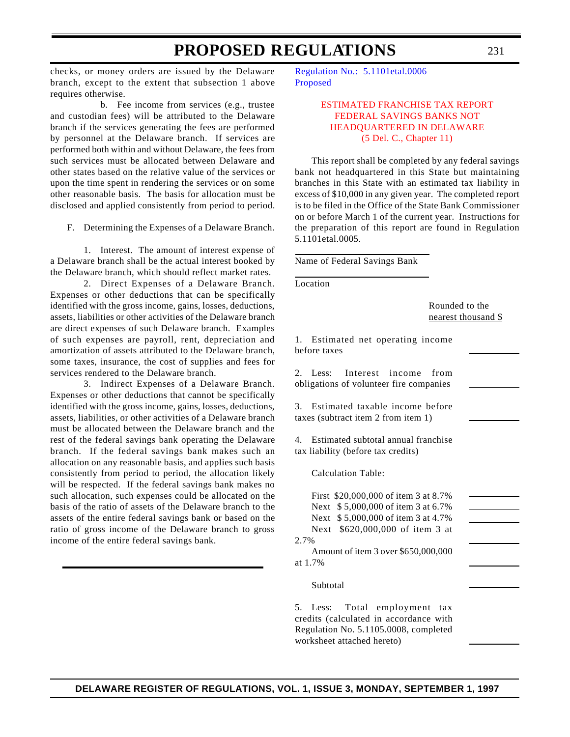checks, or money orders are issued by the Delaware branch, except to the extent that subsection 1 above requires otherwise.

b. Fee income from services (e.g., trustee and custodian fees) will be attributed to the Delaware branch if the services generating the fees are performed by personnel at the Delaware branch. If services are performed both within and without Delaware, the fees from such services must be allocated between Delaware and other states based on the relative value of the services or upon the time spent in rendering the services or on some other reasonable basis. The basis for allocation must be disclosed and applied consistently from period to period.

F. Determining the Expenses of a Delaware Branch.

1. Interest. The amount of interest expense of a Delaware branch shall be the actual interest booked by the Delaware branch, which should reflect market rates.

2. Direct Expenses of a Delaware Branch. Expenses or other deductions that can be specifically identified with the gross income, gains, losses, deductions, assets, liabilities or other activities of the Delaware branch are direct expenses of such Delaware branch. Examples of such expenses are payroll, rent, depreciation and amortization of assets attributed to the Delaware branch, some taxes, insurance, the cost of supplies and fees for services rendered to the Delaware branch.

3. Indirect Expenses of a Delaware Branch. Expenses or other deductions that cannot be specifically identified with the gross income, gains, losses, deductions, assets, liabilities, or other activities of a Delaware branch must be allocated between the Delaware branch and the rest of the federal savings bank operating the Delaware branch. If the federal savings bank makes such an allocation on any reasonable basis, and applies such basis consistently from period to period, the allocation likely will be respected. If the federal savings bank makes no such allocation, such expenses could be allocated on the basis of the ratio of assets of the Delaware branch to the assets of the entire federal savings bank or based on the ratio of gross income of the Delaware branch to gross income of the entire federal savings bank.

---

Regulation No.: 5.1101etal.0006
Proposed

## ESTIMATED FRANCHISE TAX REPORT
## FEDERAL SAVINGS BANKS NOT HEADQUARTERED IN DELAWARE
## (5 Del. C., Chapter 11)

This report shall be completed by any federal savings bank not headquartered in this State but maintaining branches in this State with an estimated tax liability in excess of $10,000 in any given year. The completed report is to be filed in the Office of the State Bank Commissioner on or before March 1 of the current year. Instructions for the preparation of this report are found in Regulation 5.1101etal.0005.

\_\_\_\_\_\_\_\_\_\_\_\_\_\_\_\_\_\_\_\_\_\_\_\_\_\_\_\_
Name of Federal Savings Bank

\_\_\_\_\_\_\_\_\_\_\_\_\_\_\_\_\_\_\_\_\_\_\_\_\_\_\_\_
Location

| | Rounded to the nearest thousand $ |
|---|---|
| 1. Estimated net operating income before taxes | \_\_\_\_\_\_\_\_\_\_ |
| 2. Less: Interest income from obligations of volunteer fire companies | \_\_\_\_\_\_\_\_\_\_ |
| 3. Estimated taxable income before taxes (subtract item 2 from item 1) | \_\_\_\_\_\_\_\_\_\_ |
| 4. Estimated subtotal annual franchise tax liability (before tax credits) | |
| Calculation Table: | |
| First $20,000,000 of item 3 at 8.7% | \_\_\_\_\_\_\_\_\_\_ |
| Next $ 5,000,000 of item 3 at 6.7% | \_\_\_\_\_\_\_\_\_\_ |
| Next $ 5,000,000 of item 3 at 4.7% | \_\_\_\_\_\_\_\_\_\_ |
| Next $620,000,000 of item 3 at 2.7% | \_\_\_\_\_\_\_\_\_\_ |
| Amount of item 3 over $650,000,000 at 1.7% | \_\_\_\_\_\_\_\_\_\_ |
| Subtotal | \_\_\_\_\_\_\_\_\_\_ |
| 5. Less: Total employment tax credits (calculated in accordance with Regulation No. 5.1105.0008, completed worksheet attached hereto) | \_\_\_\_\_\_\_\_\_\_ |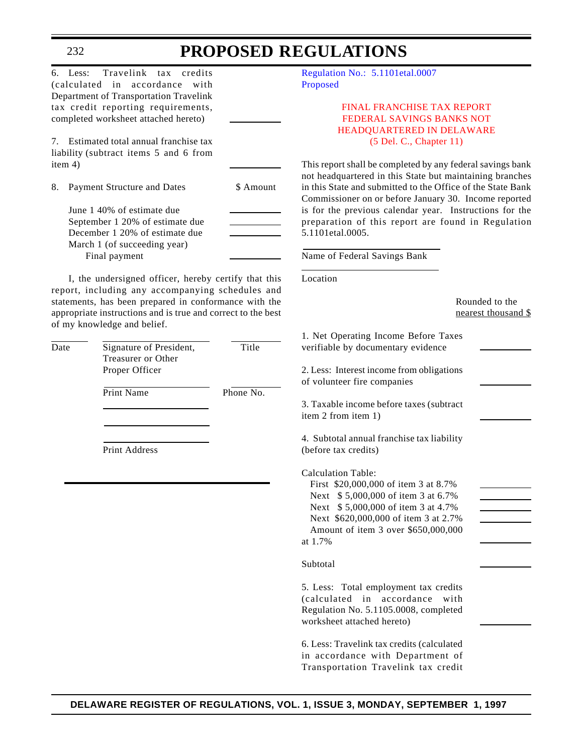6. Less: Travelink tax credits (calculated in accordance with Department of Transportation Travelink tax credit reporting requirements, completed worksheet attached hereto) \_\_\_\_\_\_\_\_\_\_

7. Estimated total annual franchise tax liability (subtract items 5 and 6 from item 4) \_\_\_\_\_\_\_\_\_\_

8. Payment Structure and Dates

| | $ Amount |
|---|---|
| June 1 40% of estimate due | \_\_\_\_\_\_\_\_\_\_ |
| September 1 20% of estimate due | \_\_\_\_\_\_\_\_\_\_ |
| December 1 20% of estimate due | \_\_\_\_\_\_\_\_\_\_ |
| March 1 (of succeeding year) Final payment | \_\_\_\_\_\_\_\_\_\_ |

I, the undersigned officer, hereby certify that this report, including any accompanying schedules and statements, has been prepared in conformance with the appropriate instructions and is true and correct to the best of my knowledge and belief.

| \_\_\_\_\_\_\_\_ | \_\_\_\_\_\_\_\_\_\_\_\_\_\_\_\_ | \_\_\_\_\_\_\_\_ |
|---|---|---|
| Date | Signature of President, Treasurer or Other Proper Officer | Title |
| | Print Name | Phone No. |
| | Print Address | |

Regulation No.: 5.1101etal.0007
Proposed

## FINAL FRANCHISE TAX REPORT FEDERAL SAVINGS BANKS NOT HEADQUARTERED IN DELAWARE
(5 Del. C., Chapter 11)

This report shall be completed by any federal savings bank not headquartered in this State but maintaining branches in this State and submitted to the Office of the State Bank Commissioner on or before January 30. Income reported is for the previous calendar year. Instructions for the preparation of this report are found in Regulation 5.1101etal.0005.

\_\_\_\_\_\_\_\_\_\_\_\_\_\_\_\_\_\_\_\_
Name of Federal Savings Bank

\_\_\_\_\_\_\_\_\_\_\_\_\_\_\_\_\_\_\_\_
Location

Rounded to the nearest thousand $

1. Net Operating Income Before Taxes verifiable by documentary evidence \_\_\_\_\_\_\_\_\_\_

2. Less: Interest income from obligations of volunteer fire companies \_\_\_\_\_\_\_\_\_\_

3. Taxable income before taxes (subtract item 2 from item 1) \_\_\_\_\_\_\_\_\_\_

4. Subtotal annual franchise tax liability (before tax credits)

Calculation Table:

| | |
|---|---|
| First $20,000,000 of item 3 at 8.7% | \_\_\_\_\_\_\_\_\_\_ |
| Next $ 5,000,000 of item 3 at 6.7% | \_\_\_\_\_\_\_\_\_\_ |
| Next $ 5,000,000 of item 3 at 4.7% | \_\_\_\_\_\_\_\_\_\_ |
| Next $620,000,000 of item 3 at 2.7% | \_\_\_\_\_\_\_\_\_\_ |
| Amount of item 3 over $650,000,000 at 1.7% | \_\_\_\_\_\_\_\_\_\_ |
| Subtotal | \_\_\_\_\_\_\_\_\_\_ |

5. Less: Total employment tax credits (calculated in accordance with Regulation No. 5.1105.0008, completed worksheet attached hereto) \_\_\_\_\_\_\_\_\_\_

6. Less: Travelink tax credits (calculated in accordance with Department of Transportation Travelink tax credit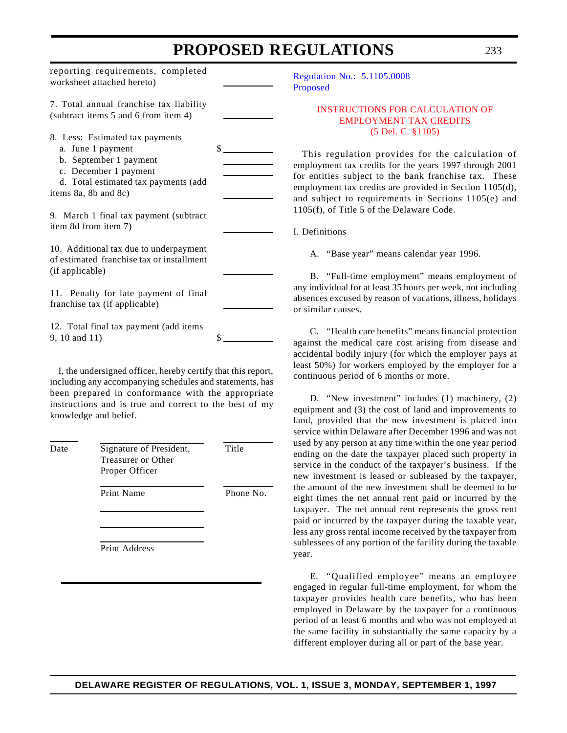reporting requirements, completed worksheet attached hereto) ________

7. Total annual franchise tax liability (subtract items 5 and 6 from item 4) ________

8. Less: Estimated tax payments
   a. June 1 payment $________
   b. September 1 payment ________
   c. December 1 payment ________
   d. Total estimated tax payments (add items 8a, 8b and 8c) ________

9. March 1 final tax payment (subtract item 8d from item 7) ________

10. Additional tax due to underpayment of estimated franchise tax or installment (if applicable) ________

11. Penalty for late payment of final franchise tax (if applicable) ________

12. Total final tax payment (add items 9, 10 and 11) $________

I, the undersigned officer, hereby certify that this report, including any accompanying schedules and statements, has been prepared in conformance with the appropriate instructions and is true and correct to the best of my knowledge and belief.

| ________ | ________________________ | ________ |
|---|---|---|
| Date | Signature of President, Treasurer or Other Proper Officer | Title |
| | ________________________ | ________ |
| | Print Name | Phone No. |
| | ________________________ | |
| | ________________________ | |
| | ________________________ | |
| | Print Address | |

Regulation No.: 5.1105.0008
Proposed

## INSTRUCTIONS FOR CALCULATION OF EMPLOYMENT TAX CREDITS (5 Del. C. §1105)

This regulation provides for the calculation of employment tax credits for the years 1997 through 2001 for entities subject to the bank franchise tax. These employment tax credits are provided in Section 1105(d), and subject to requirements in Sections 1105(e) and 1105(f), of Title 5 of the Delaware Code.

I. Definitions

A. "Base year" means calendar year 1996.

B. "Full-time employment" means employment of any individual for at least 35 hours per week, not including absences excused by reason of vacations, illness, holidays or similar causes.

C. "Health care benefits" means financial protection against the medical care cost arising from disease and accidental bodily injury (for which the employer pays at least 50%) for workers employed by the employer for a continuous period of 6 months or more.

D. "New investment" includes (1) machinery, (2) equipment and (3) the cost of land and improvements to land, provided that the new investment is placed into service within Delaware after December 1996 and was not used by any person at any time within the one year period ending on the date the taxpayer placed such property in service in the conduct of the taxpayer's business. If the new investment is leased or subleased by the taxpayer, the amount of the new investment shall be deemed to be eight times the net annual rent paid or incurred by the taxpayer. The net annual rent represents the gross rent paid or incurred by the taxpayer during the taxable year, less any gross rental income received by the taxpayer from sublessees of any portion of the facility during the taxable year.

E. "Qualified employee" means an employee engaged in regular full-time employment, for whom the taxpayer provides health care benefits, who has been employed in Delaware by the taxpayer for a continuous period of at least 6 months and who was not employed at the same facility in substantially the same capacity by a different employer during all or part of the base year.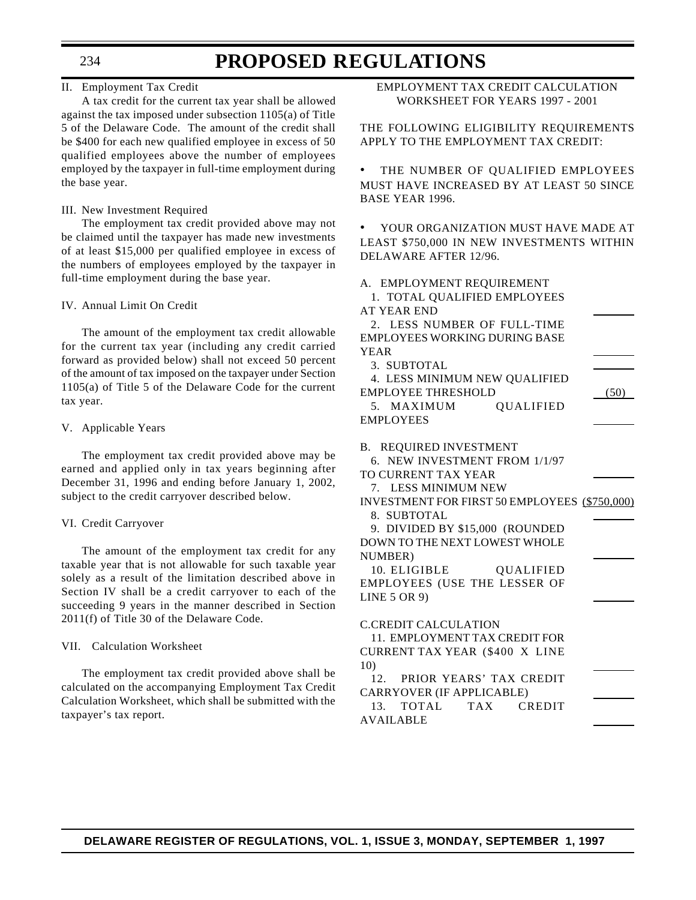II. Employment Tax Credit

A tax credit for the current tax year shall be allowed against the tax imposed under subsection 1105(a) of Title 5 of the Delaware Code. The amount of the credit shall be $400 for each new qualified employee in excess of 50 qualified employees above the number of employees employed by the taxpayer in full-time employment during the base year.

III. New Investment Required

The employment tax credit provided above may not be claimed until the taxpayer has made new investments of at least $15,000 per qualified employee in excess of the numbers of employees employed by the taxpayer in full-time employment during the base year.

IV. Annual Limit On Credit

The amount of the employment tax credit allowable for the current tax year (including any credit carried forward as provided below) shall not exceed 50 percent of the amount of tax imposed on the taxpayer under Section 1105(a) of Title 5 of the Delaware Code for the current tax year.

V. Applicable Years

The employment tax credit provided above may be earned and applied only in tax years beginning after December 31, 1996 and ending before January 1, 2002, subject to the credit carryover described below.

VI. Credit Carryover

The amount of the employment tax credit for any taxable year that is not allowable for such taxable year solely as a result of the limitation described above in Section IV shall be a credit carryover to each of the succeeding 9 years in the manner described in Section 2011(f) of Title 30 of the Delaware Code.

VII. Calculation Worksheet

The employment tax credit provided above shall be calculated on the accompanying Employment Tax Credit Calculation Worksheet, which shall be submitted with the taxpayer's tax report.

EMPLOYMENT TAX CREDIT CALCULATION WORKSHEET FOR YEARS 1997 - 2001

THE FOLLOWING ELIGIBILITY REQUIREMENTS APPLY TO THE EMPLOYMENT TAX CREDIT:

- THE NUMBER OF QUALIFIED EMPLOYEES MUST HAVE INCREASED BY AT LEAST 50 SINCE BASE YEAR 1996.
- YOUR ORGANIZATION MUST HAVE MADE AT LEAST $750,000 IN NEW INVESTMENTS WITHIN DELAWARE AFTER 12/96.

A. EMPLOYMENT REQUIREMENT

| | |
|---|---|
| 1. TOTAL QUALIFIED EMPLOYEES AT YEAR END | ______ |
| 2. LESS NUMBER OF FULL-TIME EMPLOYEES WORKING DURING BASE YEAR | ______ |
| 3. SUBTOTAL | ______ |
| 4. LESS MINIMUM NEW QUALIFIED EMPLOYEE THRESHOLD | (50) |
| 5. MAXIMUM QUALIFIED EMPLOYEES | ______ |

B. REQUIRED INVESTMENT

| | |
|---|---|
| 6. NEW INVESTMENT FROM 1/1/97 TO CURRENT TAX YEAR | ______ |
| 7. LESS MINIMUM NEW INVESTMENT FOR FIRST 50 EMPLOYEES | ($750,000) |
| 8. SUBTOTAL | ______ |
| 9. DIVIDED BY $15,000 (ROUNDED DOWN TO THE NEXT LOWEST WHOLE NUMBER) | ______ |
| 10. ELIGIBLE QUALIFIED EMPLOYEES (USE THE LESSER OF LINE 5 OR 9) | ______ |

C.CREDIT CALCULATION

| | |
|---|---|
| 11. EMPLOYMENT TAX CREDIT FOR CURRENT TAX YEAR ($400 X LINE 10) | ______ |
| 12. PRIOR YEARS' TAX CREDIT CARRYOVER (IF APPLICABLE) | ______ |
| 13. TOTAL TAX CREDIT AVAILABLE | ______ |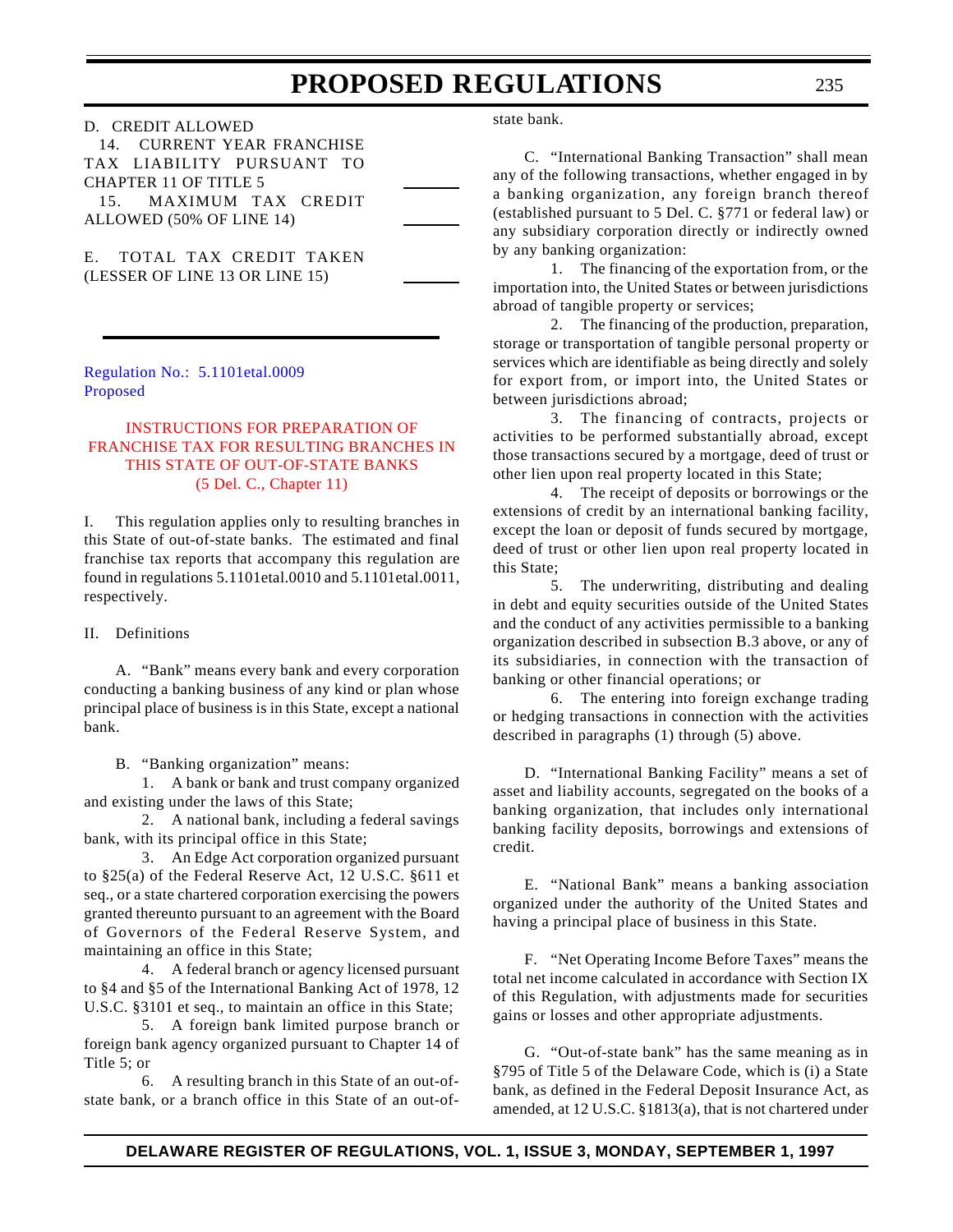D. CREDIT ALLOWED

14. CURRENT YEAR FRANCHISE TAX LIABILITY PURSUANT TO CHAPTER 11 OF TITLE 5 \_\_\_\_\_\_

15. MAXIMUM TAX CREDIT ALLOWED (50% OF LINE 14) \_\_\_\_\_\_

E. TOTAL TAX CREDIT TAKEN (LESSER OF LINE 13 OR LINE 15) \_\_\_\_\_\_

---

Regulation No.: 5.1101etal.0009
Proposed

## INSTRUCTIONS FOR PREPARATION OF FRANCHISE TAX FOR RESULTING BRANCHES IN THIS STATE OF OUT-OF-STATE BANKS
(5 Del. C., Chapter 11)

I. This regulation applies only to resulting branches in this State of out-of-state banks. The estimated and final franchise tax reports that accompany this regulation are found in regulations 5.1101etal.0010 and 5.1101etal.0011, respectively.

II. Definitions

A. "Bank" means every bank and every corporation conducting a banking business of any kind or plan whose principal place of business is in this State, except a national bank.

B. "Banking organization" means:

1. A bank or bank and trust company organized and existing under the laws of this State;

2. A national bank, including a federal savings bank, with its principal office in this State;

3. An Edge Act corporation organized pursuant to §25(a) of the Federal Reserve Act, 12 U.S.C. §611 et seq., or a state chartered corporation exercising the powers granted thereunto pursuant to an agreement with the Board of Governors of the Federal Reserve System, and maintaining an office in this State;

4. A federal branch or agency licensed pursuant to §4 and §5 of the International Banking Act of 1978, 12 U.S.C. §3101 et seq., to maintain an office in this State;

5. A foreign bank limited purpose branch or foreign bank agency organized pursuant to Chapter 14 of Title 5; or

6. A resulting branch in this State of an out-of-state bank, or a branch office in this State of an out-of-state bank.

C. "International Banking Transaction" shall mean any of the following transactions, whether engaged in by a banking organization, any foreign branch thereof (established pursuant to 5 Del. C. §771 or federal law) or any subsidiary corporation directly or indirectly owned by any banking organization:

1. The financing of the exportation from, or the importation into, the United States or between jurisdictions abroad of tangible property or services;

2. The financing of the production, preparation, storage or transportation of tangible personal property or services which are identifiable as being directly and solely for export from, or import into, the United States or between jurisdictions abroad;

3. The financing of contracts, projects or activities to be performed substantially abroad, except those transactions secured by a mortgage, deed of trust or other lien upon real property located in this State;

4. The receipt of deposits or borrowings or the extensions of credit by an international banking facility, except the loan or deposit of funds secured by mortgage, deed of trust or other lien upon real property located in this State;

5. The underwriting, distributing and dealing in debt and equity securities outside of the United States and the conduct of any activities permissible to a banking organization described in subsection B.3 above, or any of its subsidiaries, in connection with the transaction of banking or other financial operations; or

6. The entering into foreign exchange trading or hedging transactions in connection with the activities described in paragraphs (1) through (5) above.

D. "International Banking Facility" means a set of asset and liability accounts, segregated on the books of a banking organization, that includes only international banking facility deposits, borrowings and extensions of credit.

E. "National Bank" means a banking association organized under the authority of the United States and having a principal place of business in this State.

F. "Net Operating Income Before Taxes" means the total net income calculated in accordance with Section IX of this Regulation, with adjustments made for securities gains or losses and other appropriate adjustments.

G. "Out-of-state bank" has the same meaning as in §795 of Title 5 of the Delaware Code, which is (i) a State bank, as defined in the Federal Deposit Insurance Act, as amended, at 12 U.S.C. §1813(a), that is not chartered under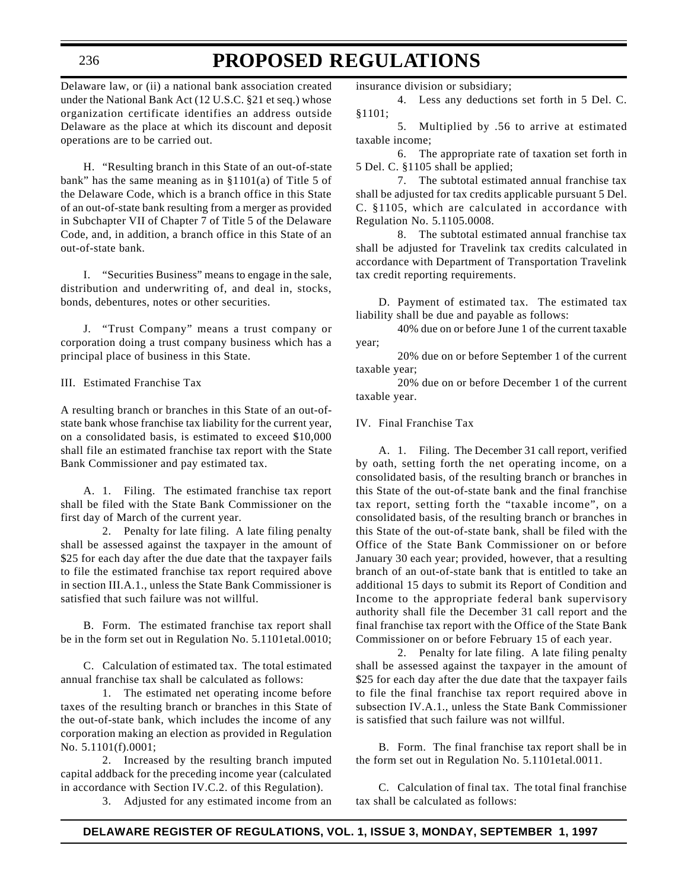Delaware law, or (ii) a national bank association created under the National Bank Act (12 U.S.C. §21 et seq.) whose organization certificate identifies an address outside Delaware as the place at which its discount and deposit operations are to be carried out.

H. "Resulting branch in this State of an out-of-state bank" has the same meaning as in §1101(a) of Title 5 of the Delaware Code, which is a branch office in this State of an out-of-state bank resulting from a merger as provided in Subchapter VII of Chapter 7 of Title 5 of the Delaware Code, and, in addition, a branch office in this State of an out-of-state bank.

I. "Securities Business" means to engage in the sale, distribution and underwriting of, and deal in, stocks, bonds, debentures, notes or other securities.

J. "Trust Company" means a trust company or corporation doing a trust company business which has a principal place of business in this State.

III. Estimated Franchise Tax

A resulting branch or branches in this State of an out-of-state bank whose franchise tax liability for the current year, on a consolidated basis, is estimated to exceed \$10,000 shall file an estimated franchise tax report with the State Bank Commissioner and pay estimated tax.

A. 1. Filing. The estimated franchise tax report shall be filed with the State Bank Commissioner on the first day of March of the current year.

2. Penalty for late filing. A late filing penalty shall be assessed against the taxpayer in the amount of \$25 for each day after the due date that the taxpayer fails to file the estimated franchise tax report required above in section III.A.1., unless the State Bank Commissioner is satisfied that such failure was not willful.

B. Form. The estimated franchise tax report shall be in the form set out in Regulation No. 5.1101etal.0010;

C. Calculation of estimated tax. The total estimated annual franchise tax shall be calculated as follows:

1. The estimated net operating income before taxes of the resulting branch or branches in this State of the out-of-state bank, which includes the income of any corporation making an election as provided in Regulation No. 5.1101(f).0001;

2. Increased by the resulting branch imputed capital addback for the preceding income year (calculated in accordance with Section IV.C.2. of this Regulation).

3. Adjusted for any estimated income from an insurance division or subsidiary;

4. Less any deductions set forth in 5 Del. C. §1101;

5. Multiplied by .56 to arrive at estimated taxable income;

6. The appropriate rate of taxation set forth in 5 Del. C. §1105 shall be applied;

7. The subtotal estimated annual franchise tax shall be adjusted for tax credits applicable pursuant 5 Del. C. §1105, which are calculated in accordance with Regulation No. 5.1105.0008.

8. The subtotal estimated annual franchise tax shall be adjusted for Travelink tax credits calculated in accordance with Department of Transportation Travelink tax credit reporting requirements.

D. Payment of estimated tax. The estimated tax liability shall be due and payable as follows:

40% due on or before June 1 of the current taxable year;

20% due on or before September 1 of the current taxable year;

20% due on or before December 1 of the current taxable year.

IV. Final Franchise Tax

A. 1. Filing. The December 31 call report, verified by oath, setting forth the net operating income, on a consolidated basis, of the resulting branch or branches in this State of the out-of-state bank and the final franchise tax report, setting forth the "taxable income", on a consolidated basis, of the resulting branch or branches in this State of the out-of-state bank, shall be filed with the Office of the State Bank Commissioner on or before January 30 each year; provided, however, that a resulting branch of an out-of-state bank that is entitled to take an additional 15 days to submit its Report of Condition and Income to the appropriate federal bank supervisory authority shall file the December 31 call report and the final franchise tax report with the Office of the State Bank Commissioner on or before February 15 of each year.

2. Penalty for late filing. A late filing penalty shall be assessed against the taxpayer in the amount of \$25 for each day after the due date that the taxpayer fails to file the final franchise tax report required above in subsection IV.A.1., unless the State Bank Commissioner is satisfied that such failure was not willful.

B. Form. The final franchise tax report shall be in the form set out in Regulation No. 5.1101etal.0011.

C. Calculation of final tax. The total final franchise tax shall be calculated as follows: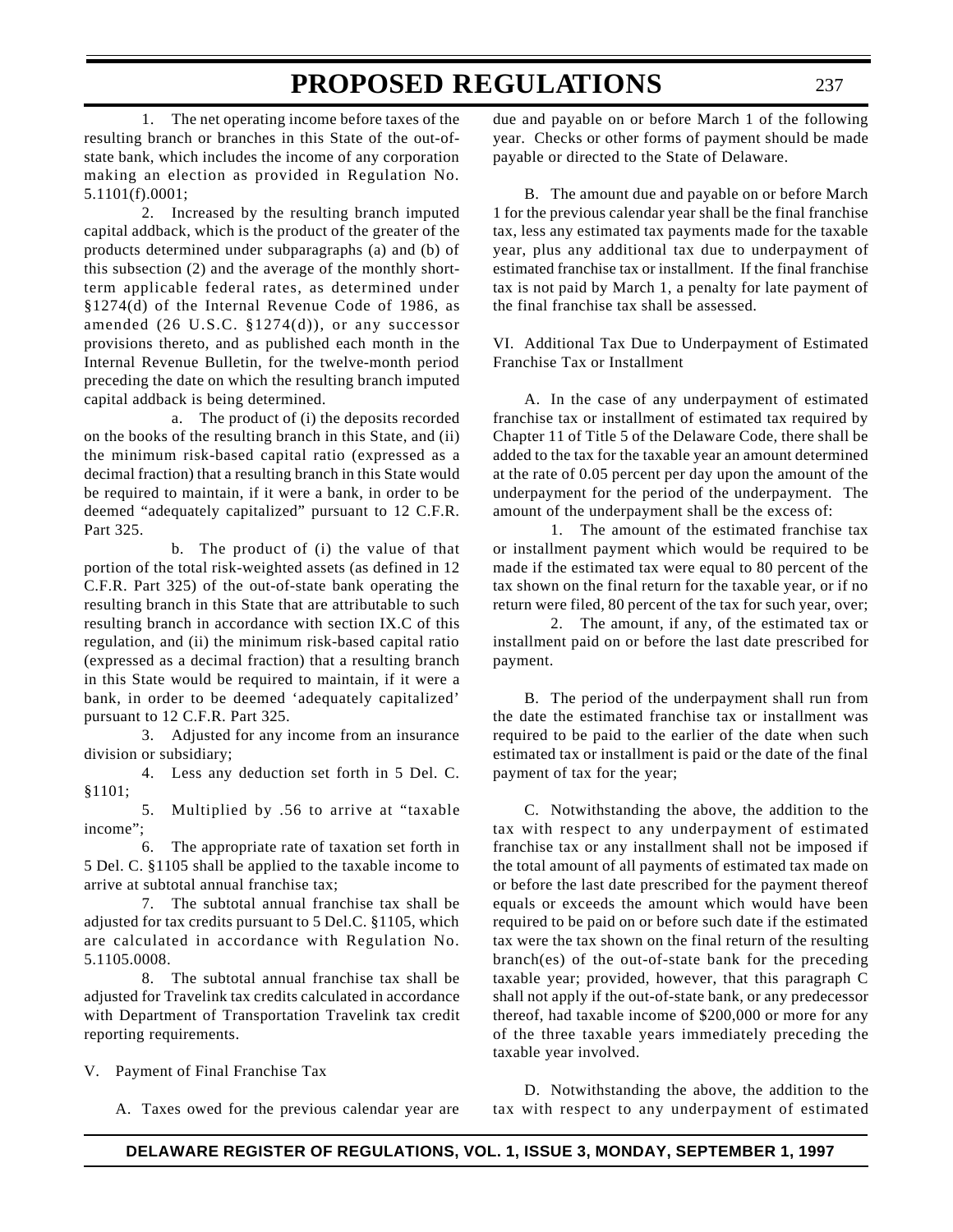1. The net operating income before taxes of the resulting branch or branches in this State of the out-of-state bank, which includes the income of any corporation making an election as provided in Regulation No. 5.1101(f).0001;

2. Increased by the resulting branch imputed capital addback, which is the product of the greater of the products determined under subparagraphs (a) and (b) of this subsection (2) and the average of the monthly short-term applicable federal rates, as determined under §1274(d) of the Internal Revenue Code of 1986, as amended (26 U.S.C. §1274(d)), or any successor provisions thereto, and as published each month in the Internal Revenue Bulletin, for the twelve-month period preceding the date on which the resulting branch imputed capital addback is being determined.

a. The product of (i) the deposits recorded on the books of the resulting branch in this State, and (ii) the minimum risk-based capital ratio (expressed as a decimal fraction) that a resulting branch in this State would be required to maintain, if it were a bank, in order to be deemed "adequately capitalized" pursuant to 12 C.F.R. Part 325.

b. The product of (i) the value of that portion of the total risk-weighted assets (as defined in 12 C.F.R. Part 325) of the out-of-state bank operating the resulting branch in this State that are attributable to such resulting branch in accordance with section IX.C of this regulation, and (ii) the minimum risk-based capital ratio (expressed as a decimal fraction) that a resulting branch in this State would be required to maintain, if it were a bank, in order to be deemed 'adequately capitalized' pursuant to 12 C.F.R. Part 325.

3. Adjusted for any income from an insurance division or subsidiary;

4. Less any deduction set forth in 5 Del. C. §1101;

5. Multiplied by .56 to arrive at "taxable income";

6. The appropriate rate of taxation set forth in 5 Del. C. §1105 shall be applied to the taxable income to arrive at subtotal annual franchise tax;

7. The subtotal annual franchise tax shall be adjusted for tax credits pursuant to 5 Del.C. §1105, which are calculated in accordance with Regulation No. 5.1105.0008.

8. The subtotal annual franchise tax shall be adjusted for Travelink tax credits calculated in accordance with Department of Transportation Travelink tax credit reporting requirements.

V. Payment of Final Franchise Tax

A. Taxes owed for the previous calendar year are due and payable on or before March 1 of the following year. Checks or other forms of payment should be made payable or directed to the State of Delaware.

B. The amount due and payable on or before March 1 for the previous calendar year shall be the final franchise tax, less any estimated tax payments made for the taxable year, plus any additional tax due to underpayment of estimated franchise tax or installment. If the final franchise tax is not paid by March 1, a penalty for late payment of the final franchise tax shall be assessed.

VI. Additional Tax Due to Underpayment of Estimated Franchise Tax or Installment

A. In the case of any underpayment of estimated franchise tax or installment of estimated tax required by Chapter 11 of Title 5 of the Delaware Code, there shall be added to the tax for the taxable year an amount determined at the rate of 0.05 percent per day upon the amount of the underpayment for the period of the underpayment. The amount of the underpayment shall be the excess of:

1. The amount of the estimated franchise tax or installment payment which would be required to be made if the estimated tax were equal to 80 percent of the tax shown on the final return for the taxable year, or if no return were filed, 80 percent of the tax for such year, over;

2. The amount, if any, of the estimated tax or installment paid on or before the last date prescribed for payment.

B. The period of the underpayment shall run from the date the estimated franchise tax or installment was required to be paid to the earlier of the date when such estimated tax or installment is paid or the date of the final payment of tax for the year;

C. Notwithstanding the above, the addition to the tax with respect to any underpayment of estimated franchise tax or any installment shall not be imposed if the total amount of all payments of estimated tax made on or before the last date prescribed for the payment thereof equals or exceeds the amount which would have been required to be paid on or before such date if the estimated tax were the tax shown on the final return of the resulting branch(es) of the out-of-state bank for the preceding taxable year; provided, however, that this paragraph C shall not apply if the out-of-state bank, or any predecessor thereof, had taxable income of $200,000 or more for any of the three taxable years immediately preceding the taxable year involved.

D. Notwithstanding the above, the addition to the tax with respect to any underpayment of estimated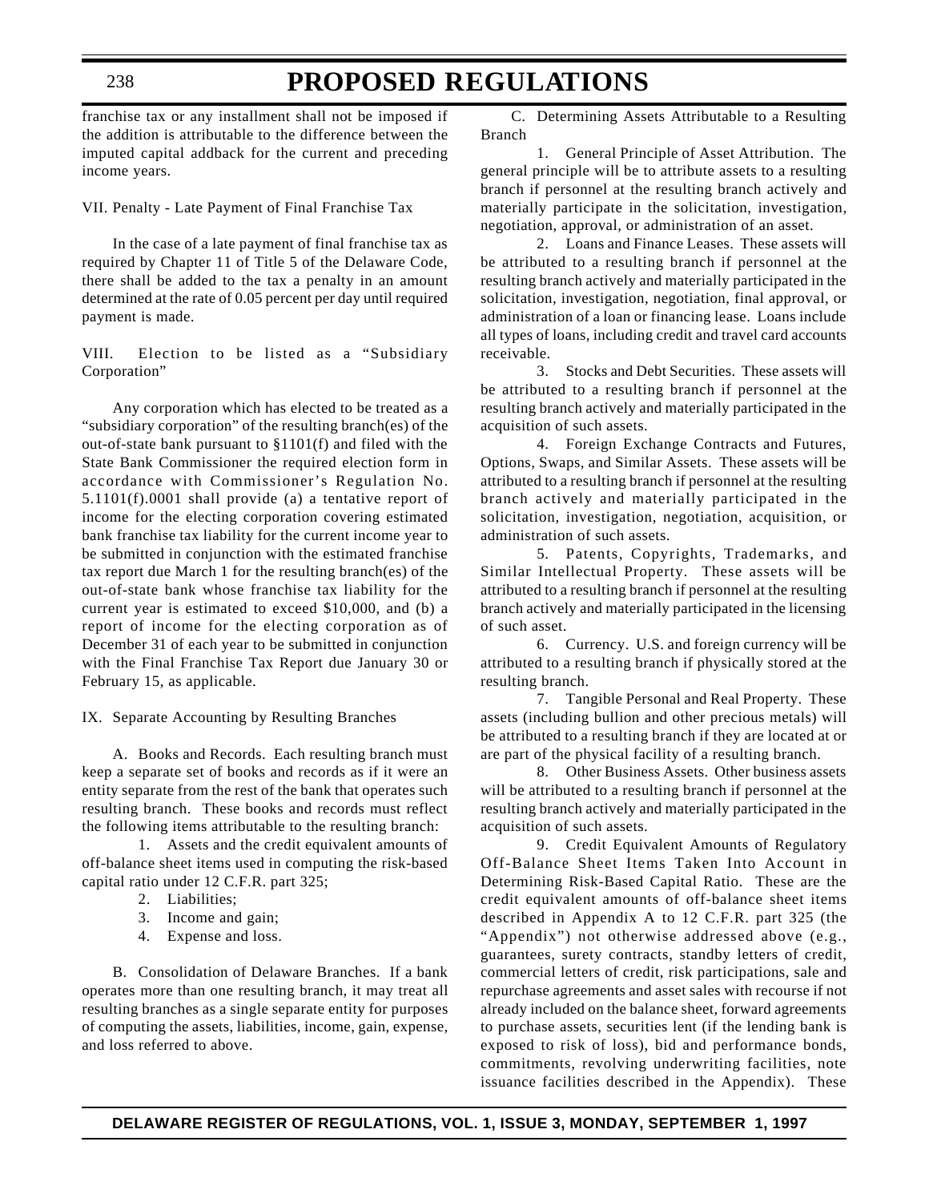franchise tax or any installment shall not be imposed if the addition is attributable to the difference between the imputed capital addback for the current and preceding income years.

VII. Penalty - Late Payment of Final Franchise Tax

In the case of a late payment of final franchise tax as required by Chapter 11 of Title 5 of the Delaware Code, there shall be added to the tax a penalty in an amount determined at the rate of 0.05 percent per day until required payment is made.

VIII. Election to be listed as a "Subsidiary Corporation"

Any corporation which has elected to be treated as a "subsidiary corporation" of the resulting branch(es) of the out-of-state bank pursuant to §1101(f) and filed with the State Bank Commissioner the required election form in accordance with Commissioner's Regulation No. 5.1101(f).0001 shall provide (a) a tentative report of income for the electing corporation covering estimated bank franchise tax liability for the current income year to be submitted in conjunction with the estimated franchise tax report due March 1 for the resulting branch(es) of the out-of-state bank whose franchise tax liability for the current year is estimated to exceed $10,000, and (b) a report of income for the electing corporation as of December 31 of each year to be submitted in conjunction with the Final Franchise Tax Report due January 30 or February 15, as applicable.

IX. Separate Accounting by Resulting Branches

A. Books and Records. Each resulting branch must keep a separate set of books and records as if it were an entity separate from the rest of the bank that operates such resulting branch. These books and records must reflect the following items attributable to the resulting branch:

1. Assets and the credit equivalent amounts of off-balance sheet items used in computing the risk-based capital ratio under 12 C.F.R. part 325;
2. Liabilities;
3. Income and gain;
4. Expense and loss.

B. Consolidation of Delaware Branches. If a bank operates more than one resulting branch, it may treat all resulting branches as a single separate entity for purposes of computing the assets, liabilities, income, gain, expense, and loss referred to above.

C. Determining Assets Attributable to a Resulting Branch

1. General Principle of Asset Attribution. The general principle will be to attribute assets to a resulting branch if personnel at the resulting branch actively and materially participate in the solicitation, investigation, negotiation, approval, or administration of an asset.

2. Loans and Finance Leases. These assets will be attributed to a resulting branch if personnel at the resulting branch actively and materially participated in the solicitation, investigation, negotiation, final approval, or administration of a loan or financing lease. Loans include all types of loans, including credit and travel card accounts receivable.

3. Stocks and Debt Securities. These assets will be attributed to a resulting branch if personnel at the resulting branch actively and materially participated in the acquisition of such assets.

4. Foreign Exchange Contracts and Futures, Options, Swaps, and Similar Assets. These assets will be attributed to a resulting branch if personnel at the resulting branch actively and materially participated in the solicitation, investigation, negotiation, acquisition, or administration of such assets.

5. Patents, Copyrights, Trademarks, and Similar Intellectual Property. These assets will be attributed to a resulting branch if personnel at the resulting branch actively and materially participated in the licensing of such asset.

6. Currency. U.S. and foreign currency will be attributed to a resulting branch if physically stored at the resulting branch.

7. Tangible Personal and Real Property. These assets (including bullion and other precious metals) will be attributed to a resulting branch if they are located at or are part of the physical facility of a resulting branch.

8. Other Business Assets. Other business assets will be attributed to a resulting branch if personnel at the resulting branch actively and materially participated in the acquisition of such assets.

9. Credit Equivalent Amounts of Regulatory Off-Balance Sheet Items Taken Into Account in Determining Risk-Based Capital Ratio. These are the credit equivalent amounts of off-balance sheet items described in Appendix A to 12 C.F.R. part 325 (the "Appendix") not otherwise addressed above (e.g., guarantees, surety contracts, standby letters of credit, commercial letters of credit, risk participations, sale and repurchase agreements and asset sales with recourse if not already included on the balance sheet, forward agreements to purchase assets, securities lent (if the lending bank is exposed to risk of loss), bid and performance bonds, commitments, revolving underwriting facilities, note issuance facilities described in the Appendix). These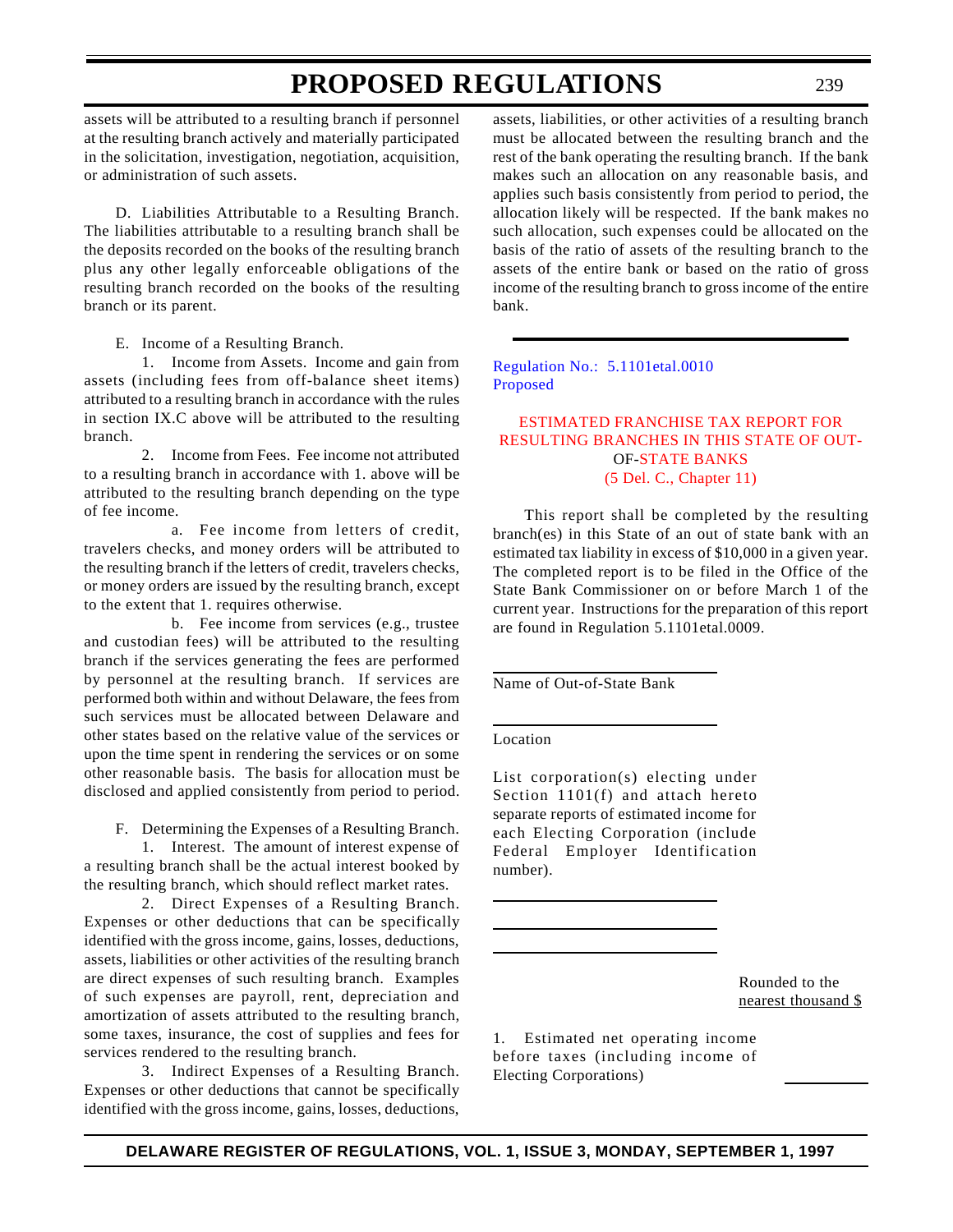assets will be attributed to a resulting branch if personnel at the resulting branch actively and materially participated in the solicitation, investigation, negotiation, acquisition, or administration of such assets.

D. Liabilities Attributable to a Resulting Branch. The liabilities attributable to a resulting branch shall be the deposits recorded on the books of the resulting branch plus any other legally enforceable obligations of the resulting branch recorded on the books of the resulting branch or its parent.

E. Income of a Resulting Branch.

1. Income from Assets. Income and gain from assets (including fees from off-balance sheet items) attributed to a resulting branch in accordance with the rules in section IX.C above will be attributed to the resulting branch.

2. Income from Fees. Fee income not attributed to a resulting branch in accordance with 1. above will be attributed to the resulting branch depending on the type of fee income.

a. Fee income from letters of credit, travelers checks, and money orders will be attributed to the resulting branch if the letters of credit, travelers checks, or money orders are issued by the resulting branch, except to the extent that 1. requires otherwise.

b. Fee income from services (e.g., trustee and custodian fees) will be attributed to the resulting branch if the services generating the fees are performed by personnel at the resulting branch. If services are performed both within and without Delaware, the fees from such services must be allocated between Delaware and other states based on the relative value of the services or upon the time spent in rendering the services or on some other reasonable basis. The basis for allocation must be disclosed and applied consistently from period to period.

F. Determining the Expenses of a Resulting Branch.

1. Interest. The amount of interest expense of a resulting branch shall be the actual interest booked by the resulting branch, which should reflect market rates.

2. Direct Expenses of a Resulting Branch. Expenses or other deductions that can be specifically identified with the gross income, gains, losses, deductions, assets, liabilities or other activities of the resulting branch are direct expenses of such resulting branch. Examples of such expenses are payroll, rent, depreciation and amortization of assets attributed to the resulting branch, some taxes, insurance, the cost of supplies and fees for services rendered to the resulting branch.

3. Indirect Expenses of a Resulting Branch. Expenses or other deductions that cannot be specifically identified with the gross income, gains, losses, deductions, assets, liabilities, or other activities of a resulting branch must be allocated between the resulting branch and the rest of the bank operating the resulting branch. If the bank makes such an allocation on any reasonable basis, and applies such basis consistently from period to period, the allocation likely will be respected. If the bank makes no such allocation, such expenses could be allocated on the basis of the ratio of assets of the resulting branch to the assets of the entire bank or based on the ratio of gross income of the resulting branch to gross income of the entire bank.

---

Regulation No.: 5.1101etal.0010
Proposed

## ESTIMATED FRANCHISE TAX REPORT FOR RESULTING BRANCHES IN THIS STATE OF OUT-OF-STATE BANKS
(5 Del. C., Chapter 11)

This report shall be completed by the resulting branch(es) in this State of an out of state bank with an estimated tax liability in excess of $10,000 in a given year. The completed report is to be filed in the Office of the State Bank Commissioner on or before March 1 of the current year. Instructions for the preparation of this report are found in Regulation 5.1101etal.0009.

\_\_\_\_\_\_\_\_\_\_\_\_\_\_\_\_\_\_\_\_\_\_\_\_\_\_\_\_
Name of Out-of-State Bank

\_\_\_\_\_\_\_\_\_\_\_\_\_\_\_\_\_\_\_\_\_\_\_\_\_\_\_\_
Location

List corporation(s) electing under Section 1101(f) and attach hereto separate reports of estimated income for each Electing Corporation (include Federal Employer Identification number).

\_\_\_\_\_\_\_\_\_\_\_\_\_\_\_\_\_\_\_\_\_\_\_\_\_\_\_\_

\_\_\_\_\_\_\_\_\_\_\_\_\_\_\_\_\_\_\_\_\_\_\_\_\_\_\_\_

\_\_\_\_\_\_\_\_\_\_\_\_\_\_\_\_\_\_\_\_\_\_\_\_\_\_\_\_

Rounded to the
nearest thousand $

1. Estimated net operating income before taxes (including income of Electing Corporations) \_\_\_\_\_\_\_\_\_\_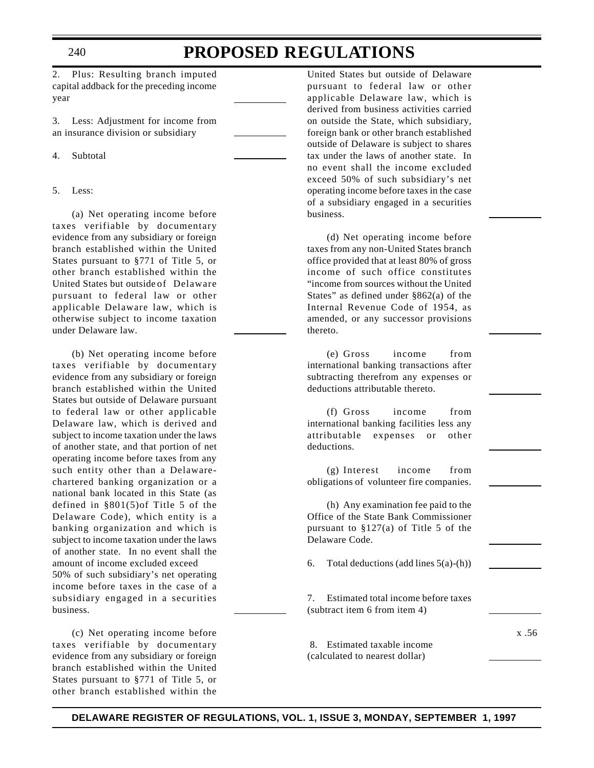2. Plus: Resulting branch imputed capital addback for the preceding income year \_\_\_\_\_\_\_\_\_\_

3. Less: Adjustment for income from an insurance division or subsidiary \_\_\_\_\_\_\_\_\_\_

4. Subtotal \_\_\_\_\_\_\_\_\_\_

5. Less:

(a) Net operating income before taxes verifiable by documentary evidence from any subsidiary or foreign branch established within the United States pursuant to §771 of Title 5, or other branch established within the United States but outside of Delaware pursuant to federal law or other applicable Delaware law, which is otherwise subject to income taxation under Delaware law. \_\_\_\_\_\_\_\_\_\_

(b) Net operating income before taxes verifiable by documentary evidence from any subsidiary or foreign branch established within the United States but outside of Delaware pursuant to federal law or other applicable Delaware law, which is derived and subject to income taxation under the laws of another state, and that portion of net operating income before taxes from any such entity other than a Delaware-chartered banking organization or a national bank located in this State (as defined in §801(5)of Title 5 of the Delaware Code), which entity is a banking organization and which is subject to income taxation under the laws of another state. In no event shall the amount of income excluded exceed 50% of such subsidiary's net operating income before taxes in the case of a subsidiary engaged in a securities business. \_\_\_\_\_\_\_\_\_\_

(c) Net operating income before taxes verifiable by documentary evidence from any subsidiary or foreign branch established within the United States pursuant to §771 of Title 5, or other branch established within the United States but outside of Delaware pursuant to federal law or other applicable Delaware law, which is derived from business activities carried on outside the State, which subsidiary, foreign bank or other branch established outside of Delaware is subject to shares tax under the laws of another state. In no event shall the income excluded exceed 50% of such subsidiary's net operating income before taxes in the case of a subsidiary engaged in a securities business. \_\_\_\_\_\_\_\_\_\_

(d) Net operating income before taxes from any non-United States branch office provided that at least 80% of gross income of such office constitutes "income from sources without the United States" as defined under §862(a) of the Internal Revenue Code of 1954, as amended, or any successor provisions thereto. \_\_\_\_\_\_\_\_\_\_

(e) Gross income from international banking transactions after subtracting therefrom any expenses or deductions attributable thereto. \_\_\_\_\_\_\_\_\_\_

(f) Gross income from international banking facilities less any attributable expenses or other deductions. \_\_\_\_\_\_\_\_\_\_

(g) Interest income from obligations of volunteer fire companies. \_\_\_\_\_\_\_\_\_\_

(h) Any examination fee paid to the Office of the State Bank Commissioner pursuant to §127(a) of Title 5 of the Delaware Code. \_\_\_\_\_\_\_\_\_\_

6. Total deductions (add lines 5(a)-(h)) \_\_\_\_\_\_\_\_\_\_

7. Estimated total income before taxes (subtract item 6 from item 4) \_\_\_\_\_\_\_\_\_\_

x .56

8. Estimated taxable income (calculated to nearest dollar) \_\_\_\_\_\_\_\_\_\_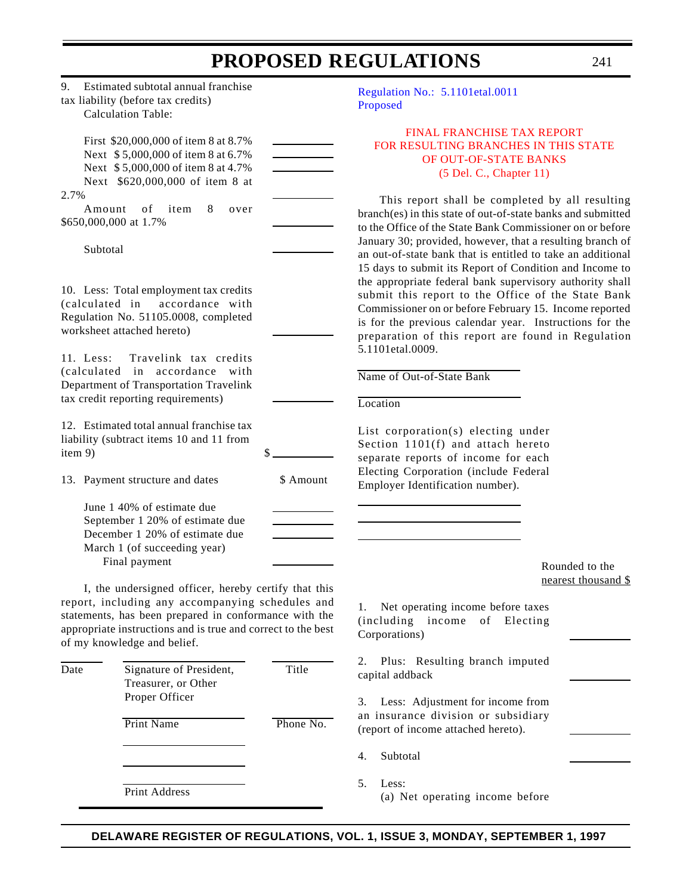9. Estimated subtotal annual franchise tax liability (before tax credits)

Calculation Table:

| | |
|---|---|
| First $20,000,000 of item 8 at 8.7% | ________ |
| Next $5,000,000 of item 8 at 6.7% | ________ |
| Next $5,000,000 of item 8 at 4.7% | ________ |
| Next $620,000,000 of item 8 at 2.7% | ________ |
| Amount of item 8 over $650,000,000 at 1.7% | ________ |
| Subtotal | ________ |

10. Less: Total employment tax credits (calculated in accordance with Regulation No. 51105.0008, completed worksheet attached hereto) ________

11. Less: Travelink tax credits (calculated in accordance with Department of Transportation Travelink tax credit reporting requirements) ________

12. Estimated total annual franchise tax liability (subtract items 10 and 11 from item 9) $ ________

13. Payment structure and dates

| | $ Amount |
|---|---|
| June 1 40% of estimate due | ________ |
| September 1 20% of estimate due | ________ |
| December 1 20% of estimate due | ________ |
| March 1 (of succeeding year) Final payment | ________ |

I, the undersigned officer, hereby certify that this report, including any accompanying schedules and statements, has been prepared in conformance with the appropriate instructions and is true and correct to the best of my knowledge and belief.

| Date | Signature of President, Treasurer, or Other Proper Officer | Title |
|---|---|---|
| | Print Name | Phone No. |
| | Print Address | |

Regulation No.: 5.1101etal.0011
Proposed

## FINAL FRANCHISE TAX REPORT FOR RESULTING BRANCHES IN THIS STATE OF OUT-OF-STATE BANKS
(5 Del. C., Chapter 11)

This report shall be completed by all resulting branch(es) in this state of out-of-state banks and submitted to the Office of the State Bank Commissioner on or before January 30; provided, however, that a resulting branch of an out-of-state bank that is entitled to take an additional 15 days to submit its Report of Condition and Income to the appropriate federal bank supervisory authority shall submit this report to the Office of the State Bank Commissioner on or before February 15. Income reported is for the previous calendar year. Instructions for the preparation of this report are found in Regulation 5.1101etal.0009.

________________________
Name of Out-of-State Bank

________________________
Location

List corporation(s) electing under Section 1101(f) and attach hereto separate reports of income for each Electing Corporation (include Federal Employer Identification number).

________________________

________________________

________________________

| | Rounded to the nearest thousand $ |
|---|---|
| 1. Net operating income before taxes (including income of Electing Corporations) | ________ |
| 2. Plus: Resulting branch imputed capital addback | ________ |
| 3. Less: Adjustment for income from an insurance division or subsidiary (report of income attached hereto). | ________ |
| 4. Subtotal | ________ |

5. Less:
(a) Net operating income before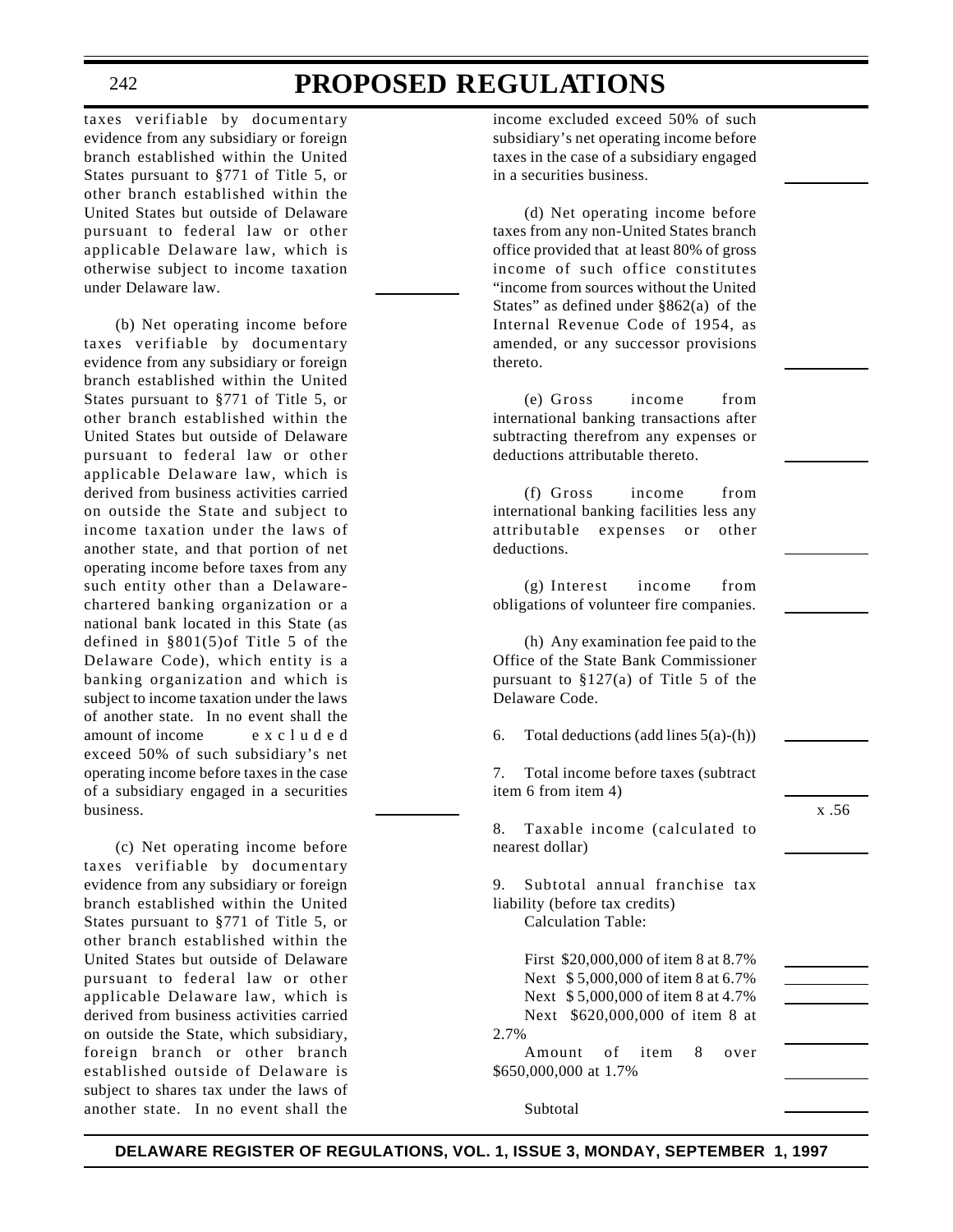taxes verifiable by documentary evidence from any subsidiary or foreign branch established within the United States pursuant to §771 of Title 5, or other branch established within the United States but outside of Delaware pursuant to federal law or other applicable Delaware law, which is otherwise subject to income taxation under Delaware law. \_\_\_\_\_\_\_\_\_\_

(b) Net operating income before taxes verifiable by documentary evidence from any subsidiary or foreign branch established within the United States pursuant to §771 of Title 5, or other branch established within the United States but outside of Delaware pursuant to federal law or other applicable Delaware law, which is derived from business activities carried on outside the State and subject to income taxation under the laws of another state, and that portion of net operating income before taxes from any such entity other than a Delaware-chartered banking organization or a national bank located in this State (as defined in §801(5)of Title 5 of the Delaware Code), which entity is a banking organization and which is subject to income taxation under the laws of another state. In no event shall the amount of income excluded exceed 50% of such subsidiary's net operating income before taxes in the case of a subsidiary engaged in a securities business. \_\_\_\_\_\_\_\_\_\_

(c) Net operating income before taxes verifiable by documentary evidence from any subsidiary or foreign branch established within the United States pursuant to §771 of Title 5, or other branch established within the United States but outside of Delaware pursuant to federal law or other applicable Delaware law, which is derived from business activities carried on outside the State, which subsidiary, foreign branch or other branch established outside of Delaware is subject to shares tax under the laws of another state. In no event shall the income excluded exceed 50% of such subsidiary's net operating income before taxes in the case of a subsidiary engaged in a securities business. \_\_\_\_\_\_\_\_\_\_

(d) Net operating income before taxes from any non-United States branch office provided that at least 80% of gross income of such office constitutes "income from sources without the United States" as defined under §862(a) of the Internal Revenue Code of 1954, as amended, or any successor provisions thereto. \_\_\_\_\_\_\_\_\_\_

(e) Gross income from international banking transactions after subtracting therefrom any expenses or deductions attributable thereto. \_\_\_\_\_\_\_\_\_\_

(f) Gross income from international banking facilities less any attributable expenses or other deductions. \_\_\_\_\_\_\_\_\_\_

(g) Interest income from obligations of volunteer fire companies. \_\_\_\_\_\_\_\_\_\_

(h) Any examination fee paid to the Office of the State Bank Commissioner pursuant to §127(a) of Title 5 of the Delaware Code. \_\_\_\_\_\_\_\_\_\_

6. Total deductions (add lines 5(a)-(h)) \_\_\_\_\_\_\_\_\_\_

7. Total income before taxes (subtract item 6 from item 4) \_\_\_\_\_\_\_\_\_\_ x .56

8. Taxable income (calculated to nearest dollar) \_\_\_\_\_\_\_\_\_\_

9. Subtotal annual franchise tax liability (before tax credits)

Calculation Table:

First $20,000,000 of item 8 at 8.7% \_\_\_\_\_\_\_\_\_\_
Next $ 5,000,000 of item 8 at 6.7% \_\_\_\_\_\_\_\_\_\_
Next $ 5,000,000 of item 8 at 4.7% \_\_\_\_\_\_\_\_\_\_
Next $620,000,000 of item 8 at 2.7% \_\_\_\_\_\_\_\_\_\_
Amount of item 8 over $650,000,000 at 1.7% \_\_\_\_\_\_\_\_\_\_

Subtotal \_\_\_\_\_\_\_\_\_\_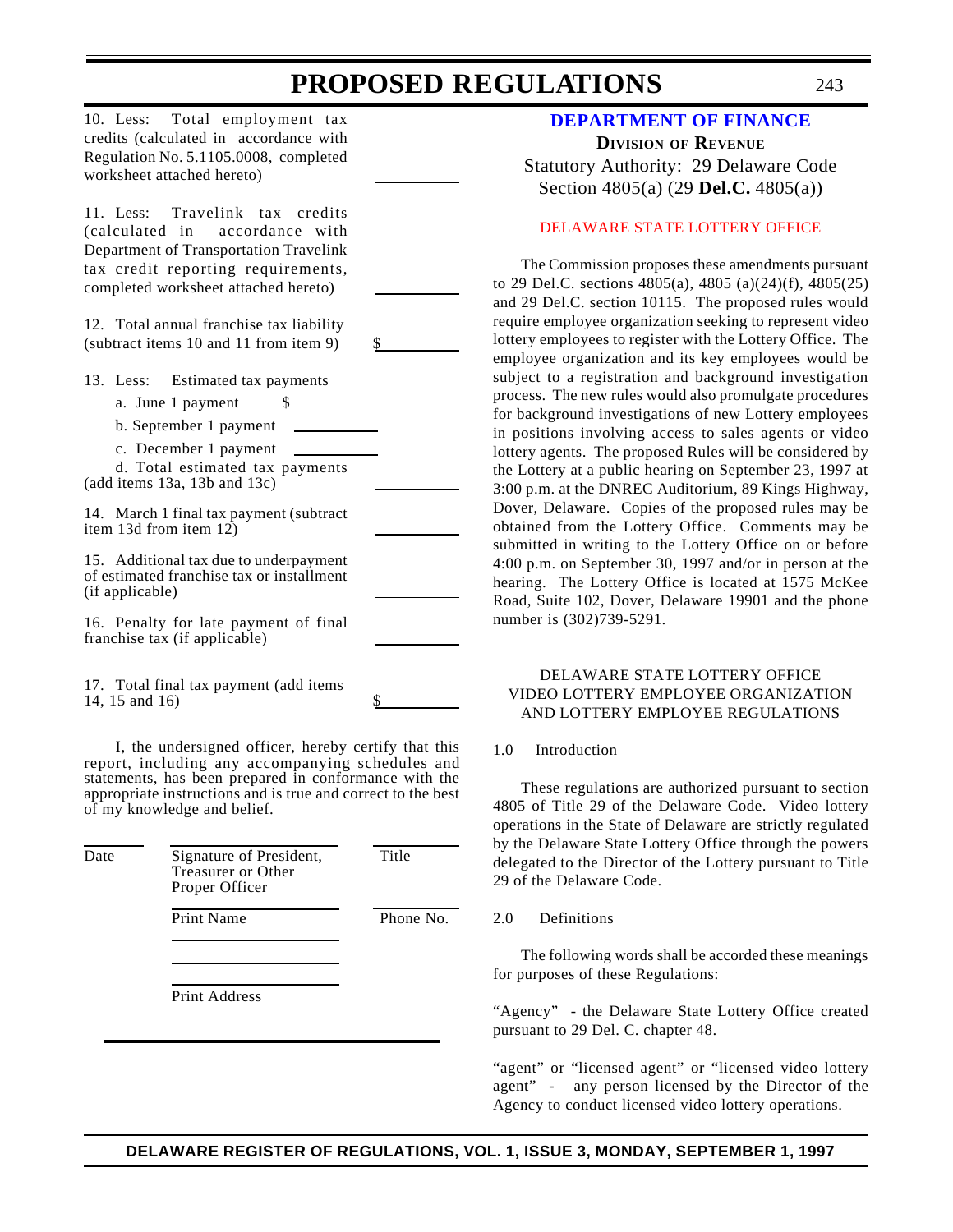10. Less: Total employment tax credits (calculated in accordance with Regulation No. 5.1105.0008, completed worksheet attached hereto) \_\_\_\_\_\_\_\_\_\_

11. Less: Travelink tax credits (calculated in accordance with Department of Transportation Travelink tax credit reporting requirements, completed worksheet attached hereto) \_\_\_\_\_\_\_\_\_\_

12. Total annual franchise tax liability (subtract items 10 and 11 from item 9) $\_\_\_\_\_\_\_\_\_\_

13. Less: Estimated tax payments

- a. June 1 payment $ \_\_\_\_\_\_\_\_\_\_
- b. September 1 payment \_\_\_\_\_\_\_\_\_\_
- c. December 1 payment \_\_\_\_\_\_\_\_\_\_
- d. Total estimated tax payments (add items 13a, 13b and 13c) \_\_\_\_\_\_\_\_\_\_

14. March 1 final tax payment (subtract item 13d from item 12) \_\_\_\_\_\_\_\_\_\_

15. Additional tax due to underpayment of estimated franchise tax or installment (if applicable) \_\_\_\_\_\_\_\_\_\_

16. Penalty for late payment of final franchise tax (if applicable) \_\_\_\_\_\_\_\_\_\_

17. Total final tax payment (add items 14, 15 and 16) $\_\_\_\_\_\_\_\_\_\_

I, the undersigned officer, hereby certify that this report, including any accompanying schedules and statements, has been prepared in conformance with the appropriate instructions and is true and correct to the best of my knowledge and belief.

| \_\_\_\_\_\_\_\_ | \_\_\_\_\_\_\_\_\_\_\_\_\_\_\_\_ | \_\_\_\_\_\_\_\_ |
|---|---|---|
| Date | Signature of President, Treasurer or Other Proper Officer | Title |
| | Print Name | Phone No. |
| | Print Address | |

## DEPARTMENT OF FINANCE

### Division of Revenue

Statutory Authority: 29 Delaware Code Section 4805(a) (29 **Del.C.** 4805(a))

DELAWARE STATE LOTTERY OFFICE

The Commission proposes these amendments pursuant to 29 Del.C. sections 4805(a), 4805 (a)(24)(f), 4805(25) and 29 Del.C. section 10115. The proposed rules would require employee organization seeking to represent video lottery employees to register with the Lottery Office. The employee organization and its key employees would be subject to a registration and background investigation process. The new rules would also promulgate procedures for background investigations of new Lottery employees in positions involving access to sales agents or video lottery agents. The proposed Rules will be considered by the Lottery at a public hearing on September 23, 1997 at 3:00 p.m. at the DNREC Auditorium, 89 Kings Highway, Dover, Delaware. Copies of the proposed rules may be obtained from the Lottery Office. Comments may be submitted in writing to the Lottery Office on or before 4:00 p.m. on September 30, 1997 and/or in person at the hearing. The Lottery Office is located at 1575 McKee Road, Suite 102, Dover, Delaware 19901 and the phone number is (302)739-5291.

DELAWARE STATE LOTTERY OFFICE
VIDEO LOTTERY EMPLOYEE ORGANIZATION AND LOTTERY EMPLOYEE REGULATIONS

1.0 Introduction

These regulations are authorized pursuant to section 4805 of Title 29 of the Delaware Code. Video lottery operations in the State of Delaware are strictly regulated by the Delaware State Lottery Office through the powers delegated to the Director of the Lottery pursuant to Title 29 of the Delaware Code.

2.0 Definitions

The following words shall be accorded these meanings for purposes of these Regulations:

"Agency" - the Delaware State Lottery Office created pursuant to 29 Del. C. chapter 48.

"agent" or "licensed agent" or "licensed video lottery agent" - any person licensed by the Director of the Agency to conduct licensed video lottery operations.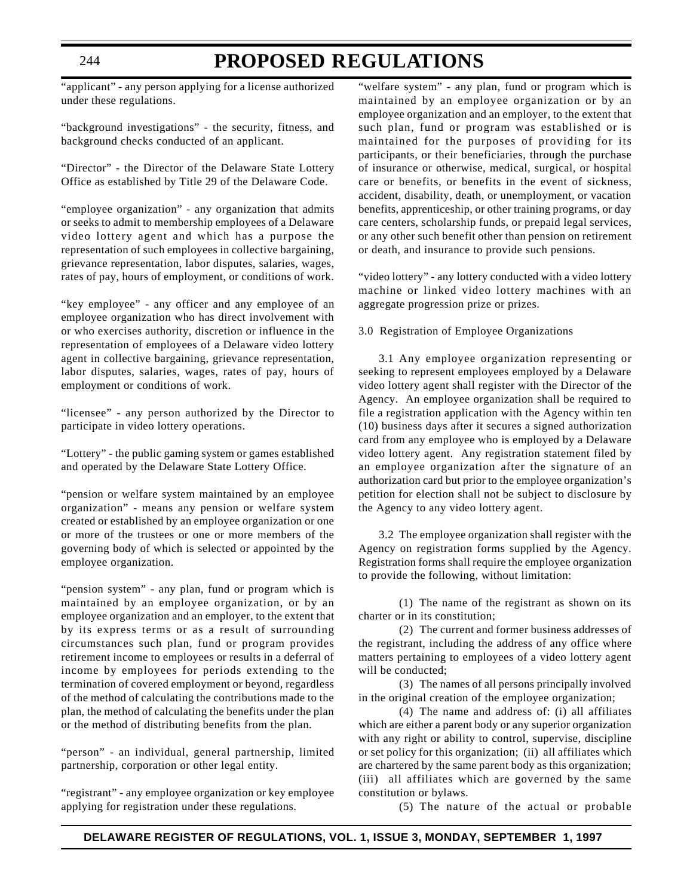"applicant" - any person applying for a license authorized under these regulations.

"background investigations" - the security, fitness, and background checks conducted of an applicant.

"Director" - the Director of the Delaware State Lottery Office as established by Title 29 of the Delaware Code.

"employee organization" - any organization that admits or seeks to admit to membership employees of a Delaware video lottery agent and which has a purpose the representation of such employees in collective bargaining, grievance representation, labor disputes, salaries, wages, rates of pay, hours of employment, or conditions of work.

"key employee" - any officer and any employee of an employee organization who has direct involvement with or who exercises authority, discretion or influence in the representation of employees of a Delaware video lottery agent in collective bargaining, grievance representation, labor disputes, salaries, wages, rates of pay, hours of employment or conditions of work.

"licensee" - any person authorized by the Director to participate in video lottery operations.

"Lottery" - the public gaming system or games established and operated by the Delaware State Lottery Office.

"pension or welfare system maintained by an employee organization" - means any pension or welfare system created or established by an employee organization or one or more of the trustees or one or more members of the governing body of which is selected or appointed by the employee organization.

"pension system" - any plan, fund or program which is maintained by an employee organization, or by an employee organization and an employer, to the extent that by its express terms or as a result of surrounding circumstances such plan, fund or program provides retirement income to employees or results in a deferral of income by employees for periods extending to the termination of covered employment or beyond, regardless of the method of calculating the contributions made to the plan, the method of calculating the benefits under the plan or the method of distributing benefits from the plan.

"person" - an individual, general partnership, limited partnership, corporation or other legal entity.

"registrant" - any employee organization or key employee applying for registration under these regulations.

"welfare system" - any plan, fund or program which is maintained by an employee organization or by an employee organization and an employer, to the extent that such plan, fund or program was established or is maintained for the purposes of providing for its participants, or their beneficiaries, through the purchase of insurance or otherwise, medical, surgical, or hospital care or benefits, or benefits in the event of sickness, accident, disability, death, or unemployment, or vacation benefits, apprenticeship, or other training programs, or day care centers, scholarship funds, or prepaid legal services, or any other such benefit other than pension on retirement or death, and insurance to provide such pensions.

"video lottery" - any lottery conducted with a video lottery machine or linked video lottery machines with an aggregate progression prize or prizes.

3.0 Registration of Employee Organizations

3.1 Any employee organization representing or seeking to represent employees employed by a Delaware video lottery agent shall register with the Director of the Agency. An employee organization shall be required to file a registration application with the Agency within ten (10) business days after it secures a signed authorization card from any employee who is employed by a Delaware video lottery agent. Any registration statement filed by an employee organization after the signature of an authorization card but prior to the employee organization's petition for election shall not be subject to disclosure by the Agency to any video lottery agent.

3.2 The employee organization shall register with the Agency on registration forms supplied by the Agency. Registration forms shall require the employee organization to provide the following, without limitation:

(1) The name of the registrant as shown on its charter or in its constitution;

(2) The current and former business addresses of the registrant, including the address of any office where matters pertaining to employees of a video lottery agent will be conducted;

(3) The names of all persons principally involved in the original creation of the employee organization;

(4) The name and address of: (i) all affiliates which are either a parent body or any superior organization with any right or ability to control, supervise, discipline or set policy for this organization; (ii) all affiliates which are chartered by the same parent body as this organization; (iii) all affiliates which are governed by the same constitution or bylaws.

(5) The nature of the actual or probable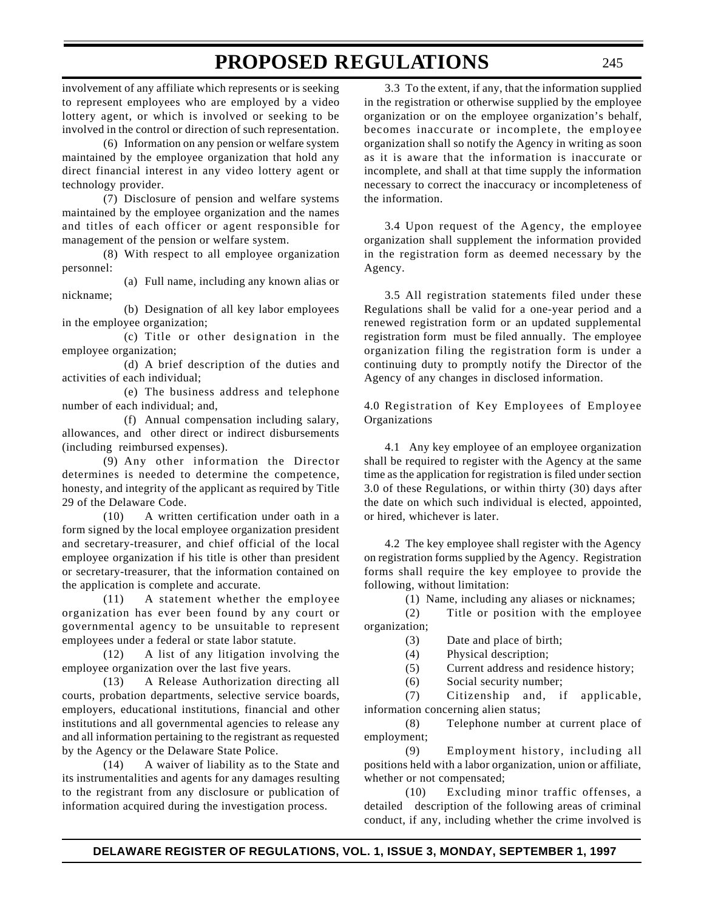involvement of any affiliate which represents or is seeking to represent employees who are employed by a video lottery agent, or which is involved or seeking to be involved in the control or direction of such representation.

(6) Information on any pension or welfare system maintained by the employee organization that hold any direct financial interest in any video lottery agent or technology provider.

(7) Disclosure of pension and welfare systems maintained by the employee organization and the names and titles of each officer or agent responsible for management of the pension or welfare system.

(8) With respect to all employee organization personnel:

(a) Full name, including any known alias or nickname;

(b) Designation of all key labor employees in the employee organization;

(c) Title or other designation in the employee organization;

(d) A brief description of the duties and activities of each individual;

(e) The business address and telephone number of each individual; and,

(f) Annual compensation including salary, allowances, and other direct or indirect disbursements (including reimbursed expenses).

(9) Any other information the Director determines is needed to determine the competence, honesty, and integrity of the applicant as required by Title 29 of the Delaware Code.

(10) A written certification under oath in a form signed by the local employee organization president and secretary-treasurer, and chief official of the local employee organization if his title is other than president or secretary-treasurer, that the information contained on the application is complete and accurate.

(11) A statement whether the employee organization has ever been found by any court or governmental agency to be unsuitable to represent employees under a federal or state labor statute.

(12) A list of any litigation involving the employee organization over the last five years.

(13) A Release Authorization directing all courts, probation departments, selective service boards, employers, educational institutions, financial and other institutions and all governmental agencies to release any and all information pertaining to the registrant as requested by the Agency or the Delaware State Police.

(14) A waiver of liability as to the State and its instrumentalities and agents for any damages resulting to the registrant from any disclosure or publication of information acquired during the investigation process.

3.3 To the extent, if any, that the information supplied in the registration or otherwise supplied by the employee organization or on the employee organization's behalf, becomes inaccurate or incomplete, the employee organization shall so notify the Agency in writing as soon as it is aware that the information is inaccurate or incomplete, and shall at that time supply the information necessary to correct the inaccuracy or incompleteness of the information.

3.4 Upon request of the Agency, the employee organization shall supplement the information provided in the registration form as deemed necessary by the Agency.

3.5 All registration statements filed under these Regulations shall be valid for a one-year period and a renewed registration form or an updated supplemental registration form must be filed annually. The employee organization filing the registration form is under a continuing duty to promptly notify the Director of the Agency of any changes in disclosed information.

4.0 Registration of Key Employees of Employee Organizations

4.1 Any key employee of an employee organization shall be required to register with the Agency at the same time as the application for registration is filed under section 3.0 of these Regulations, or within thirty (30) days after the date on which such individual is elected, appointed, or hired, whichever is later.

4.2 The key employee shall register with the Agency on registration forms supplied by the Agency. Registration forms shall require the key employee to provide the following, without limitation:

(1) Name, including any aliases or nicknames;

(2) Title or position with the employee organization;

(3) Date and place of birth;

(4) Physical description;

(5) Current address and residence history;

(6) Social security number;

(7) Citizenship and, if applicable, information concerning alien status;

(8) Telephone number at current place of employment;

(9) Employment history, including all positions held with a labor organization, union or affiliate, whether or not compensated;

(10) Excluding minor traffic offenses, a detailed description of the following areas of criminal conduct, if any, including whether the crime involved is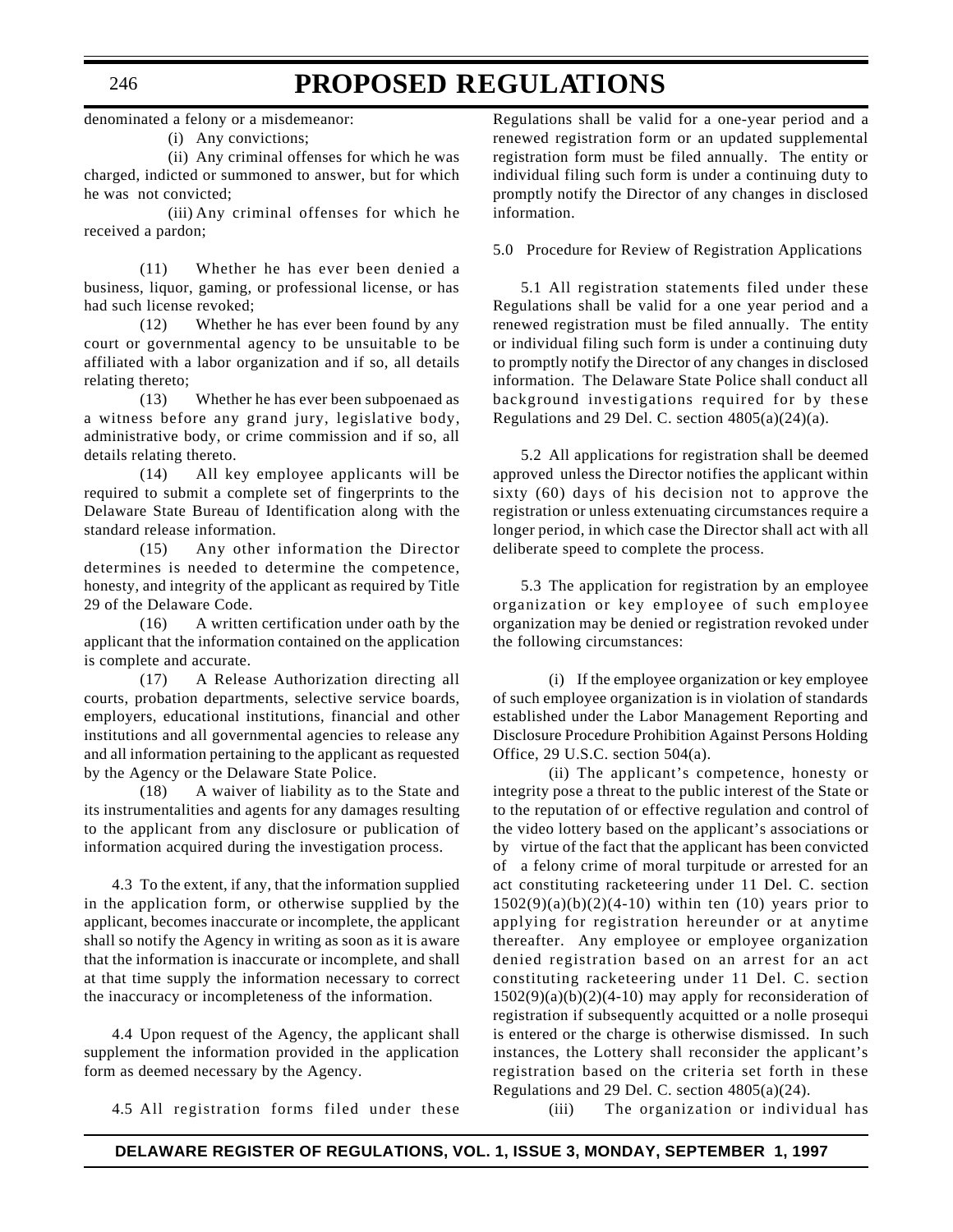denominated a felony or a misdemeanor:

(i) Any convictions;

(ii) Any criminal offenses for which he was charged, indicted or summoned to answer, but for which he was not convicted;

(iii) Any criminal offenses for which he received a pardon;

(11) Whether he has ever been denied a business, liquor, gaming, or professional license, or has had such license revoked;

(12) Whether he has ever been found by any court or governmental agency to be unsuitable to be affiliated with a labor organization and if so, all details relating thereto;

(13) Whether he has ever been subpoenaed as a witness before any grand jury, legislative body, administrative body, or crime commission and if so, all details relating thereto.

(14) All key employee applicants will be required to submit a complete set of fingerprints to the Delaware State Bureau of Identification along with the standard release information.

(15) Any other information the Director determines is needed to determine the competence, honesty, and integrity of the applicant as required by Title 29 of the Delaware Code.

(16) A written certification under oath by the applicant that the information contained on the application is complete and accurate.

(17) A Release Authorization directing all courts, probation departments, selective service boards, employers, educational institutions, financial and other institutions and all governmental agencies to release any and all information pertaining to the applicant as requested by the Agency or the Delaware State Police.

(18) A waiver of liability as to the State and its instrumentalities and agents for any damages resulting to the applicant from any disclosure or publication of information acquired during the investigation process.

4.3 To the extent, if any, that the information supplied in the application form, or otherwise supplied by the applicant, becomes inaccurate or incomplete, the applicant shall so notify the Agency in writing as soon as it is aware that the information is inaccurate or incomplete, and shall at that time supply the information necessary to correct the inaccuracy or incompleteness of the information.

4.4 Upon request of the Agency, the applicant shall supplement the information provided in the application form as deemed necessary by the Agency.

4.5 All registration forms filed under these Regulations shall be valid for a one-year period and a renewed registration form or an updated supplemental registration form must be filed annually. The entity or individual filing such form is under a continuing duty to promptly notify the Director of any changes in disclosed information.

5.0 Procedure for Review of Registration Applications

5.1 All registration statements filed under these Regulations shall be valid for a one year period and a renewed registration must be filed annually. The entity or individual filing such form is under a continuing duty to promptly notify the Director of any changes in disclosed information. The Delaware State Police shall conduct all background investigations required for by these Regulations and 29 Del. C. section 4805(a)(24)(a).

5.2 All applications for registration shall be deemed approved unless the Director notifies the applicant within sixty (60) days of his decision not to approve the registration or unless extenuating circumstances require a longer period, in which case the Director shall act with all deliberate speed to complete the process.

5.3 The application for registration by an employee organization or key employee of such employee organization may be denied or registration revoked under the following circumstances:

(i) If the employee organization or key employee of such employee organization is in violation of standards established under the Labor Management Reporting and Disclosure Procedure Prohibition Against Persons Holding Office, 29 U.S.C. section 504(a).

(ii) The applicant's competence, honesty or integrity pose a threat to the public interest of the State or to the reputation of or effective regulation and control of the video lottery based on the applicant's associations or by virtue of the fact that the applicant has been convicted of a felony crime of moral turpitude or arrested for an act constituting racketeering under 11 Del. C. section 1502(9)(a)(b)(2)(4-10) within ten (10) years prior to applying for registration hereunder or at anytime thereafter. Any employee or employee organization denied registration based on an arrest for an act constituting racketeering under 11 Del. C. section 1502(9)(a)(b)(2)(4-10) may apply for reconsideration of registration if subsequently acquitted or a nolle prosequi is entered or the charge is otherwise dismissed. In such instances, the Lottery shall reconsider the applicant's registration based on the criteria set forth in these Regulations and 29 Del. C. section 4805(a)(24).

(iii) The organization or individual has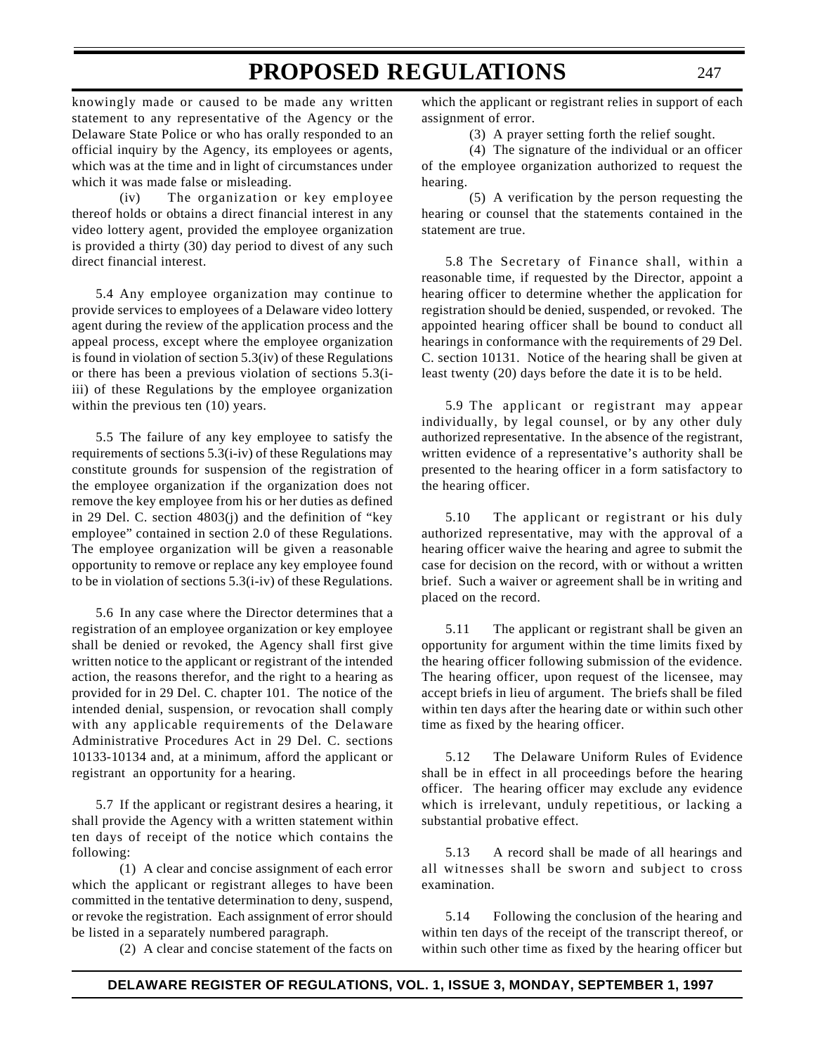knowingly made or caused to be made any written statement to any representative of the Agency or the Delaware State Police or who has orally responded to an official inquiry by the Agency, its employees or agents, which was at the time and in light of circumstances under which it was made false or misleading.

(iv) The organization or key employee thereof holds or obtains a direct financial interest in any video lottery agent, provided the employee organization is provided a thirty (30) day period to divest of any such direct financial interest.

5.4 Any employee organization may continue to provide services to employees of a Delaware video lottery agent during the review of the application process and the appeal process, except where the employee organization is found in violation of section 5.3(iv) of these Regulations or there has been a previous violation of sections 5.3(i-iii) of these Regulations by the employee organization within the previous ten (10) years.

5.5 The failure of any key employee to satisfy the requirements of sections 5.3(i-iv) of these Regulations may constitute grounds for suspension of the registration of the employee organization if the organization does not remove the key employee from his or her duties as defined in 29 Del. C. section 4803(j) and the definition of "key employee" contained in section 2.0 of these Regulations. The employee organization will be given a reasonable opportunity to remove or replace any key employee found to be in violation of sections 5.3(i-iv) of these Regulations.

5.6 In any case where the Director determines that a registration of an employee organization or key employee shall be denied or revoked, the Agency shall first give written notice to the applicant or registrant of the intended action, the reasons therefor, and the right to a hearing as provided for in 29 Del. C. chapter 101. The notice of the intended denial, suspension, or revocation shall comply with any applicable requirements of the Delaware Administrative Procedures Act in 29 Del. C. sections 10133-10134 and, at a minimum, afford the applicant or registrant an opportunity for a hearing.

5.7 If the applicant or registrant desires a hearing, it shall provide the Agency with a written statement within ten days of receipt of the notice which contains the following:

(1) A clear and concise assignment of each error which the applicant or registrant alleges to have been committed in the tentative determination to deny, suspend, or revoke the registration. Each assignment of error should be listed in a separately numbered paragraph.

(2) A clear and concise statement of the facts on which the applicant or registrant relies in support of each assignment of error.

(3) A prayer setting forth the relief sought.

(4) The signature of the individual or an officer of the employee organization authorized to request the hearing.

(5) A verification by the person requesting the hearing or counsel that the statements contained in the statement are true.

5.8 The Secretary of Finance shall, within a reasonable time, if requested by the Director, appoint a hearing officer to determine whether the application for registration should be denied, suspended, or revoked. The appointed hearing officer shall be bound to conduct all hearings in conformance with the requirements of 29 Del. C. section 10131. Notice of the hearing shall be given at least twenty (20) days before the date it is to be held.

5.9 The applicant or registrant may appear individually, by legal counsel, or by any other duly authorized representative. In the absence of the registrant, written evidence of a representative's authority shall be presented to the hearing officer in a form satisfactory to the hearing officer.

5.10 The applicant or registrant or his duly authorized representative, may with the approval of a hearing officer waive the hearing and agree to submit the case for decision on the record, with or without a written brief. Such a waiver or agreement shall be in writing and placed on the record.

5.11 The applicant or registrant shall be given an opportunity for argument within the time limits fixed by the hearing officer following submission of the evidence. The hearing officer, upon request of the licensee, may accept briefs in lieu of argument. The briefs shall be filed within ten days after the hearing date or within such other time as fixed by the hearing officer.

5.12 The Delaware Uniform Rules of Evidence shall be in effect in all proceedings before the hearing officer. The hearing officer may exclude any evidence which is irrelevant, unduly repetitious, or lacking a substantial probative effect.

5.13 A record shall be made of all hearings and all witnesses shall be sworn and subject to cross examination.

5.14 Following the conclusion of the hearing and within ten days of the receipt of the transcript thereof, or within such other time as fixed by the hearing officer but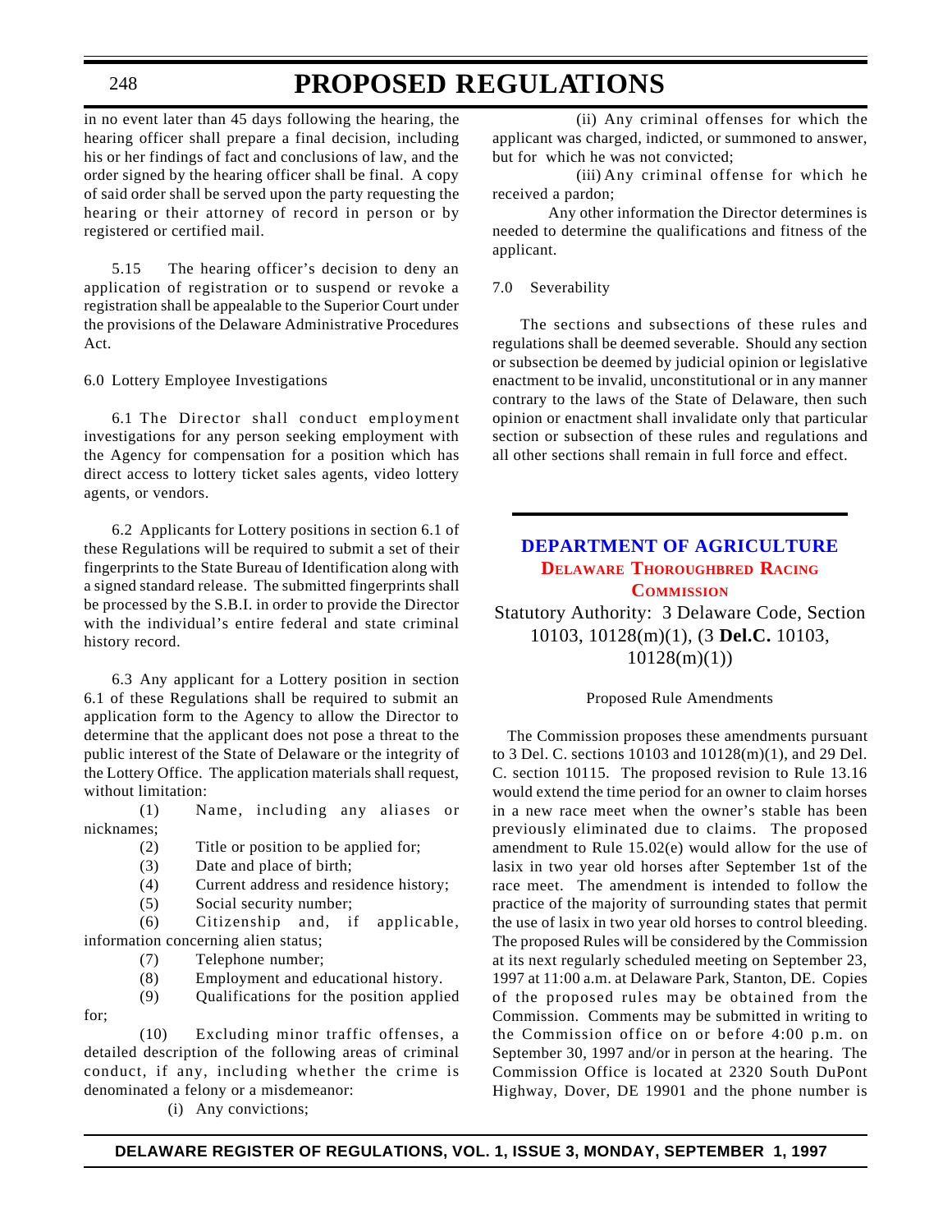in no event later than 45 days following the hearing, the hearing officer shall prepare a final decision, including his or her findings of fact and conclusions of law, and the order signed by the hearing officer shall be final. A copy of said order shall be served upon the party requesting the hearing or their attorney of record in person or by registered or certified mail.

5.15 The hearing officer's decision to deny an application of registration or to suspend or revoke a registration shall be appealable to the Superior Court under the provisions of the Delaware Administrative Procedures Act.

6.0 Lottery Employee Investigations

6.1 The Director shall conduct employment investigations for any person seeking employment with the Agency for compensation for a position which has direct access to lottery ticket sales agents, video lottery agents, or vendors.

6.2 Applicants for Lottery positions in section 6.1 of these Regulations will be required to submit a set of their fingerprints to the State Bureau of Identification along with a signed standard release. The submitted fingerprints shall be processed by the S.B.I. in order to provide the Director with the individual's entire federal and state criminal history record.

6.3 Any applicant for a Lottery position in section 6.1 of these Regulations shall be required to submit an application form to the Agency to allow the Director to determine that the applicant does not pose a threat to the public interest of the State of Delaware or the integrity of the Lottery Office. The application materials shall request, without limitation:

(1) Name, including any aliases or nicknames;

(2) Title or position to be applied for;

(3) Date and place of birth;

(4) Current address and residence history;

(5) Social security number;

(6) Citizenship and, if applicable, information concerning alien status;

(7) Telephone number;

(8) Employment and educational history.

(9) Qualifications for the position applied for;

(10) Excluding minor traffic offenses, a detailed description of the following areas of criminal conduct, if any, including whether the crime is denominated a felony or a misdemeanor:

(i) Any convictions;

(ii) Any criminal offenses for which the applicant was charged, indicted, or summoned to answer, but for which he was not convicted;

(iii) Any criminal offense for which he received a pardon;

Any other information the Director determines is needed to determine the qualifications and fitness of the applicant.

7.0 Severability

The sections and subsections of these rules and regulations shall be deemed severable. Should any section or subsection be deemed by judicial opinion or legislative enactment to be invalid, unconstitutional or in any manner contrary to the laws of the State of Delaware, then such opinion or enactment shall invalidate only that particular section or subsection of these rules and regulations and all other sections shall remain in full force and effect.

## DEPARTMENT OF AGRICULTURE

### Delaware Thoroughbred Racing Commission

Statutory Authority: 3 Delaware Code, Section 10103, 10128(m)(1), (3 **Del.C.** 10103, 10128(m)(1))

Proposed Rule Amendments

The Commission proposes these amendments pursuant to 3 Del. C. sections 10103 and 10128(m)(1), and 29 Del. C. section 10115. The proposed revision to Rule 13.16 would extend the time period for an owner to claim horses in a new race meet when the owner's stable has been previously eliminated due to claims. The proposed amendment to Rule 15.02(e) would allow for the use of lasix in two year old horses after September 1st of the race meet. The amendment is intended to follow the practice of the majority of surrounding states that permit the use of lasix in two year old horses to control bleeding. The proposed Rules will be considered by the Commission at its next regularly scheduled meeting on September 23, 1997 at 11:00 a.m. at Delaware Park, Stanton, DE. Copies of the proposed rules may be obtained from the Commission. Comments may be submitted in writing to the Commission office on or before 4:00 p.m. on September 30, 1997 and/or in person at the hearing. The Commission Office is located at 2320 South DuPont Highway, Dover, DE 19901 and the phone number is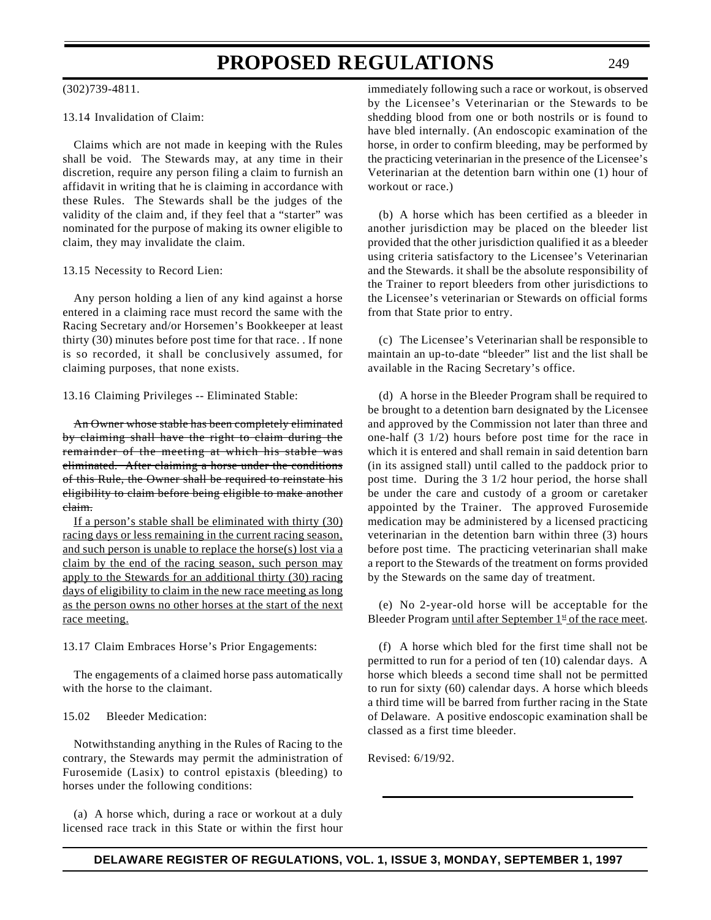(302)739-4811.

13.14 Invalidation of Claim:

Claims which are not made in keeping with the Rules shall be void. The Stewards may, at any time in their discretion, require any person filing a claim to furnish an affidavit in writing that he is claiming in accordance with these Rules. The Stewards shall be the judges of the validity of the claim and, if they feel that a "starter" was nominated for the purpose of making its owner eligible to claim, they may invalidate the claim.

13.15 Necessity to Record Lien:

Any person holding a lien of any kind against a horse entered in a claiming race must record the same with the Racing Secretary and/or Horsemen's Bookkeeper at least thirty (30) minutes before post time for that race. . If none is so recorded, it shall be conclusively assumed, for claiming purposes, that none exists.

13.16 Claiming Privileges -- Eliminated Stable:

~~An Owner whose stable has been completely eliminated by claiming shall have the right to claim during the remainder of the meeting at which his stable was eliminated. After claiming a horse under the conditions of this Rule, the Owner shall be required to reinstate his eligibility to claim before being eligible to make another claim.~~

<u>If a person's stable shall be eliminated with thirty (30) racing days or less remaining in the current racing season, and such person is unable to replace the horse(s) lost via a claim by the end of the racing season, such person may apply to the Stewards for an additional thirty (30) racing days of eligibility to claim in the new race meeting as long as the person owns no other horses at the start of the next race meeting.</u>

13.17 Claim Embraces Horse's Prior Engagements:

The engagements of a claimed horse pass automatically with the horse to the claimant.

15.02 Bleeder Medication:

Notwithstanding anything in the Rules of Racing to the contrary, the Stewards may permit the administration of Furosemide (Lasix) to control epistaxis (bleeding) to horses under the following conditions:

(a) A horse which, during a race or workout at a duly licensed race track in this State or within the first hour immediately following such a race or workout, is observed by the Licensee's Veterinarian or the Stewards to be shedding blood from one or both nostrils or is found to have bled internally. (An endoscopic examination of the horse, in order to confirm bleeding, may be performed by the practicing veterinarian in the presence of the Licensee's Veterinarian at the detention barn within one (1) hour of workout or race.)

(b) A horse which has been certified as a bleeder in another jurisdiction may be placed on the bleeder list provided that the other jurisdiction qualified it as a bleeder using criteria satisfactory to the Licensee's Veterinarian and the Stewards. it shall be the absolute responsibility of the Trainer to report bleeders from other jurisdictions to the Licensee's veterinarian or Stewards on official forms from that State prior to entry.

(c) The Licensee's Veterinarian shall be responsible to maintain an up-to-date "bleeder" list and the list shall be available in the Racing Secretary's office.

(d) A horse in the Bleeder Program shall be required to be brought to a detention barn designated by the Licensee and approved by the Commission not later than three and one-half (3 1/2) hours before post time for the race in which it is entered and shall remain in said detention barn (in its assigned stall) until called to the paddock prior to post time. During the 3 1/2 hour period, the horse shall be under the care and custody of a groom or caretaker appointed by the Trainer. The approved Furosemide medication may be administered by a licensed practicing veterinarian in the detention barn within three (3) hours before post time. The practicing veterinarian shall make a report to the Stewards of the treatment on forms provided by the Stewards on the same day of treatment.

(e) No 2-year-old horse will be acceptable for the Bleeder Program <u>until after September 1st of the race meet</u>.

(f) A horse which bled for the first time shall not be permitted to run for a period of ten (10) calendar days. A horse which bleeds a second time shall not be permitted to run for sixty (60) calendar days. A horse which bleeds a third time will be barred from further racing in the State of Delaware. A positive endoscopic examination shall be classed as a first time bleeder.

Revised: 6/19/92.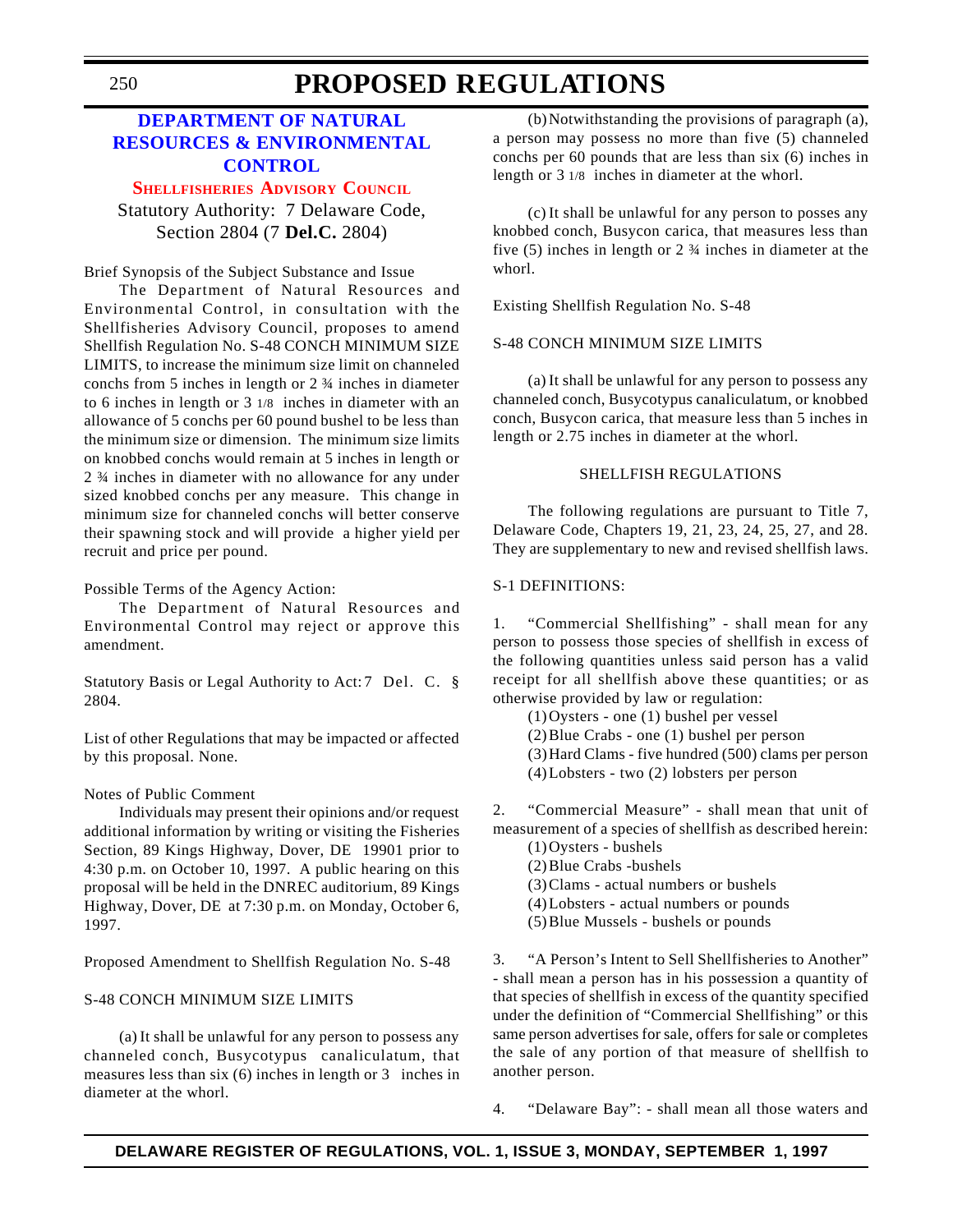# PROPOSED REGULATIONS

## DEPARTMENT OF NATURAL RESOURCES & ENVIRONMENTAL CONTROL

### SHELLFISHERIES ADVISORY COUNCIL

Statutory Authority: 7 Delaware Code, Section 2804 (7 **Del.C.** 2804)

Brief Synopsis of the Subject Substance and Issue

The Department of Natural Resources and Environmental Control, in consultation with the Shellfisheries Advisory Council, proposes to amend Shellfish Regulation No. S-48 CONCH MINIMUM SIZE LIMITS, to increase the minimum size limit on channeled conchs from 5 inches in length or 2 ¾ inches in diameter to 6 inches in length or 3 1/8 inches in diameter with an allowance of 5 conchs per 60 pound bushel to be less than the minimum size or dimension. The minimum size limits on knobbed conchs would remain at 5 inches in length or 2 ¾ inches in diameter with no allowance for any under sized knobbed conchs per any measure. This change in minimum size for channeled conchs will better conserve their spawning stock and will provide a higher yield per recruit and price per pound.

Possible Terms of the Agency Action:

The Department of Natural Resources and Environmental Control may reject or approve this amendment.

Statutory Basis or Legal Authority to Act: 7 Del. C. § 2804.

List of other Regulations that may be impacted or affected by this proposal. None.

Notes of Public Comment

Individuals may present their opinions and/or request additional information by writing or visiting the Fisheries Section, 89 Kings Highway, Dover, DE 19901 prior to 4:30 p.m. on October 10, 1997. A public hearing on this proposal will be held in the DNREC auditorium, 89 Kings Highway, Dover, DE at 7:30 p.m. on Monday, October 6, 1997.

Proposed Amendment to Shellfish Regulation No. S-48

S-48 CONCH MINIMUM SIZE LIMITS

(a) It shall be unlawful for any person to possess any channeled conch, Busycotypus canaliculatum, that measures less than six (6) inches in length or 3 inches in diameter at the whorl.

(b) Notwithstanding the provisions of paragraph (a), a person may possess no more than five (5) channeled conchs per 60 pounds that are less than six (6) inches in length or 3 1/8 inches in diameter at the whorl.

(c) It shall be unlawful for any person to posses any knobbed conch, Busycon carica, that measures less than five (5) inches in length or 2 ¾ inches in diameter at the whorl.

Existing Shellfish Regulation No. S-48

S-48 CONCH MINIMUM SIZE LIMITS

(a) It shall be unlawful for any person to possess any channeled conch, Busycotypus canaliculatum, or knobbed conch, Busycon carica, that measure less than 5 inches in length or 2.75 inches in diameter at the whorl.

SHELLFISH REGULATIONS

The following regulations are pursuant to Title 7, Delaware Code, Chapters 19, 21, 23, 24, 25, 27, and 28. They are supplementary to new and revised shellfish laws.

S-1 DEFINITIONS:

1. "Commercial Shellfishing" - shall mean for any person to possess those species of shellfish in excess of the following quantities unless said person has a valid receipt for all shellfish above these quantities; or as otherwise provided by law or regulation:

(1) Oysters - one (1) bushel per vessel
(2) Blue Crabs - one (1) bushel per person
(3) Hard Clams - five hundred (500) clams per person
(4) Lobsters - two (2) lobsters per person

2. "Commercial Measure" - shall mean that unit of measurement of a species of shellfish as described herein:

(1) Oysters - bushels
(2) Blue Crabs -bushels
(3) Clams - actual numbers or bushels
(4) Lobsters - actual numbers or pounds
(5) Blue Mussels - bushels or pounds

3. "A Person's Intent to Sell Shellfisheries to Another" - shall mean a person has in his possession a quantity of that species of shellfish in excess of the quantity specified under the definition of "Commercial Shellfishing" or this same person advertises for sale, offers for sale or completes the sale of any portion of that measure of shellfish to another person.

4. "Delaware Bay": - shall mean all those waters and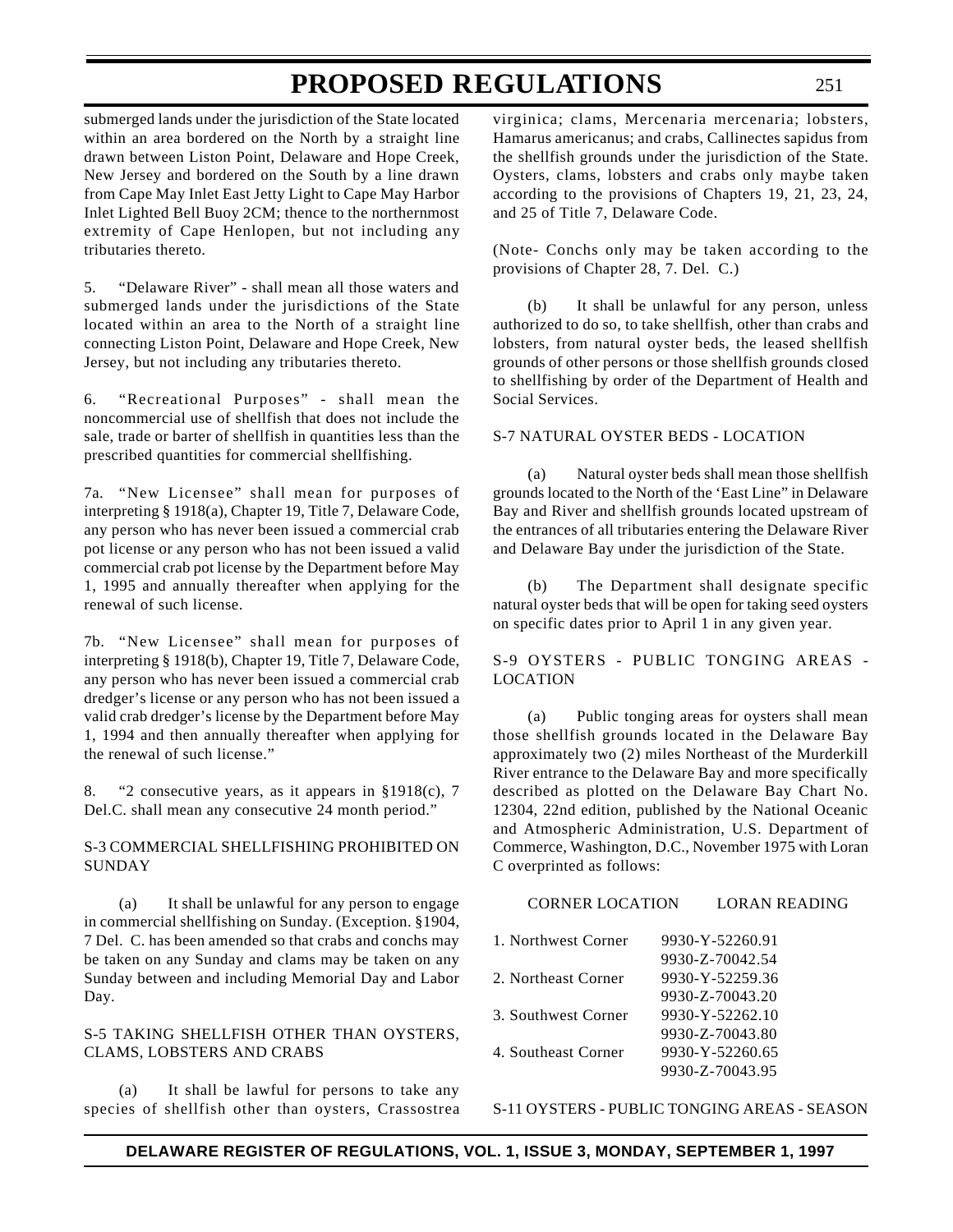submerged lands under the jurisdiction of the State located within an area bordered on the North by a straight line drawn between Liston Point, Delaware and Hope Creek, New Jersey and bordered on the South by a line drawn from Cape May Inlet East Jetty Light to Cape May Harbor Inlet Lighted Bell Buoy 2CM; thence to the northernmost extremity of Cape Henlopen, but not including any tributaries thereto.

5. "Delaware River" - shall mean all those waters and submerged lands under the jurisdictions of the State located within an area to the North of a straight line connecting Liston Point, Delaware and Hope Creek, New Jersey, but not including any tributaries thereto.

6. "Recreational Purposes" - shall mean the noncommercial use of shellfish that does not include the sale, trade or barter of shellfish in quantities less than the prescribed quantities for commercial shellfishing.

7a. "New Licensee" shall mean for purposes of interpreting § 1918(a), Chapter 19, Title 7, Delaware Code, any person who has never been issued a commercial crab pot license or any person who has not been issued a valid commercial crab pot license by the Department before May 1, 1995 and annually thereafter when applying for the renewal of such license.

7b. "New Licensee" shall mean for purposes of interpreting § 1918(b), Chapter 19, Title 7, Delaware Code, any person who has never been issued a commercial crab dredger's license or any person who has not been issued a valid crab dredger's license by the Department before May 1, 1994 and then annually thereafter when applying for the renewal of such license."

8. "2 consecutive years, as it appears in §1918(c), 7 Del.C. shall mean any consecutive 24 month period."

S-3 COMMERCIAL SHELLFISHING PROHIBITED ON SUNDAY

(a) It shall be unlawful for any person to engage in commercial shellfishing on Sunday. (Exception. §1904, 7 Del. C. has been amended so that crabs and conchs may be taken on any Sunday and clams may be taken on any Sunday between and including Memorial Day and Labor Day.

S-5 TAKING SHELLFISH OTHER THAN OYSTERS, CLAMS, LOBSTERS AND CRABS

(a) It shall be lawful for persons to take any species of shellfish other than oysters, Crassostrea virginica; clams, Mercenaria mercenaria; lobsters, Hamarus americanus; and crabs, Callinectes sapidus from the shellfish grounds under the jurisdiction of the State. Oysters, clams, lobsters and crabs only maybe taken according to the provisions of Chapters 19, 21, 23, 24, and 25 of Title 7, Delaware Code.

(Note- Conchs only may be taken according to the provisions of Chapter 28, 7. Del. C.)

(b) It shall be unlawful for any person, unless authorized to do so, to take shellfish, other than crabs and lobsters, from natural oyster beds, the leased shellfish grounds of other persons or those shellfish grounds closed to shellfishing by order of the Department of Health and Social Services.

S-7 NATURAL OYSTER BEDS - LOCATION

(a) Natural oyster beds shall mean those shellfish grounds located to the North of the 'East Line" in Delaware Bay and River and shellfish grounds located upstream of the entrances of all tributaries entering the Delaware River and Delaware Bay under the jurisdiction of the State.

(b) The Department shall designate specific natural oyster beds that will be open for taking seed oysters on specific dates prior to April 1 in any given year.

S-9 OYSTERS - PUBLIC TONGING AREAS - LOCATION

(a) Public tonging areas for oysters shall mean those shellfish grounds located in the Delaware Bay approximately two (2) miles Northeast of the Murderkill River entrance to the Delaware Bay and more specifically described as plotted on the Delaware Bay Chart No. 12304, 22nd edition, published by the National Oceanic and Atmospheric Administration, U.S. Department of Commerce, Washington, D.C., November 1975 with Loran C overprinted as follows:

| CORNER LOCATION | LORAN READING |
|---|---|
| 1. Northwest Corner | 9930-Y-52260.91 |
| | 9930-Z-70042.54 |
| 2. Northeast Corner | 9930-Y-52259.36 |
| | 9930-Z-70043.20 |
| 3. Southwest Corner | 9930-Y-52262.10 |
| | 9930-Z-70043.80 |
| 4. Southeast Corner | 9930-Y-52260.65 |
| | 9930-Z-70043.95 |

S-11 OYSTERS - PUBLIC TONGING AREAS - SEASON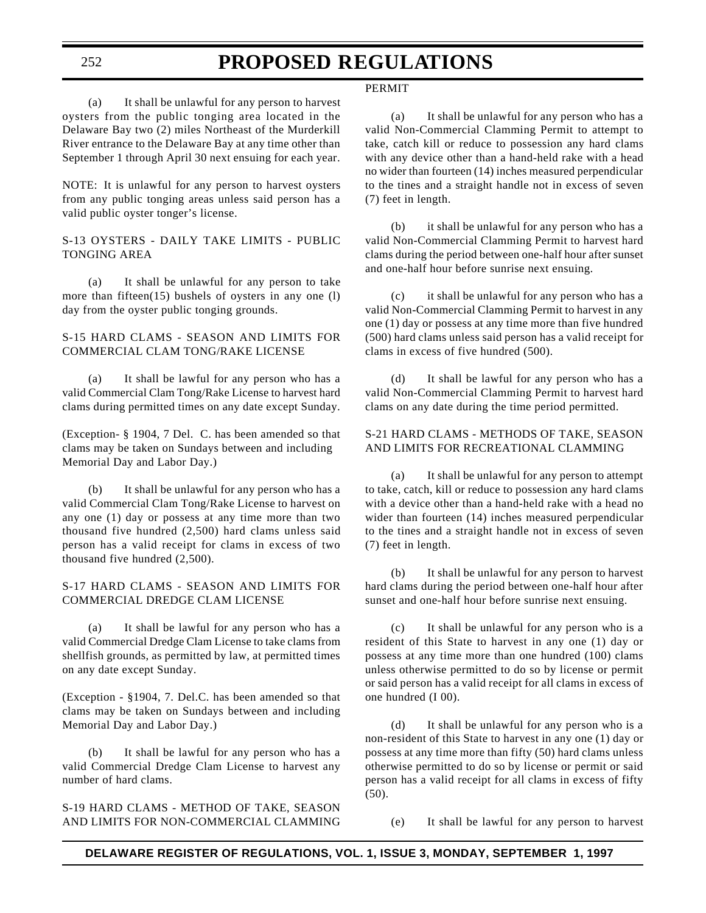(a) It shall be unlawful for any person to harvest oysters from the public tonging area located in the Delaware Bay two (2) miles Northeast of the Murderkill River entrance to the Delaware Bay at any time other than September 1 through April 30 next ensuing for each year.

NOTE: It is unlawful for any person to harvest oysters from any public tonging areas unless said person has a valid public oyster tonger's license.

S-13 OYSTERS - DAILY TAKE LIMITS - PUBLIC TONGING AREA

(a) It shall be unlawful for any person to take more than fifteen(15) bushels of oysters in any one (l) day from the oyster public tonging grounds.

S-15 HARD CLAMS - SEASON AND LIMITS FOR COMMERCIAL CLAM TONG/RAKE LICENSE

(a) It shall be lawful for any person who has a valid Commercial Clam Tong/Rake License to harvest hard clams during permitted times on any date except Sunday.

(Exception- § 1904, 7 Del. C. has been amended so that clams may be taken on Sundays between and including Memorial Day and Labor Day.)

(b) It shall be unlawful for any person who has a valid Commercial Clam Tong/Rake License to harvest on any one (1) day or possess at any time more than two thousand five hundred (2,500) hard clams unless said person has a valid receipt for clams in excess of two thousand five hundred (2,500).

S-17 HARD CLAMS - SEASON AND LIMITS FOR COMMERCIAL DREDGE CLAM LICENSE

(a) It shall be lawful for any person who has a valid Commercial Dredge Clam License to take clams from shellfish grounds, as permitted by law, at permitted times on any date except Sunday.

(Exception - §1904, 7. Del.C. has been amended so that clams may be taken on Sundays between and including Memorial Day and Labor Day.)

(b) It shall be lawful for any person who has a valid Commercial Dredge Clam License to harvest any number of hard clams.

S-19 HARD CLAMS - METHOD OF TAKE, SEASON AND LIMITS FOR NON-COMMERCIAL CLAMMING PERMIT

(a) It shall be unlawful for any person who has a valid Non-Commercial Clamming Permit to attempt to take, catch kill or reduce to possession any hard clams with any device other than a hand-held rake with a head no wider than fourteen (14) inches measured perpendicular to the tines and a straight handle not in excess of seven (7) feet in length.

(b) it shall be unlawful for any person who has a valid Non-Commercial Clamming Permit to harvest hard clams during the period between one-half hour after sunset and one-half hour before sunrise next ensuing.

(c) it shall be unlawful for any person who has a valid Non-Commercial Clamming Permit to harvest in any one (1) day or possess at any time more than five hundred (500) hard clams unless said person has a valid receipt for clams in excess of five hundred (500).

(d) It shall be lawful for any person who has a valid Non-Commercial Clamming Permit to harvest hard clams on any date during the time period permitted.

S-21 HARD CLAMS - METHODS OF TAKE, SEASON AND LIMITS FOR RECREATIONAL CLAMMING

(a) It shall be unlawful for any person to attempt to take, catch, kill or reduce to possession any hard clams with a device other than a hand-held rake with a head no wider than fourteen (14) inches measured perpendicular to the tines and a straight handle not in excess of seven (7) feet in length.

(b) It shall be unlawful for any person to harvest hard clams during the period between one-half hour after sunset and one-half hour before sunrise next ensuing.

(c) It shall be unlawful for any person who is a resident of this State to harvest in any one (1) day or possess at any time more than one hundred (100) clams unless otherwise permitted to do so by license or permit or said person has a valid receipt for all clams in excess of one hundred (I 00).

(d) It shall be unlawful for any person who is a non-resident of this State to harvest in any one (1) day or possess at any time more than fifty (50) hard clams unless otherwise permitted to do so by license or permit or said person has a valid receipt for all clams in excess of fifty (50).

(e) It shall be lawful for any person to harvest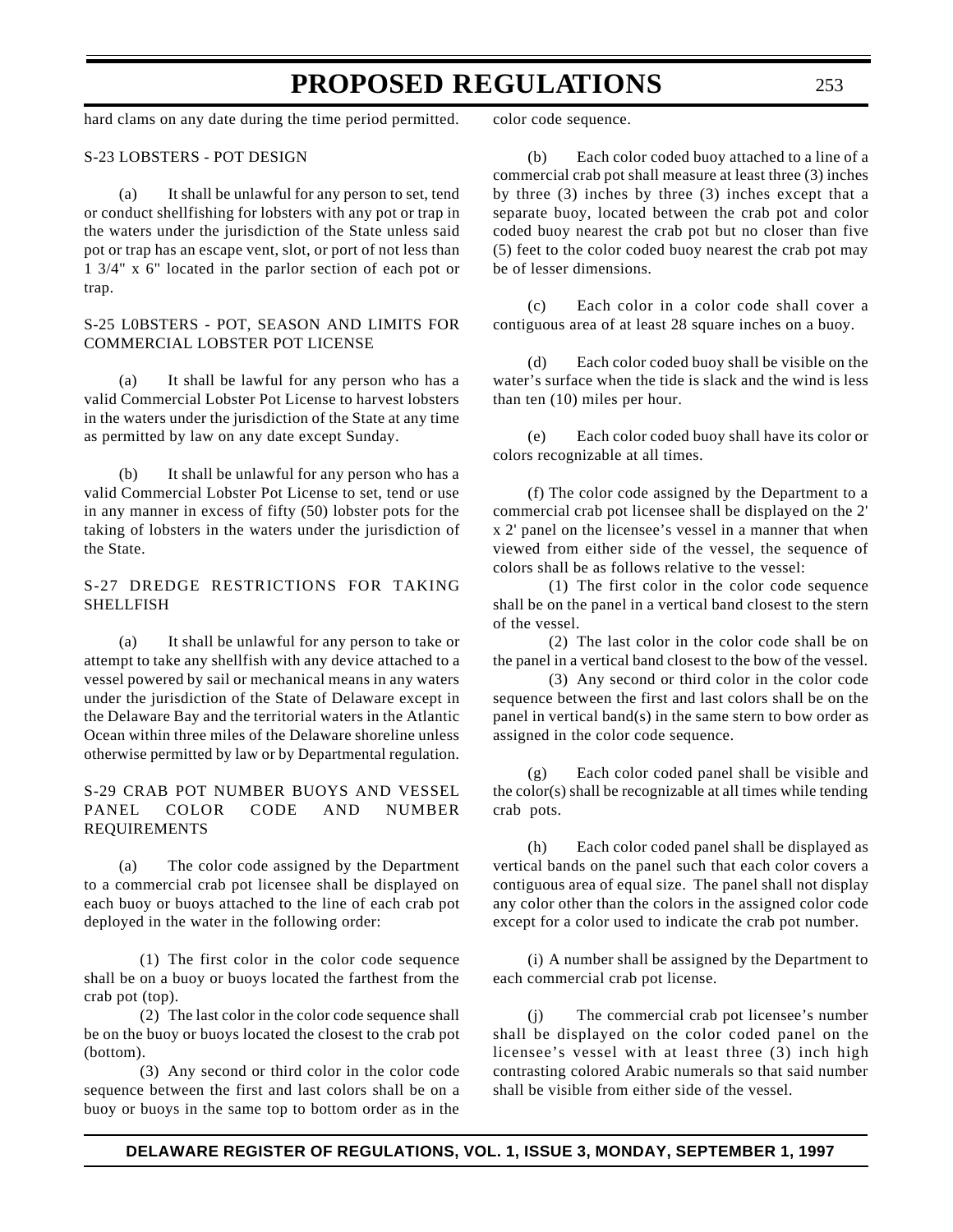hard clams on any date during the time period permitted.

S-23 LOBSTERS - POT DESIGN

(a) It shall be unlawful for any person to set, tend or conduct shellfishing for lobsters with any pot or trap in the waters under the jurisdiction of the State unless said pot or trap has an escape vent, slot, or port of not less than 1 3/4" x 6" located in the parlor section of each pot or trap.

S-25 L0BSTERS - POT, SEASON AND LIMITS FOR COMMERCIAL LOBSTER POT LICENSE

(a) It shall be lawful for any person who has a valid Commercial Lobster Pot License to harvest lobsters in the waters under the jurisdiction of the State at any time as permitted by law on any date except Sunday.

(b) It shall be unlawful for any person who has a valid Commercial Lobster Pot License to set, tend or use in any manner in excess of fifty (50) lobster pots for the taking of lobsters in the waters under the jurisdiction of the State.

S-27 DREDGE RESTRICTIONS FOR TAKING SHELLFISH

(a) It shall be unlawful for any person to take or attempt to take any shellfish with any device attached to a vessel powered by sail or mechanical means in any waters under the jurisdiction of the State of Delaware except in the Delaware Bay and the territorial waters in the Atlantic Ocean within three miles of the Delaware shoreline unless otherwise permitted by law or by Departmental regulation.

S-29 CRAB POT NUMBER BUOYS AND VESSEL PANEL COLOR CODE AND NUMBER REQUIREMENTS

(a) The color code assigned by the Department to a commercial crab pot licensee shall be displayed on each buoy or buoys attached to the line of each crab pot deployed in the water in the following order:

(1) The first color in the color code sequence shall be on a buoy or buoys located the farthest from the crab pot (top).

(2) The last color in the color code sequence shall be on the buoy or buoys located the closest to the crab pot (bottom).

(3) Any second or third color in the color code sequence between the first and last colors shall be on a buoy or buoys in the same top to bottom order as in the color code sequence.

(b) Each color coded buoy attached to a line of a commercial crab pot shall measure at least three (3) inches by three (3) inches by three (3) inches except that a separate buoy, located between the crab pot and color coded buoy nearest the crab pot but no closer than five (5) feet to the color coded buoy nearest the crab pot may be of lesser dimensions.

(c) Each color in a color code shall cover a contiguous area of at least 28 square inches on a buoy.

(d) Each color coded buoy shall be visible on the water's surface when the tide is slack and the wind is less than ten (10) miles per hour.

(e) Each color coded buoy shall have its color or colors recognizable at all times.

(f) The color code assigned by the Department to a commercial crab pot licensee shall be displayed on the 2' x 2' panel on the licensee's vessel in a manner that when viewed from either side of the vessel, the sequence of colors shall be as follows relative to the vessel:

(1) The first color in the color code sequence shall be on the panel in a vertical band closest to the stern of the vessel.

(2) The last color in the color code shall be on the panel in a vertical band closest to the bow of the vessel.

(3) Any second or third color in the color code sequence between the first and last colors shall be on the panel in vertical band(s) in the same stern to bow order as assigned in the color code sequence.

(g) Each color coded panel shall be visible and the color(s) shall be recognizable at all times while tending crab pots.

(h) Each color coded panel shall be displayed as vertical bands on the panel such that each color covers a contiguous area of equal size. The panel shall not display any color other than the colors in the assigned color code except for a color used to indicate the crab pot number.

(i) A number shall be assigned by the Department to each commercial crab pot license.

(j) The commercial crab pot licensee's number shall be displayed on the color coded panel on the licensee's vessel with at least three (3) inch high contrasting colored Arabic numerals so that said number shall be visible from either side of the vessel.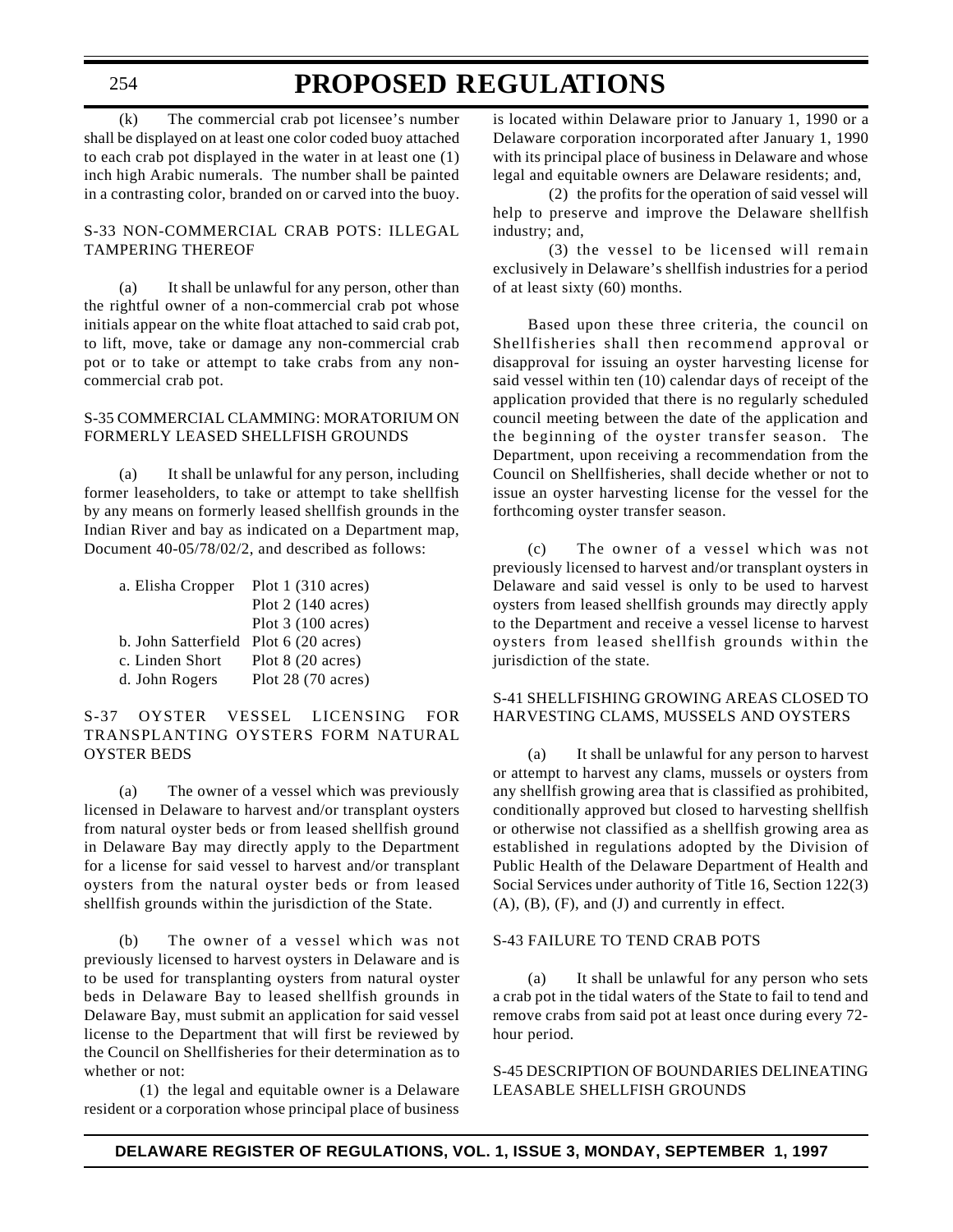(k) The commercial crab pot licensee's number shall be displayed on at least one color coded buoy attached to each crab pot displayed in the water in at least one (1) inch high Arabic numerals. The number shall be painted in a contrasting color, branded on or carved into the buoy.

S-33 NON-COMMERCIAL CRAB POTS: ILLEGAL TAMPERING THEREOF

(a) It shall be unlawful for any person, other than the rightful owner of a non-commercial crab pot whose initials appear on the white float attached to said crab pot, to lift, move, take or damage any non-commercial crab pot or to take or attempt to take crabs from any non-commercial crab pot.

S-35 COMMERCIAL CLAMMING: MORATORIUM ON FORMERLY LEASED SHELLFISH GROUNDS

(a) It shall be unlawful for any person, including former leaseholders, to take or attempt to take shellfish by any means on formerly leased shellfish grounds in the Indian River and bay as indicated on a Department map, Document 40-05/78/02/2, and described as follows:

| | |
|---|---|
| a. Elisha Cropper | Plot 1 (310 acres) |
| | Plot 2 (140 acres) |
| | Plot 3 (100 acres) |
| b. John Satterfield | Plot 6 (20 acres) |
| c. Linden Short | Plot 8 (20 acres) |
| d. John Rogers | Plot 28 (70 acres) |

S-37 OYSTER VESSEL LICENSING FOR TRANSPLANTING OYSTERS FORM NATURAL OYSTER BEDS

(a) The owner of a vessel which was previously licensed in Delaware to harvest and/or transplant oysters from natural oyster beds or from leased shellfish ground in Delaware Bay may directly apply to the Department for a license for said vessel to harvest and/or transplant oysters from the natural oyster beds or from leased shellfish grounds within the jurisdiction of the State.

(b) The owner of a vessel which was not previously licensed to harvest oysters in Delaware and is to be used for transplanting oysters from natural oyster beds in Delaware Bay to leased shellfish grounds in Delaware Bay, must submit an application for said vessel license to the Department that will first be reviewed by the Council on Shellfisheries for their determination as to whether or not:

(1) the legal and equitable owner is a Delaware resident or a corporation whose principal place of business is located within Delaware prior to January 1, 1990 or a Delaware corporation incorporated after January 1, 1990 with its principal place of business in Delaware and whose legal and equitable owners are Delaware residents; and,

(2) the profits for the operation of said vessel will help to preserve and improve the Delaware shellfish industry; and,

(3) the vessel to be licensed will remain exclusively in Delaware's shellfish industries for a period of at least sixty (60) months.

Based upon these three criteria, the council on Shellfisheries shall then recommend approval or disapproval for issuing an oyster harvesting license for said vessel within ten (10) calendar days of receipt of the application provided that there is no regularly scheduled council meeting between the date of the application and the beginning of the oyster transfer season. The Department, upon receiving a recommendation from the Council on Shellfisheries, shall decide whether or not to issue an oyster harvesting license for the vessel for the forthcoming oyster transfer season.

(c) The owner of a vessel which was not previously licensed to harvest and/or transplant oysters in Delaware and said vessel is only to be used to harvest oysters from leased shellfish grounds may directly apply to the Department and receive a vessel license to harvest oysters from leased shellfish grounds within the jurisdiction of the state.

S-41 SHELLFISHING GROWING AREAS CLOSED TO HARVESTING CLAMS, MUSSELS AND OYSTERS

(a) It shall be unlawful for any person to harvest or attempt to harvest any clams, mussels or oysters from any shellfish growing area that is classified as prohibited, conditionally approved but closed to harvesting shellfish or otherwise not classified as a shellfish growing area as established in regulations adopted by the Division of Public Health of the Delaware Department of Health and Social Services under authority of Title 16, Section 122(3) (A), (B), (F), and (J) and currently in effect.

S-43 FAILURE TO TEND CRAB POTS

(a) It shall be unlawful for any person who sets a crab pot in the tidal waters of the State to fail to tend and remove crabs from said pot at least once during every 72-hour period.

S-45 DESCRIPTION OF BOUNDARIES DELINEATING LEASABLE SHELLFISH GROUNDS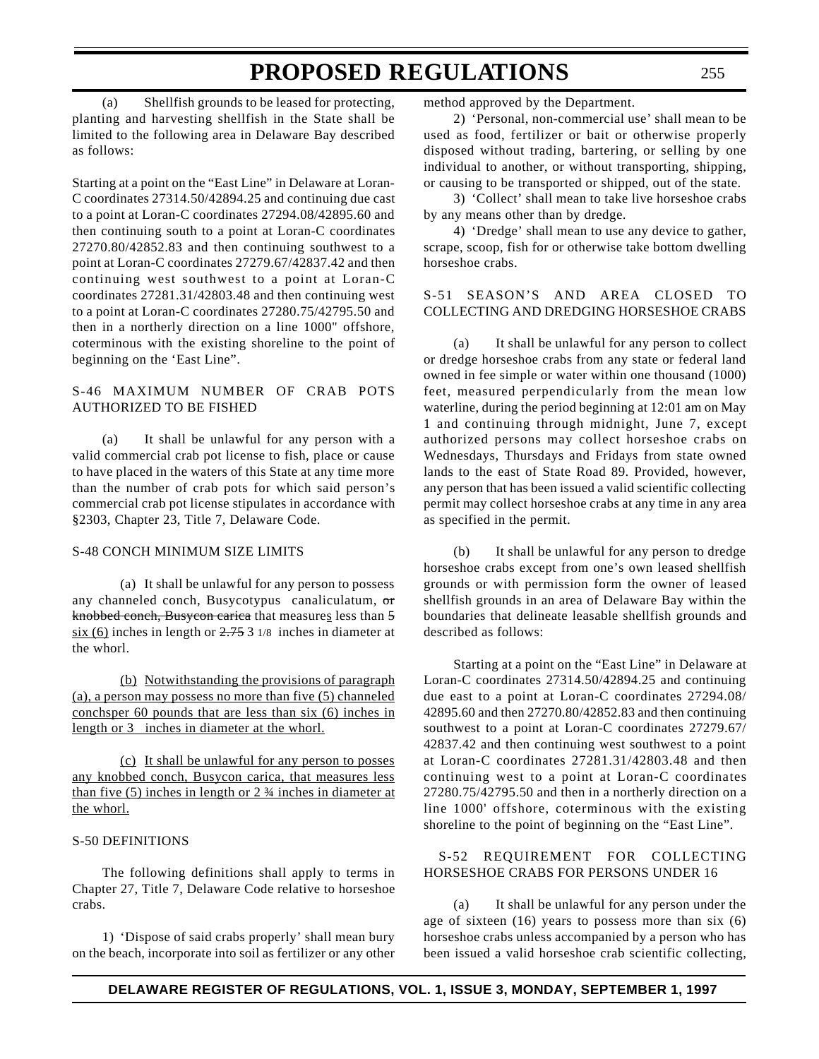(a) Shellfish grounds to be leased for protecting, planting and harvesting shellfish in the State shall be limited to the following area in Delaware Bay described as follows:

Starting at a point on the "East Line" in Delaware at Loran-C coordinates 27314.50/42894.25 and continuing due cast to a point at Loran-C coordinates 27294.08/42895.60 and then continuing south to a point at Loran-C coordinates 27270.80/42852.83 and then continuing southwest to a point at Loran-C coordinates 27279.67/42837.42 and then continuing west southwest to a point at Loran-C coordinates 27281.31/42803.48 and then continuing west to a point at Loran-C coordinates 27280.75/42795.50 and then in a northerly direction on a line 1000" offshore, coterminous with the existing shoreline to the point of beginning on the 'East Line".

S-46 MAXIMUM NUMBER OF CRAB POTS AUTHORIZED TO BE FISHED

(a) It shall be unlawful for any person with a valid commercial crab pot license to fish, place or cause to have placed in the waters of this State at any time more than the number of crab pots for which said person's commercial crab pot license stipulates in accordance with §2303, Chapter 23, Title 7, Delaware Code.

S-48 CONCH MINIMUM SIZE LIMITS

(a) It shall be unlawful for any person to possess any channeled conch, Busycotypus canaliculatum, ~~or knobbed conch, Busycon carica~~ that measures less than ~~5~~ six (6) inches in length or ~~2.75~~ 3 1/8 inches in diameter at the whorl.

(b) Notwithstanding the provisions of paragraph (a), a person may possess no more than five (5) channeled conchsper 60 pounds that are less than six (6) inches in length or 3 inches in diameter at the whorl.

(c) It shall be unlawful for any person to posses any knobbed conch, Busycon carica, that measures less than five (5) inches in length or 2 ¾ inches in diameter at the whorl.

S-50 DEFINITIONS

The following definitions shall apply to terms in Chapter 27, Title 7, Delaware Code relative to horseshoe crabs.

1) 'Dispose of said crabs properly' shall mean bury on the beach, incorporate into soil as fertilizer or any other method approved by the Department.

2) 'Personal, non-commercial use' shall mean to be used as food, fertilizer or bait or otherwise properly disposed without trading, bartering, or selling by one individual to another, or without transporting, shipping, or causing to be transported or shipped, out of the state.

3) 'Collect' shall mean to take live horseshoe crabs by any means other than by dredge.

4) 'Dredge' shall mean to use any device to gather, scrape, scoop, fish for or otherwise take bottom dwelling horseshoe crabs.

S-51 SEASON'S AND AREA CLOSED TO COLLECTING AND DREDGING HORSESHOE CRABS

(a) It shall be unlawful for any person to collect or dredge horseshoe crabs from any state or federal land owned in fee simple or water within one thousand (1000) feet, measured perpendicularly from the mean low waterline, during the period beginning at 12:01 am on May 1 and continuing through midnight, June 7, except authorized persons may collect horseshoe crabs on Wednesdays, Thursdays and Fridays from state owned lands to the east of State Road 89. Provided, however, any person that has been issued a valid scientific collecting permit may collect horseshoe crabs at any time in any area as specified in the permit.

(b) It shall be unlawful for any person to dredge horseshoe crabs except from one's own leased shellfish grounds or with permission form the owner of leased shellfish grounds in an area of Delaware Bay within the boundaries that delineate leasable shellfish grounds and described as follows:

Starting at a point on the "East Line" in Delaware at Loran-C coordinates 27314.50/42894.25 and continuing due east to a point at Loran-C coordinates 27294.08/42895.60 and then 27270.80/42852.83 and then continuing southwest to a point at Loran-C coordinates 27279.67/42837.42 and then continuing west southwest to a point at Loran-C coordinates 27281.31/42803.48 and then continuing west to a point at Loran-C coordinates 27280.75/42795.50 and then in a northerly direction on a line 1000' offshore, coterminous with the existing shoreline to the point of beginning on the "East Line".

S-52 REQUIREMENT FOR COLLECTING HORSESHOE CRABS FOR PERSONS UNDER 16

(a) It shall be unlawful for any person under the age of sixteen (16) years to possess more than six (6) horseshoe crabs unless accompanied by a person who has been issued a valid horseshoe crab scientific collecting,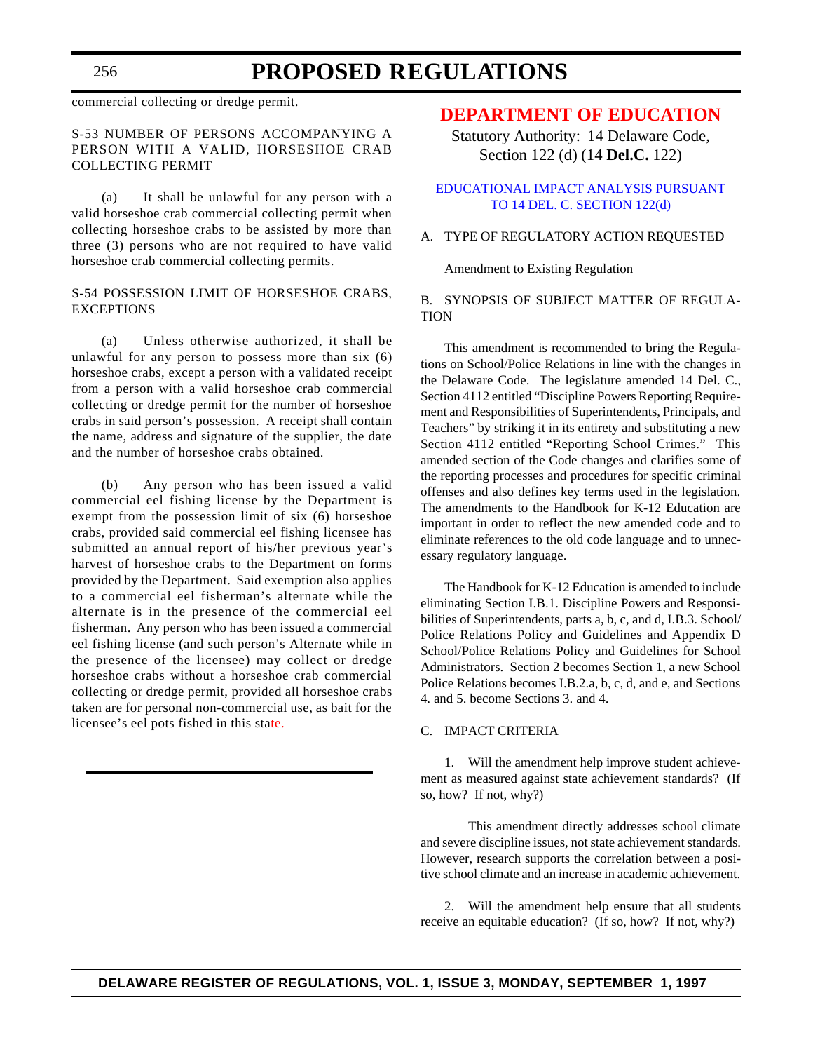commercial collecting or dredge permit.

S-53 NUMBER OF PERSONS ACCOMPANYING A PERSON WITH A VALID, HORSESHOE CRAB COLLECTING PERMIT

(a) It shall be unlawful for any person with a valid horseshoe crab commercial collecting permit when collecting horseshoe crabs to be assisted by more than three (3) persons who are not required to have valid horseshoe crab commercial collecting permits.

S-54 POSSESSION LIMIT OF HORSESHOE CRABS, EXCEPTIONS

(a) Unless otherwise authorized, it shall be unlawful for any person to possess more than six (6) horseshoe crabs, except a person with a validated receipt from a person with a valid horseshoe crab commercial collecting or dredge permit for the number of horseshoe crabs in said person's possession. A receipt shall contain the name, address and signature of the supplier, the date and the number of horseshoe crabs obtained.

(b) Any person who has been issued a valid commercial eel fishing license by the Department is exempt from the possession limit of six (6) horseshoe crabs, provided said commercial eel fishing licensee has submitted an annual report of his/her previous year's harvest of horseshoe crabs to the Department on forms provided by the Department. Said exemption also applies to a commercial eel fisherman's alternate while the alternate is in the presence of the commercial eel fisherman. Any person who has been issued a commercial eel fishing license (and such person's Alternate while in the presence of the licensee) may collect or dredge horseshoe crabs without a horseshoe crab commercial collecting or dredge permit, provided all horseshoe crabs taken are for personal non-commercial use, as bait for the licensee's eel pots fished in this state.

## DEPARTMENT OF EDUCATION

Statutory Authority: 14 Delaware Code, Section 122 (d) (14 **Del.C.** 122)

### EDUCATIONAL IMPACT ANALYSIS PURSUANT TO 14 DEL. C. SECTION 122(d)

A. TYPE OF REGULATORY ACTION REQUESTED

Amendment to Existing Regulation

B. SYNOPSIS OF SUBJECT MATTER OF REGULATION

This amendment is recommended to bring the Regulations on School/Police Relations in line with the changes in the Delaware Code. The legislature amended 14 Del. C., Section 4112 entitled "Discipline Powers Reporting Requirement and Responsibilities of Superintendents, Principals, and Teachers" by striking it in its entirety and substituting a new Section 4112 entitled "Reporting School Crimes." This amended section of the Code changes and clarifies some of the reporting processes and procedures for specific criminal offenses and also defines key terms used in the legislation. The amendments to the Handbook for K-12 Education are important in order to reflect the new amended code and to eliminate references to the old code language and to unnecessary regulatory language.

The Handbook for K-12 Education is amended to include eliminating Section I.B.1. Discipline Powers and Responsibilities of Superintendents, parts a, b, c, and d, I.B.3. School/ Police Relations Policy and Guidelines and Appendix D School/Police Relations Policy and Guidelines for School Administrators. Section 2 becomes Section 1, a new School Police Relations becomes I.B.2.a, b, c, d, and e, and Sections 4. and 5. become Sections 3. and 4.

C. IMPACT CRITERIA

1. Will the amendment help improve student achievement as measured against state achievement standards? (If so, how? If not, why?)

This amendment directly addresses school climate and severe discipline issues, not state achievement standards. However, research supports the correlation between a positive school climate and an increase in academic achievement.

2. Will the amendment help ensure that all students receive an equitable education? (If so, how? If not, why?)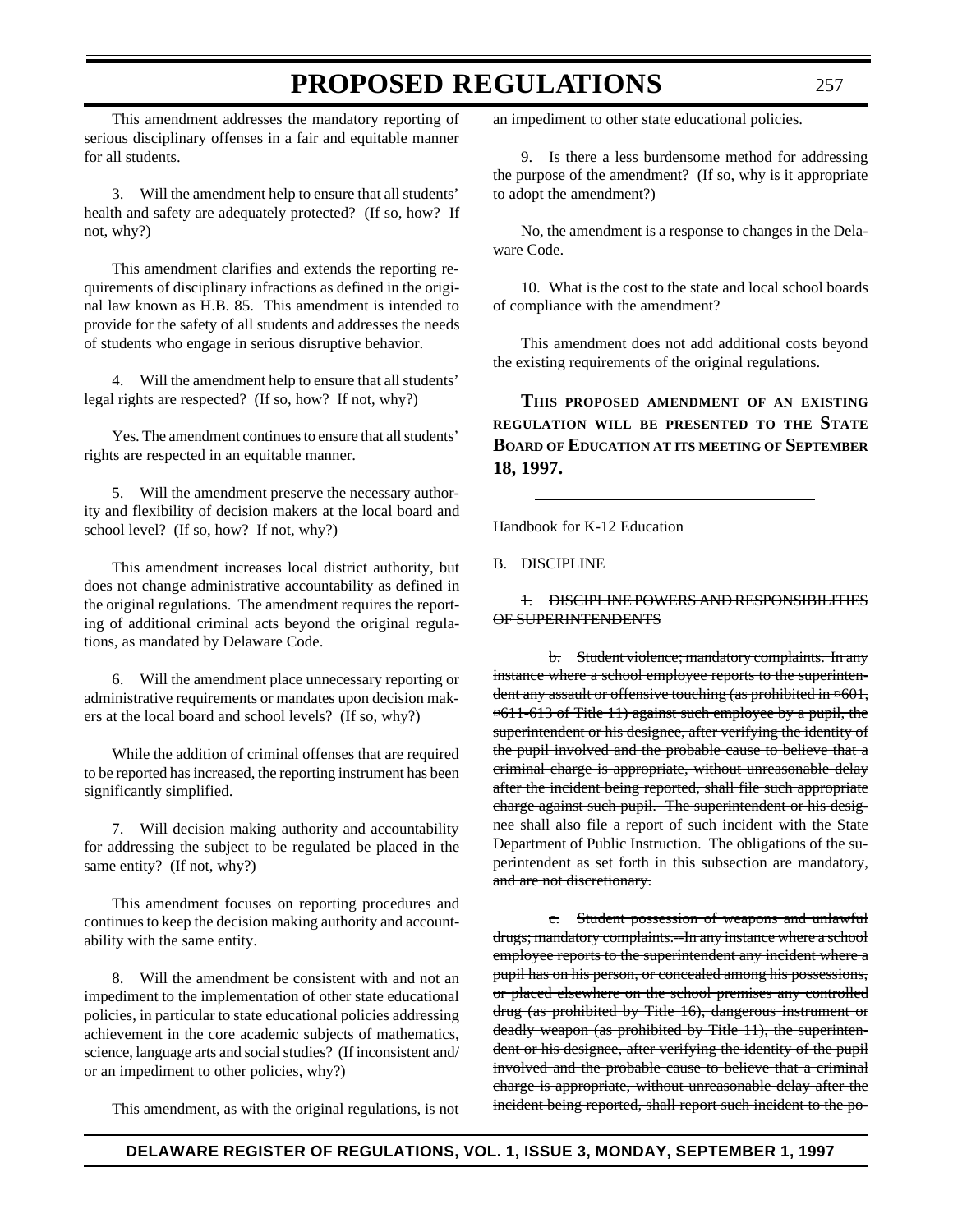This amendment addresses the mandatory reporting of serious disciplinary offenses in a fair and equitable manner for all students.

3. Will the amendment help to ensure that all students' health and safety are adequately protected? (If so, how? If not, why?)

This amendment clarifies and extends the reporting requirements of disciplinary infractions as defined in the original law known as H.B. 85. This amendment is intended to provide for the safety of all students and addresses the needs of students who engage in serious disruptive behavior.

4. Will the amendment help to ensure that all students' legal rights are respected? (If so, how? If not, why?)

Yes. The amendment continues to ensure that all students' rights are respected in an equitable manner.

5. Will the amendment preserve the necessary authority and flexibility of decision makers at the local board and school level? (If so, how? If not, why?)

This amendment increases local district authority, but does not change administrative accountability as defined in the original regulations. The amendment requires the reporting of additional criminal acts beyond the original regulations, as mandated by Delaware Code.

6. Will the amendment place unnecessary reporting or administrative requirements or mandates upon decision makers at the local board and school levels? (If so, why?)

While the addition of criminal offenses that are required to be reported has increased, the reporting instrument has been significantly simplified.

7. Will decision making authority and accountability for addressing the subject to be regulated be placed in the same entity? (If not, why?)

This amendment focuses on reporting procedures and continues to keep the decision making authority and accountability with the same entity.

8. Will the amendment be consistent with and not an impediment to the implementation of other state educational policies, in particular to state educational policies addressing achievement in the core academic subjects of mathematics, science, language arts and social studies? (If inconsistent and/or an impediment to other policies, why?)

This amendment, as with the original regulations, is not an impediment to other state educational policies.

9. Is there a less burdensome method for addressing the purpose of the amendment? (If so, why is it appropriate to adopt the amendment?)

No, the amendment is a response to changes in the Delaware Code.

10. What is the cost to the state and local school boards of compliance with the amendment?

This amendment does not add additional costs beyond the existing requirements of the original regulations.

**THIS PROPOSED AMENDMENT OF AN EXISTING REGULATION WILL BE PRESENTED TO THE STATE BOARD OF EDUCATION AT ITS MEETING OF SEPTEMBER 18, 1997.**

---

Handbook for K-12 Education

B. DISCIPLINE

~~1. DISCIPLINE POWERS AND RESPONSIBILITIES OF SUPERINTENDENTS~~

~~b. Student violence; mandatory complaints. In any instance where a school employee reports to the superintendent any assault or offensive touching (as prohibited in §601, §611-613 of Title 11) against such employee by a pupil, the superintendent or his designee, after verifying the identity of the pupil involved and the probable cause to believe that a criminal charge is appropriate, without unreasonable delay after the incident being reported, shall file such appropriate charge against such pupil. The superintendent or his designee shall also file a report of such incident with the State Department of Public Instruction. The obligations of the superintendent as set forth in this subsection are mandatory, and are not discretionary.~~

~~c. Student possession of weapons and unlawful drugs; mandatory complaints.--In any instance where a school employee reports to the superintendent any incident where a pupil has on his person, or concealed among his possessions, or placed elsewhere on the school premises any controlled drug (as prohibited by Title 16), dangerous instrument or deadly weapon (as prohibited by Title 11), the superintendent or his designee, after verifying the identity of the pupil involved and the probable cause to believe that a criminal charge is appropriate, without unreasonable delay after the incident being reported, shall report such incident to the po-~~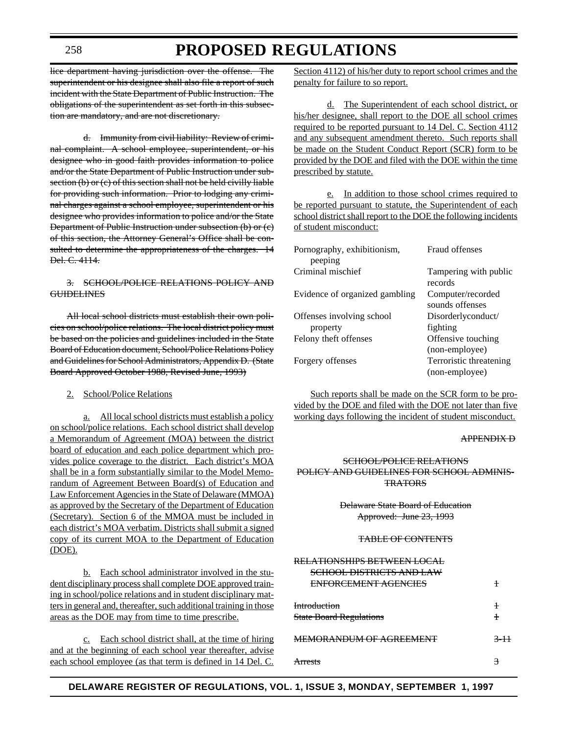~~lice department having jurisdiction over the offense. The superintendent or his designee shall also file a report of such incident with the State Department of Public Instruction. The obligations of the superintendent as set forth in this subsection are mandatory, and are not discretionary.~~

~~d. Immunity from civil liability: Review of criminal complaint. A school employee, superintendent, or his designee who in good faith provides information to police and/or the State Department of Public Instruction under subsection (b) or (c) of this section shall not be held civilly liable for providing such information. Prior to lodging any criminal charges against a school employee, superintendent or his designee who provides information to police and/or the State Department of Public Instruction under subsection (b) or (c) of this section, the Attorney General's Office shall be consulted to determine the appropriateness of the charges. 14 Del. C. 4114.~~

~~3. SCHOOL/POLICE RELATIONS POLICY AND GUIDELINES~~

~~All local school districts must establish their own policies on school/police relations. The local district policy must be based on the policies and guidelines included in the State Board of Education document, School/Police Relations Policy and Guidelines for School Administrators, Appendix D. (State Board Approved October 1988, Revised June, 1993)~~

2. School/Police Relations

a. All local school districts must establish a policy on school/police relations. Each school district shall develop a Memorandum of Agreement (MOA) between the district board of education and each police department which provides police coverage to the district. Each district's MOA shall be in a form substantially similar to the Model Memorandum of Agreement Between Board(s) of Education and Law Enforcement Agencies in the State of Delaware (MMOA) as approved by the Secretary of the Department of Education (Secretary). Section 6 of the MMOA must be included in each district's MOA verbatim. Districts shall submit a signed copy of its current MOA to the Department of Education (DOE).

b. Each school administrator involved in the student disciplinary process shall complete DOE approved training in school/police relations and in student disciplinary matters in general and, thereafter, such additional training in those areas as the DOE may from time to time prescribe.

c. Each school district shall, at the time of hiring and at the beginning of each school year thereafter, advise each school employee (as that term is defined in 14 Del. C. Section 4112) of his/her duty to report school crimes and the penalty for failure to so report.

d. The Superintendent of each school district, or his/her designee, shall report to the DOE all school crimes required to be reported pursuant to 14 Del. C. Section 4112 and any subsequent amendment thereto. Such reports shall be made on the Student Conduct Report (SCR) form to be provided by the DOE and filed with the DOE within the time prescribed by statute.

e. In addition to those school crimes required to be reported pursuant to statute, the Superintendent of each school district shall report to the DOE the following incidents of student misconduct:

| | |
|---|---|
| Pornography, exhibitionism, peeping | Fraud offenses |
| Criminal mischief | Tampering with public records |
| Evidence of organized gambling | Computer/recorded sounds offenses |
| Offenses involving school property | Disorderlyconduct/ fighting |
| Felony theft offenses | Offensive touching (non-employee) |
| Forgery offenses | Terroristic threatening (non-employee) |

Such reports shall be made on the SCR form to be provided by the DOE and filed with the DOE not later than five working days following the incident of student misconduct.

~~APPENDIX D~~

~~SCHOOL/POLICE RELATIONS POLICY AND GUIDELINES FOR SCHOOL ADMINISTRATORS~~

~~Delaware State Board of Education~~
~~Approved: June 23, 1993~~

~~TABLE OF CONTENTS~~

| | |
|---|---|
| ~~RELATIONSHIPS BETWEEN LOCAL SCHOOL DISTRICTS AND LAW ENFORCEMENT AGENCIES~~ | ~~1~~ |
| ~~Introduction~~ | ~~1~~ |
| ~~State Board Regulations~~ | ~~1~~ |
| ~~MEMORANDUM OF AGREEMENT~~ | ~~3-11~~ |
| ~~Arrests~~ | ~~3~~ |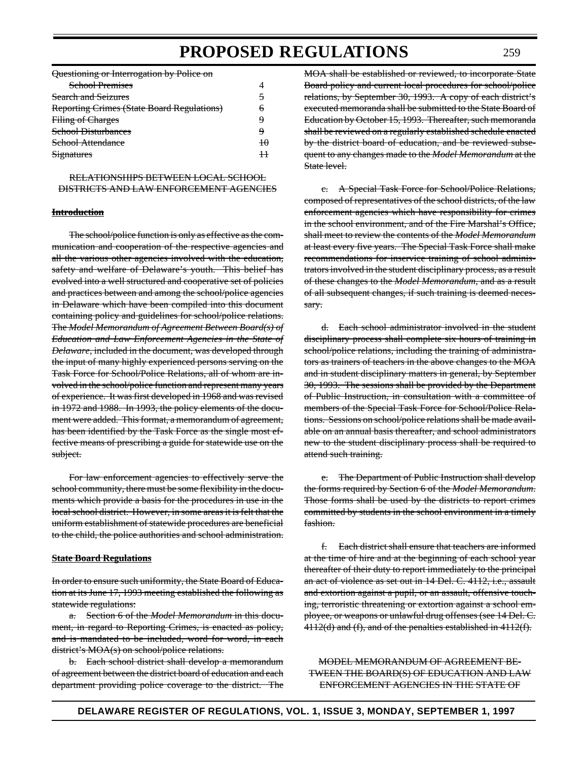~~Questioning or Interrogation by Police on School Premises~~ ~~4~~
~~Search and Seizures~~ ~~5~~
~~Reporting Crimes (State Board Regulations)~~ ~~6~~
~~Filing of Charges~~ ~~9~~
~~School Disturbances~~ ~~9~~
~~School Attendance~~ ~~10~~
~~Signatures~~ ~~11~~

~~RELATIONSHIPS BETWEEN LOCAL SCHOOL DISTRICTS AND LAW ENFORCEMENT AGENCIES~~

**~~Introduction~~**

~~The school/police function is only as effective as the communication and cooperation of the respective agencies and all the various other agencies involved with the education, safety and welfare of Delaware's youth. This belief has evolved into a well structured and cooperative set of policies and practices between and among the school/police agencies in Delaware which have been compiled into this document containing policy and guidelines for school/police relations. The~~ ~~*Model Memorandum of Agreement Between Board(s) of Education and Law Enforcement Agencies in the State of Delaware*~~~~, included in the document, was developed through the input of many highly experienced persons serving on the Task Force for School/Police Relations, all of whom are involved in the school/police function and represent many years of experience. It was first developed in 1968 and was revised in 1972 and 1988. In 1993, the policy elements of the document were added. This format, a memorandum of agreement, has been identified by the Task Force as the single most effective means of prescribing a guide for statewide use on the subject.~~

~~For law enforcement agencies to effectively serve the school community, there must be some flexibility in the documents which provide a basis for the procedures in use in the local school district. However, in some areas it is felt that the uniform establishment of statewide procedures are beneficial to the child, the police authorities and school administration.~~

**~~State Board Regulations~~**

~~In order to ensure such uniformity, the State Board of Education at its June 17, 1993 meeting established the following as statewide regulations:~~

~~a. Section 6 of the~~ ~~*Model Memorandum*~~ ~~in this document, in regard to Reporting Crimes, is enacted as policy, and is mandated to be included, word for word, in each district's MOA(s) on school/police relations.~~

~~b. Each school district shall develop a memorandum of agreement between the district board of education and each department providing police coverage to the district. The MOA shall be established or reviewed, to incorporate State Board policy and current local procedures for school/police relations, by September 30, 1993. A copy of each district's executed memoranda shall be submitted to the State Board of Education by October 15, 1993. Thereafter, such memoranda shall be reviewed on a regularly established schedule enacted by the district board of education, and be reviewed subsequent to any changes made to the~~ ~~*Model Memorandum*~~ ~~at the State level.~~

~~c. A Special Task Force for School/Police Relations, composed of representatives of the school districts, of the law enforcement agencies which have responsibility for crimes in the school environment, and of the Fire Marshal's Office, shall meet to review the contents of the~~ ~~*Model Memorandum*~~ ~~at least every five years. The Special Task Force shall make recommendations for inservice training of school administrators involved in the student disciplinary process, as a result of these changes to the~~ ~~*Model Memorandum,*~~ ~~and as a result of all subsequent changes, if such training is deemed necessary.~~

~~d. Each school administrator involved in the student disciplinary process shall complete six hours of training in school/police relations, including the training of administrators as trainers of teachers in the above changes to the MOA and in student disciplinary matters in general, by September 30, 1993. The sessions shall be provided by the Department of Public Instruction, in consultation with a committee of members of the Special Task Force for School/Police Relations. Sessions on school/police relations shall be made available on an annual basis thereafter, and school administrators new to the student disciplinary process shall be required to attend such training.~~

~~e. The Department of Public Instruction shall develop the forms required by Section 6 of the~~ ~~*Model Memorandum.*~~ ~~Those forms shall be used by the districts to report crimes committed by students in the school environment in a timely fashion.~~

~~f. Each district shall ensure that teachers are informed at the time of hire and at the beginning of each school year thereafter of their duty to report immediately to the principal an act of violence as set out in 14 Del. C. 4112, i.e., assault and extortion against a pupil, or an assault, offensive touching, terroristic threatening or extortion against a school employee, or weapons or unlawful drug offenses (see 14 Del. C. 4112(d) and (f), and of the penalties established in 4112(f).~~

~~MODEL MEMORANDUM OF AGREEMENT BETWEEN THE BOARD(S) OF EDUCATION AND LAW ENFORCEMENT AGENCIES IN THE STATE OF~~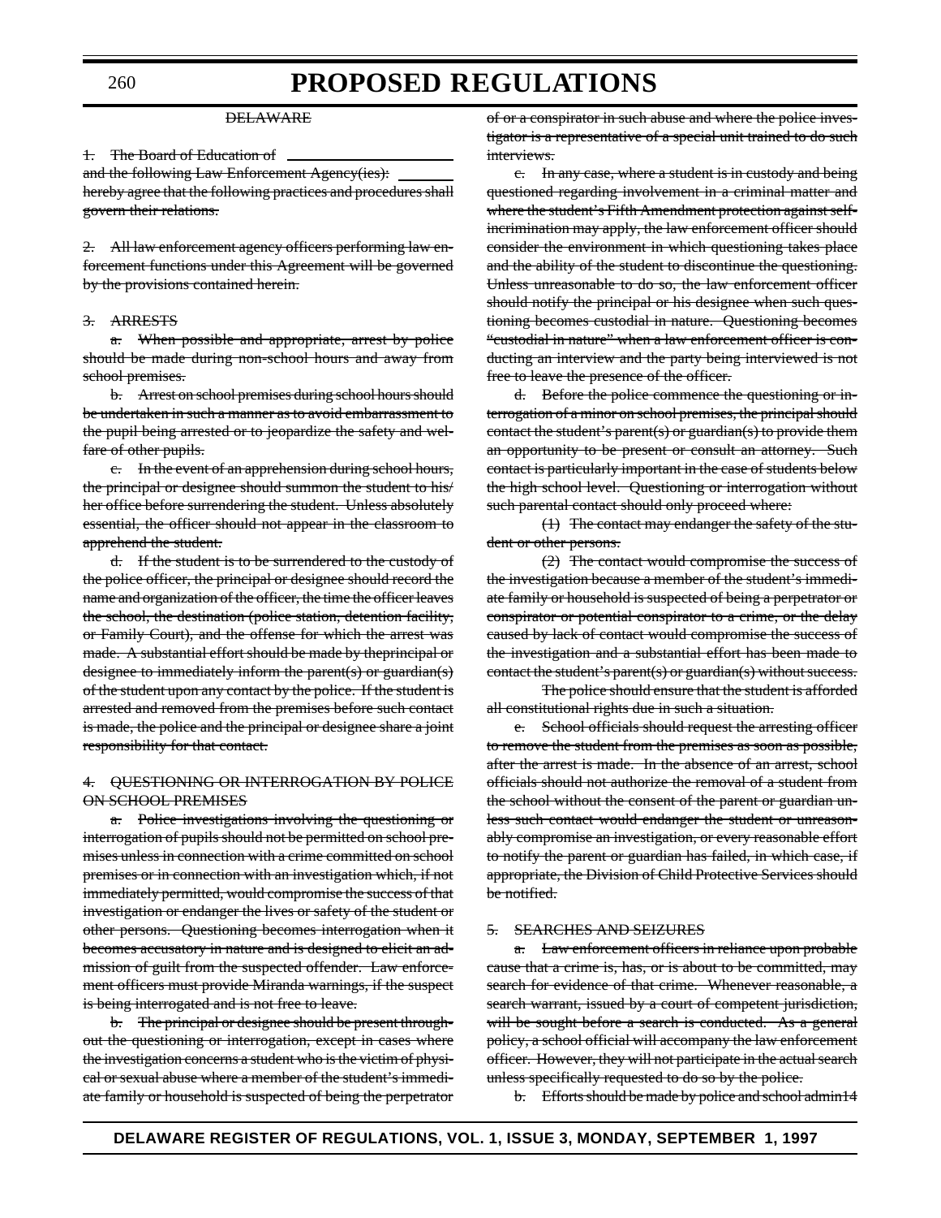DELAWARE

1. The Board of Education of \_\_\_\_\_\_\_\_\_\_\_\_\_\_\_\_\_\_\_\_ and the following Law Enforcement Agency(ies): \_\_\_\_\_\_\_\_ hereby agree that the following practices and procedures shall govern their relations.

2. All law enforcement agency officers performing law enforcement functions under this Agreement will be governed by the provisions contained herein.

3. ARRESTS

a. When possible and appropriate, arrest by police should be made during non-school hours and away from school premises.

b. Arrest on school premises during school hours should be undertaken in such a manner as to avoid embarrassment to the pupil being arrested or to jeopardize the safety and welfare of other pupils.

c. In the event of an apprehension during school hours, the principal or designee should summon the student to his/her office before surrendering the student. Unless absolutely essential, the officer should not appear in the classroom to apprehend the student.

d. If the student is to be surrendered to the custody of the police officer, the principal or designee should record the name and organization of the officer, the time the officer leaves the school, the destination (police station, detention facility, or Family Court), and the offense for which the arrest was made. A substantial effort should be made by theprincipal or designee to immediately inform the parent(s) or guardian(s) of the student upon any contact by the police. If the student is arrested and removed from the premises before such contact is made, the police and the principal or designee share a joint responsibility for that contact.

4. QUESTIONING OR INTERROGATION BY POLICE ON SCHOOL PREMISES

a. Police investigations involving the questioning or interrogation of pupils should not be permitted on school premises unless in connection with a crime committed on school premises or in connection with an investigation which, if not immediately permitted, would compromise the success of that investigation or endanger the lives or safety of the student or other persons. Questioning becomes interrogation when it becomes accusatory in nature and is designed to elicit an admission of guilt from the suspected offender. Law enforcement officers must provide Miranda warnings, if the suspect is being interrogated and is not free to leave.

b. The principal or designee should be present throughout the questioning or interrogation, except in cases where the investigation concerns a student who is the victim of physical or sexual abuse where a member of the student's immediate family or household is suspected of being the perpetrator of or a conspirator in such abuse and where the police investigator is a representative of a special unit trained to do such interviews.

c. In any case, where a student is in custody and being questioned regarding involvement in a criminal matter and where the student's Fifth Amendment protection against self-incrimination may apply, the law enforcement officer should consider the environment in which questioning takes place and the ability of the student to discontinue the questioning. Unless unreasonable to do so, the law enforcement officer should notify the principal or his designee when such questioning becomes custodial in nature. Questioning becomes "custodial in nature" when a law enforcement officer is conducting an interview and the party being interviewed is not free to leave the presence of the officer.

d. Before the police commence the questioning or interrogation of a minor on school premises, the principal should contact the student's parent(s) or guardian(s) to provide them an opportunity to be present or consult an attorney. Such contact is particularly important in the case of students below the high school level. Questioning or interrogation without such parental contact should only proceed where:

(1) The contact may endanger the safety of the student or other persons.

(2) The contact would compromise the success of the investigation because a member of the student's immediate family or household is suspected of being a perpetrator or conspirator or potential conspirator to a crime, or the delay caused by lack of contact would compromise the success of the investigation and a substantial effort has been made to contact the student's parent(s) or guardian(s) without success.

The police should ensure that the student is afforded all constitutional rights due in such a situation.

e. School officials should request the arresting officer to remove the student from the premises as soon as possible, after the arrest is made. In the absence of an arrest, school officials should not authorize the removal of a student from the school without the consent of the parent or guardian unless such contact would endanger the student or unreasonably compromise an investigation, or every reasonable effort to notify the parent or guardian has failed, in which case, if appropriate, the Division of Child Protective Services should be notified.

5. SEARCHES AND SEIZURES

a. Law enforcement officers in reliance upon probable cause that a crime is, has, or is about to be committed, may search for evidence of that crime. Whenever reasonable, a search warrant, issued by a court of competent jurisdiction, will be sought before a search is conducted. As a general policy, a school official will accompany the law enforcement officer. However, they will not participate in the actual search unless specifically requested to do so by the police.

b. Efforts should be made by police and school admin14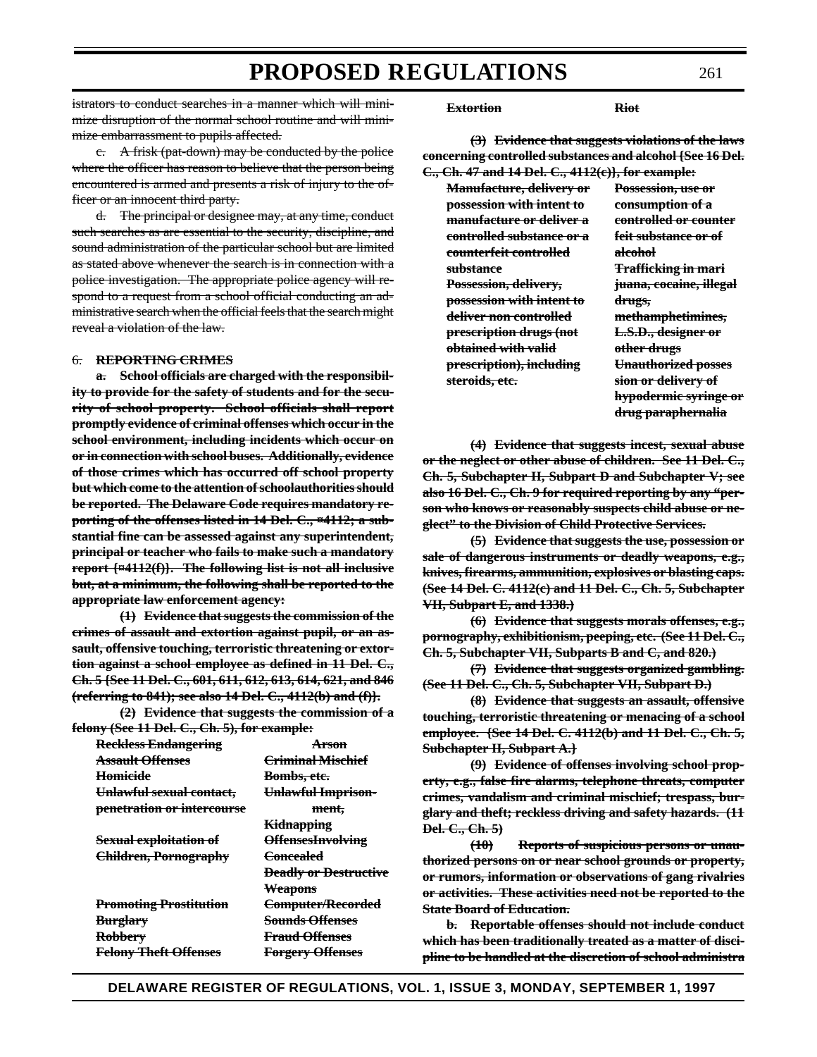istrators to conduct searches in a manner which will minimize disruption of the normal school routine and will minimize embarrassment to pupils affected.

c. A frisk (pat-down) may be conducted by the police where the officer has reason to believe that the person being encountered is armed and presents a risk of injury to the officer or an innocent third party.

d. The principal or designee may, at any time, conduct such searches as are essential to the security, discipline, and sound administration of the particular school but are limited as stated above whenever the search is in connection with a police investigation. The appropriate police agency will respond to a request from a school official conducting an administrative search when the official feels that the search might reveal a violation of the law.

6. **REPORTING CRIMES**

**a. School officials are charged with the responsibility to provide for the safety of students and for the security of school property. School officials shall report promptly evidence of criminal offenses which occur in the school environment, including incidents which occur on or in connection with school buses. Additionally, evidence of those crimes which has occurred off school property but which come to the attention of schoolauthorities should be reported. The Delaware Code requires mandatory reporting of the offenses listed in 14 Del. C., ¤4112; a substantial fine can be assessed against any superintendent, principal or teacher who fails to make such a mandatory report {¤4112(f)}. The following list is not all inclusive but, at a minimum, the following shall be reported to the appropriate law enforcement agency:**

**(1) Evidence that suggests the commission of the crimes of assault and extortion against pupil, or an assault, offensive touching, terroristic threatening or extortion against a school employee as defined in 11 Del. C., Ch. 5 {See 11 Del. C., 601, 611, 612, 613, 614, 621, and 846 (referring to 841); see also 14 Del. C., 4112(b) and (f)}.**

**(2) Evidence that suggests the commission of a felony (See 11 Del. C., Ch. 5), for example:**

| | |
|---|---|
| **Reckless Endangering** | **Arson** |
| **Assault Offenses** | **Criminal Mischief** |
| **Homicide** | **Bombs, etc.** |
| **Unlawful sexual contact, penetration or intercourse** | **Unlawful Imprisonment, Kidnapping** |
| **Sexual exploitation of Children, Pornography** | **OffensesInvolving Concealed Deadly or Destructive Weapons** |
| **Promoting Prostitution** | **Computer/Recorded Sounds Offenses** |
| **Burglary** | **Fraud Offenses** |
| **Robbery** | **Forgery Offenses** |
| **Felony Theft Offenses** | |
| **Extortion** | **Riot** |

**(3) Evidence that suggests violations of the laws concerning controlled substances and alcohol {See 16 Del. C., Ch. 47 and 14 Del. C., 4112(c)}, for example:**

| | |
|---|---|
| **Manufacture, delivery or possession with intent to manufacture or deliver a controlled substance or a counterfeit controlled substance** | **Possession, use or consumption of a controlled or counter feit substance or of alcohol** |
| **Possession, delivery, possession with intent to deliver non controlled prescription drugs (not obtained with valid prescription), including steroids, etc.** | **Trafficking in mari juana, cocaine, illegal drugs, methamphetimines, L.S.D., designer or other drugs** |
| | **Unauthorized posses sion or delivery of hypodermic syringe or drug paraphernalia** |

**(4) Evidence that suggests incest, sexual abuse or the neglect or other abuse of children. See 11 Del. C., Ch. 5, Subchapter II, Subpart D and Subchapter V; see also 16 Del. C., Ch. 9 for required reporting by any "person who knows or reasonably suspects child abuse or neglect" to the Division of Child Protective Services.**

**(5) Evidence that suggests the use, possession or sale of dangerous instruments or deadly weapons, e.g., knives, firearms, ammunition, explosives or blasting caps. (See 14 Del. C. 4112(c) and 11 Del. C., Ch. 5, Subchapter VII, Subpart E, and 1338.)**

**(6) Evidence that suggests morals offenses, e.g., pornography, exhibitionism, peeping, etc. (See 11 Del. C., Ch. 5, Subchapter VII, Subparts B and C, and 820.)**

**(7) Evidence that suggests organized gambling. (See 11 Del. C., Ch. 5, Subchapter VII, Subpart D.)**

**(8) Evidence that suggests an assault, offensive touching, terroristic threatening or menacing of a school employee. {See 14 Del. C. 4112(b) and 11 Del. C., Ch. 5, Subchapter II, Subpart A.}**

**(9) Evidence of offenses involving school property, e.g., false fire alarms, telephone threats, computer crimes, vandalism and criminal mischief; trespass, burglary and theft; reckless driving and safety hazards. (11 Del. C., Ch. 5)**

**(10) Reports of suspicious persons or unauthorized persons on or near school grounds or property, or rumors, information or observations of gang rivalries or activities. These activities need not be reported to the State Board of Education.**

**b. Reportable offenses should not include conduct which has been traditionally treated as a matter of discipline to be handled at the discretion of school administra**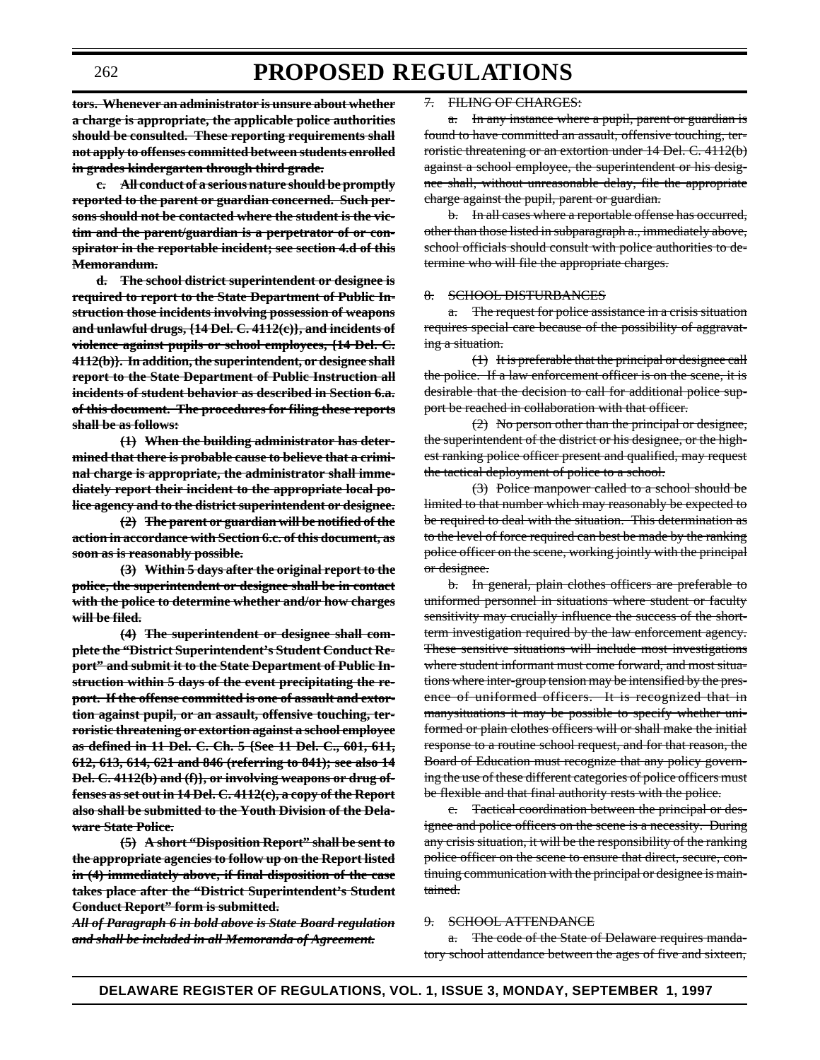**~~tors. Whenever an administrator is unsure about whether a charge is appropriate, the applicable police authorities should be consulted. These reporting requirements shall not apply to offenses committed between students enrolled in grades kindergarten through third grade.~~**

**~~c. All conduct of a serious nature should be promptly reported to the parent or guardian concerned. Such persons should not be contacted where the student is the victim and the parent/guardian is a perpetrator of or conspirator in the reportable incident; see section 4.d of this Memorandum.~~**

**~~d. The school district superintendent or designee is required to report to the State Department of Public Instruction those incidents involving possession of weapons and unlawful drugs, {14 Del. C. 4112(c)}, and incidents of violence against pupils or school employees, {14 Del. C. 4112(b)}. In addition, the superintendent, or designee shall report to the State Department of Public Instruction all incidents of student behavior as described in Section 6.a. of this document. The procedures for filing these reports shall be as follows:~~**

**~~(1) When the building administrator has determined that there is probable cause to believe that a criminal charge is appropriate, the administrator shall immediately report their incident to the appropriate local police agency and to the district superintendent or designee.~~**

**~~(2) The parent or guardian will be notified of the action in accordance with Section 6.c. of this document, as soon as is reasonably possible.~~**

**~~(3) Within 5 days after the original report to the police, the superintendent or designee shall be in contact with the police to determine whether and/or how charges will be filed.~~**

**~~(4) The superintendent or designee shall complete the "District Superintendent's Student Conduct Report" and submit it to the State Department of Public Instruction within 5 days of the event precipitating the report. If the offense committed is one of assault and extortion against pupil, or an assault, offensive touching, terroristic threatening or extortion against a school employee as defined in 11 Del. C. Ch. 5 {See 11 Del. C., 601, 611, 612, 613, 614, 621 and 846 (referring to 841); see also 14 Del. C. 4112(b) and (f)}, or involving weapons or drug offenses as set out in 14 Del. C. 4112(c), a copy of the Report also shall be submitted to the Youth Division of the Delaware State Police.~~**

**~~(5) A short "Disposition Report" shall be sent to the appropriate agencies to follow up on the Report listed in (4) immediately above, if final disposition of the case takes place after the "District Superintendent's Student Conduct Report" form is submitted.~~**

***~~All of Paragraph 6 in bold above is State Board regulation and shall be included in all Memoranda of Agreement.~~***

~~7. FILING OF CHARGES:~~

~~a. In any instance where a pupil, parent or guardian is found to have committed an assault, offensive touching, terroristic threatening or an extortion under 14 Del. C. 4112(b) against a school employee, the superintendent or his designee shall, without unreasonable delay, file the appropriate charge against the pupil, parent or guardian.~~

~~b. In all cases where a reportable offense has occurred, other than those listed in subparagraph a., immediately above, school officials should consult with police authorities to determine who will file the appropriate charges.~~

~~8. SCHOOL DISTURBANCES~~

~~a. The request for police assistance in a crisis situation requires special care because of the possibility of aggravating a situation.~~

~~(1) It is preferable that the principal or designee call the police. If a law enforcement officer is on the scene, it is desirable that the decision to call for additional police support be reached in collaboration with that officer.~~

~~(2) No person other than the principal or designee, the superintendent of the district or his designee, or the highest ranking police officer present and qualified, may request the tactical deployment of police to a school.~~

~~(3) Police manpower called to a school should be limited to that number which may reasonably be expected to be required to deal with the situation. This determination as to the level of force required can best be made by the ranking police officer on the scene, working jointly with the principal or designee.~~

~~b. In general, plain clothes officers are preferable to uniformed personnel in situations where student or faculty sensitivity may crucially influence the success of the short-term investigation required by the law enforcement agency. These sensitive situations will include most investigations where student informant must come forward, and most situations where inter-group tension may be intensified by the presence of uniformed officers. It is recognized that in manysituations it may be possible to specify whether uniformed or plain clothes officers will or shall make the initial response to a routine school request, and for that reason, the Board of Education must recognize that any policy governing the use of these different categories of police officers must be flexible and that final authority rests with the police.~~

~~c. Tactical coordination between the principal or designee and police officers on the scene is a necessity. During any crisis situation, it will be the responsibility of the ranking police officer on the scene to ensure that direct, secure, continuing communication with the principal or designee is maintained.~~

~~9. SCHOOL ATTENDANCE~~

~~a. The code of the State of Delaware requires mandatory school attendance between the ages of five and sixteen,~~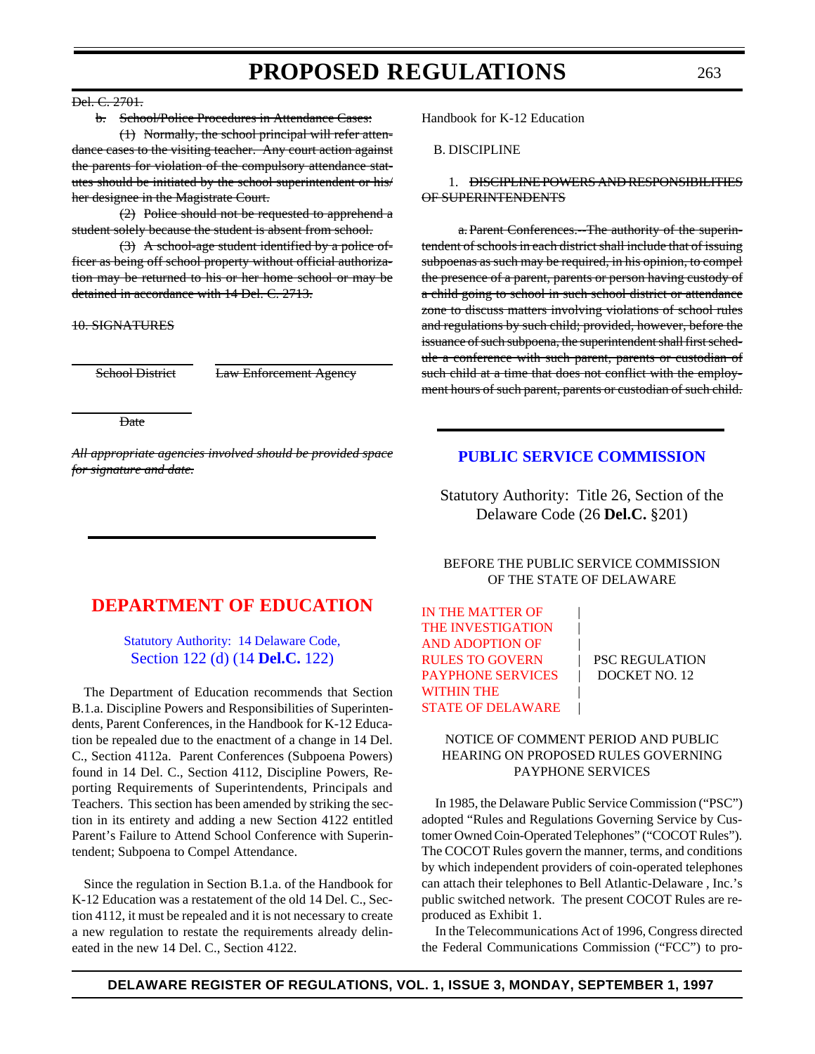~~Del. C. 2701.~~

~~b. School/Police Procedures in Attendance Cases:~~

~~(1) Normally, the school principal will refer attendance cases to the visiting teacher. Any court action against the parents for violation of the compulsory attendance statutes should be initiated by the school superintendent or his/her designee in the Magistrate Court.~~

~~(2) Police should not be requested to apprehend a student solely because the student is absent from school.~~

~~(3) A school-age student identified by a police officer as being off school property without official authorization may be returned to his or her home school or may be detained in accordance with 14 Del. C. 2713.~~

~~10. SIGNATURES~~

~~School District~~ ~~Law Enforcement Agency~~

~~Date~~

~~*All appropriate agencies involved should be provided space for signature and date.*~~

## DEPARTMENT OF EDUCATION

Statutory Authority: 14 Delaware Code, Section 122 (d) (14 **Del.C.** 122)

The Department of Education recommends that Section B.1.a. Discipline Powers and Responsibilities of Superintendents, Parent Conferences, in the Handbook for K-12 Education be repealed due to the enactment of a change in 14 Del. C., Section 4112a. Parent Conferences (Subpoena Powers) found in 14 Del. C., Section 4112, Discipline Powers, Reporting Requirements of Superintendents, Principals and Teachers. This section has been amended by striking the section in its entirety and adding a new Section 4122 entitled Parent's Failure to Attend School Conference with Superintendent; Subpoena to Compel Attendance.

Since the regulation in Section B.1.a. of the Handbook for K-12 Education was a restatement of the old 14 Del. C., Section 4112, it must be repealed and it is not necessary to create a new regulation to restate the requirements already delineated in the new 14 Del. C., Section 4122.

Handbook for K-12 Education

B. DISCIPLINE

1. ~~DISCIPLINE POWERS AND RESPONSIBILITIES OF SUPERINTENDENTS~~

~~a. Parent Conferences.--The authority of the superintendent of schools in each district shall include that of issuing subpoenas as such may be required, in his opinion, to compel the presence of a parent, parents or person having custody of a child going to school in such school district or attendance zone to discuss matters involving violations of school rules and regulations by such child; provided, however, before the issuance of such subpoena, the superintendent shall first schedule a conference with such parent, parents or custodian of such child at a time that does not conflict with the employment hours of such parent, parents or custodian of such child.~~

## PUBLIC SERVICE COMMISSION

Statutory Authority: Title 26, Section of the Delaware Code (26 **Del.C.** §201)

BEFORE THE PUBLIC SERVICE COMMISSION
OF THE STATE OF DELAWARE

| | |
|---|---|
| IN THE MATTER OF THE INVESTIGATION AND ADOPTION OF RULES TO GOVERN PAYPHONE SERVICES WITHIN THE STATE OF DELAWARE | PSC REGULATION DOCKET NO. 12 |

NOTICE OF COMMENT PERIOD AND PUBLIC HEARING ON PROPOSED RULES GOVERNING PAYPHONE SERVICES

In 1985, the Delaware Public Service Commission ("PSC") adopted "Rules and Regulations Governing Service by Customer Owned Coin-Operated Telephones" ("COCOT Rules"). The COCOT Rules govern the manner, terms, and conditions by which independent providers of coin-operated telephones can attach their telephones to Bell Atlantic-Delaware , Inc.'s public switched network. The present COCOT Rules are reproduced as Exhibit 1.

In the Telecommunications Act of 1996, Congress directed the Federal Communications Commission ("FCC") to pro-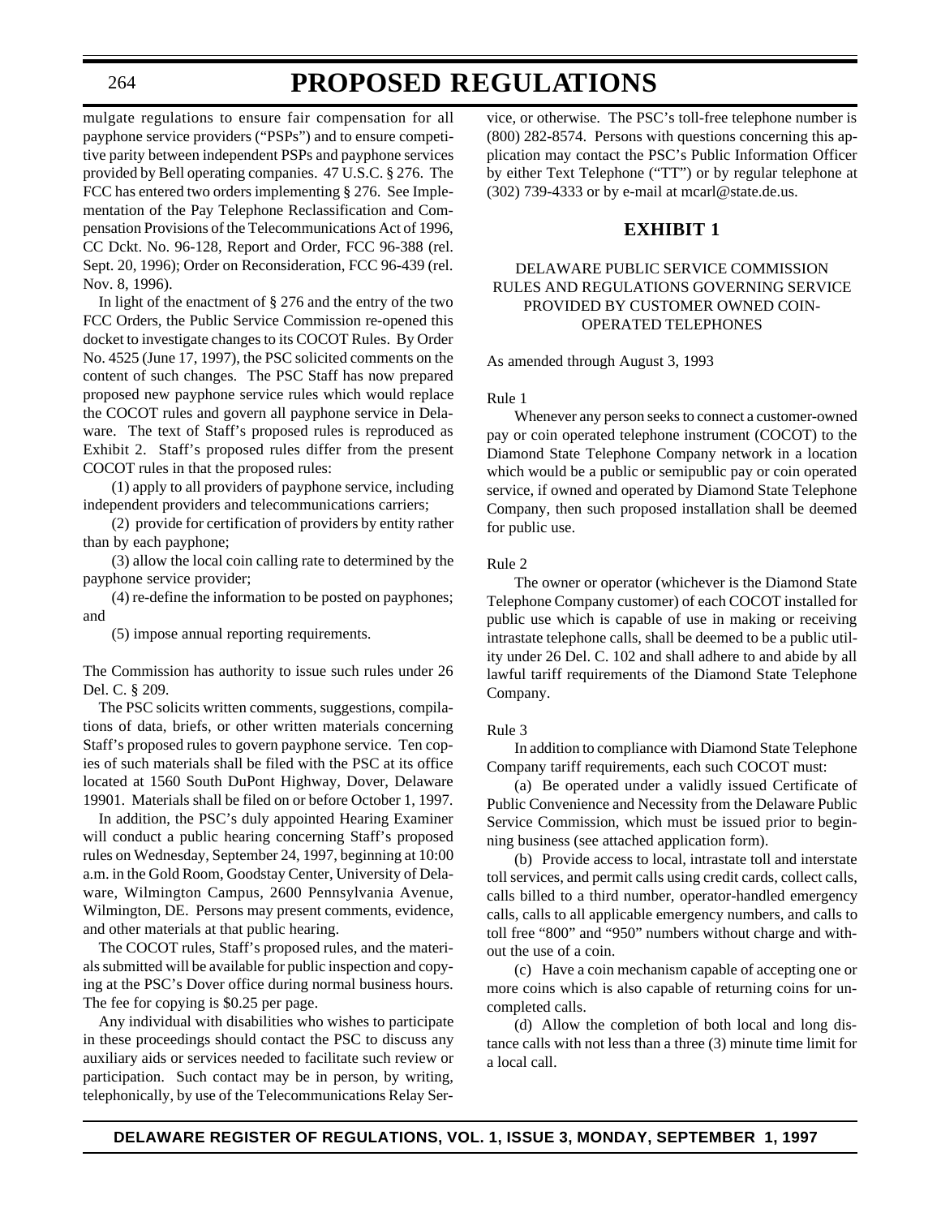mulgate regulations to ensure fair compensation for all payphone service providers ("PSPs") and to ensure competitive parity between independent PSPs and payphone services provided by Bell operating companies. 47 U.S.C. § 276. The FCC has entered two orders implementing § 276. See Implementation of the Pay Telephone Reclassification and Compensation Provisions of the Telecommunications Act of 1996, CC Dckt. No. 96-128, Report and Order, FCC 96-388 (rel. Sept. 20, 1996); Order on Reconsideration, FCC 96-439 (rel. Nov. 8, 1996).

In light of the enactment of § 276 and the entry of the two FCC Orders, the Public Service Commission re-opened this docket to investigate changes to its COCOT Rules. By Order No. 4525 (June 17, 1997), the PSC solicited comments on the content of such changes. The PSC Staff has now prepared proposed new payphone service rules which would replace the COCOT rules and govern all payphone service in Delaware. The text of Staff's proposed rules is reproduced as Exhibit 2. Staff's proposed rules differ from the present COCOT rules in that the proposed rules:

(1) apply to all providers of payphone service, including independent providers and telecommunications carriers;

(2) provide for certification of providers by entity rather than by each payphone;

(3) allow the local coin calling rate to determined by the payphone service provider;

(4) re-define the information to be posted on payphones; and

(5) impose annual reporting requirements.

The Commission has authority to issue such rules under 26 Del. C. § 209.

The PSC solicits written comments, suggestions, compilations of data, briefs, or other written materials concerning Staff's proposed rules to govern payphone service. Ten copies of such materials shall be filed with the PSC at its office located at 1560 South DuPont Highway, Dover, Delaware 19901. Materials shall be filed on or before October 1, 1997.

In addition, the PSC's duly appointed Hearing Examiner will conduct a public hearing concerning Staff's proposed rules on Wednesday, September 24, 1997, beginning at 10:00 a.m. in the Gold Room, Goodstay Center, University of Delaware, Wilmington Campus, 2600 Pennsylvania Avenue, Wilmington, DE. Persons may present comments, evidence, and other materials at that public hearing.

The COCOT rules, Staff's proposed rules, and the materials submitted will be available for public inspection and copying at the PSC's Dover office during normal business hours. The fee for copying is $0.25 per page.

Any individual with disabilities who wishes to participate in these proceedings should contact the PSC to discuss any auxiliary aids or services needed to facilitate such review or participation. Such contact may be in person, by writing, telephonically, by use of the Telecommunications Relay Service, or otherwise. The PSC's toll-free telephone number is (800) 282-8574. Persons with questions concerning this application may contact the PSC's Public Information Officer by either Text Telephone ("TT") or by regular telephone at (302) 739-4333 or by e-mail at mcarl@state.de.us.

## EXHIBIT 1

DELAWARE PUBLIC SERVICE COMMISSION RULES AND REGULATIONS GOVERNING SERVICE PROVIDED BY CUSTOMER OWNED COIN-OPERATED TELEPHONES

As amended through August 3, 1993

Rule 1

Whenever any person seeks to connect a customer-owned pay or coin operated telephone instrument (COCOT) to the Diamond State Telephone Company network in a location which would be a public or semipublic pay or coin operated service, if owned and operated by Diamond State Telephone Company, then such proposed installation shall be deemed for public use.

Rule 2

The owner or operator (whichever is the Diamond State Telephone Company customer) of each COCOT installed for public use which is capable of use in making or receiving intrastate telephone calls, shall be deemed to be a public utility under 26 Del. C. 102 and shall adhere to and abide by all lawful tariff requirements of the Diamond State Telephone Company.

Rule 3

In addition to compliance with Diamond State Telephone Company tariff requirements, each such COCOT must:

(a) Be operated under a validly issued Certificate of Public Convenience and Necessity from the Delaware Public Service Commission, which must be issued prior to beginning business (see attached application form).

(b) Provide access to local, intrastate toll and interstate toll services, and permit calls using credit cards, collect calls, calls billed to a third number, operator-handled emergency calls, calls to all applicable emergency numbers, and calls to toll free "800" and "950" numbers without charge and without the use of a coin.

(c) Have a coin mechanism capable of accepting one or more coins which is also capable of returning coins for uncompleted calls.

(d) Allow the completion of both local and long distance calls with not less than a three (3) minute time limit for a local call.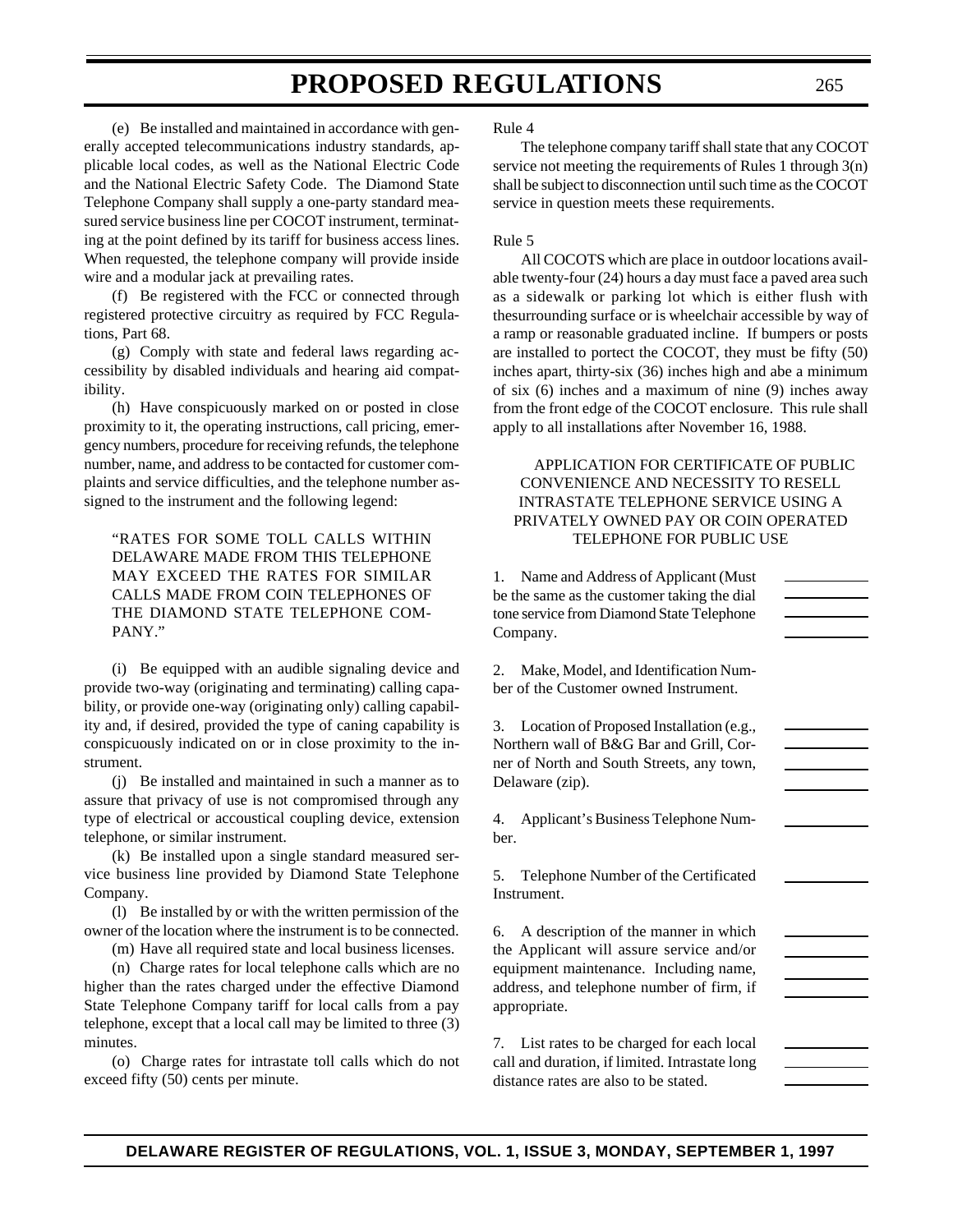(e) Be installed and maintained in accordance with generally accepted telecommunications industry standards, applicable local codes, as well as the National Electric Code and the National Electric Safety Code. The Diamond State Telephone Company shall supply a one-party standard measured service business line per COCOT instrument, terminating at the point defined by its tariff for business access lines. When requested, the telephone company will provide inside wire and a modular jack at prevailing rates.

(f) Be registered with the FCC or connected through registered protective circuitry as required by FCC Regulations, Part 68.

(g) Comply with state and federal laws regarding accessibility by disabled individuals and hearing aid compatibility.

(h) Have conspicuously marked on or posted in close proximity to it, the operating instructions, call pricing, emergency numbers, procedure for receiving refunds, the telephone number, name, and address to be contacted for customer complaints and service difficulties, and the telephone number assigned to the instrument and the following legend:

> "RATES FOR SOME TOLL CALLS WITHIN DELAWARE MADE FROM THIS TELEPHONE MAY EXCEED THE RATES FOR SIMILAR CALLS MADE FROM COIN TELEPHONES OF THE DIAMOND STATE TELEPHONE COMPANY."

(i) Be equipped with an audible signaling device and provide two-way (originating and terminating) calling capability, or provide one-way (originating only) calling capability and, if desired, provided the type of caning capability is conspicuously indicated on or in close proximity to the instrument.

(j) Be installed and maintained in such a manner as to assure that privacy of use is not compromised through any type of electrical or accoustical coupling device, extension telephone, or similar instrument.

(k) Be installed upon a single standard measured service business line provided by Diamond State Telephone Company.

(l) Be installed by or with the written permission of the owner of the location where the instrument is to be connected.

(m) Have all required state and local business licenses.

(n) Charge rates for local telephone calls which are no higher than the rates charged under the effective Diamond State Telephone Company tariff for local calls from a pay telephone, except that a local call may be limited to three (3) minutes.

(o) Charge rates for intrastate toll calls which do not exceed fifty (50) cents per minute.

Rule 4

The telephone company tariff shall state that any COCOT service not meeting the requirements of Rules 1 through 3(n) shall be subject to disconnection until such time as the COCOT service in question meets these requirements.

Rule 5

All COCOTS which are place in outdoor locations available twenty-four (24) hours a day must face a paved area such as a sidewalk or parking lot which is either flush with thesurrounding surface or is wheelchair accessible by way of a ramp or reasonable graduated incline. If bumpers or posts are installed to portect the COCOT, they must be fifty (50) inches apart, thirty-six (36) inches high and abe a minimum of six (6) inches and a maximum of nine (9) inches away from the front edge of the COCOT enclosure. This rule shall apply to all installations after November 16, 1988.

APPLICATION FOR CERTIFICATE OF PUBLIC CONVENIENCE AND NECESSITY TO RESELL INTRASTATE TELEPHONE SERVICE USING A PRIVATELY OWNED PAY OR COIN OPERATED TELEPHONE FOR PUBLIC USE

1. Name and Address of Applicant (Must be the same as the customer taking the dial tone service from Diamond State Telephone Company. ____________

2. Make, Model, and Identification Number of the Customer owned Instrument.

3. Location of Proposed Installation (e.g., Northern wall of B&G Bar and Grill, Corner of North and South Streets, any town, Delaware (zip). ____________

4. Applicant's Business Telephone Number. ____________

5. Telephone Number of the Certificated Instrument. ____________

6. A description of the manner in which the Applicant will assure service and/or equipment maintenance. Including name, address, and telephone number of firm, if appropriate. ____________

7. List rates to be charged for each local call and duration, if limited. Intrastate long distance rates are also to be stated. ____________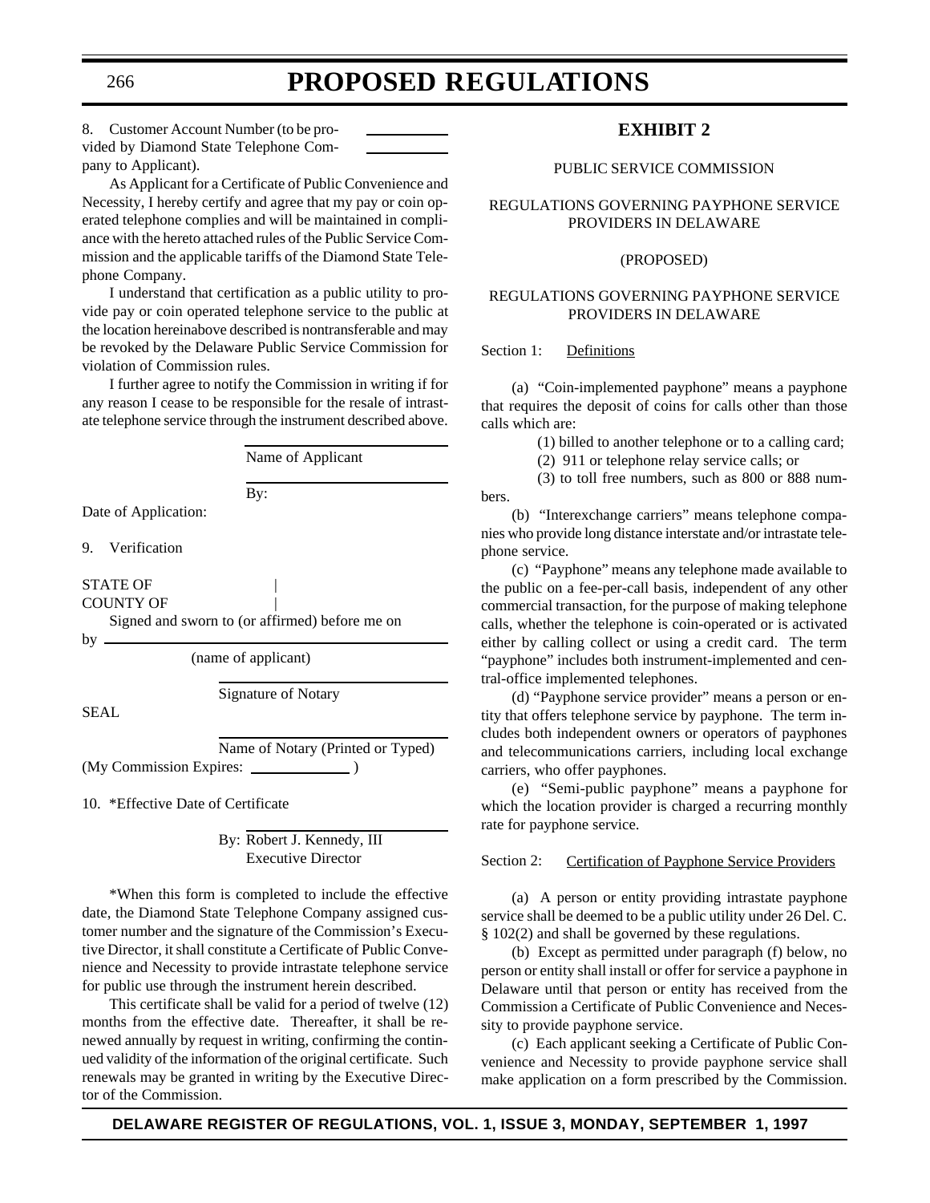8. Customer Account Number (to be provided by Diamond State Telephone Company to Applicant). ____________

As Applicant for a Certificate of Public Convenience and Necessity, I hereby certify and agree that my pay or coin operated telephone complies and will be maintained in compliance with the hereto attached rules of the Public Service Commission and the applicable tariffs of the Diamond State Telephone Company.

I understand that certification as a public utility to provide pay or coin operated telephone service to the public at the location hereinabove described is nontransferable and may be revoked by the Delaware Public Service Commission for violation of Commission rules.

I further agree to notify the Commission in writing if for any reason I cease to be responsible for the resale of intrastate telephone service through the instrument described above.

____________________
Name of Applicant

____________________
By:

Date of Application:

9. Verification

STATE OF |
COUNTY OF |

Signed and sworn to (or affirmed) before me on by ____________________
(name of applicant)

____________________
Signature of Notary

SEAL

____________________
Name of Notary (Printed or Typed)

(My Commission Expires: ____________ )

10. *Effective Date of Certificate

By: Robert J. Kennedy, III
Executive Director

*When this form is completed to include the effective date, the Diamond State Telephone Company assigned customer number and the signature of the Commission's Executive Director, it shall constitute a Certificate of Public Convenience and Necessity to provide intrastate telephone service for public use through the instrument herein described.

This certificate shall be valid for a period of twelve (12) months from the effective date. Thereafter, it shall be renewed annually by request in writing, confirming the continued validity of the information of the original certificate. Such renewals may be granted in writing by the Executive Director of the Commission.

## EXHIBIT 2

PUBLIC SERVICE COMMISSION

REGULATIONS GOVERNING PAYPHONE SERVICE PROVIDERS IN DELAWARE

(PROPOSED)

REGULATIONS GOVERNING PAYPHONE SERVICE PROVIDERS IN DELAWARE

Section 1: Definitions

(a) "Coin-implemented payphone" means a payphone that requires the deposit of coins for calls other than those calls which are:

(1) billed to another telephone or to a calling card;

(2) 911 or telephone relay service calls; or

(3) to toll free numbers, such as 800 or 888 numbers.

(b) "Interexchange carriers" means telephone companies who provide long distance interstate and/or intrastate telephone service.

(c) "Payphone" means any telephone made available to the public on a fee-per-call basis, independent of any other commercial transaction, for the purpose of making telephone calls, whether the telephone is coin-operated or is activated either by calling collect or using a credit card. The term "payphone" includes both instrument-implemented and central-office implemented telephones.

(d) "Payphone service provider" means a person or entity that offers telephone service by payphone. The term includes both independent owners or operators of payphones and telecommunications carriers, including local exchange carriers, who offer payphones.

(e) "Semi-public payphone" means a payphone for which the location provider is charged a recurring monthly rate for payphone service.

Section 2: Certification of Payphone Service Providers

(a) A person or entity providing intrastate payphone service shall be deemed to be a public utility under 26 Del. C. § 102(2) and shall be governed by these regulations.

(b) Except as permitted under paragraph (f) below, no person or entity shall install or offer for service a payphone in Delaware until that person or entity has received from the Commission a Certificate of Public Convenience and Necessity to provide payphone service.

(c) Each applicant seeking a Certificate of Public Convenience and Necessity to provide payphone service shall make application on a form prescribed by the Commission.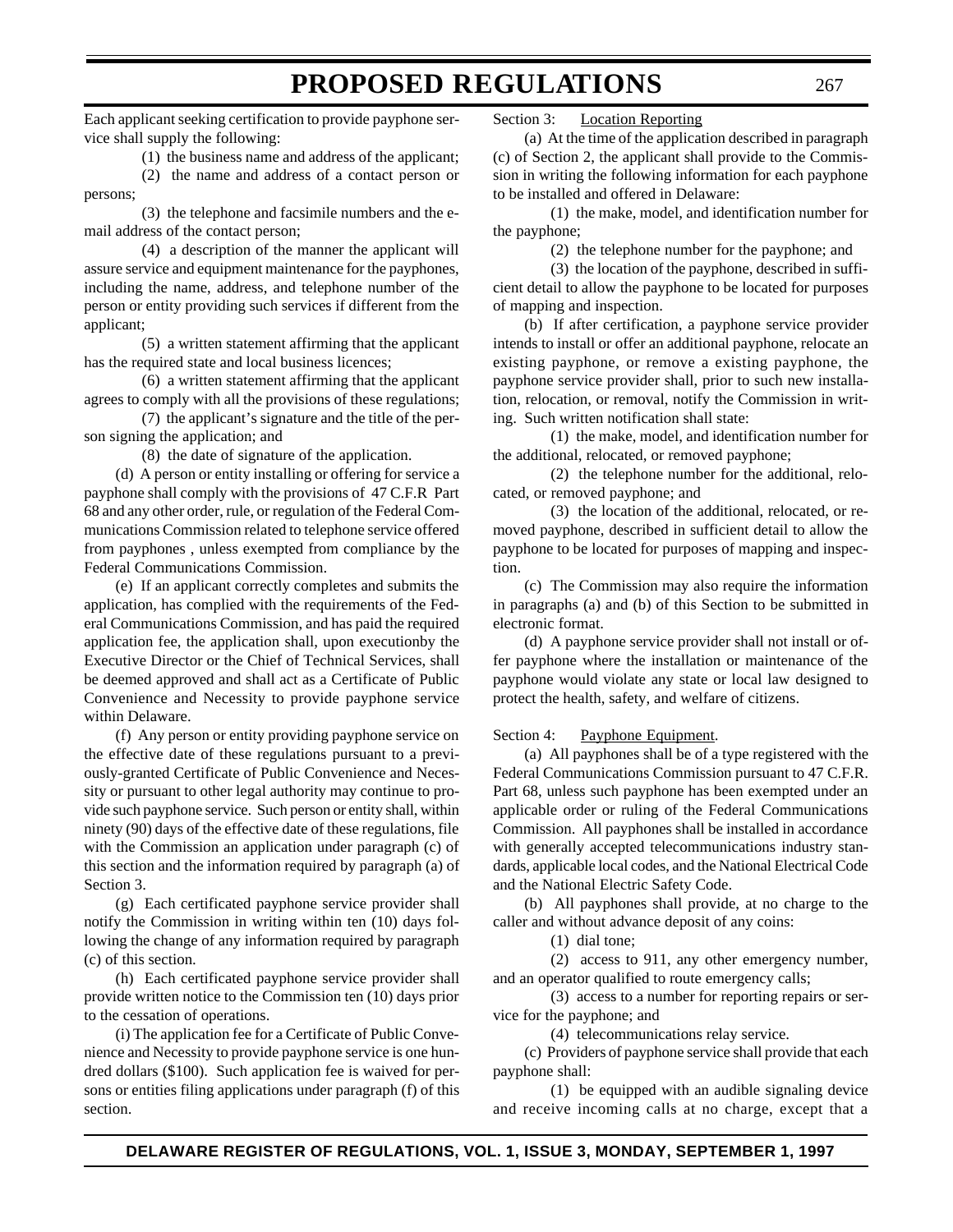Each applicant seeking certification to provide payphone service shall supply the following:

(1) the business name and address of the applicant;

(2) the name and address of a contact person or persons;

(3) the telephone and facsimile numbers and the e-mail address of the contact person;

(4) a description of the manner the applicant will assure service and equipment maintenance for the payphones, including the name, address, and telephone number of the person or entity providing such services if different from the applicant;

(5) a written statement affirming that the applicant has the required state and local business licences;

(6) a written statement affirming that the applicant agrees to comply with all the provisions of these regulations;

(7) the applicant's signature and the title of the person signing the application; and

(8) the date of signature of the application.

(d) A person or entity installing or offering for service a payphone shall comply with the provisions of 47 C.F.R Part 68 and any other order, rule, or regulation of the Federal Communications Commission related to telephone service offered from payphones , unless exempted from compliance by the Federal Communications Commission.

(e) If an applicant correctly completes and submits the application, has complied with the requirements of the Federal Communications Commission, and has paid the required application fee, the application shall, upon executionby the Executive Director or the Chief of Technical Services, shall be deemed approved and shall act as a Certificate of Public Convenience and Necessity to provide payphone service within Delaware.

(f) Any person or entity providing payphone service on the effective date of these regulations pursuant to a previously-granted Certificate of Public Convenience and Necessity or pursuant to other legal authority may continue to provide such payphone service. Such person or entity shall, within ninety (90) days of the effective date of these regulations, file with the Commission an application under paragraph (c) of this section and the information required by paragraph (a) of Section 3.

(g) Each certificated payphone service provider shall notify the Commission in writing within ten (10) days following the change of any information required by paragraph (c) of this section.

(h) Each certificated payphone service provider shall provide written notice to the Commission ten (10) days prior to the cessation of operations.

(i) The application fee for a Certificate of Public Convenience and Necessity to provide payphone service is one hundred dollars ($100). Such application fee is waived for persons or entities filing applications under paragraph (f) of this section.

Section 3: Location Reporting

(a) At the time of the application described in paragraph (c) of Section 2, the applicant shall provide to the Commission in writing the following information for each payphone to be installed and offered in Delaware:

(1) the make, model, and identification number for the payphone;

(2) the telephone number for the payphone; and

(3) the location of the payphone, described in sufficient detail to allow the payphone to be located for purposes of mapping and inspection.

(b) If after certification, a payphone service provider intends to install or offer an additional payphone, relocate an existing payphone, or remove a existing payphone, the payphone service provider shall, prior to such new installation, relocation, or removal, notify the Commission in writing. Such written notification shall state:

(1) the make, model, and identification number for the additional, relocated, or removed payphone;

(2) the telephone number for the additional, relocated, or removed payphone; and

(3) the location of the additional, relocated, or removed payphone, described in sufficient detail to allow the payphone to be located for purposes of mapping and inspection.

(c) The Commission may also require the information in paragraphs (a) and (b) of this Section to be submitted in electronic format.

(d) A payphone service provider shall not install or offer payphone where the installation or maintenance of the payphone would violate any state or local law designed to protect the health, safety, and welfare of citizens.

Section 4: Payphone Equipment.

(a) All payphones shall be of a type registered with the Federal Communications Commission pursuant to 47 C.F.R. Part 68, unless such payphone has been exempted under an applicable order or ruling of the Federal Communications Commission. All payphones shall be installed in accordance with generally accepted telecommunications industry standards, applicable local codes, and the National Electrical Code and the National Electric Safety Code.

(b) All payphones shall provide, at no charge to the caller and without advance deposit of any coins:

(1) dial tone;

(2) access to 911, any other emergency number, and an operator qualified to route emergency calls;

(3) access to a number for reporting repairs or service for the payphone; and

(4) telecommunications relay service.

(c) Providers of payphone service shall provide that each payphone shall:

(1) be equipped with an audible signaling device and receive incoming calls at no charge, except that a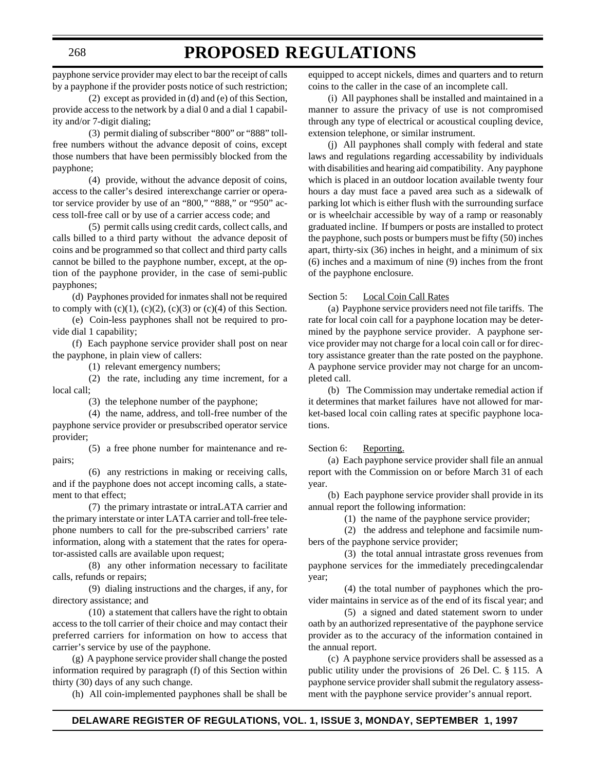payphone service provider may elect to bar the receipt of calls by a payphone if the provider posts notice of such restriction;

(2) except as provided in (d) and (e) of this Section, provide access to the network by a dial 0 and a dial 1 capability and/or 7-digit dialing;

(3) permit dialing of subscriber "800" or "888" toll-free numbers without the advance deposit of coins, except those numbers that have been permissibly blocked from the payphone;

(4) provide, without the advance deposit of coins, access to the caller's desired interexchange carrier or operator service provider by use of an "800," "888," or "950" access toll-free call or by use of a carrier access code; and

(5) permit calls using credit cards, collect calls, and calls billed to a third party without the advance deposit of coins and be programmed so that collect and third party calls cannot be billed to the payphone number, except, at the option of the payphone provider, in the case of semi-public payphones;

(d) Payphones provided for inmates shall not be required to comply with (c)(1), (c)(2), (c)(3) or (c)(4) of this Section.

(e) Coin-less payphones shall not be required to provide dial 1 capability;

(f) Each payphone service provider shall post on near the payphone, in plain view of callers:

(1) relevant emergency numbers;

(2) the rate, including any time increment, for a local call;

(3) the telephone number of the payphone;

(4) the name, address, and toll-free number of the payphone service provider or presubscribed operator service provider;

(5) a free phone number for maintenance and repairs;

(6) any restrictions in making or receiving calls, and if the payphone does not accept incoming calls, a statement to that effect;

(7) the primary intrastate or intraLATA carrier and the primary interstate or inter LATA carrier and toll-free telephone numbers to call for the pre-subscribed carriers' rate information, along with a statement that the rates for operator-assisted calls are available upon request;

(8) any other information necessary to facilitate calls, refunds or repairs;

(9) dialing instructions and the charges, if any, for directory assistance; and

(10) a statement that callers have the right to obtain access to the toll carrier of their choice and may contact their preferred carriers for information on how to access that carrier's service by use of the payphone.

(g) A payphone service provider shall change the posted information required by paragraph (f) of this Section within thirty (30) days of any such change.

(h) All coin-implemented payphones shall be shall be equipped to accept nickels, dimes and quarters and to return coins to the caller in the case of an incomplete call.

(i) All payphones shall be installed and maintained in a manner to assure the privacy of use is not compromised through any type of electrical or acoustical coupling device, extension telephone, or similar instrument.

(j) All payphones shall comply with federal and state laws and regulations regarding accessability by individuals with disabilities and hearing aid compatibility. Any payphone which is placed in an outdoor location available twenty four hours a day must face a paved area such as a sidewalk of parking lot which is either flush with the surrounding surface or is wheelchair accessible by way of a ramp or reasonably graduated incline. If bumpers or posts are installed to protect the payphone, such posts or bumpers must be fifty (50) inches apart, thirty-six (36) inches in height, and a minimum of six (6) inches and a maximum of nine (9) inches from the front of the payphone enclosure.

Section 5: Local Coin Call Rates

(a) Payphone service providers need not file tariffs. The rate for local coin call for a payphone location may be determined by the payphone service provider. A payphone service provider may not charge for a local coin call or for directory assistance greater than the rate posted on the payphone. A payphone service provider may not charge for an uncompleted call.

(b) The Commission may undertake remedial action if it determines that market failures have not allowed for market-based local coin calling rates at specific payphone locations.

Section 6: Reporting.

(a) Each payphone service provider shall file an annual report with the Commission on or before March 31 of each year.

(b) Each payphone service provider shall provide in its annual report the following information:

(1) the name of the payphone service provider;

(2) the address and telephone and facsimile numbers of the payphone service provider;

(3) the total annual intrastate gross revenues from payphone services for the immediately precedingcalendar year;

(4) the total number of payphones which the provider maintains in service as of the end of its fiscal year; and

(5) a signed and dated statement sworn to under oath by an authorized representative of the payphone service provider as to the accuracy of the information contained in the annual report.

(c) A payphone service providers shall be assessed as a public utility under the provisions of 26 Del. C. § 115. A payphone service provider shall submit the regulatory assessment with the payphone service provider's annual report.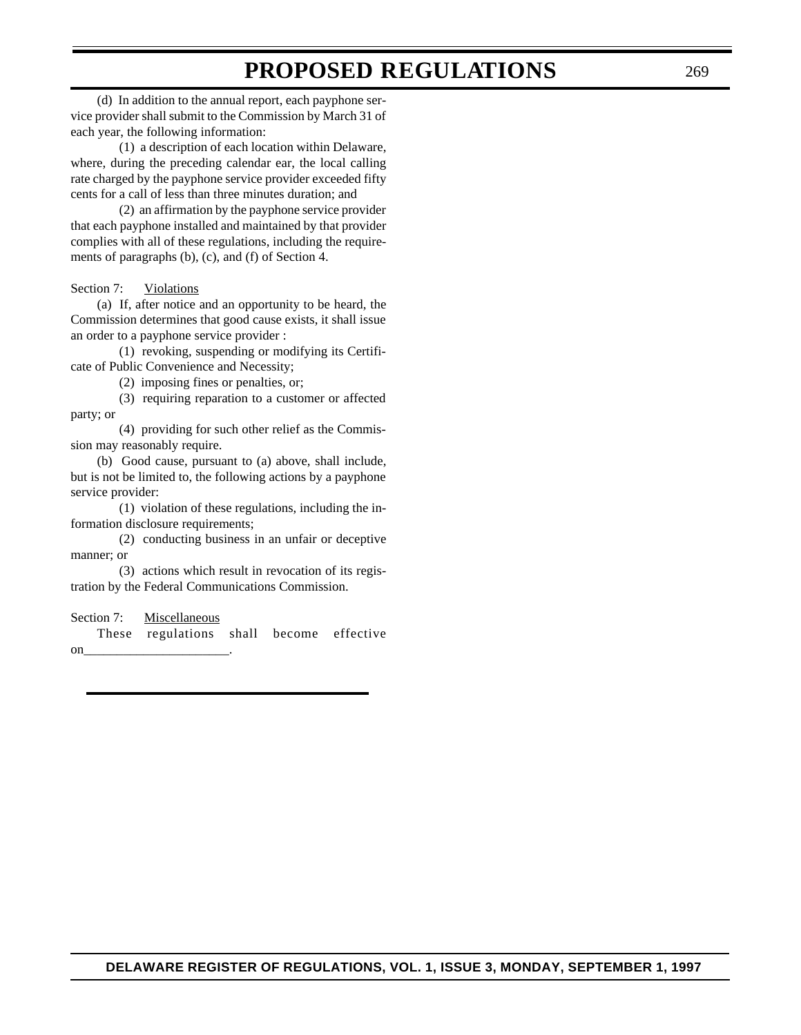(d) In addition to the annual report, each payphone service provider shall submit to the Commission by March 31 of each year, the following information:

(1) a description of each location within Delaware, where, during the preceding calendar ear, the local calling rate charged by the payphone service provider exceeded fifty cents for a call of less than three minutes duration; and

(2) an affirmation by the payphone service provider that each payphone installed and maintained by that provider complies with all of these regulations, including the requirements of paragraphs (b), (c), and (f) of Section 4.

Section 7: Violations

(a) If, after notice and an opportunity to be heard, the Commission determines that good cause exists, it shall issue an order to a payphone service provider :

(1) revoking, suspending or modifying its Certificate of Public Convenience and Necessity;

(2) imposing fines or penalties, or;

(3) requiring reparation to a customer or affected party; or

(4) providing for such other relief as the Commission may reasonably require.

(b) Good cause, pursuant to (a) above, shall include, but is not be limited to, the following actions by a payphone service provider:

(1) violation of these regulations, including the information disclosure requirements;

(2) conducting business in an unfair or deceptive manner; or

(3) actions which result in revocation of its registration by the Federal Communications Commission.

Section 7: Miscellaneous

These regulations shall become effective on______________________.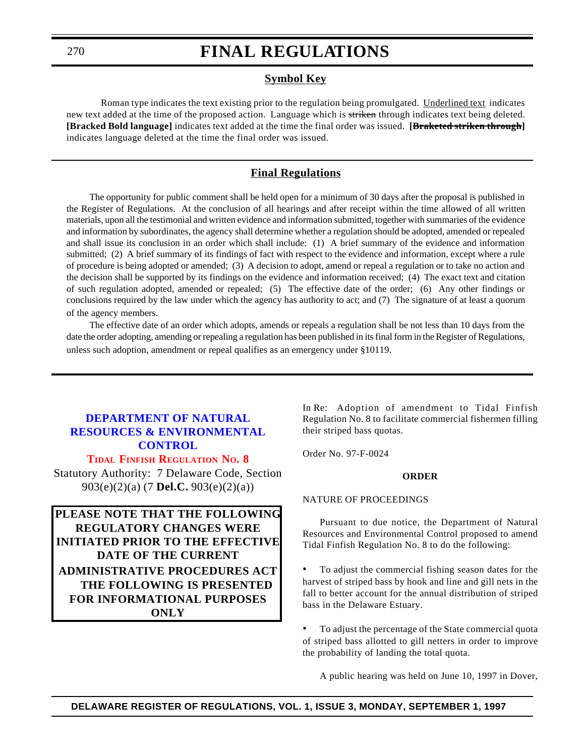# FINAL REGULATIONS

## Symbol Key

Roman type indicates the text existing prior to the regulation being promulgated. Underlined text indicates new text added at the time of the proposed action. Language which is ~~striken~~ through indicates text being deleted. **[Bracked Bold language]** indicates text added at the time the final order was issued. **[~~Braketed striken through~~]** indicates language deleted at the time the final order was issued.

## Final Regulations

The opportunity for public comment shall be held open for a minimum of 30 days after the proposal is published in the Register of Regulations. At the conclusion of all hearings and after receipt within the time allowed of all written materials, upon all the testimonial and written evidence and information submitted, together with summaries of the evidence and information by subordinates, the agency shall determine whether a regulation should be adopted, amended or repealed and shall issue its conclusion in an order which shall include: (1) A brief summary of the evidence and information submitted; (2) A brief summary of its findings of fact with respect to the evidence and information, except where a rule of procedure is being adopted or amended; (3) A decision to adopt, amend or repeal a regulation or to take no action and the decision shall be supported by its findings on the evidence and information received; (4) The exact text and citation of such regulation adopted, amended or repealed; (5) The effective date of the order; (6) Any other findings or conclusions required by the law under which the agency has authority to act; and (7) The signature of at least a quorum of the agency members.

The effective date of an order which adopts, amends or repeals a regulation shall be not less than 10 days from the date the order adopting, amending or repealing a regulation has been published in its final form in the Register of Regulations, unless such adoption, amendment or repeal qualifies as an emergency under §10119.

---

## DEPARTMENT OF NATURAL RESOURCES & ENVIRONMENTAL CONTROL

### Tidal Finfish Regulation No. 8

Statutory Authority: 7 Delaware Code, Section 903(e)(2)(a) (7 **Del.C.** 903(e)(2)(a))

**PLEASE NOTE THAT THE FOLLOWING REGULATORY CHANGES WERE INITIATED PRIOR TO THE EFFECTIVE DATE OF THE CURRENT ADMINISTRATIVE PROCEDURES ACT THE FOLLOWING IS PRESENTED FOR INFORMATIONAL PURPOSES ONLY**

In Re: Adoption of amendment to Tidal Finfish Regulation No. 8 to facilitate commercial fishermen filling their striped bass quotas.

Order No. 97-F-0024

**ORDER**

NATURE OF PROCEEDINGS

Pursuant to due notice, the Department of Natural Resources and Environmental Control proposed to amend Tidal Finfish Regulation No. 8 to do the following:

- To adjust the commercial fishing season dates for the harvest of striped bass by hook and line and gill nets in the fall to better account for the annual distribution of striped bass in the Delaware Estuary.

- To adjust the percentage of the State commercial quota of striped bass allotted to gill netters in order to improve the probability of landing the total quota.

A public hearing was held on June 10, 1997 in Dover,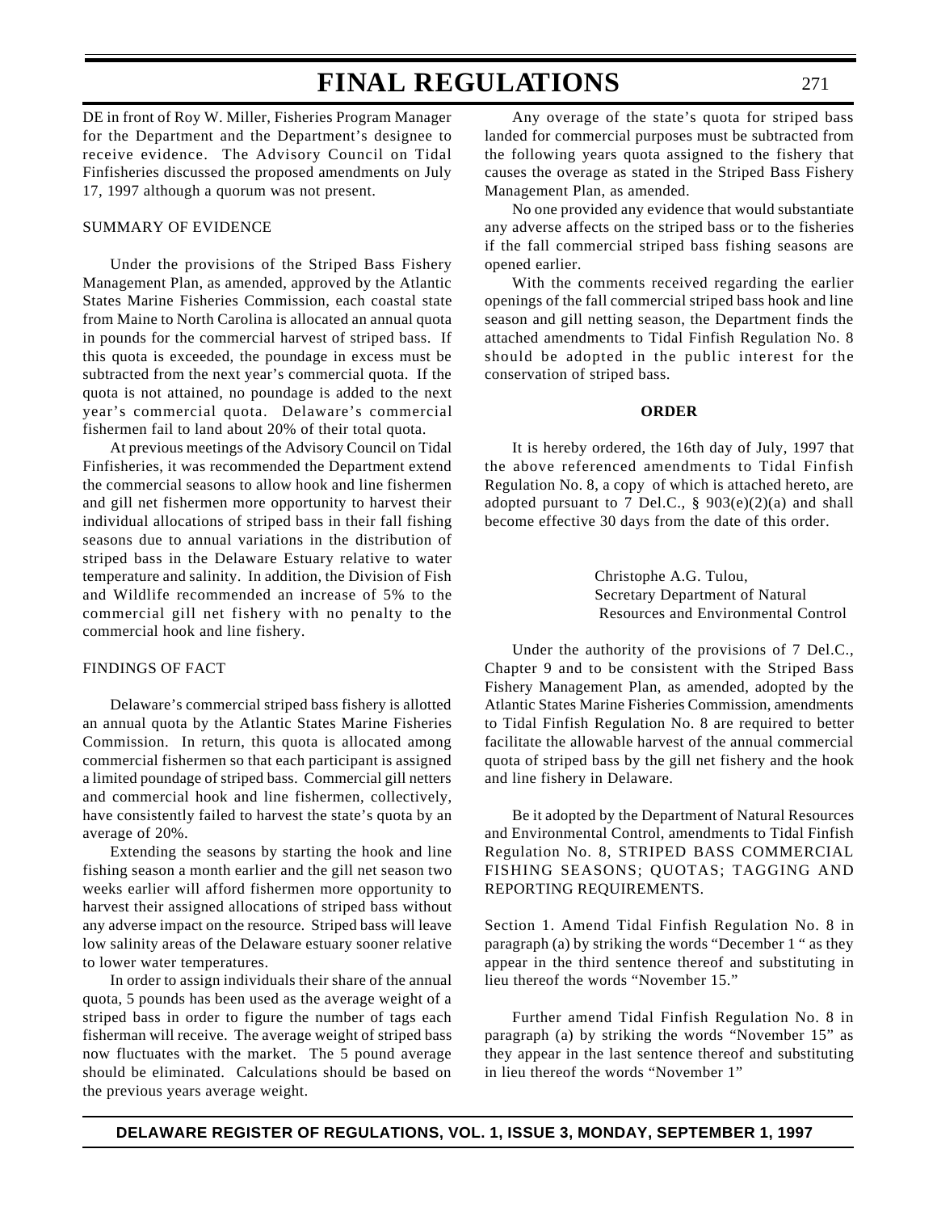DE in front of Roy W. Miller, Fisheries Program Manager for the Department and the Department's designee to receive evidence. The Advisory Council on Tidal Finfisheries discussed the proposed amendments on July 17, 1997 although a quorum was not present.

SUMMARY OF EVIDENCE

Under the provisions of the Striped Bass Fishery Management Plan, as amended, approved by the Atlantic States Marine Fisheries Commission, each coastal state from Maine to North Carolina is allocated an annual quota in pounds for the commercial harvest of striped bass. If this quota is exceeded, the poundage in excess must be subtracted from the next year's commercial quota. If the quota is not attained, no poundage is added to the next year's commercial quota. Delaware's commercial fishermen fail to land about 20% of their total quota.

At previous meetings of the Advisory Council on Tidal Finfisheries, it was recommended the Department extend the commercial seasons to allow hook and line fishermen and gill net fishermen more opportunity to harvest their individual allocations of striped bass in their fall fishing seasons due to annual variations in the distribution of striped bass in the Delaware Estuary relative to water temperature and salinity. In addition, the Division of Fish and Wildlife recommended an increase of 5% to the commercial gill net fishery with no penalty to the commercial hook and line fishery.

FINDINGS OF FACT

Delaware's commercial striped bass fishery is allotted an annual quota by the Atlantic States Marine Fisheries Commission. In return, this quota is allocated among commercial fishermen so that each participant is assigned a limited poundage of striped bass. Commercial gill netters and commercial hook and line fishermen, collectively, have consistently failed to harvest the state's quota by an average of 20%.

Extending the seasons by starting the hook and line fishing season a month earlier and the gill net season two weeks earlier will afford fishermen more opportunity to harvest their assigned allocations of striped bass without any adverse impact on the resource. Striped bass will leave low salinity areas of the Delaware estuary sooner relative to lower water temperatures.

In order to assign individuals their share of the annual quota, 5 pounds has been used as the average weight of a striped bass in order to figure the number of tags each fisherman will receive. The average weight of striped bass now fluctuates with the market. The 5 pound average should be eliminated. Calculations should be based on the previous years average weight.

Any overage of the state's quota for striped bass landed for commercial purposes must be subtracted from the following years quota assigned to the fishery that causes the overage as stated in the Striped Bass Fishery Management Plan, as amended.

No one provided any evidence that would substantiate any adverse affects on the striped bass or to the fisheries if the fall commercial striped bass fishing seasons are opened earlier.

With the comments received regarding the earlier openings of the fall commercial striped bass hook and line season and gill netting season, the Department finds the attached amendments to Tidal Finfish Regulation No. 8 should be adopted in the public interest for the conservation of striped bass.

**ORDER**

It is hereby ordered, the 16th day of July, 1997 that the above referenced amendments to Tidal Finfish Regulation No. 8, a copy of which is attached hereto, are adopted pursuant to 7 Del.C., § 903(e)(2)(a) and shall become effective 30 days from the date of this order.

Christophe A.G. Tulou,
Secretary Department of Natural Resources and Environmental Control

Under the authority of the provisions of 7 Del.C., Chapter 9 and to be consistent with the Striped Bass Fishery Management Plan, as amended, adopted by the Atlantic States Marine Fisheries Commission, amendments to Tidal Finfish Regulation No. 8 are required to better facilitate the allowable harvest of the annual commercial quota of striped bass by the gill net fishery and the hook and line fishery in Delaware.

Be it adopted by the Department of Natural Resources and Environmental Control, amendments to Tidal Finfish Regulation No. 8, STRIPED BASS COMMERCIAL FISHING SEASONS; QUOTAS; TAGGING AND REPORTING REQUIREMENTS.

Section 1. Amend Tidal Finfish Regulation No. 8 in paragraph (a) by striking the words "December 1 " as they appear in the third sentence thereof and substituting in lieu thereof the words "November 15."

Further amend Tidal Finfish Regulation No. 8 in paragraph (a) by striking the words "November 15" as they appear in the last sentence thereof and substituting in lieu thereof the words "November 1"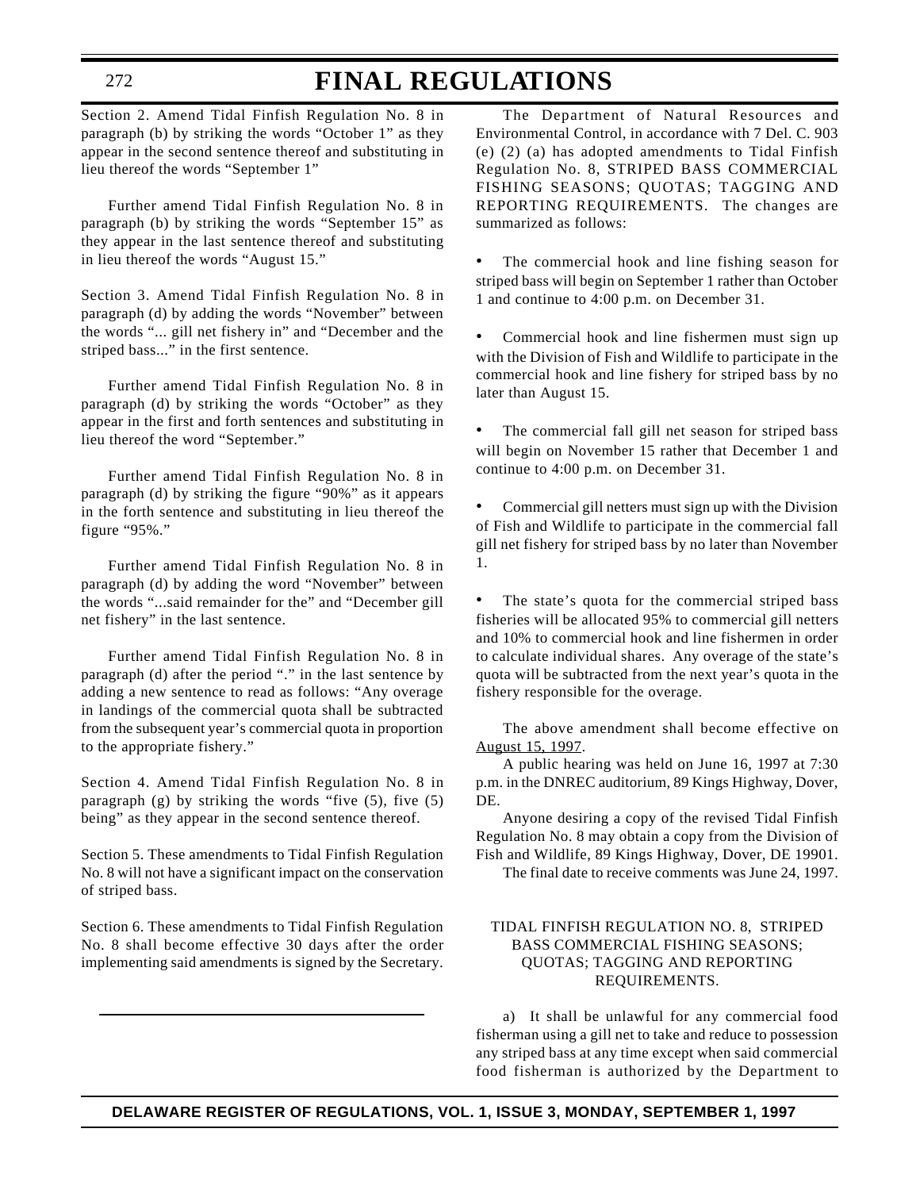Section 2. Amend Tidal Finfish Regulation No. 8 in paragraph (b) by striking the words "October 1" as they appear in the second sentence thereof and substituting in lieu thereof the words "September 1"

Further amend Tidal Finfish Regulation No. 8 in paragraph (b) by striking the words "September 15" as they appear in the last sentence thereof and substituting in lieu thereof the words "August 15."

Section 3. Amend Tidal Finfish Regulation No. 8 in paragraph (d) by adding the words "November" between the words "... gill net fishery in" and "December and the striped bass..." in the first sentence.

Further amend Tidal Finfish Regulation No. 8 in paragraph (d) by striking the words "October" as they appear in the first and forth sentences and substituting in lieu thereof the word "September."

Further amend Tidal Finfish Regulation No. 8 in paragraph (d) by striking the figure "90%" as it appears in the forth sentence and substituting in lieu thereof the figure "95%."

Further amend Tidal Finfish Regulation No. 8 in paragraph (d) by adding the word "November" between the words "...said remainder for the" and "December gill net fishery" in the last sentence.

Further amend Tidal Finfish Regulation No. 8 in paragraph (d) after the period "." in the last sentence by adding a new sentence to read as follows: "Any overage in landings of the commercial quota shall be subtracted from the subsequent year's commercial quota in proportion to the appropriate fishery."

Section 4. Amend Tidal Finfish Regulation No. 8 in paragraph (g) by striking the words "five (5), five (5) being" as they appear in the second sentence thereof.

Section 5. These amendments to Tidal Finfish Regulation No. 8 will not have a significant impact on the conservation of striped bass.

Section 6. These amendments to Tidal Finfish Regulation No. 8 shall become effective 30 days after the order implementing said amendments is signed by the Secretary.

---

The Department of Natural Resources and Environmental Control, in accordance with 7 Del. C. 903 (e) (2) (a) has adopted amendments to Tidal Finfish Regulation No. 8, STRIPED BASS COMMERCIAL FISHING SEASONS; QUOTAS; TAGGING AND REPORTING REQUIREMENTS. The changes are summarized as follows:

- The commercial hook and line fishing season for striped bass will begin on September 1 rather than October 1 and continue to 4:00 p.m. on December 31.
- Commercial hook and line fishermen must sign up with the Division of Fish and Wildlife to participate in the commercial hook and line fishery for striped bass by no later than August 15.
- The commercial fall gill net season for striped bass will begin on November 15 rather that December 1 and continue to 4:00 p.m. on December 31.
- Commercial gill netters must sign up with the Division of Fish and Wildlife to participate in the commercial fall gill net fishery for striped bass by no later than November 1.
- The state's quota for the commercial striped bass fisheries will be allocated 95% to commercial gill netters and 10% to commercial hook and line fishermen in order to calculate individual shares. Any overage of the state's quota will be subtracted from the next year's quota in the fishery responsible for the overage.

The above amendment shall become effective on August 15, 1997.

A public hearing was held on June 16, 1997 at 7:30 p.m. in the DNREC auditorium, 89 Kings Highway, Dover, DE.

Anyone desiring a copy of the revised Tidal Finfish Regulation No. 8 may obtain a copy from the Division of Fish and Wildlife, 89 Kings Highway, Dover, DE 19901.

The final date to receive comments was June 24, 1997.

### TIDAL FINFISH REGULATION NO. 8, STRIPED BASS COMMERCIAL FISHING SEASONS; QUOTAS; TAGGING AND REPORTING REQUIREMENTS.

a) It shall be unlawful for any commercial food fisherman using a gill net to take and reduce to possession any striped bass at any time except when said commercial food fisherman is authorized by the Department to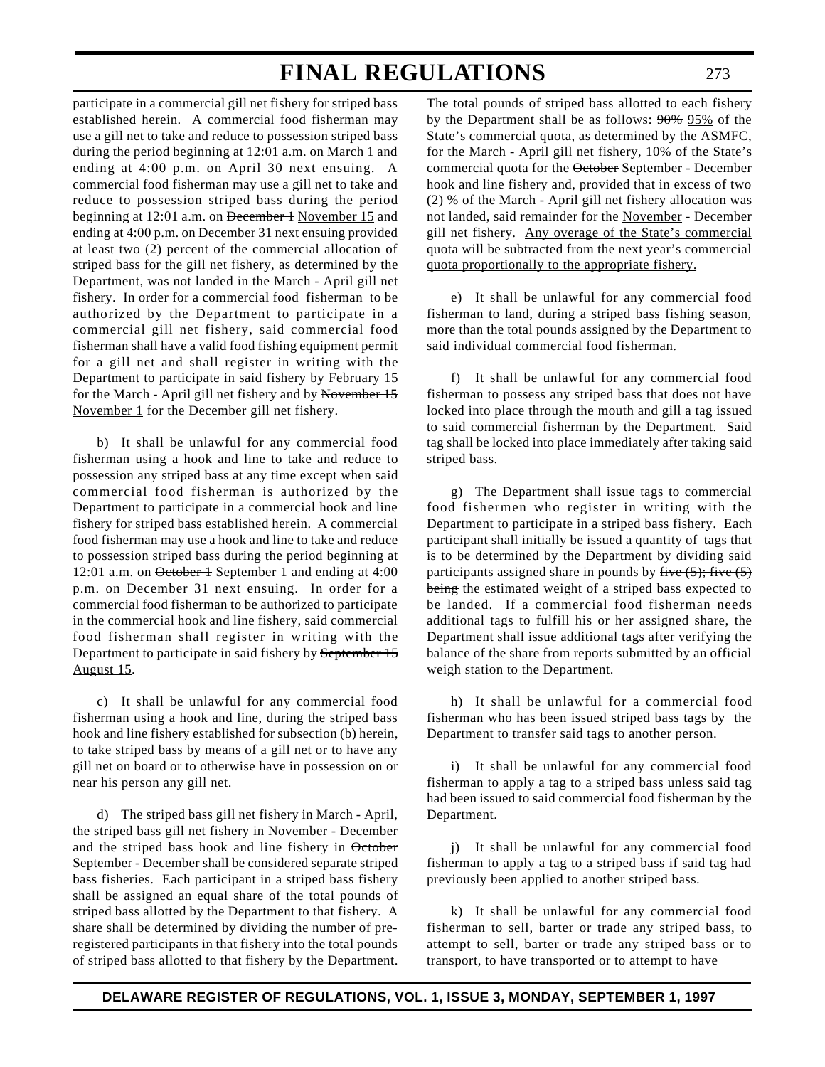participate in a commercial gill net fishery for striped bass established herein. A commercial food fisherman may use a gill net to take and reduce to possession striped bass during the period beginning at 12:01 a.m. on March 1 and ending at 4:00 p.m. on April 30 next ensuing. A commercial food fisherman may use a gill net to take and reduce to possession striped bass during the period beginning at 12:01 a.m. on ~~December 1~~ November 15 and ending at 4:00 p.m. on December 31 next ensuing provided at least two (2) percent of the commercial allocation of striped bass for the gill net fishery, as determined by the Department, was not landed in the March - April gill net fishery. In order for a commercial food fisherman to be authorized by the Department to participate in a commercial gill net fishery, said commercial food fisherman shall have a valid food fishing equipment permit for a gill net and shall register in writing with the Department to participate in said fishery by February 15 for the March - April gill net fishery and by ~~November 15~~ November 1 for the December gill net fishery.

b) It shall be unlawful for any commercial food fisherman using a hook and line to take and reduce to possession any striped bass at any time except when said commercial food fisherman is authorized by the Department to participate in a commercial hook and line fishery for striped bass established herein. A commercial food fisherman may use a hook and line to take and reduce to possession striped bass during the period beginning at 12:01 a.m. on ~~October 1~~ September 1 and ending at 4:00 p.m. on December 31 next ensuing. In order for a commercial food fisherman to be authorized to participate in the commercial hook and line fishery, said commercial food fisherman shall register in writing with the Department to participate in said fishery by ~~September 15~~ August 15.

c) It shall be unlawful for any commercial food fisherman using a hook and line, during the striped bass hook and line fishery established for subsection (b) herein, to take striped bass by means of a gill net or to have any gill net on board or to otherwise have in possession on or near his person any gill net.

d) The striped bass gill net fishery in March - April, the striped bass gill net fishery in November - December and the striped bass hook and line fishery in ~~October~~ September - December shall be considered separate striped bass fisheries. Each participant in a striped bass fishery shall be assigned an equal share of the total pounds of striped bass allotted by the Department to that fishery. A share shall be determined by dividing the number of pre-registered participants in that fishery into the total pounds of striped bass allotted to that fishery by the Department. The total pounds of striped bass allotted to each fishery by the Department shall be as follows: ~~90%~~ 95% of the State's commercial quota, as determined by the ASMFC, for the March - April gill net fishery, 10% of the State's commercial quota for the ~~October~~ September - December hook and line fishery and, provided that in excess of two (2) % of the March - April gill net fishery allocation was not landed, said remainder for the November - December gill net fishery. Any overage of the State's commercial quota will be subtracted from the next year's commercial quota proportionally to the appropriate fishery.

e) It shall be unlawful for any commercial food fisherman to land, during a striped bass fishing season, more than the total pounds assigned by the Department to said individual commercial food fisherman.

f) It shall be unlawful for any commercial food fisherman to possess any striped bass that does not have locked into place through the mouth and gill a tag issued to said commercial fisherman by the Department. Said tag shall be locked into place immediately after taking said striped bass.

g) The Department shall issue tags to commercial food fishermen who register in writing with the Department to participate in a striped bass fishery. Each participant shall initially be issued a quantity of tags that is to be determined by the Department by dividing said participants assigned share in pounds by ~~five (5); five (5) being~~ the estimated weight of a striped bass expected to be landed. If a commercial food fisherman needs additional tags to fulfill his or her assigned share, the Department shall issue additional tags after verifying the balance of the share from reports submitted by an official weigh station to the Department.

h) It shall be unlawful for a commercial food fisherman who has been issued striped bass tags by the Department to transfer said tags to another person.

i) It shall be unlawful for any commercial food fisherman to apply a tag to a striped bass unless said tag had been issued to said commercial food fisherman by the Department.

j) It shall be unlawful for any commercial food fisherman to apply a tag to a striped bass if said tag had previously been applied to another striped bass.

k) It shall be unlawful for any commercial food fisherman to sell, barter or trade any striped bass, to attempt to sell, barter or trade any striped bass or to transport, to have transported or to attempt to have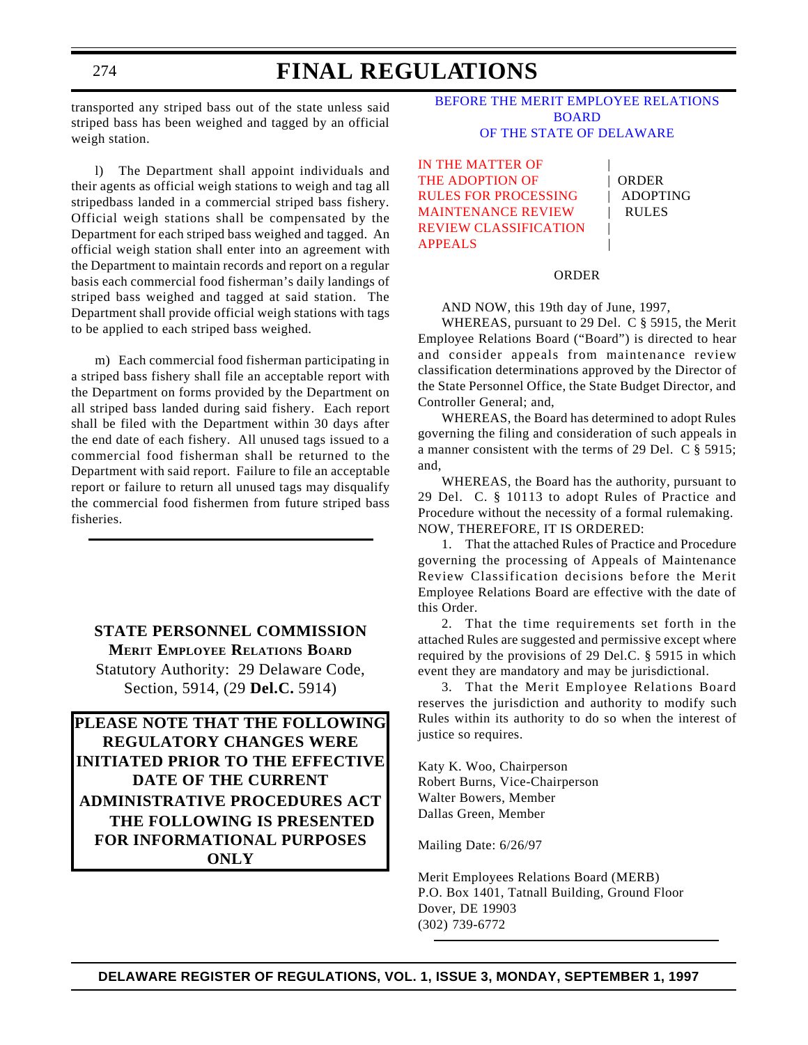transported any striped bass out of the state unless said striped bass has been weighed and tagged by an official weigh station.

l) The Department shall appoint individuals and their agents as official weigh stations to weigh and tag all stripedbass landed in a commercial striped bass fishery. Official weigh stations shall be compensated by the Department for each striped bass weighed and tagged. An official weigh station shall enter into an agreement with the Department to maintain records and report on a regular basis each commercial food fisherman's daily landings of striped bass weighed and tagged at said station. The Department shall provide official weigh stations with tags to be applied to each striped bass weighed.

m) Each commercial food fisherman participating in a striped bass fishery shall file an acceptable report with the Department on forms provided by the Department on all striped bass landed during said fishery. Each report shall be filed with the Department within 30 days after the end date of each fishery. All unused tags issued to a commercial food fisherman shall be returned to the Department with said report. Failure to file an acceptable report or failure to return all unused tags may disqualify the commercial food fishermen from future striped bass fisheries.

---

## STATE PERSONNEL COMMISSION

### Merit Employee Relations Board

Statutory Authority: 29 Delaware Code, Section, 5914, (29 **Del.C.** 5914)

**PLEASE NOTE THAT THE FOLLOWING REGULATORY CHANGES WERE INITIATED PRIOR TO THE EFFECTIVE DATE OF THE CURRENT ADMINISTRATIVE PROCEDURES ACT THE FOLLOWING IS PRESENTED FOR INFORMATIONAL PURPOSES ONLY**

BEFORE THE MERIT EMPLOYEE RELATIONS BOARD OF THE STATE OF DELAWARE

IN THE MATTER OF THE ADOPTION OF RULES FOR PROCESSING MAINTENANCE REVIEW REVIEW CLASSIFICATION APPEALS | ORDER ADOPTING RULES

ORDER

AND NOW, this 19th day of June, 1997,

WHEREAS, pursuant to 29 Del. C § 5915, the Merit Employee Relations Board ("Board") is directed to hear and consider appeals from maintenance review classification determinations approved by the Director of the State Personnel Office, the State Budget Director, and Controller General; and,

WHEREAS, the Board has determined to adopt Rules governing the filing and consideration of such appeals in a manner consistent with the terms of 29 Del. C § 5915; and,

WHEREAS, the Board has the authority, pursuant to 29 Del. C. § 10113 to adopt Rules of Practice and Procedure without the necessity of a formal rulemaking. NOW, THEREFORE, IT IS ORDERED:

1. That the attached Rules of Practice and Procedure governing the processing of Appeals of Maintenance Review Classification decisions before the Merit Employee Relations Board are effective with the date of this Order.

2. That the time requirements set forth in the attached Rules are suggested and permissive except where required by the provisions of 29 Del.C. § 5915 in which event they are mandatory and may be jurisdictional.

3. That the Merit Employee Relations Board reserves the jurisdiction and authority to modify such Rules within its authority to do so when the interest of justice so requires.

Katy K. Woo, Chairperson
Robert Burns, Vice-Chairperson
Walter Bowers, Member
Dallas Green, Member

Mailing Date: 6/26/97

Merit Employees Relations Board (MERB)
P.O. Box 1401, Tatnall Building, Ground Floor
Dover, DE 19903
(302) 739-6772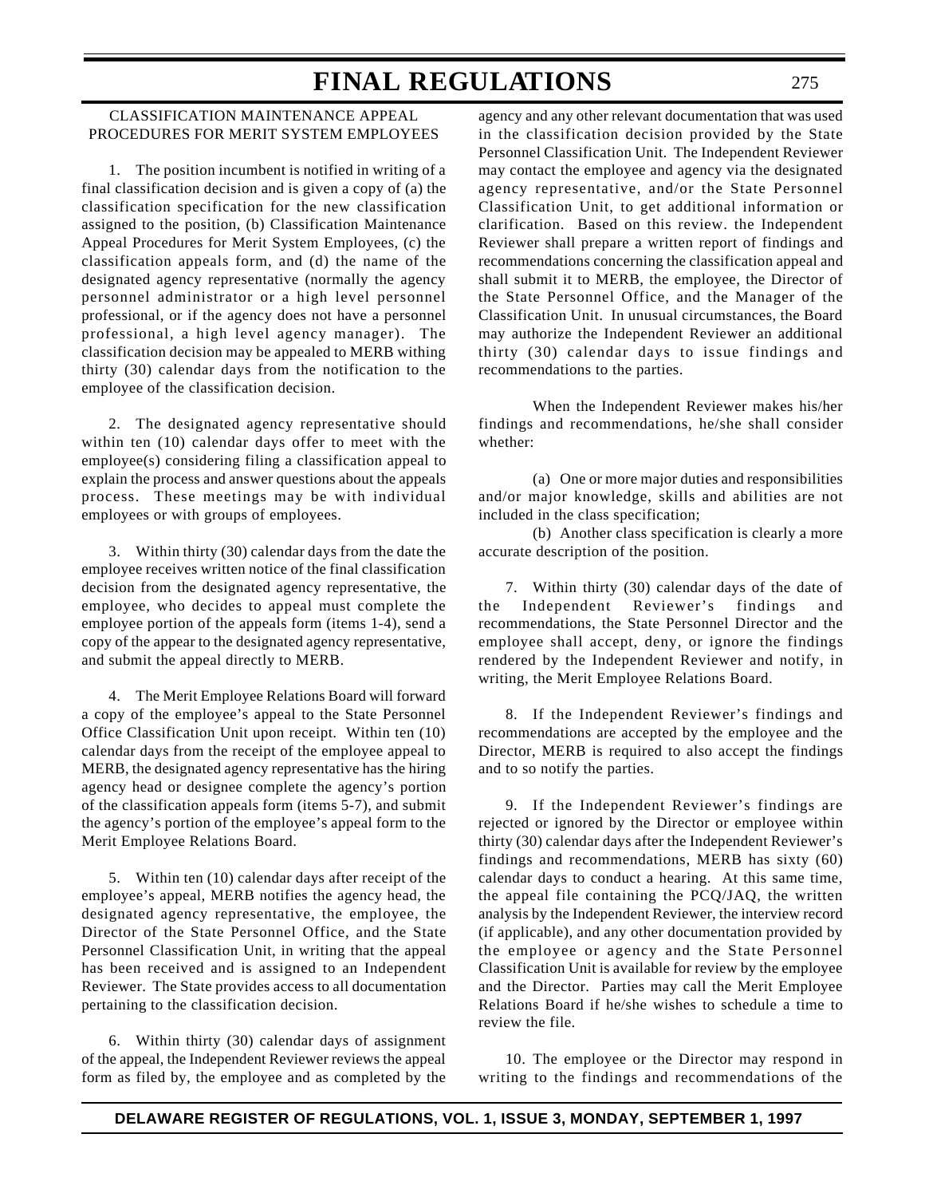CLASSIFICATION MAINTENANCE APPEAL PROCEDURES FOR MERIT SYSTEM EMPLOYEES

1. The position incumbent is notified in writing of a final classification decision and is given a copy of (a) the classification specification for the new classification assigned to the position, (b) Classification Maintenance Appeal Procedures for Merit System Employees, (c) the classification appeals form, and (d) the name of the designated agency representative (normally the agency personnel administrator or a high level personnel professional, or if the agency does not have a personnel professional, a high level agency manager). The classification decision may be appealed to MERB withing thirty (30) calendar days from the notification to the employee of the classification decision.

2. The designated agency representative should within ten (10) calendar days offer to meet with the employee(s) considering filing a classification appeal to explain the process and answer questions about the appeals process. These meetings may be with individual employees or with groups of employees.

3. Within thirty (30) calendar days from the date the employee receives written notice of the final classification decision from the designated agency representative, the employee, who decides to appeal must complete the employee portion of the appeals form (items 1-4), send a copy of the appear to the designated agency representative, and submit the appeal directly to MERB.

4. The Merit Employee Relations Board will forward a copy of the employee's appeal to the State Personnel Office Classification Unit upon receipt. Within ten (10) calendar days from the receipt of the employee appeal to MERB, the designated agency representative has the hiring agency head or designee complete the agency's portion of the classification appeals form (items 5-7), and submit the agency's portion of the employee's appeal form to the Merit Employee Relations Board.

5. Within ten (10) calendar days after receipt of the employee's appeal, MERB notifies the agency head, the designated agency representative, the employee, the Director of the State Personnel Office, and the State Personnel Classification Unit, in writing that the appeal has been received and is assigned to an Independent Reviewer. The State provides access to all documentation pertaining to the classification decision.

6. Within thirty (30) calendar days of assignment of the appeal, the Independent Reviewer reviews the appeal form as filed by, the employee and as completed by the agency and any other relevant documentation that was used in the classification decision provided by the State Personnel Classification Unit. The Independent Reviewer may contact the employee and agency via the designated agency representative, and/or the State Personnel Classification Unit, to get additional information or clarification. Based on this review. the Independent Reviewer shall prepare a written report of findings and recommendations concerning the classification appeal and shall submit it to MERB, the employee, the Director of the State Personnel Office, and the Manager of the Classification Unit. In unusual circumstances, the Board may authorize the Independent Reviewer an additional thirty (30) calendar days to issue findings and recommendations to the parties.

When the Independent Reviewer makes his/her findings and recommendations, he/she shall consider whether:

(a) One or more major duties and responsibilities and/or major knowledge, skills and abilities are not included in the class specification;

(b) Another class specification is clearly a more accurate description of the position.

7. Within thirty (30) calendar days of the date of the Independent Reviewer's findings and recommendations, the State Personnel Director and the employee shall accept, deny, or ignore the findings rendered by the Independent Reviewer and notify, in writing, the Merit Employee Relations Board.

8. If the Independent Reviewer's findings and recommendations are accepted by the employee and the Director, MERB is required to also accept the findings and to so notify the parties.

9. If the Independent Reviewer's findings are rejected or ignored by the Director or employee within thirty (30) calendar days after the Independent Reviewer's findings and recommendations, MERB has sixty (60) calendar days to conduct a hearing. At this same time, the appeal file containing the PCQ/JAQ, the written analysis by the Independent Reviewer, the interview record (if applicable), and any other documentation provided by the employee or agency and the State Personnel Classification Unit is available for review by the employee and the Director. Parties may call the Merit Employee Relations Board if he/she wishes to schedule a time to review the file.

10. The employee or the Director may respond in writing to the findings and recommendations of the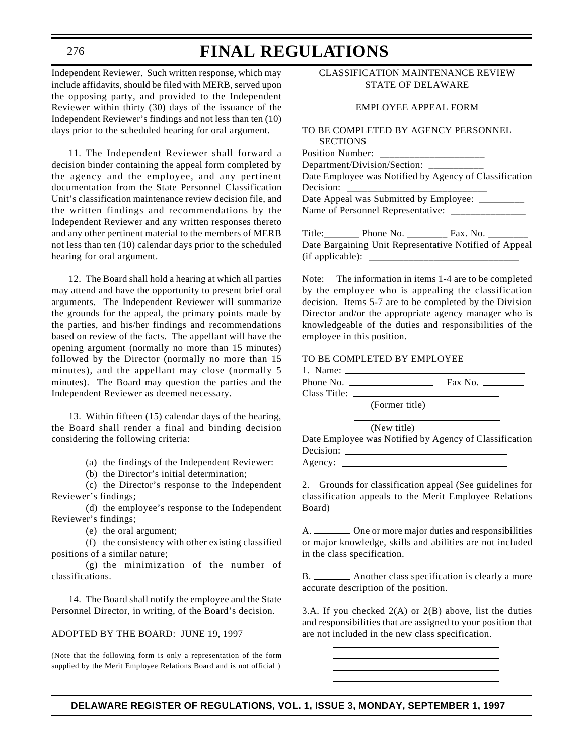Independent Reviewer. Such written response, which may include affidavits, should be filed with MERB, served upon the opposing party, and provided to the Independent Reviewer within thirty (30) days of the issuance of the Independent Reviewer's findings and not less than ten (10) days prior to the scheduled hearing for oral argument.

11. The Independent Reviewer shall forward a decision binder containing the appeal form completed by the agency and the employee, and any pertinent documentation from the State Personnel Classification Unit's classification maintenance review decision file, and the written findings and recommendations by the Independent Reviewer and any written responses thereto and any other pertinent material to the members of MERB not less than ten (10) calendar days prior to the scheduled hearing for oral argument.

12. The Board shall hold a hearing at which all parties may attend and have the opportunity to present brief oral arguments. The Independent Reviewer will summarize the grounds for the appeal, the primary points made by the parties, and his/her findings and recommendations based on review of the facts. The appellant will have the opening argument (normally no more than 15 minutes) followed by the Director (normally no more than 15 minutes), and the appellant may close (normally 5 minutes). The Board may question the parties and the Independent Reviewer as deemed necessary.

13. Within fifteen (15) calendar days of the hearing, the Board shall render a final and binding decision considering the following criteria:

(a) the findings of the Independent Reviewer:

(b) the Director's initial determination;

(c) the Director's response to the Independent Reviewer's findings;

(d) the employee's response to the Independent Reviewer's findings;

(e) the oral argument;

(f) the consistency with other existing classified positions of a similar nature;

(g) the minimization of the number of classifications.

14. The Board shall notify the employee and the State Personnel Director, in writing, of the Board's decision.

ADOPTED BY THE BOARD: JUNE 19, 1997

(Note that the following form is only a representation of the form supplied by the Merit Employee Relations Board and is not official )

CLASSIFICATION MAINTENANCE REVIEW
STATE OF DELAWARE

EMPLOYEE APPEAL FORM

TO BE COMPLETED BY AGENCY PERSONNEL SECTIONS

Position Number: _____________________

Department/Division/Section: ___________

Date Employee was Notified by Agency of Classification Decision: ____________________________

Date Appeal was Submitted by Employee: _________

Name of Personnel Representative: _______________

Title:_______ Phone No. ________ Fax. No. ________

Date Bargaining Unit Representative Notified of Appeal (if applicable): ______________________________

Note: The information in items 1-4 are to be completed by the employee who is appealing the classification decision. Items 5-7 are to be completed by the Division Director and/or the appropriate agency manager who is knowledgeable of the duties and responsibilities of the employee in this position.

TO BE COMPLETED BY EMPLOYEE

1. Name: ______________________________

Phone No. ________________ Fax No. ________

Class Title: ___________________________

(Former title)

___________________________

(New title)

Date Employee was Notified by Agency of Classification Decision: ______________________________

Agency: ______________________________

2. Grounds for classification appeal (See guidelines for classification appeals to the Merit Employee Relations Board)

A. _______ One or more major duties and responsibilities or major knowledge, skills and abilities are not included in the class specification.

B. _______ Another class specification is clearly a more accurate description of the position.

3.A. If you checked 2(A) or 2(B) above, list the duties and responsibilities that are assigned to your position that are not included in the new class specification.

___________________________

___________________________

___________________________

___________________________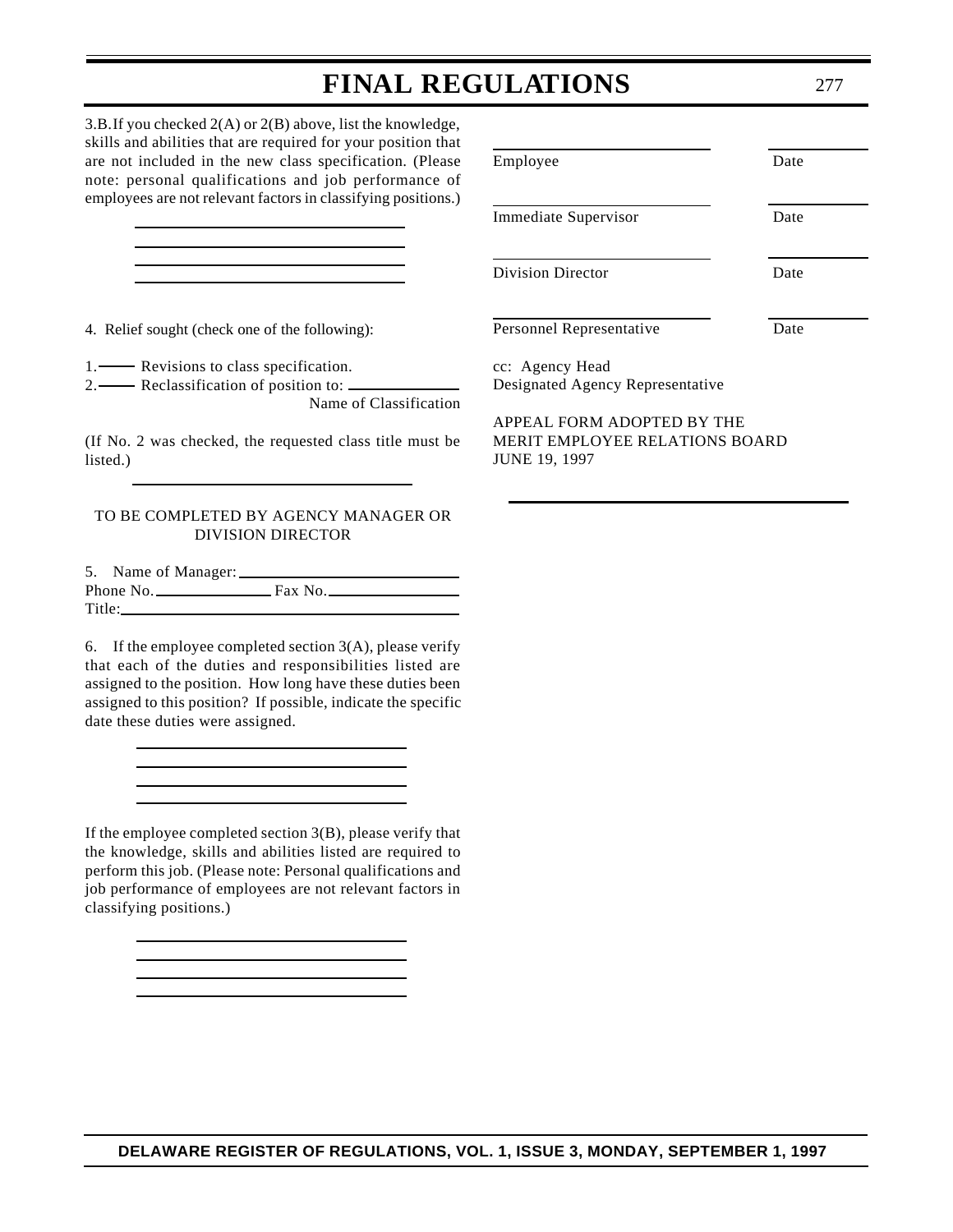3.B. If you checked 2(A) or 2(B) above, list the knowledge, skills and abilities that are required for your position that are not included in the new class specification. (Please note: personal qualifications and job performance of employees are not relevant factors in classifying positions.)

\_\_\_\_\_\_\_\_\_\_\_\_\_\_\_\_\_\_\_\_\_\_\_\_\_\_\_\_\_\_\_\_\_\_\_\_

\_\_\_\_\_\_\_\_\_\_\_\_\_\_\_\_\_\_\_\_\_\_\_\_\_\_\_\_\_\_\_\_\_\_\_\_

\_\_\_\_\_\_\_\_\_\_\_\_\_\_\_\_\_\_\_\_\_\_\_\_\_\_\_\_\_\_\_\_\_\_\_\_

\_\_\_\_\_\_\_\_\_\_\_\_\_\_\_\_\_\_\_\_\_\_\_\_\_\_\_\_\_\_\_\_\_\_\_\_

4. Relief sought (check one of the following):

1.\_\_\_\_ Revisions to class specification.

2.\_\_\_\_ Reclassification of position to: \_\_\_\_\_\_\_\_\_\_\_\_\_\_\_\_
Name of Classification

(If No. 2 was checked, the requested class title must be listed.)

\_\_\_\_\_\_\_\_\_\_\_\_\_\_\_\_\_\_\_\_\_\_\_\_\_\_\_\_\_\_\_\_\_\_\_\_

TO BE COMPLETED BY AGENCY MANAGER OR DIVISION DIRECTOR

5. Name of Manager: \_\_\_\_\_\_\_\_\_\_\_\_\_\_\_\_\_\_\_\_\_\_\_\_\_\_\_\_

Phone No. \_\_\_\_\_\_\_\_\_\_\_\_\_\_\_\_ Fax No. \_\_\_\_\_\_\_\_\_\_\_\_\_\_\_\_

Title: \_\_\_\_\_\_\_\_\_\_\_\_\_\_\_\_\_\_\_\_\_\_\_\_\_\_\_\_\_\_\_\_\_\_\_\_\_\_\_\_\_\_\_\_

6. If the employee completed section 3(A), please verify that each of the duties and responsibilities listed are assigned to the position. How long have these duties been assigned to this position? If possible, indicate the specific date these duties were assigned.

\_\_\_\_\_\_\_\_\_\_\_\_\_\_\_\_\_\_\_\_\_\_\_\_\_\_\_\_\_\_\_\_\_\_\_\_

\_\_\_\_\_\_\_\_\_\_\_\_\_\_\_\_\_\_\_\_\_\_\_\_\_\_\_\_\_\_\_\_\_\_\_\_

\_\_\_\_\_\_\_\_\_\_\_\_\_\_\_\_\_\_\_\_\_\_\_\_\_\_\_\_\_\_\_\_\_\_\_\_

\_\_\_\_\_\_\_\_\_\_\_\_\_\_\_\_\_\_\_\_\_\_\_\_\_\_\_\_\_\_\_\_\_\_\_\_

If the employee completed section 3(B), please verify that the knowledge, skills and abilities listed are required to perform this job. (Please note: Personal qualifications and job performance of employees are not relevant factors in classifying positions.)

\_\_\_\_\_\_\_\_\_\_\_\_\_\_\_\_\_\_\_\_\_\_\_\_\_\_\_\_\_\_\_\_\_\_\_\_

\_\_\_\_\_\_\_\_\_\_\_\_\_\_\_\_\_\_\_\_\_\_\_\_\_\_\_\_\_\_\_\_\_\_\_\_

\_\_\_\_\_\_\_\_\_\_\_\_\_\_\_\_\_\_\_\_\_\_\_\_\_\_\_\_\_\_\_\_\_\_\_\_

\_\_\_\_\_\_\_\_\_\_\_\_\_\_\_\_\_\_\_\_\_\_\_\_\_\_\_\_\_\_\_\_\_\_\_\_

\_\_\_\_\_\_\_\_\_\_\_\_\_\_\_\_\_\_\_\_\_\_\_\_\_\_ \_\_\_\_\_\_\_\_\_\_\_\_
Employee Date

\_\_\_\_\_\_\_\_\_\_\_\_\_\_\_\_\_\_\_\_\_\_\_\_\_\_ \_\_\_\_\_\_\_\_\_\_\_\_
Immediate Supervisor Date

\_\_\_\_\_\_\_\_\_\_\_\_\_\_\_\_\_\_\_\_\_\_\_\_\_\_ \_\_\_\_\_\_\_\_\_\_\_\_
Division Director Date

\_\_\_\_\_\_\_\_\_\_\_\_\_\_\_\_\_\_\_\_\_\_\_\_\_\_ \_\_\_\_\_\_\_\_\_\_\_\_
Personnel Representative Date

cc: Agency Head
Designated Agency Representative

APPEAL FORM ADOPTED BY THE
MERIT EMPLOYEE RELATIONS BOARD
JUNE 19, 1997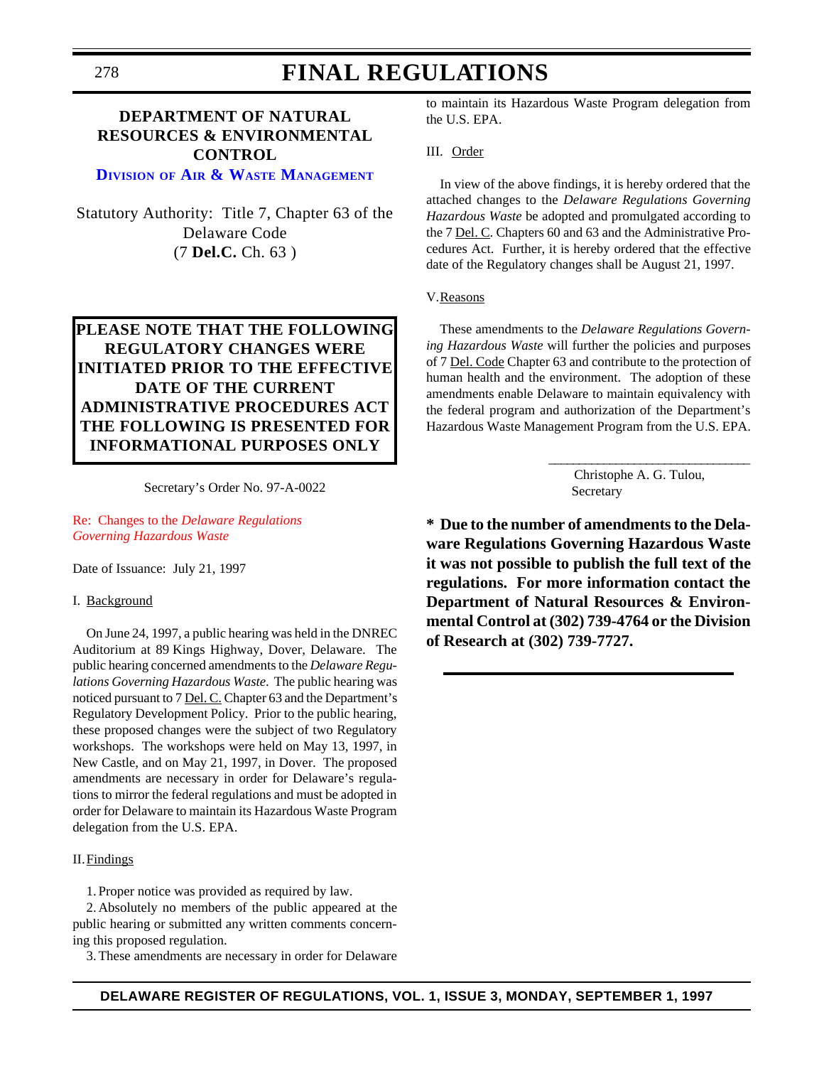# DEPARTMENT OF NATURAL RESOURCES & ENVIRONMENTAL CONTROL

## Division of Air & Waste Management

Statutory Authority: Title 7, Chapter 63 of the Delaware Code (7 **Del.C.** Ch. 63 )

**PLEASE NOTE THAT THE FOLLOWING REGULATORY CHANGES WERE INITIATED PRIOR TO THE EFFECTIVE DATE OF THE CURRENT ADMINISTRATIVE PROCEDURES ACT THE FOLLOWING IS PRESENTED FOR INFORMATIONAL PURPOSES ONLY**

Secretary's Order No. 97-A-0022

Re: Changes to the *Delaware Regulations Governing Hazardous Waste*

Date of Issuance: July 21, 1997

I. Background

On June 24, 1997, a public hearing was held in the DNREC Auditorium at 89 Kings Highway, Dover, Delaware. The public hearing concerned amendments to the *Delaware Regulations Governing Hazardous Waste*. The public hearing was noticed pursuant to 7 Del. C. Chapter 63 and the Department's Regulatory Development Policy. Prior to the public hearing, these proposed changes were the subject of two Regulatory workshops. The workshops were held on May 13, 1997, in New Castle, and on May 21, 1997, in Dover. The proposed amendments are necessary in order for Delaware's regulations to mirror the federal regulations and must be adopted in order for Delaware to maintain its Hazardous Waste Program delegation from the U.S. EPA.

II. Findings

1. Proper notice was provided as required by law.
2. Absolutely no members of the public appeared at the public hearing or submitted any written comments concerning this proposed regulation.
3. These amendments are necessary in order for Delaware to maintain its Hazardous Waste Program delegation from the U.S. EPA.

III. Order

In view of the above findings, it is hereby ordered that the attached changes to the *Delaware Regulations Governing Hazardous Waste* be adopted and promulgated according to the 7 Del. C. Chapters 60 and 63 and the Administrative Procedures Act. Further, it is hereby ordered that the effective date of the Regulatory changes shall be August 21, 1997.

V. Reasons

These amendments to the *Delaware Regulations Governing Hazardous Waste* will further the policies and purposes of 7 Del. Code Chapter 63 and contribute to the protection of human health and the environment. The adoption of these amendments enable Delaware to maintain equivalency with the federal program and authorization of the Department's Hazardous Waste Management Program from the U.S. EPA.

\_\_\_\_\_\_\_\_\_\_\_\_\_\_\_\_\_\_\_\_\_\_\_\_\_\_\_\_\_\_\_\_

Christophe A. G. Tulou,
Secretary

**\* Due to the number of amendments to the Delaware Regulations Governing Hazardous Waste it was not possible to publish the full text of the regulations. For more information contact the Department of Natural Resources & Environmental Control at (302) 739-4764 or the Division of Research at (302) 739-7727.**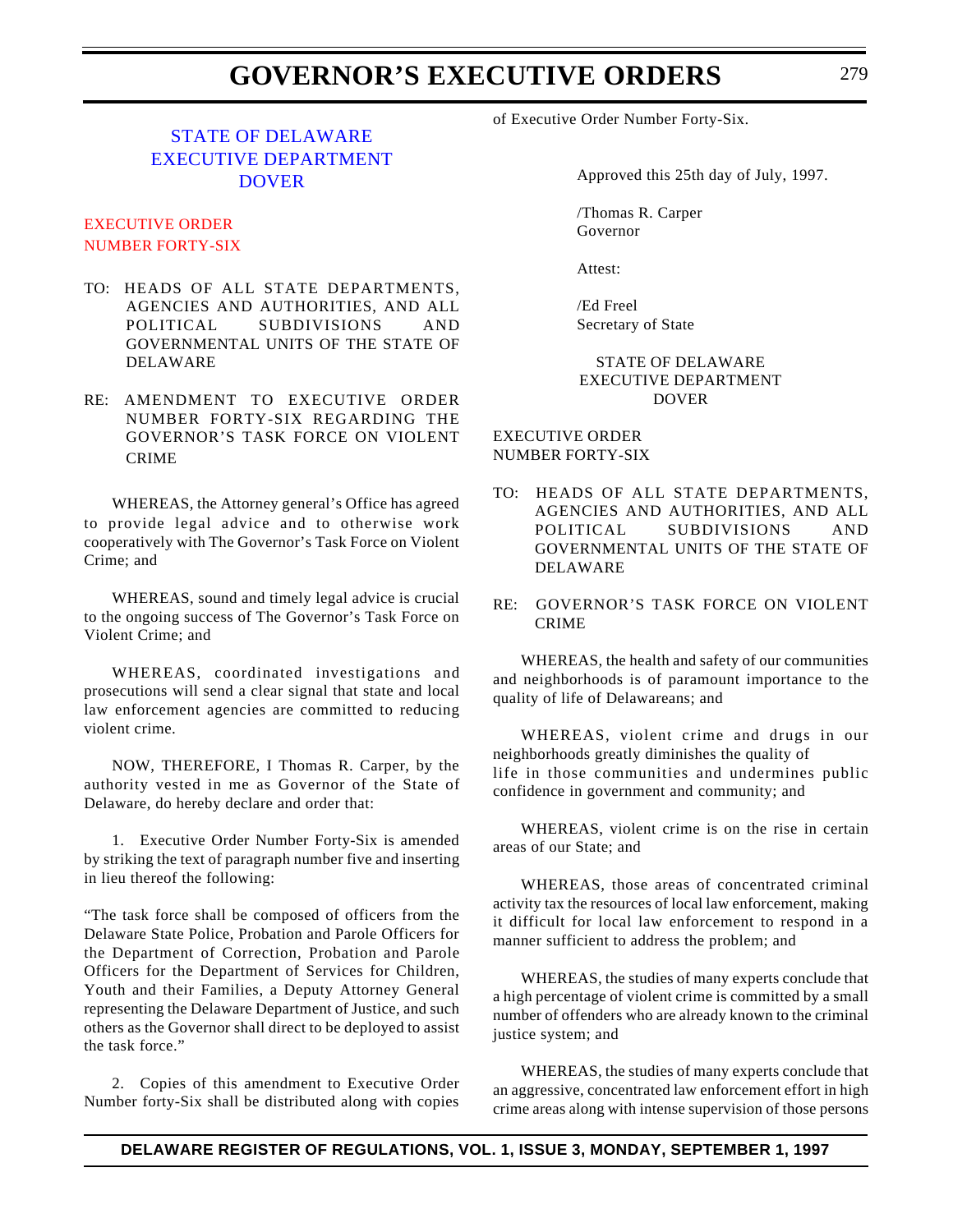## STATE OF DELAWARE
## EXECUTIVE DEPARTMENT
## DOVER

### EXECUTIVE ORDER
### NUMBER FORTY-SIX

TO: HEADS OF ALL STATE DEPARTMENTS, AGENCIES AND AUTHORITIES, AND ALL POLITICAL SUBDIVISIONS AND GOVERNMENTAL UNITS OF THE STATE OF DELAWARE

RE: AMENDMENT TO EXECUTIVE ORDER NUMBER FORTY-SIX REGARDING THE GOVERNOR'S TASK FORCE ON VIOLENT CRIME

WHEREAS, the Attorney general's Office has agreed to provide legal advice and to otherwise work cooperatively with The Governor's Task Force on Violent Crime; and

WHEREAS, sound and timely legal advice is crucial to the ongoing success of The Governor's Task Force on Violent Crime; and

WHEREAS, coordinated investigations and prosecutions will send a clear signal that state and local law enforcement agencies are committed to reducing violent crime.

NOW, THEREFORE, I Thomas R. Carper, by the authority vested in me as Governor of the State of Delaware, do hereby declare and order that:

1. Executive Order Number Forty-Six is amended by striking the text of paragraph number five and inserting in lieu thereof the following:

"The task force shall be composed of officers from the Delaware State Police, Probation and Parole Officers for the Department of Correction, Probation and Parole Officers for the Department of Services for Children, Youth and their Families, a Deputy Attorney General representing the Delaware Department of Justice, and such others as the Governor shall direct to be deployed to assist the task force."

2. Copies of this amendment to Executive Order Number forty-Six shall be distributed along with copies of Executive Order Number Forty-Six.

Approved this 25th day of July, 1997.

/Thomas R. Carper
Governor

Attest:

/Ed Freel
Secretary of State

## STATE OF DELAWARE
## EXECUTIVE DEPARTMENT
## DOVER

### EXECUTIVE ORDER
### NUMBER FORTY-SIX

TO: HEADS OF ALL STATE DEPARTMENTS, AGENCIES AND AUTHORITIES, AND ALL POLITICAL SUBDIVISIONS AND GOVERNMENTAL UNITS OF THE STATE OF DELAWARE

RE: GOVERNOR'S TASK FORCE ON VIOLENT CRIME

WHEREAS, the health and safety of our communities and neighborhoods is of paramount importance to the quality of life of Delawareans; and

WHEREAS, violent crime and drugs in our neighborhoods greatly diminishes the quality of life in those communities and undermines public confidence in government and community; and

WHEREAS, violent crime is on the rise in certain areas of our State; and

WHEREAS, those areas of concentrated criminal activity tax the resources of local law enforcement, making it difficult for local law enforcement to respond in a manner sufficient to address the problem; and

WHEREAS, the studies of many experts conclude that a high percentage of violent crime is committed by a small number of offenders who are already known to the criminal justice system; and

WHEREAS, the studies of many experts conclude that an aggressive, concentrated law enforcement effort in high crime areas along with intense supervision of those persons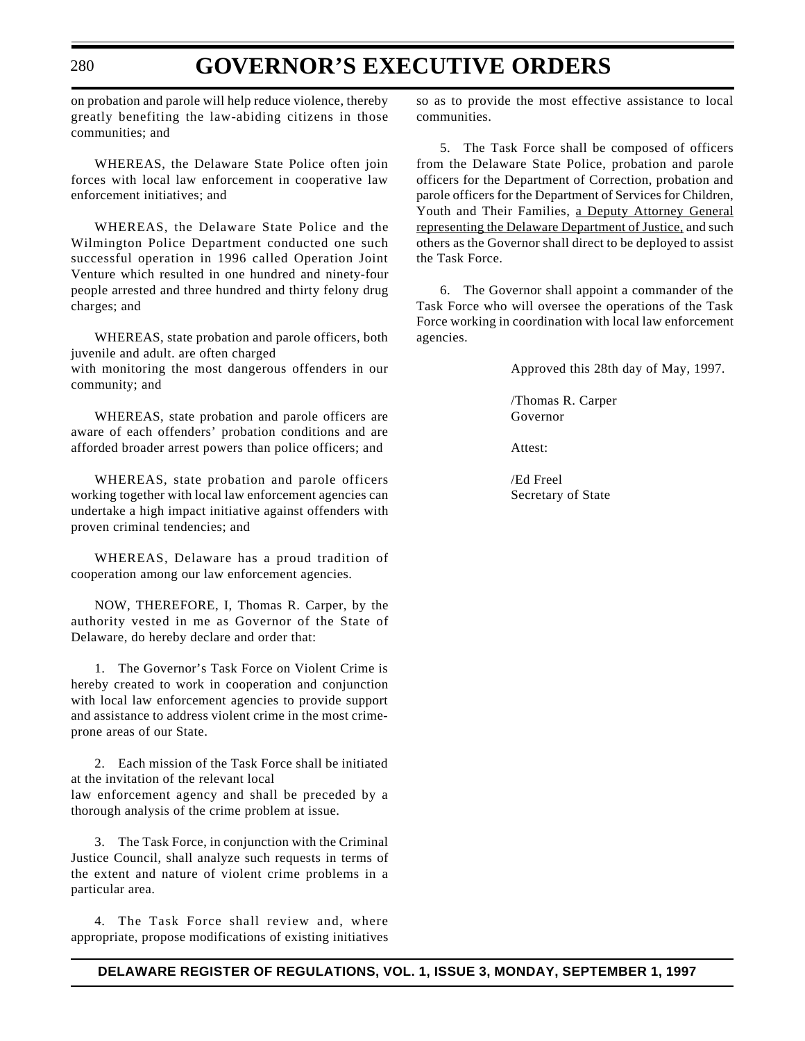on probation and parole will help reduce violence, thereby greatly benefiting the law-abiding citizens in those communities; and

WHEREAS, the Delaware State Police often join forces with local law enforcement in cooperative law enforcement initiatives; and

WHEREAS, the Delaware State Police and the Wilmington Police Department conducted one such successful operation in 1996 called Operation Joint Venture which resulted in one hundred and ninety-four people arrested and three hundred and thirty felony drug charges; and

WHEREAS, state probation and parole officers, both juvenile and adult. are often charged with monitoring the most dangerous offenders in our community; and

WHEREAS, state probation and parole officers are aware of each offenders' probation conditions and are afforded broader arrest powers than police officers; and

WHEREAS, state probation and parole officers working together with local law enforcement agencies can undertake a high impact initiative against offenders with proven criminal tendencies; and

WHEREAS, Delaware has a proud tradition of cooperation among our law enforcement agencies.

NOW, THEREFORE, I, Thomas R. Carper, by the authority vested in me as Governor of the State of Delaware, do hereby declare and order that:

1. The Governor's Task Force on Violent Crime is hereby created to work in cooperation and conjunction with local law enforcement agencies to provide support and assistance to address violent crime in the most crime-prone areas of our State.

2. Each mission of the Task Force shall be initiated at the invitation of the relevant local law enforcement agency and shall be preceded by a thorough analysis of the crime problem at issue.

3. The Task Force, in conjunction with the Criminal Justice Council, shall analyze such requests in terms of the extent and nature of violent crime problems in a particular area.

4. The Task Force shall review and, where appropriate, propose modifications of existing initiatives so as to provide the most effective assistance to local communities.

5. The Task Force shall be composed of officers from the Delaware State Police, probation and parole officers for the Department of Correction, probation and parole officers for the Department of Services for Children, Youth and Their Families, <u>a Deputy Attorney General representing the Delaware Department of Justice,</u> and such others as the Governor shall direct to be deployed to assist the Task Force.

6. The Governor shall appoint a commander of the Task Force who will oversee the operations of the Task Force working in coordination with local law enforcement agencies.

Approved this 28th day of May, 1997.

/Thomas R. Carper
Governor

Attest:

/Ed Freel
Secretary of State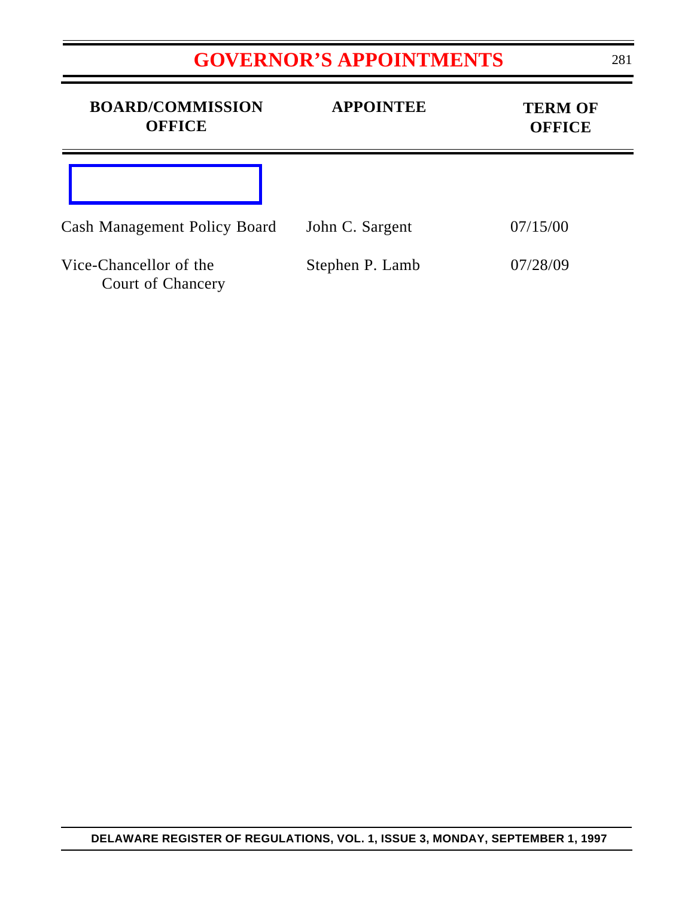# GOVERNOR'S APPOINTMENTS

| BOARD/COMMISSION OFFICE | APPOINTEE | TERM OF OFFICE |
|---|---|---|
| Cash Management Policy Board | John C. Sargent | 07/15/00 |
| Vice-Chancellor of the Court of Chancery | Stephen P. Lamb | 07/28/09 |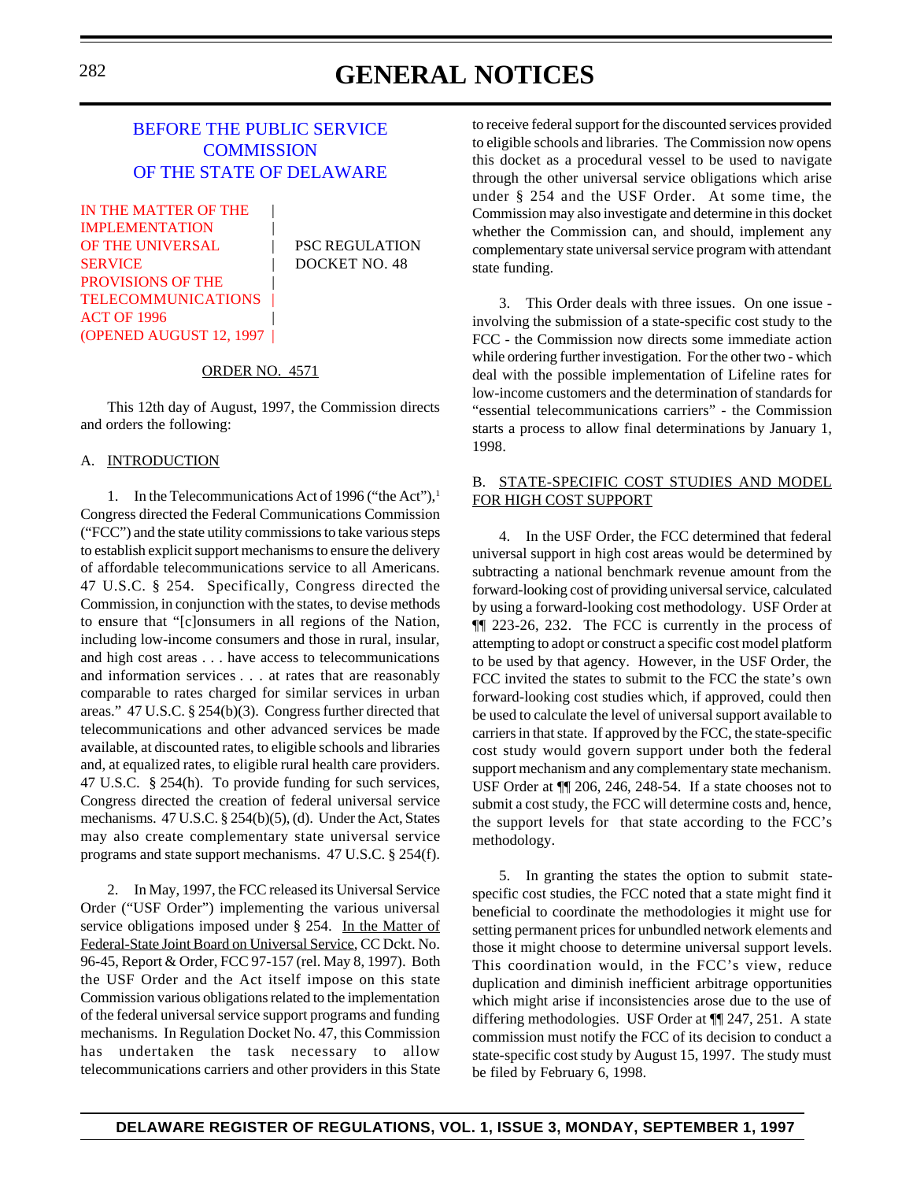# GENERAL NOTICES

## BEFORE THE PUBLIC SERVICE COMMISSION OF THE STATE OF DELAWARE

| | |
|---|---|
| IN THE MATTER OF THE IMPLEMENTATION OF THE UNIVERSAL SERVICE PROVISIONS OF THE TELECOMMUNICATIONS ACT OF 1996 (OPENED AUGUST 12, 1997 | PSC REGULATION DOCKET NO. 48 |

ORDER NO. 4571

This 12th day of August, 1997, the Commission directs and orders the following:

A. INTRODUCTION

1. In the Telecommunications Act of 1996 ("the Act"),[1] Congress directed the Federal Communications Commission ("FCC") and the state utility commissions to take various steps to establish explicit support mechanisms to ensure the delivery of affordable telecommunications service to all Americans. 47 U.S.C. § 254. Specifically, Congress directed the Commission, in conjunction with the states, to devise methods to ensure that "[c]onsumers in all regions of the Nation, including low-income consumers and those in rural, insular, and high cost areas . . . have access to telecommunications and information services . . . at rates that are reasonably comparable to rates charged for similar services in urban areas." 47 U.S.C. § 254(b)(3). Congress further directed that telecommunications and other advanced services be made available, at discounted rates, to eligible schools and libraries and, at equalized rates, to eligible rural health care providers. 47 U.S.C. § 254(h). To provide funding for such services, Congress directed the creation of federal universal service mechanisms. 47 U.S.C. § 254(b)(5), (d). Under the Act, States may also create complementary state universal service programs and state support mechanisms. 47 U.S.C. § 254(f).

2. In May, 1997, the FCC released its Universal Service Order ("USF Order") implementing the various universal service obligations imposed under § 254. In the Matter of Federal-State Joint Board on Universal Service, CC Dckt. No. 96-45, Report & Order, FCC 97-157 (rel. May 8, 1997). Both the USF Order and the Act itself impose on this state Commission various obligations related to the implementation of the federal universal service support programs and funding mechanisms. In Regulation Docket No. 47, this Commission has undertaken the task necessary to allow telecommunications carriers and other providers in this State to receive federal support for the discounted services provided to eligible schools and libraries. The Commission now opens this docket as a procedural vessel to be used to navigate through the other universal service obligations which arise under § 254 and the USF Order. At some time, the Commission may also investigate and determine in this docket whether the Commission can, and should, implement any complementary state universal service program with attendant state funding.

3. This Order deals with three issues. On one issue - involving the submission of a state-specific cost study to the FCC - the Commission now directs some immediate action while ordering further investigation. For the other two - which deal with the possible implementation of Lifeline rates for low-income customers and the determination of standards for "essential telecommunications carriers" - the Commission starts a process to allow final determinations by January 1, 1998.

B. STATE-SPECIFIC COST STUDIES AND MODEL FOR HIGH COST SUPPORT

4. In the USF Order, the FCC determined that federal universal support in high cost areas would be determined by subtracting a national benchmark revenue amount from the forward-looking cost of providing universal service, calculated by using a forward-looking cost methodology. USF Order at ¶¶ 223-26, 232. The FCC is currently in the process of attempting to adopt or construct a specific cost model platform to be used by that agency. However, in the USF Order, the FCC invited the states to submit to the FCC the state's own forward-looking cost studies which, if approved, could then be used to calculate the level of universal support available to carriers in that state. If approved by the FCC, the state-specific cost study would govern support under both the federal support mechanism and any complementary state mechanism. USF Order at ¶¶ 206, 246, 248-54. If a state chooses not to submit a cost study, the FCC will determine costs and, hence, the support levels for that state according to the FCC's methodology.

5. In granting the states the option to submit state-specific cost studies, the FCC noted that a state might find it beneficial to coordinate the methodologies it might use for setting permanent prices for unbundled network elements and those it might choose to determine universal support levels. This coordination would, in the FCC's view, reduce duplication and diminish inefficient arbitrage opportunities which might arise if inconsistencies arose due to the use of differing methodologies. USF Order at ¶¶ 247, 251. A state commission must notify the FCC of its decision to conduct a state-specific cost study by August 15, 1997. The study must be filed by February 6, 1998.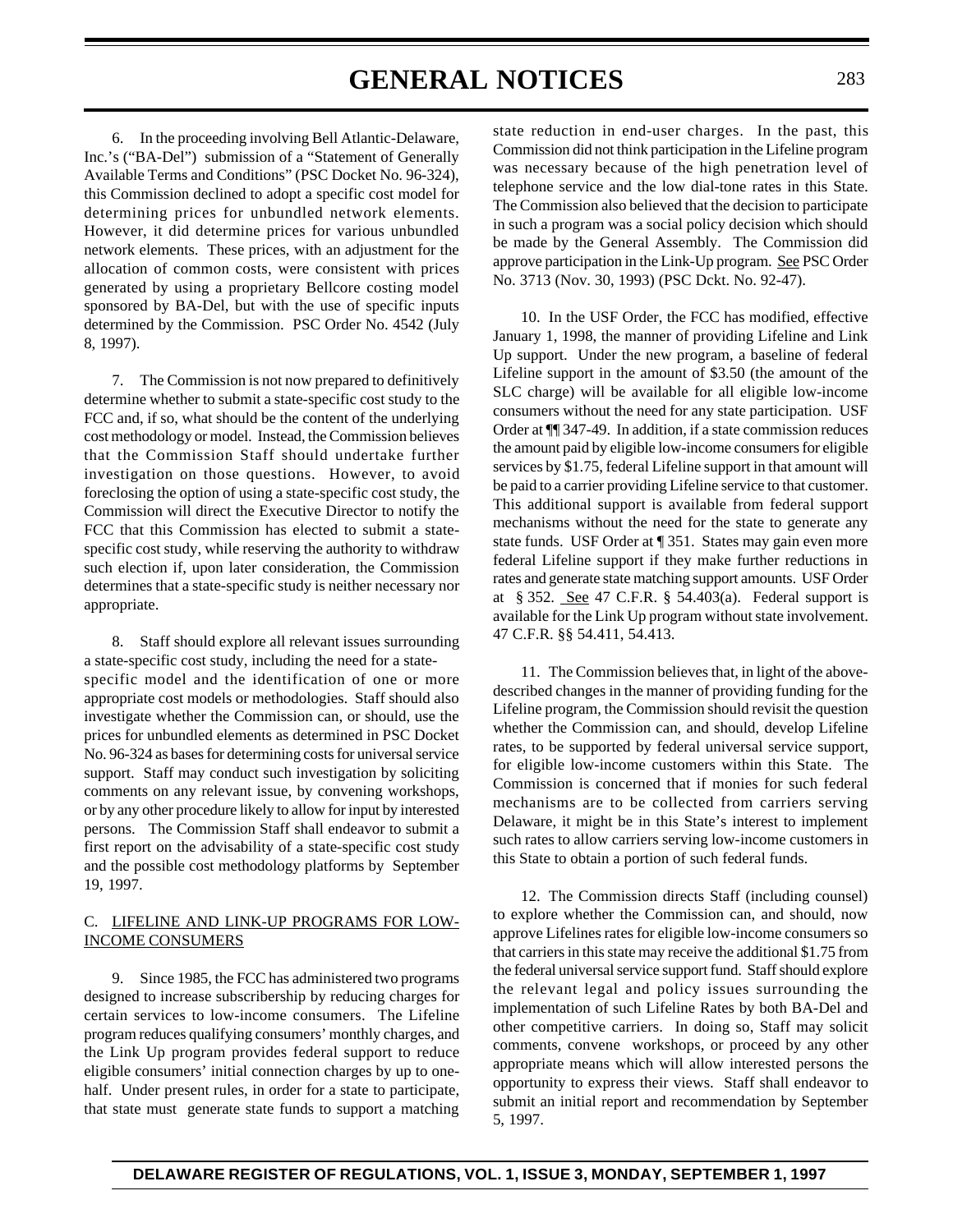6. In the proceeding involving Bell Atlantic-Delaware, Inc.'s ("BA-Del") submission of a "Statement of Generally Available Terms and Conditions" (PSC Docket No. 96-324), this Commission declined to adopt a specific cost model for determining prices for unbundled network elements. However, it did determine prices for various unbundled network elements. These prices, with an adjustment for the allocation of common costs, were consistent with prices generated by using a proprietary Bellcore costing model sponsored by BA-Del, but with the use of specific inputs determined by the Commission. PSC Order No. 4542 (July 8, 1997).

7. The Commission is not now prepared to definitively determine whether to submit a state-specific cost study to the FCC and, if so, what should be the content of the underlying cost methodology or model. Instead, the Commission believes that the Commission Staff should undertake further investigation on those questions. However, to avoid foreclosing the option of using a state-specific cost study, the Commission will direct the Executive Director to notify the FCC that this Commission has elected to submit a state-specific cost study, while reserving the authority to withdraw such election if, upon later consideration, the Commission determines that a state-specific study is neither necessary nor appropriate.

8. Staff should explore all relevant issues surrounding a state-specific cost study, including the need for a state-specific model and the identification of one or more appropriate cost models or methodologies. Staff should also investigate whether the Commission can, or should, use the prices for unbundled elements as determined in PSC Docket No. 96-324 as bases for determining costs for universal service support. Staff may conduct such investigation by soliciting comments on any relevant issue, by convening workshops, or by any other procedure likely to allow for input by interested persons. The Commission Staff shall endeavor to submit a first report on the advisability of a state-specific cost study and the possible cost methodology platforms by September 19, 1997.

C. LIFELINE AND LINK-UP PROGRAMS FOR LOW-INCOME CONSUMERS

9. Since 1985, the FCC has administered two programs designed to increase subscribership by reducing charges for certain services to low-income consumers. The Lifeline program reduces qualifying consumers' monthly charges, and the Link Up program provides federal support to reduce eligible consumers' initial connection charges by up to one-half. Under present rules, in order for a state to participate, that state must generate state funds to support a matching state reduction in end-user charges. In the past, this Commission did not think participation in the Lifeline program was necessary because of the high penetration level of telephone service and the low dial-tone rates in this State. The Commission also believed that the decision to participate in such a program was a social policy decision which should be made by the General Assembly. The Commission did approve participation in the Link-Up program. See PSC Order No. 3713 (Nov. 30, 1993) (PSC Dckt. No. 92-47).

10. In the USF Order, the FCC has modified, effective January 1, 1998, the manner of providing Lifeline and Link Up support. Under the new program, a baseline of federal Lifeline support in the amount of $3.50 (the amount of the SLC charge) will be available for all eligible low-income consumers without the need for any state participation. USF Order at ¶¶ 347-49. In addition, if a state commission reduces the amount paid by eligible low-income consumers for eligible services by $1.75, federal Lifeline support in that amount will be paid to a carrier providing Lifeline service to that customer. This additional support is available from federal support mechanisms without the need for the state to generate any state funds. USF Order at ¶ 351. States may gain even more federal Lifeline support if they make further reductions in rates and generate state matching support amounts. USF Order at § 352. See 47 C.F.R. § 54.403(a). Federal support is available for the Link Up program without state involvement. 47 C.F.R. §§ 54.411, 54.413.

11. The Commission believes that, in light of the above-described changes in the manner of providing funding for the Lifeline program, the Commission should revisit the question whether the Commission can, and should, develop Lifeline rates, to be supported by federal universal service support, for eligible low-income customers within this State. The Commission is concerned that if monies for such federal mechanisms are to be collected from carriers serving Delaware, it might be in this State's interest to implement such rates to allow carriers serving low-income customers in this State to obtain a portion of such federal funds.

12. The Commission directs Staff (including counsel) to explore whether the Commission can, and should, now approve Lifelines rates for eligible low-income consumers so that carriers in this state may receive the additional $1.75 from the federal universal service support fund. Staff should explore the relevant legal and policy issues surrounding the implementation of such Lifeline Rates by both BA-Del and other competitive carriers. In doing so, Staff may solicit comments, convene workshops, or proceed by any other appropriate means which will allow interested persons the opportunity to express their views. Staff shall endeavor to submit an initial report and recommendation by September 5, 1997.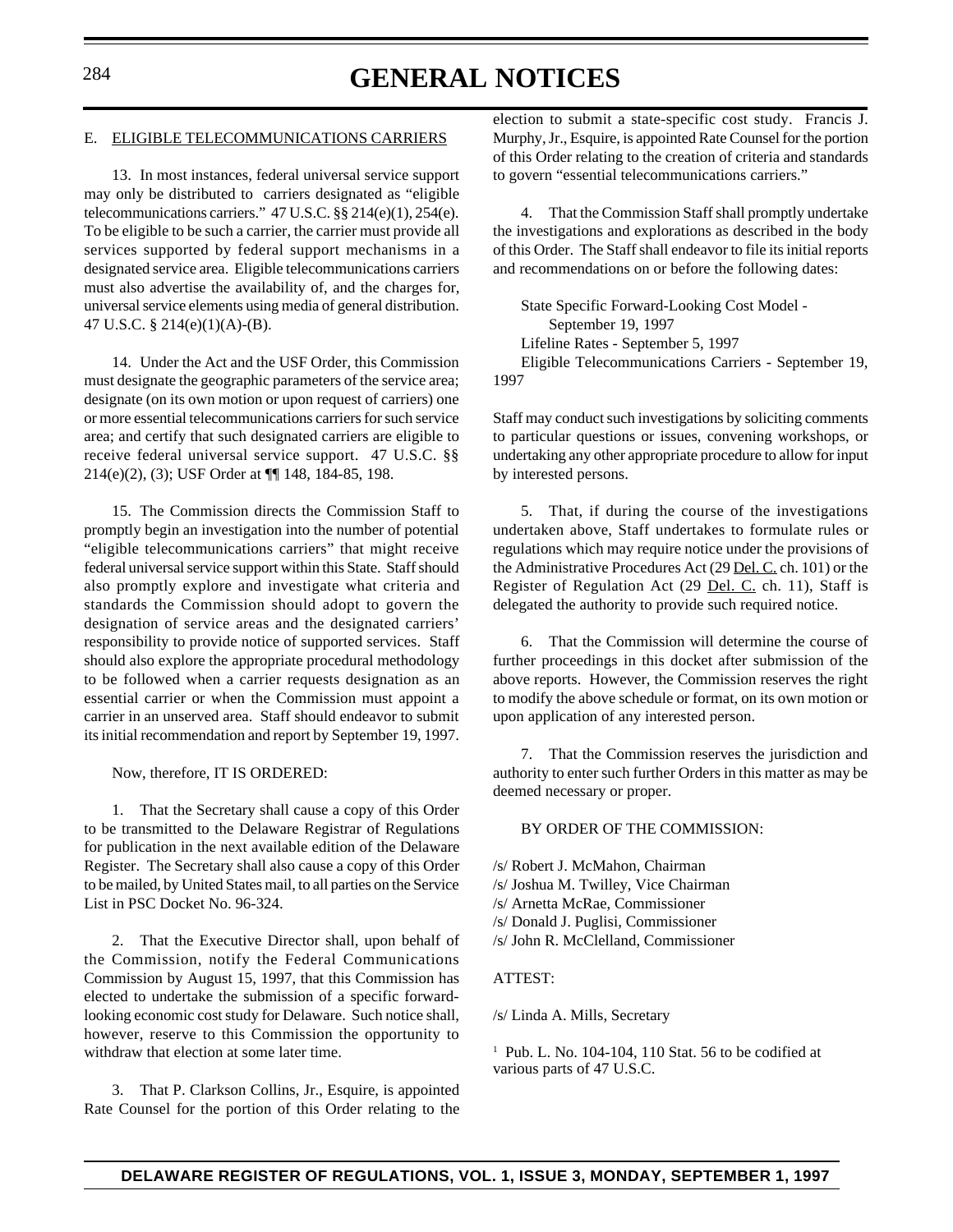E. ELIGIBLE TELECOMMUNICATIONS CARRIERS

13. In most instances, federal universal service support may only be distributed to carriers designated as "eligible telecommunications carriers." 47 U.S.C. §§ 214(e)(1), 254(e). To be eligible to be such a carrier, the carrier must provide all services supported by federal support mechanisms in a designated service area. Eligible telecommunications carriers must also advertise the availability of, and the charges for, universal service elements using media of general distribution. 47 U.S.C. § 214(e)(1)(A)-(B).

14. Under the Act and the USF Order, this Commission must designate the geographic parameters of the service area; designate (on its own motion or upon request of carriers) one or more essential telecommunications carriers for such service area; and certify that such designated carriers are eligible to receive federal universal service support. 47 U.S.C. §§ 214(e)(2), (3); USF Order at ¶¶ 148, 184-85, 198.

15. The Commission directs the Commission Staff to promptly begin an investigation into the number of potential "eligible telecommunications carriers" that might receive federal universal service support within this State. Staff should also promptly explore and investigate what criteria and standards the Commission should adopt to govern the designation of service areas and the designated carriers' responsibility to provide notice of supported services. Staff should also explore the appropriate procedural methodology to be followed when a carrier requests designation as an essential carrier or when the Commission must appoint a carrier in an unserved area. Staff should endeavor to submit its initial recommendation and report by September 19, 1997.

Now, therefore, IT IS ORDERED:

1. That the Secretary shall cause a copy of this Order to be transmitted to the Delaware Registrar of Regulations for publication in the next available edition of the Delaware Register. The Secretary shall also cause a copy of this Order to be mailed, by United States mail, to all parties on the Service List in PSC Docket No. 96-324.

2. That the Executive Director shall, upon behalf of the Commission, notify the Federal Communications Commission by August 15, 1997, that this Commission has elected to undertake the submission of a specific forward-looking economic cost study for Delaware. Such notice shall, however, reserve to this Commission the opportunity to withdraw that election at some later time.

3. That P. Clarkson Collins, Jr., Esquire, is appointed Rate Counsel for the portion of this Order relating to the election to submit a state-specific cost study. Francis J. Murphy, Jr., Esquire, is appointed Rate Counsel for the portion of this Order relating to the creation of criteria and standards to govern "essential telecommunications carriers."

4. That the Commission Staff shall promptly undertake the investigations and explorations as described in the body of this Order. The Staff shall endeavor to file its initial reports and recommendations on or before the following dates:

State Specific Forward-Looking Cost Model - September 19, 1997
Lifeline Rates - September 5, 1997
Eligible Telecommunications Carriers - September 19, 1997

Staff may conduct such investigations by soliciting comments to particular questions or issues, convening workshops, or undertaking any other appropriate procedure to allow for input by interested persons.

5. That, if during the course of the investigations undertaken above, Staff undertakes to formulate rules or regulations which may require notice under the provisions of the Administrative Procedures Act (29 Del. C. ch. 101) or the Register of Regulation Act (29 Del. C. ch. 11), Staff is delegated the authority to provide such required notice.

6. That the Commission will determine the course of further proceedings in this docket after submission of the above reports. However, the Commission reserves the right to modify the above schedule or format, on its own motion or upon application of any interested person.

7. That the Commission reserves the jurisdiction and authority to enter such further Orders in this matter as may be deemed necessary or proper.

BY ORDER OF THE COMMISSION:

/s/ Robert J. McMahon, Chairman
/s/ Joshua M. Twilley, Vice Chairman
/s/ Arnetta McRae, Commissioner
/s/ Donald J. Puglisi, Commissioner
/s/ John R. McClelland, Commissioner

ATTEST:

/s/ Linda A. Mills, Secretary

[1] Pub. L. No. 104-104, 110 Stat. 56 to be codified at various parts of 47 U.S.C.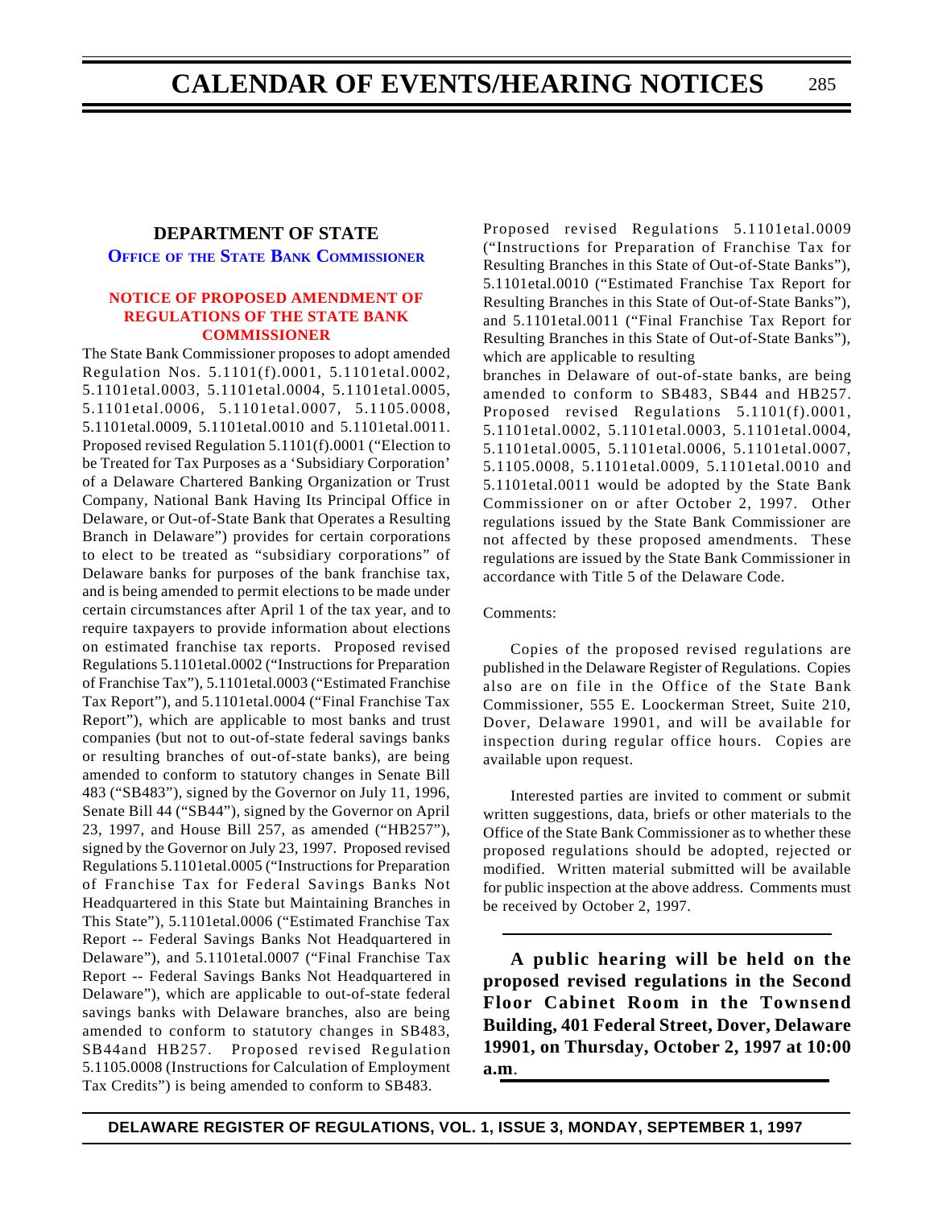## DEPARTMENT OF STATE

### Office of the State Bank Commissioner

#### NOTICE OF PROPOSED AMENDMENT OF REGULATIONS OF THE STATE BANK COMMISSIONER

The State Bank Commissioner proposes to adopt amended Regulation Nos. 5.1101(f).0001, 5.1101etal.0002, 5.1101etal.0003, 5.1101etal.0004, 5.1101etal.0005, 5.1101etal.0006, 5.1101etal.0007, 5.1105.0008, 5.1101etal.0009, 5.1101etal.0010 and 5.1101etal.0011. Proposed revised Regulation 5.1101(f).0001 ("Election to be Treated for Tax Purposes as a 'Subsidiary Corporation' of a Delaware Chartered Banking Organization or Trust Company, National Bank Having Its Principal Office in Delaware, or Out-of-State Bank that Operates a Resulting Branch in Delaware") provides for certain corporations to elect to be treated as "subsidiary corporations" of Delaware banks for purposes of the bank franchise tax, and is being amended to permit elections to be made under certain circumstances after April 1 of the tax year, and to require taxpayers to provide information about elections on estimated franchise tax reports. Proposed revised Regulations 5.1101etal.0002 ("Instructions for Preparation of Franchise Tax"), 5.1101etal.0003 ("Estimated Franchise Tax Report"), and 5.1101etal.0004 ("Final Franchise Tax Report"), which are applicable to most banks and trust companies (but not to out-of-state federal savings banks or resulting branches of out-of-state banks), are being amended to conform to statutory changes in Senate Bill 483 ("SB483"), signed by the Governor on July 11, 1996, Senate Bill 44 ("SB44"), signed by the Governor on April 23, 1997, and House Bill 257, as amended ("HB257"), signed by the Governor on July 23, 1997. Proposed revised Regulations 5.1101etal.0005 ("Instructions for Preparation of Franchise Tax for Federal Savings Banks Not Headquartered in this State but Maintaining Branches in This State"), 5.1101etal.0006 ("Estimated Franchise Tax Report -- Federal Savings Banks Not Headquartered in Delaware"), and 5.1101etal.0007 ("Final Franchise Tax Report -- Federal Savings Banks Not Headquartered in Delaware"), which are applicable to out-of-state federal savings banks with Delaware branches, also are being amended to conform to statutory changes in SB483, SB44and HB257. Proposed revised Regulation 5.1105.0008 (Instructions for Calculation of Employment Tax Credits") is being amended to conform to SB483. Proposed revised Regulations 5.1101etal.0009 ("Instructions for Preparation of Franchise Tax for Resulting Branches in this State of Out-of-State Banks"), 5.1101etal.0010 ("Estimated Franchise Tax Report for Resulting Branches in this State of Out-of-State Banks"), and 5.1101etal.0011 ("Final Franchise Tax Report for Resulting Branches in this State of Out-of-State Banks"), which are applicable to resulting branches in Delaware of out-of-state banks, are being amended to conform to SB483, SB44 and HB257. Proposed revised Regulations 5.1101(f).0001, 5.1101etal.0002, 5.1101etal.0003, 5.1101etal.0004, 5.1101etal.0005, 5.1101etal.0006, 5.1101etal.0007, 5.1105.0008, 5.1101etal.0009, 5.1101etal.0010 and 5.1101etal.0011 would be adopted by the State Bank Commissioner on or after October 2, 1997. Other regulations issued by the State Bank Commissioner are not affected by these proposed amendments. These regulations are issued by the State Bank Commissioner in accordance with Title 5 of the Delaware Code.

Comments:

Copies of the proposed revised regulations are published in the Delaware Register of Regulations. Copies also are on file in the Office of the State Bank Commissioner, 555 E. Loockerman Street, Suite 210, Dover, Delaware 19901, and will be available for inspection during regular office hours. Copies are available upon request.

Interested parties are invited to comment or submit written suggestions, data, briefs or other materials to the Office of the State Bank Commissioner as to whether these proposed regulations should be adopted, rejected or modified. Written material submitted will be available for public inspection at the above address. Comments must be received by October 2, 1997.

**A public hearing will be held on the proposed revised regulations in the Second Floor Cabinet Room in the Townsend Building, 401 Federal Street, Dover, Delaware 19901, on Thursday, October 2, 1997 at 10:00 a.m**.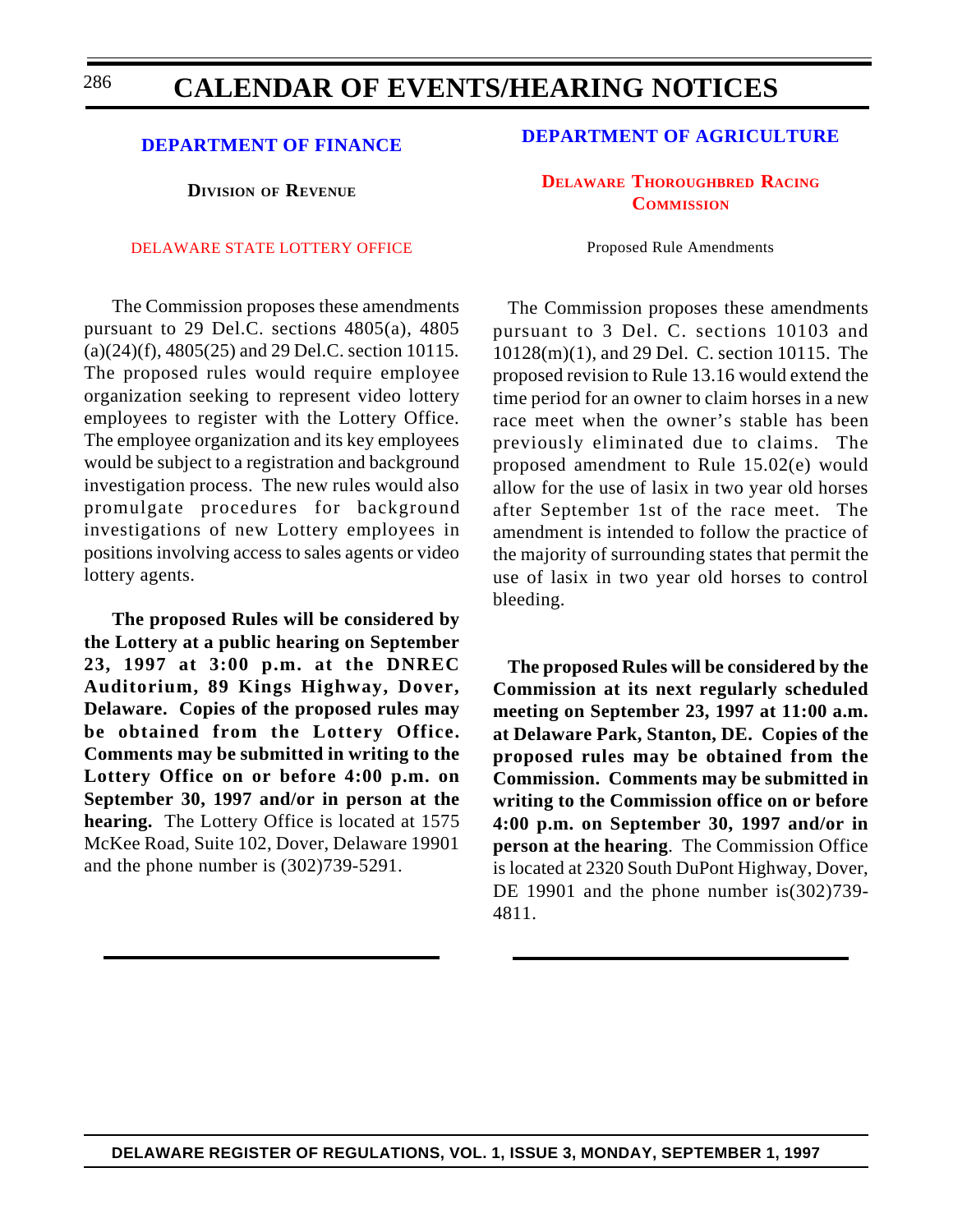# CALENDAR OF EVENTS/HEARING NOTICES

## DEPARTMENT OF FINANCE

### DIVISION OF REVENUE

#### DELAWARE STATE LOTTERY OFFICE

The Commission proposes these amendments pursuant to 29 Del.C. sections 4805(a), 4805 (a)(24)(f), 4805(25) and 29 Del.C. section 10115. The proposed rules would require employee organization seeking to represent video lottery employees to register with the Lottery Office. The employee organization and its key employees would be subject to a registration and background investigation process. The new rules would also promulgate procedures for background investigations of new Lottery employees in positions involving access to sales agents or video lottery agents.

**The proposed Rules will be considered by the Lottery at a public hearing on September 23, 1997 at 3:00 p.m. at the DNREC Auditorium, 89 Kings Highway, Dover, Delaware. Copies of the proposed rules may be obtained from the Lottery Office. Comments may be submitted in writing to the Lottery Office on or before 4:00 p.m. on September 30, 1997 and/or in person at the hearing.** The Lottery Office is located at 1575 McKee Road, Suite 102, Dover, Delaware 19901 and the phone number is (302)739-5291.

## DEPARTMENT OF AGRICULTURE

### DELAWARE THOROUGHBRED RACING COMMISSION

Proposed Rule Amendments

The Commission proposes these amendments pursuant to 3 Del. C. sections 10103 and 10128(m)(1), and 29 Del. C. section 10115. The proposed revision to Rule 13.16 would extend the time period for an owner to claim horses in a new race meet when the owner's stable has been previously eliminated due to claims. The proposed amendment to Rule 15.02(e) would allow for the use of lasix in two year old horses after September 1st of the race meet. The amendment is intended to follow the practice of the majority of surrounding states that permit the use of lasix in two year old horses to control bleeding.

**The proposed Rules will be considered by the Commission at its next regularly scheduled meeting on September 23, 1997 at 11:00 a.m. at Delaware Park, Stanton, DE. Copies of the proposed rules may be obtained from the Commission. Comments may be submitted in writing to the Commission office on or before 4:00 p.m. on September 30, 1997 and/or in person at the hearing**. The Commission Office is located at 2320 South DuPont Highway, Dover, DE 19901 and the phone number is(302)739-4811.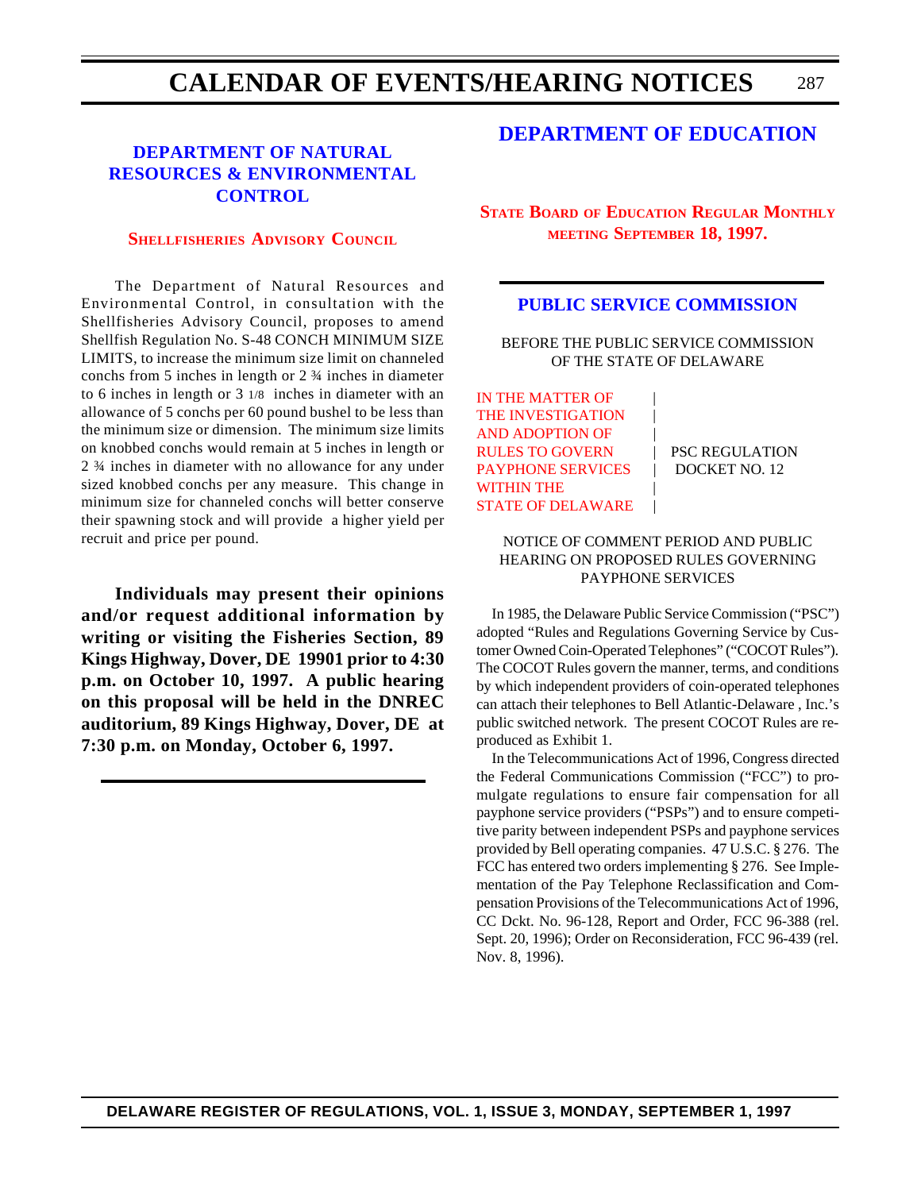## DEPARTMENT OF NATURAL RESOURCES & ENVIRONMENTAL CONTROL

### Shellfisheries Advisory Council

The Department of Natural Resources and Environmental Control, in consultation with the Shellfisheries Advisory Council, proposes to amend Shellfish Regulation No. S-48 CONCH MINIMUM SIZE LIMITS, to increase the minimum size limit on channeled conchs from 5 inches in length or 2 ¾ inches in diameter to 6 inches in length or 3 1/8 inches in diameter with an allowance of 5 conchs per 60 pound bushel to be less than the minimum size or dimension. The minimum size limits on knobbed conchs would remain at 5 inches in length or 2 ¾ inches in diameter with no allowance for any under sized knobbed conchs per any measure. This change in minimum size for channeled conchs will better conserve their spawning stock and will provide a higher yield per recruit and price per pound.

**Individuals may present their opinions and/or request additional information by writing or visiting the Fisheries Section, 89 Kings Highway, Dover, DE 19901 prior to 4:30 p.m. on October 10, 1997. A public hearing on this proposal will be held in the DNREC auditorium, 89 Kings Highway, Dover, DE at 7:30 p.m. on Monday, October 6, 1997.**

## DEPARTMENT OF EDUCATION

### State Board of Education Regular Monthly meeting September 18, 1997.

## PUBLIC SERVICE COMMISSION

BEFORE THE PUBLIC SERVICE COMMISSION
OF THE STATE OF DELAWARE

| | |
|---|---|
| IN THE MATTER OF THE INVESTIGATION AND ADOPTION OF RULES TO GOVERN PAYPHONE SERVICES WITHIN THE STATE OF DELAWARE | PSC REGULATION DOCKET NO. 12 |

NOTICE OF COMMENT PERIOD AND PUBLIC HEARING ON PROPOSED RULES GOVERNING PAYPHONE SERVICES

In 1985, the Delaware Public Service Commission ("PSC") adopted "Rules and Regulations Governing Service by Customer Owned Coin-Operated Telephones" ("COCOT Rules"). The COCOT Rules govern the manner, terms, and conditions by which independent providers of coin-operated telephones can attach their telephones to Bell Atlantic-Delaware , Inc.'s public switched network. The present COCOT Rules are reproduced as Exhibit 1.

In the Telecommunications Act of 1996, Congress directed the Federal Communications Commission ("FCC") to promulgate regulations to ensure fair compensation for all payphone service providers ("PSPs") and to ensure competitive parity between independent PSPs and payphone services provided by Bell operating companies. 47 U.S.C. § 276. The FCC has entered two orders implementing § 276. See Implementation of the Pay Telephone Reclassification and Compensation Provisions of the Telecommunications Act of 1996, CC Dckt. No. 96-128, Report and Order, FCC 96-388 (rel. Sept. 20, 1996); Order on Reconsideration, FCC 96-439 (rel. Nov. 8, 1996).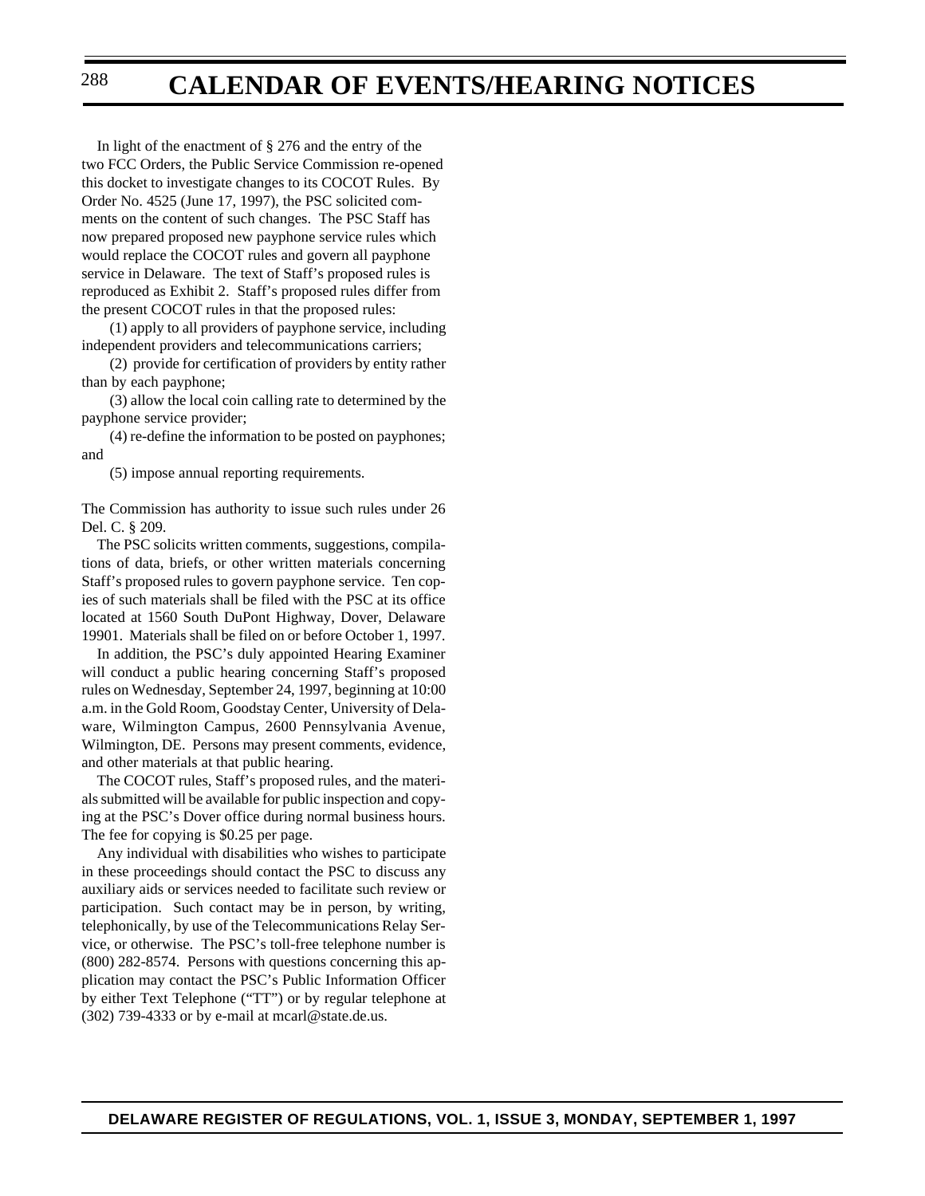In light of the enactment of § 276 and the entry of the two FCC Orders, the Public Service Commission re-opened this docket to investigate changes to its COCOT Rules. By Order No. 4525 (June 17, 1997), the PSC solicited comments on the content of such changes. The PSC Staff has now prepared proposed new payphone service rules which would replace the COCOT rules and govern all payphone service in Delaware. The text of Staff's proposed rules is reproduced as Exhibit 2. Staff's proposed rules differ from the present COCOT rules in that the proposed rules:

(1) apply to all providers of payphone service, including independent providers and telecommunications carriers;

(2) provide for certification of providers by entity rather than by each payphone;

(3) allow the local coin calling rate to determined by the payphone service provider;

(4) re-define the information to be posted on payphones; and

(5) impose annual reporting requirements.

The Commission has authority to issue such rules under 26 Del. C. § 209.

The PSC solicits written comments, suggestions, compilations of data, briefs, or other written materials concerning Staff's proposed rules to govern payphone service. Ten copies of such materials shall be filed with the PSC at its office located at 1560 South DuPont Highway, Dover, Delaware 19901. Materials shall be filed on or before October 1, 1997.

In addition, the PSC's duly appointed Hearing Examiner will conduct a public hearing concerning Staff's proposed rules on Wednesday, September 24, 1997, beginning at 10:00 a.m. in the Gold Room, Goodstay Center, University of Delaware, Wilmington Campus, 2600 Pennsylvania Avenue, Wilmington, DE. Persons may present comments, evidence, and other materials at that public hearing.

The COCOT rules, Staff's proposed rules, and the materials submitted will be available for public inspection and copying at the PSC's Dover office during normal business hours. The fee for copying is $0.25 per page.

Any individual with disabilities who wishes to participate in these proceedings should contact the PSC to discuss any auxiliary aids or services needed to facilitate such review or participation. Such contact may be in person, by writing, telephonically, by use of the Telecommunications Relay Service, or otherwise. The PSC's toll-free telephone number is (800) 282-8574. Persons with questions concerning this application may contact the PSC's Public Information Officer by either Text Telephone ("TT") or by regular telephone at (302) 739-4333 or by e-mail at mcarl@state.de.us.